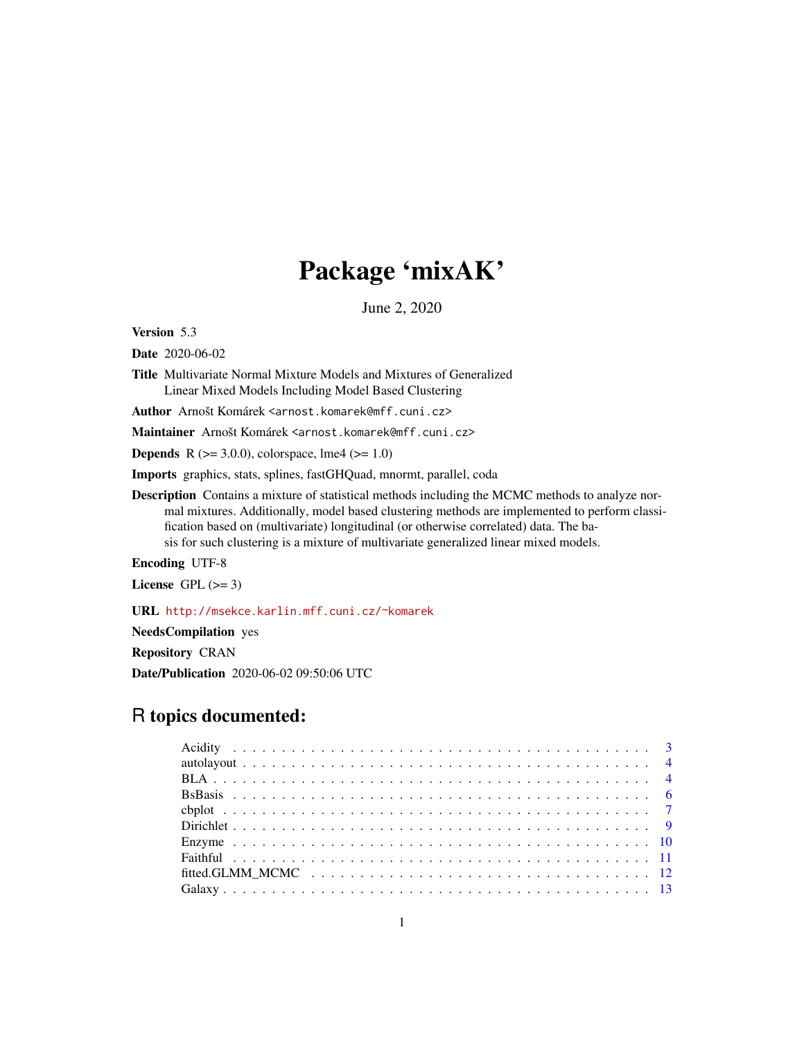# Package 'mixAK'

June 2, 2020

**Version** 5.3

**Date** 2020-06-02

**Title** Multivariate Normal Mixture Models and Mixtures of Generalized Linear Mixed Models Including Model Based Clustering

**Author** Arnošt Komárek <arnost.komarek@mff.cuni.cz>

**Maintainer** Arnošt Komárek <arnost.komarek@mff.cuni.cz>

**Depends** R (>= 3.0.0), colorspace, lme4 (>= 1.0)

**Imports** graphics, stats, splines, fastGHQuad, mnormt, parallel, coda

**Description** Contains a mixture of statistical methods including the MCMC methods to analyze normal mixtures. Additionally, model based clustering methods are implemented to perform classification based on (multivariate) longitudinal (or otherwise correlated) data. The basis for such clustering is a mixture of multivariate generalized linear mixed models.

**Encoding** UTF-8

**License** GPL (>= 3)

**URL** http://msekce.karlin.mff.cuni.cz/~komarek

**NeedsCompilation** yes

**Repository** CRAN

**Date/Publication** 2020-06-02 09:50:06 UTC

## R topics documented:

- Acidity . . . 3
- autolayout . . . 4
- BLA . . . 4
- BsBasis . . . 6
- cbplot . . . 7
- Dirichlet . . . 9
- Enzyme . . . 10
- Faithful . . . 11
- fitted.GLMM_MCMC . . . 12
- Galaxy . . . 13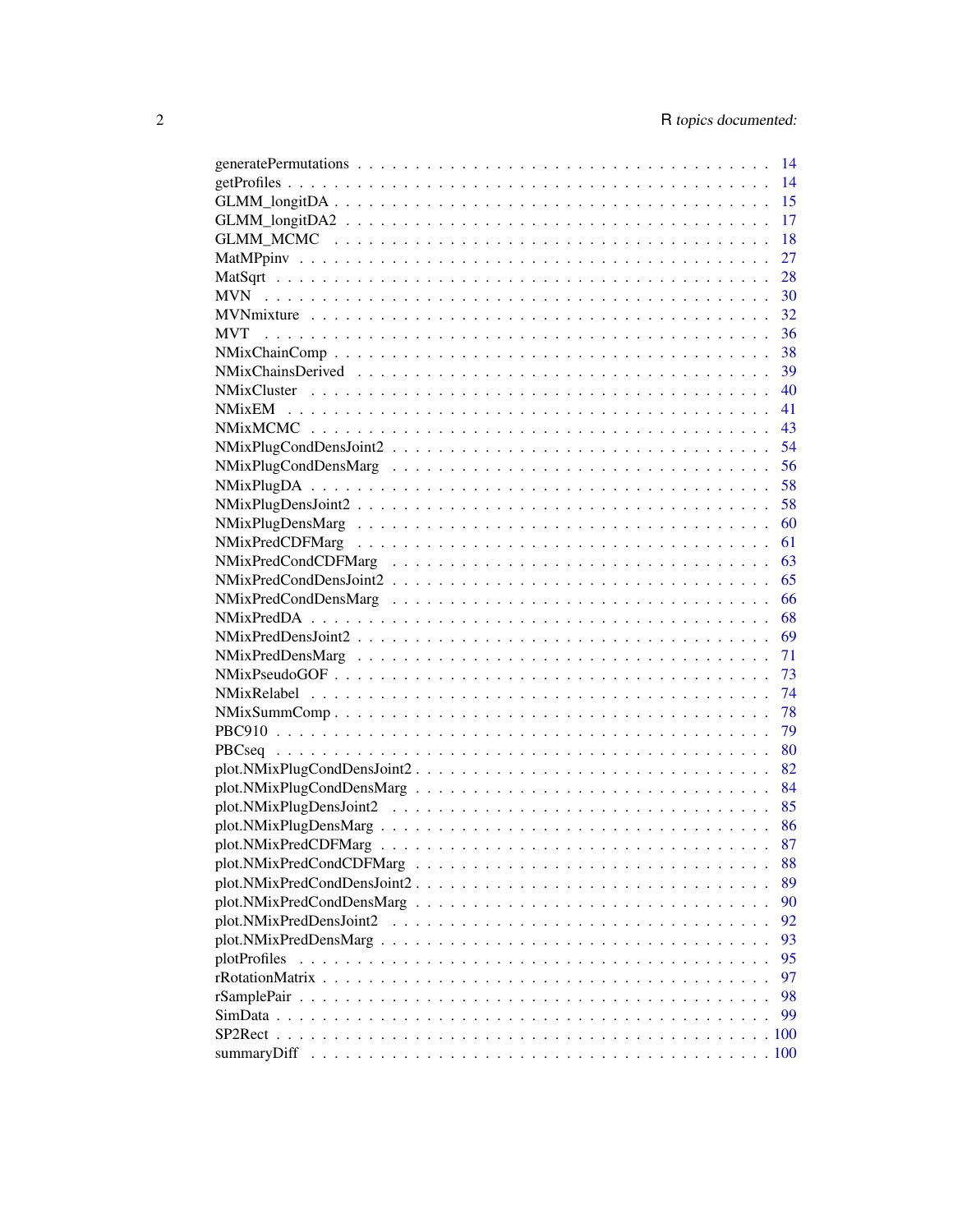generatePermutations . . . . . . . . . . . . . . . . . . . . . . . . . . . . . . . . . . 14
getProfiles . . . . . . . . . . . . . . . . . . . . . . . . . . . . . . . . . . . . . . . 14
GLMM_longitDA . . . . . . . . . . . . . . . . . . . . . . . . . . . . . . . . . . . . . 15
GLMM_longitDA2 . . . . . . . . . . . . . . . . . . . . . . . . . . . . . . . . . . . . 17
GLMM_MCMC . . . . . . . . . . . . . . . . . . . . . . . . . . . . . . . . . . . . . . 18
MatMPpinv . . . . . . . . . . . . . . . . . . . . . . . . . . . . . . . . . . . . . . . 27
MatSqrt . . . . . . . . . . . . . . . . . . . . . . . . . . . . . . . . . . . . . . . . 28
MVN . . . . . . . . . . . . . . . . . . . . . . . . . . . . . . . . . . . . . . . . . . 30
MVNmixture . . . . . . . . . . . . . . . . . . . . . . . . . . . . . . . . . . . . . . 32
MVT . . . . . . . . . . . . . . . . . . . . . . . . . . . . . . . . . . . . . . . . . . 36
NMixChainComp . . . . . . . . . . . . . . . . . . . . . . . . . . . . . . . . . . . . 38
NMixChainsDerived . . . . . . . . . . . . . . . . . . . . . . . . . . . . . . . . . . 39
NMixCluster . . . . . . . . . . . . . . . . . . . . . . . . . . . . . . . . . . . . . . 40
NMixEM . . . . . . . . . . . . . . . . . . . . . . . . . . . . . . . . . . . . . . . . 41
NMixMCMC . . . . . . . . . . . . . . . . . . . . . . . . . . . . . . . . . . . . . . 43
NMixPlugCondDensJoint2 . . . . . . . . . . . . . . . . . . . . . . . . . . . . . . . 54
NMixPlugCondDensMarg . . . . . . . . . . . . . . . . . . . . . . . . . . . . . . . . 56
NMixPlugDA . . . . . . . . . . . . . . . . . . . . . . . . . . . . . . . . . . . . . . 58
NMixPlugDensJoint2 . . . . . . . . . . . . . . . . . . . . . . . . . . . . . . . . . . 58
NMixPlugDensMarg . . . . . . . . . . . . . . . . . . . . . . . . . . . . . . . . . . 60
NMixPredCDFMarg . . . . . . . . . . . . . . . . . . . . . . . . . . . . . . . . . . 61
NMixPredCondCDFMarg . . . . . . . . . . . . . . . . . . . . . . . . . . . . . . . 63
NMixPredCondDensJoint2 . . . . . . . . . . . . . . . . . . . . . . . . . . . . . . . 65
NMixPredCondDensMarg . . . . . . . . . . . . . . . . . . . . . . . . . . . . . . . 66
NMixPredDA . . . . . . . . . . . . . . . . . . . . . . . . . . . . . . . . . . . . . . 68
NMixPredDensJoint2 . . . . . . . . . . . . . . . . . . . . . . . . . . . . . . . . . 69
NMixPredDensMarg . . . . . . . . . . . . . . . . . . . . . . . . . . . . . . . . . . 71
NMixPseudoGOF . . . . . . . . . . . . . . . . . . . . . . . . . . . . . . . . . . . . 73
NMixRelabel . . . . . . . . . . . . . . . . . . . . . . . . . . . . . . . . . . . . . . 74
NMixSummComp . . . . . . . . . . . . . . . . . . . . . . . . . . . . . . . . . . . . 78
PBC910 . . . . . . . . . . . . . . . . . . . . . . . . . . . . . . . . . . . . . . . . . 79
PBCseq . . . . . . . . . . . . . . . . . . . . . . . . . . . . . . . . . . . . . . . . . 80
plot.NMixPlugCondDensJoint2 . . . . . . . . . . . . . . . . . . . . . . . . . . . . 82
plot.NMixPlugCondDensMarg . . . . . . . . . . . . . . . . . . . . . . . . . . . . . 84
plot.NMixPlugDensJoint2 . . . . . . . . . . . . . . . . . . . . . . . . . . . . . . . 85
plot.NMixPlugDensMarg . . . . . . . . . . . . . . . . . . . . . . . . . . . . . . . . 86
plot.NMixPredCDFMarg . . . . . . . . . . . . . . . . . . . . . . . . . . . . . . . . 87
plot.NMixPredCondCDFMarg . . . . . . . . . . . . . . . . . . . . . . . . . . . . . 88
plot.NMixPredCondDensJoint2 . . . . . . . . . . . . . . . . . . . . . . . . . . . . 89
plot.NMixPredCondDensMarg . . . . . . . . . . . . . . . . . . . . . . . . . . . . . 90
plot.NMixPredDensJoint2 . . . . . . . . . . . . . . . . . . . . . . . . . . . . . . . 92
plot.NMixPredDensMarg . . . . . . . . . . . . . . . . . . . . . . . . . . . . . . . . 93
plotProfiles . . . . . . . . . . . . . . . . . . . . . . . . . . . . . . . . . . . . . . 95
rRotationMatrix . . . . . . . . . . . . . . . . . . . . . . . . . . . . . . . . . . . . 97
rSamplePair . . . . . . . . . . . . . . . . . . . . . . . . . . . . . . . . . . . . . . 98
SimData . . . . . . . . . . . . . . . . . . . . . . . . . . . . . . . . . . . . . . . . 99
SP2Rect . . . . . . . . . . . . . . . . . . . . . . . . . . . . . . . . . . . . . . . . 100
summaryDiff . . . . . . . . . . . . . . . . . . . . . . . . . . . . . . . . . . . . . . 100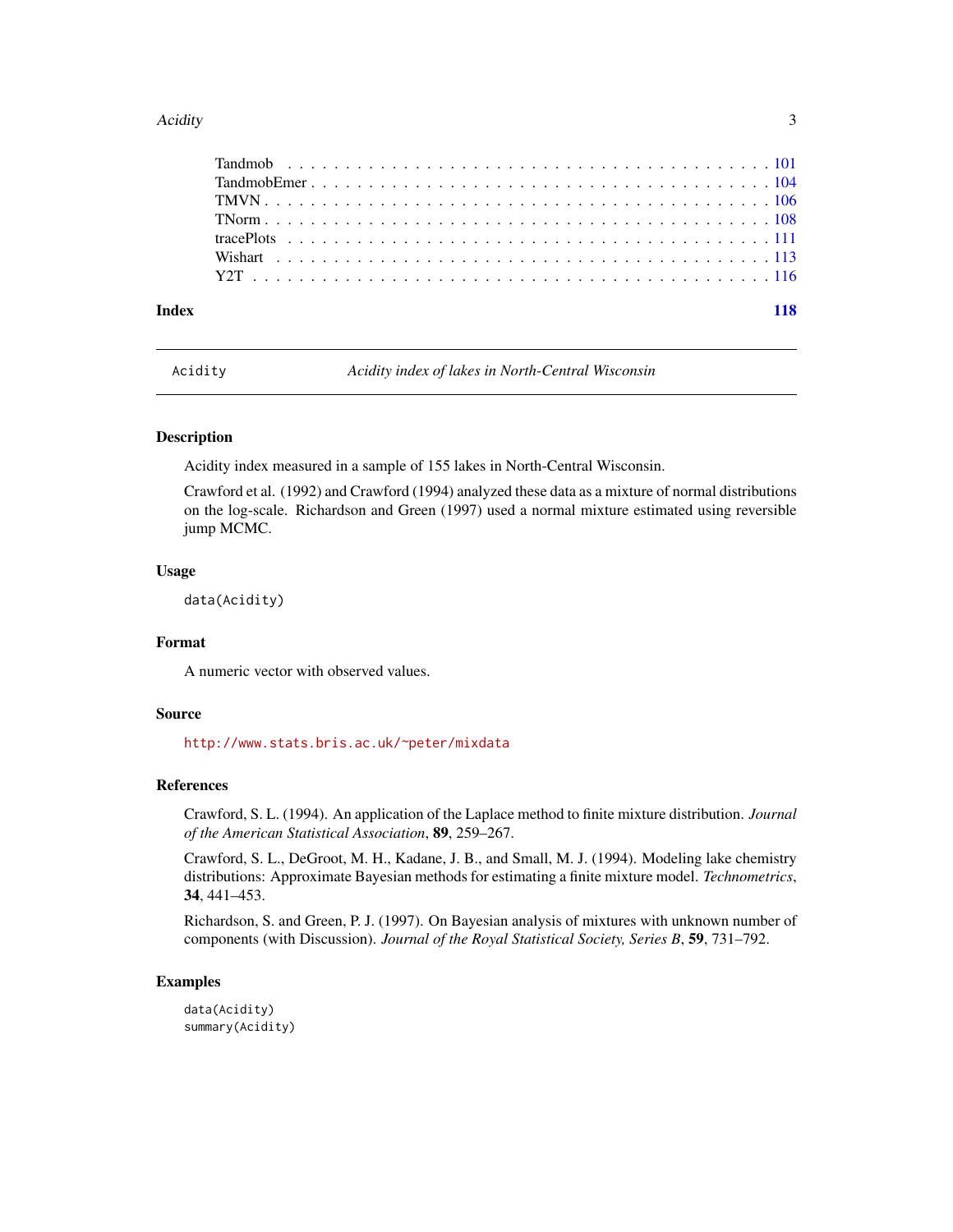Tandmob . . . . . . . . . . . . . . . . . . . . . . . . . . . . . . . . . . . . . . . 101
TandmobEmer . . . . . . . . . . . . . . . . . . . . . . . . . . . . . . . . . . . . . 104
TMVN . . . . . . . . . . . . . . . . . . . . . . . . . . . . . . . . . . . . . . . . . 106
TNorm . . . . . . . . . . . . . . . . . . . . . . . . . . . . . . . . . . . . . . . . 108
tracePlots . . . . . . . . . . . . . . . . . . . . . . . . . . . . . . . . . . . . . . 111
Wishart . . . . . . . . . . . . . . . . . . . . . . . . . . . . . . . . . . . . . . . 113
Y2T . . . . . . . . . . . . . . . . . . . . . . . . . . . . . . . . . . . . . . . . . 116

**Index** **118**

---

`Acidity` *Acidity index of lakes in North-Central Wisconsin*

---

## Description

Acidity index measured in a sample of 155 lakes in North-Central Wisconsin.

Crawford et al. (1992) and Crawford (1994) analyzed these data as a mixture of normal distributions on the log-scale. Richardson and Green (1997) used a normal mixture estimated using reversible jump MCMC.

## Usage

```
data(Acidity)
```

## Format

A numeric vector with observed values.

## Source

http://www.stats.bris.ac.uk/~peter/mixdata

## References

Crawford, S. L. (1994). An application of the Laplace method to finite mixture distribution. *Journal of the American Statistical Association*, **89**, 259–267.

Crawford, S. L., DeGroot, M. H., Kadane, J. B., and Small, M. J. (1994). Modeling lake chemistry distributions: Approximate Bayesian methods for estimating a finite mixture model. *Technometrics*, **34**, 441–453.

Richardson, S. and Green, P. J. (1997). On Bayesian analysis of mixtures with unknown number of components (with Discussion). *Journal of the Royal Statistical Society, Series B*, **59**, 731–792.

## Examples

```
data(Acidity)
summary(Acidity)
```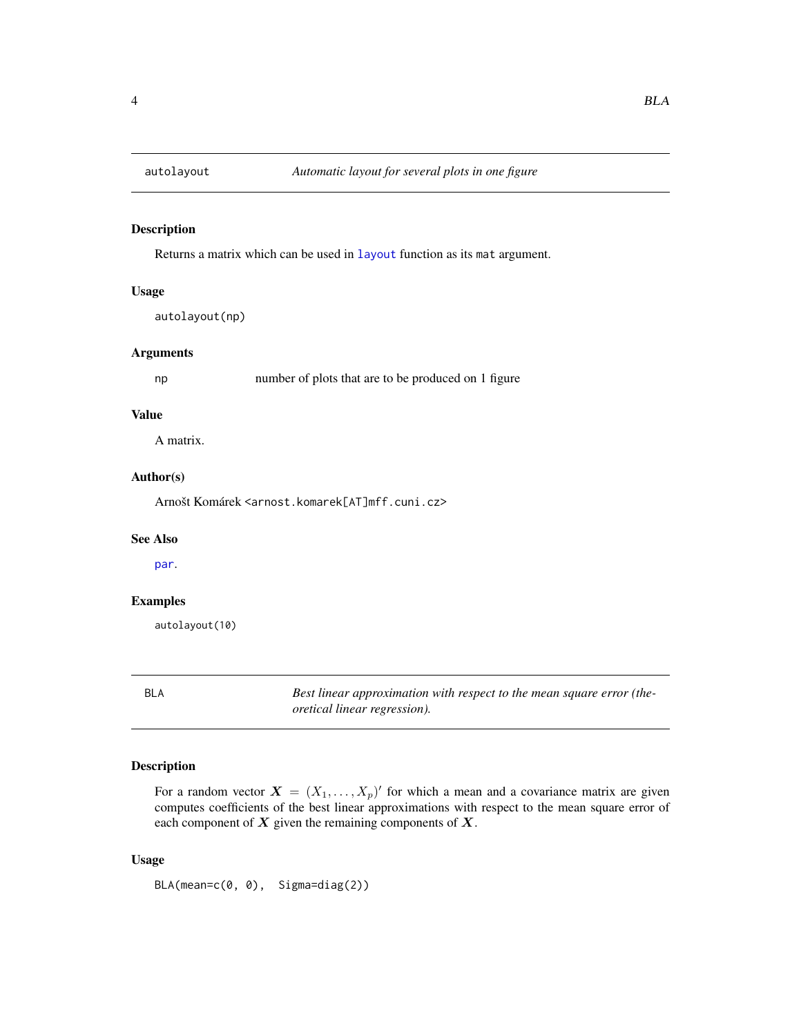## autolayout — *Automatic layout for several plots in one figure*

### Description

Returns a matrix which can be used in `layout` function as its `mat` argument.

### Usage

```
autolayout(np)
```

### Arguments

| | |
|---|---|
| `np` | number of plots that are to be produced on 1 figure |

### Value

A matrix.

### Author(s)

Arnošt Komárek <arnost.komarek[AT]mff.cuni.cz>

### See Also

`par`.

### Examples

```
autolayout(10)
```

## BLA — *Best linear approximation with respect to the mean square error (theoretical linear regression).*

### Description

For a random vector $\boldsymbol{X} = (X_1, \ldots, X_p)'$ for which a mean and a covariance matrix are given computes coefficients of the best linear approximations with respect to the mean square error of each component of $\boldsymbol{X}$ given the remaining components of $\boldsymbol{X}$.

### Usage

```
BLA(mean=c(0, 0),  Sigma=diag(2))
```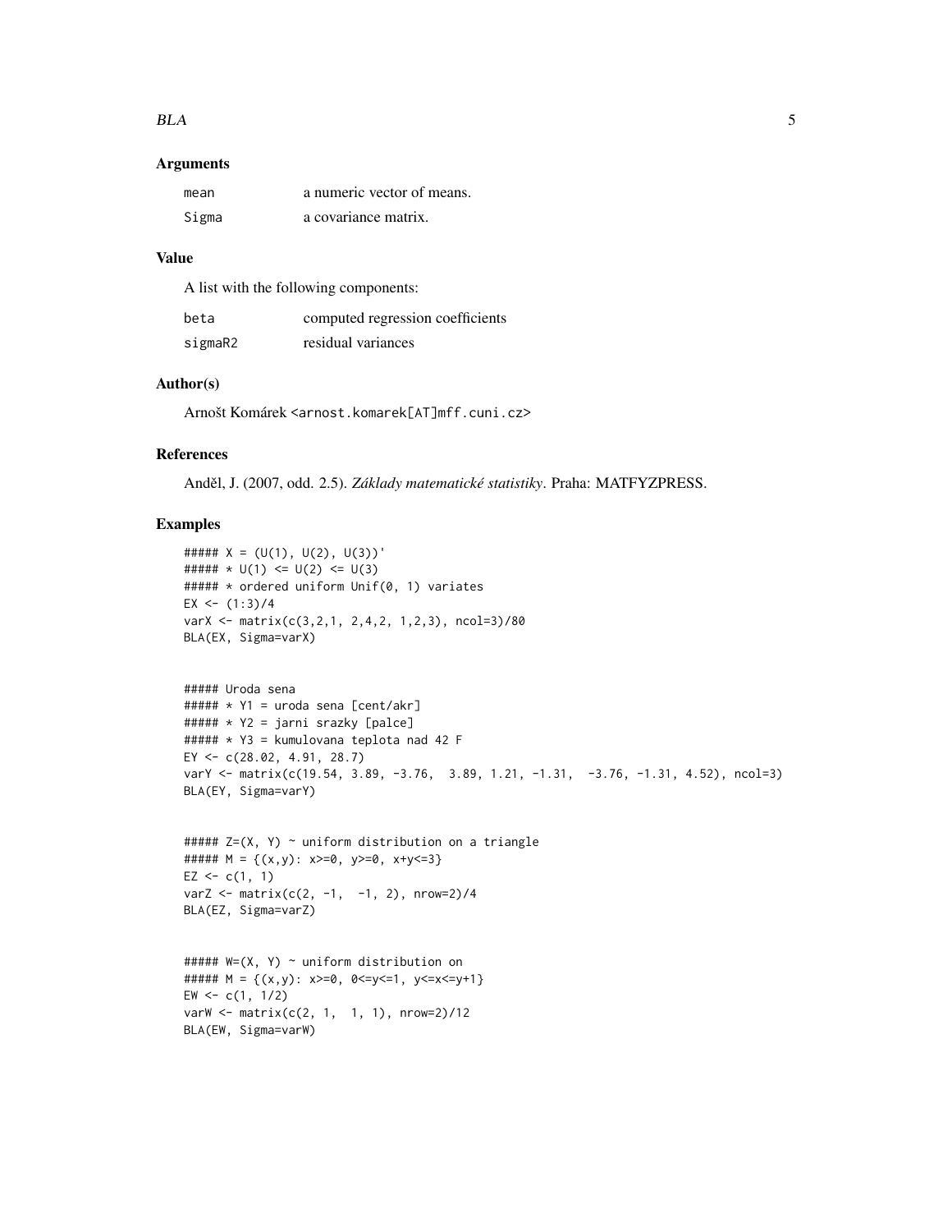## Arguments

| | |
|---|---|
| `mean` | a numeric vector of means. |
| `Sigma` | a covariance matrix. |

## Value

A list with the following components:

| | |
|---|---|
| `beta` | computed regression coefficients |
| `sigmaR2` | residual variances |

## Author(s)

Arnošt Komárek <arnost.komarek[AT]mff.cuni.cz>

## References

Anděl, J. (2007, odd. 2.5). *Základy matematické statistiky*. Praha: MATFYZPRESS.

## Examples

```
##### X = (U(1), U(2), U(3))'
##### * U(1) <= U(2) <= U(3)
##### * ordered uniform Unif(0, 1) variates
EX <- (1:3)/4
varX <- matrix(c(3,2,1, 2,4,2, 1,2,3), ncol=3)/80
BLA(EX, Sigma=varX)


##### Uroda sena
##### * Y1 = uroda sena [cent/akr]
##### * Y2 = jarni srazky [palce]
##### * Y3 = kumulovana teplota nad 42 F
EY <- c(28.02, 4.91, 28.7)
varY <- matrix(c(19.54, 3.89, -3.76,  3.89, 1.21, -1.31,  -3.76, -1.31, 4.52), ncol=3)
BLA(EY, Sigma=varY)


##### Z=(X, Y) ~ uniform distribution on a triangle
##### M = {(x,y): x>=0, y>=0, x+y<=3}
EZ <- c(1, 1)
varZ <- matrix(c(2, -1,  -1, 2), nrow=2)/4
BLA(EZ, Sigma=varZ)


##### W=(X, Y) ~ uniform distribution on
##### M = {(x,y): x>=0, 0<=y<=1, y<=x<=y+1}
EW <- c(1, 1/2)
varW <- matrix(c(2, 1,  1, 1), nrow=2)/12
BLA(EW, Sigma=varW)
```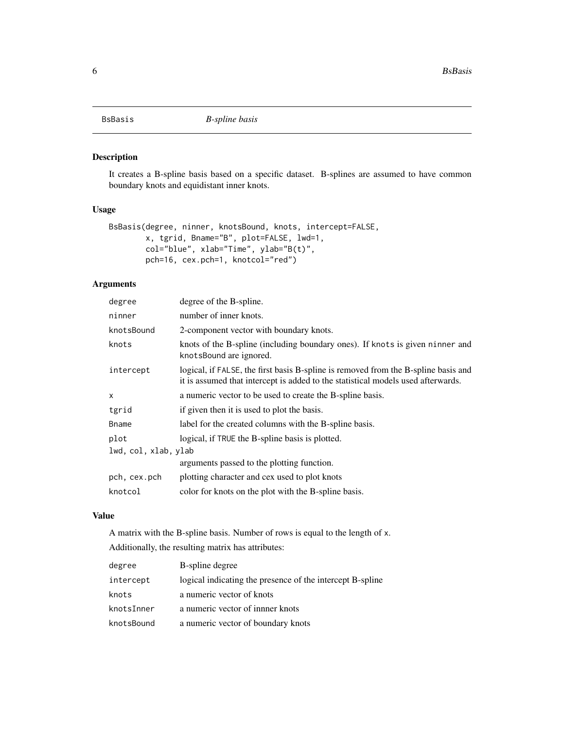BsBasis *B-spline basis*

## Description

It creates a B-spline basis based on a specific dataset. B-splines are assumed to have common boundary knots and equidistant inner knots.

## Usage

```
BsBasis(degree, ninner, knotsBound, knots, intercept=FALSE,
        x, tgrid, Bname="B", plot=FALSE, lwd=1,
        col="blue", xlab="Time", ylab="B(t)",
        pch=16, cex.pch=1, knotcol="red")
```

## Arguments

| | |
|---|---|
| `degree` | degree of the B-spline. |
| `ninner` | number of inner knots. |
| `knotsBound` | 2-component vector with boundary knots. |
| `knots` | knots of the B-spline (including boundary ones). If `knots` is given `ninner` and `knotsBound` are ignored. |
| `intercept` | logical, if `FALSE`, the first basis B-spline is removed from the B-spline basis and it is assumed that intercept is added to the statistical models used afterwards. |
| `x` | a numeric vector to be used to create the B-spline basis. |
| `tgrid` | if given then it is used to plot the basis. |
| `Bname` | label for the created columns with the B-spline basis. |
| `plot` | logical, if `TRUE` the B-spline basis is plotted. |
| `lwd, col, xlab, ylab` | arguments passed to the plotting function. |
| `pch, cex.pch` | plotting character and cex used to plot knots |
| `knotcol` | color for knots on the plot with the B-spline basis. |

## Value

A matrix with the B-spline basis. Number of rows is equal to the length of `x`.

Additionally, the resulting matrix has attributes:

| | |
|---|---|
| `degree` | B-spline degree |
| `intercept` | logical indicating the presence of the intercept B-spline |
| `knots` | a numeric vector of knots |
| `knotsInner` | a numeric vector of innner knots |
| `knotsBound` | a numeric vector of boundary knots |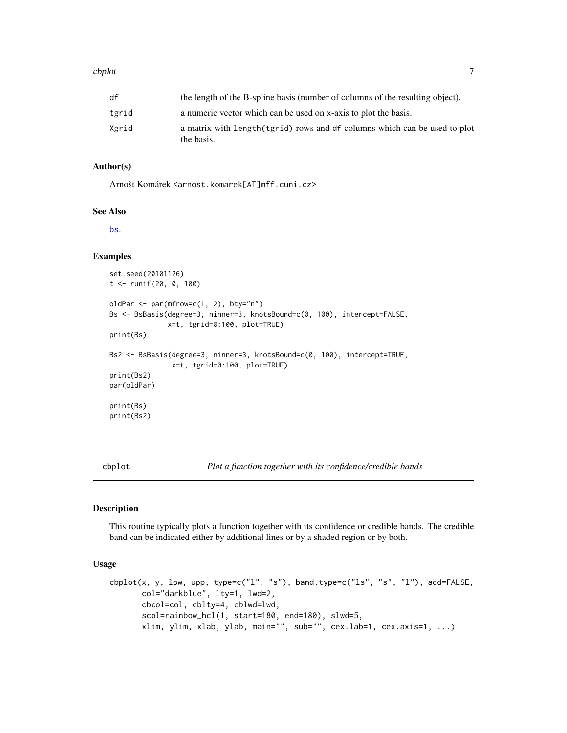| | |
|---|---|
| df | the length of the B-spline basis (number of columns of the resulting object). |
| tgrid | a numeric vector which can be used on x-axis to plot the basis. |
| Xgrid | a matrix with length(tgrid) rows and df columns which can be used to plot the basis. |

### Author(s)

Arnošt Komárek <arnost.komarek[AT]mff.cuni.cz>

### See Also

bs.

### Examples

```
set.seed(20101126)
t <- runif(20, 0, 100)

oldPar <- par(mfrow=c(1, 2), bty="n")
Bs <- BsBasis(degree=3, ninner=3, knotsBound=c(0, 100), intercept=FALSE,
              x=t, tgrid=0:100, plot=TRUE)
print(Bs)

Bs2 <- BsBasis(degree=3, ninner=3, knotsBound=c(0, 100), intercept=TRUE,
               x=t, tgrid=0:100, plot=TRUE)
print(Bs2)
par(oldPar)

print(Bs)
print(Bs2)
```

---

## cbplot — *Plot a function together with its confidence/credible bands*

### Description

This routine typically plots a function together with its confidence or credible bands. The credible band can be indicated either by additional lines or by a shaded region or by both.

### Usage

```
cbplot(x, y, low, upp, type=c("l", "s"), band.type=c("ls", "s", "l"), add=FALSE,
       col="darkblue", lty=1, lwd=2,
       cbcol=col, cblty=4, cblwd=lwd,
       scol=rainbow_hcl(1, start=180, end=180), slwd=5,
       xlim, ylim, xlab, ylab, main="", sub="", cex.lab=1, cex.axis=1, ...)
```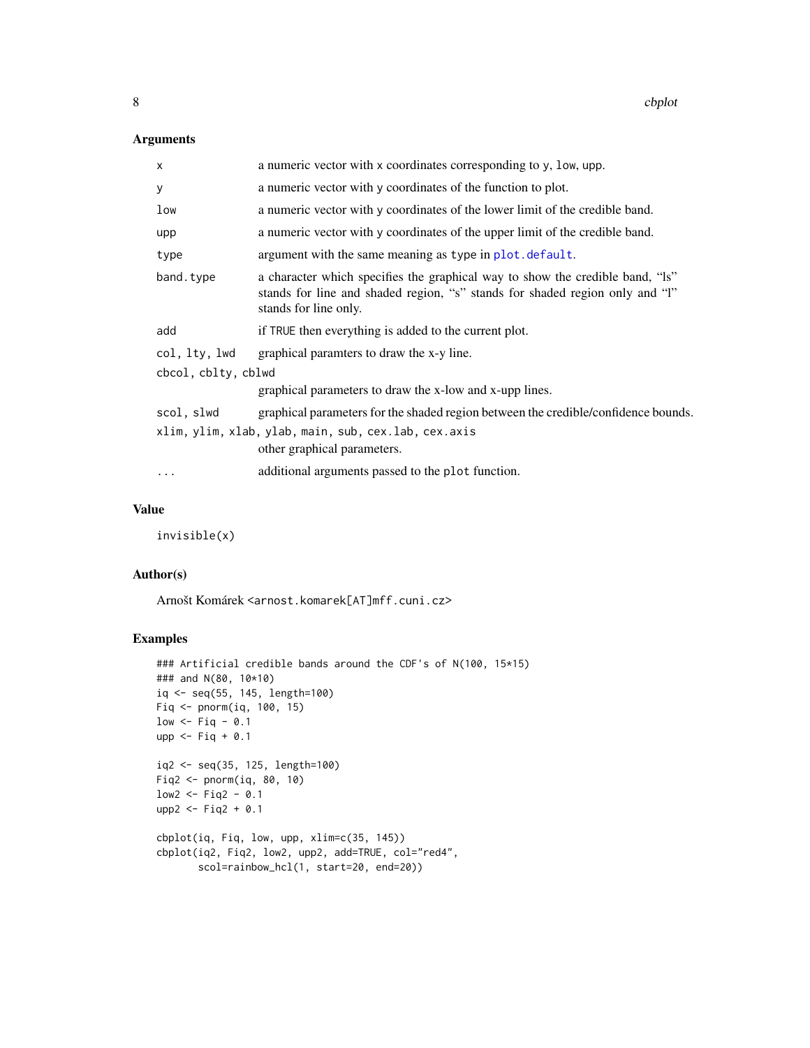## Arguments

| | |
|---|---|
| `x` | a numeric vector with x coordinates corresponding to `y`, `low`, `upp`. |
| `y` | a numeric vector with y coordinates of the function to plot. |
| `low` | a numeric vector with y coordinates of the lower limit of the credible band. |
| `upp` | a numeric vector with y coordinates of the upper limit of the credible band. |
| `type` | argument with the same meaning as `type` in `plot.default`. |
| `band.type` | a character which specifies the graphical way to show the credible band, "ls" stands for line and shaded region, "s" stands for shaded region only and "l" stands for line only. |
| `add` | if `TRUE` then everything is added to the current plot. |
| `col, lty, lwd` | graphical paramters to draw the x-y line. |
| `cbcol, cblty, cblwd` | graphical parameters to draw the x-low and x-upp lines. |
| `scol, slwd` | graphical parameters for the shaded region between the credible/confidence bounds. |
| `xlim, ylim, xlab, ylab, main, sub, cex.lab, cex.axis` | other graphical parameters. |
| `...` | additional arguments passed to the `plot` function. |

## Value

```
invisible(x)
```

## Author(s)

Arnošt Komárek <arnost.komarek[AT]mff.cuni.cz>

## Examples

```
### Artificial credible bands around the CDF's of N(100, 15*15)
### and N(80, 10*10)
iq <- seq(55, 145, length=100)
Fiq <- pnorm(iq, 100, 15)
low <- Fiq - 0.1
upp <- Fiq + 0.1

iq2 <- seq(35, 125, length=100)
Fiq2 <- pnorm(iq, 80, 10)
low2 <- Fiq2 - 0.1
upp2 <- Fiq2 + 0.1

cbplot(iq, Fiq, low, upp, xlim=c(35, 145))
cbplot(iq2, Fiq2, low2, upp2, add=TRUE, col="red4",
       scol=rainbow_hcl(1, start=20, end=20))
```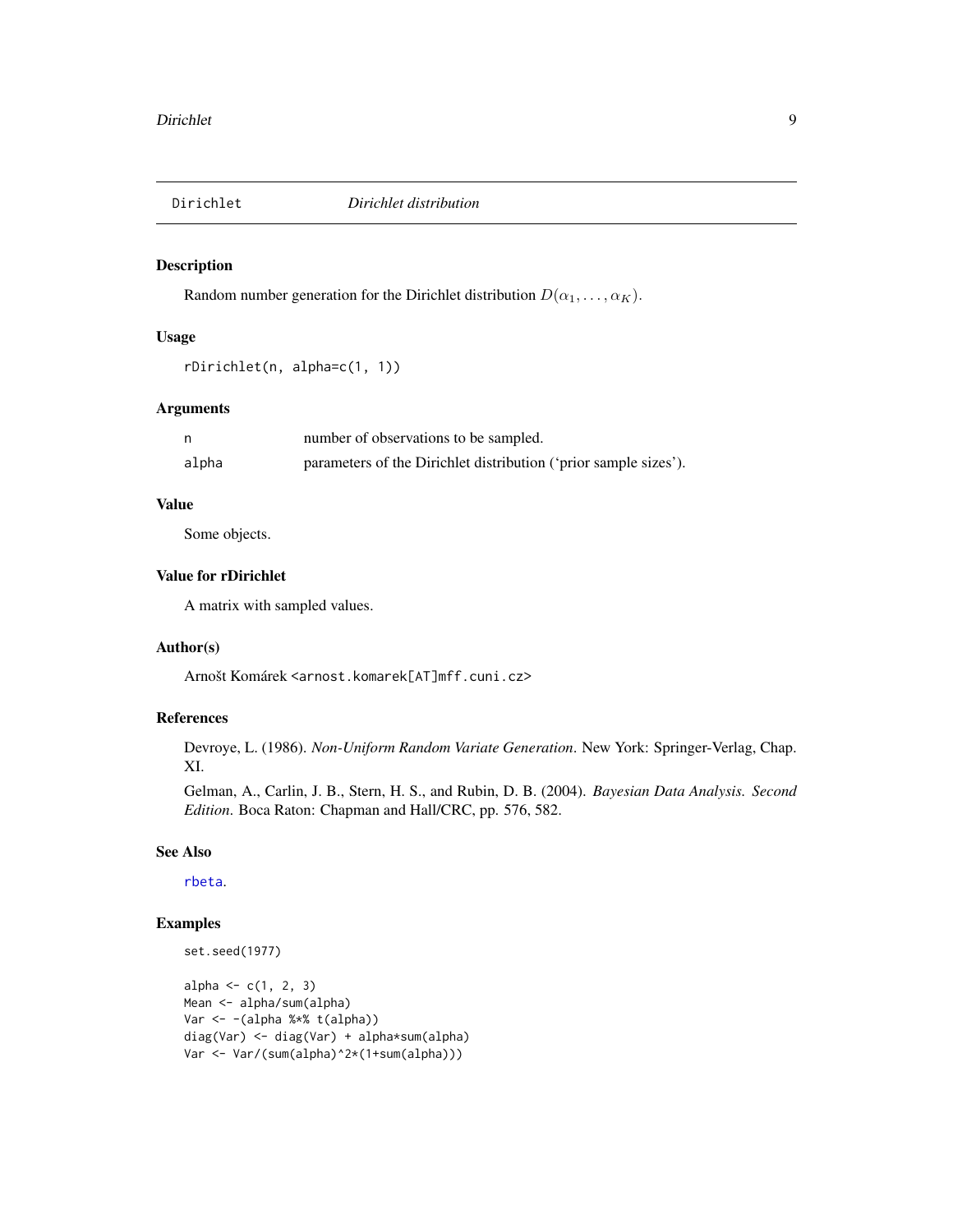Dirichlet *Dirichlet distribution*

## Description

Random number generation for the Dirichlet distribution $D(\alpha_1, \ldots, \alpha_K)$.

## Usage

```
rDirichlet(n, alpha=c(1, 1))
```

## Arguments

| | |
|---|---|
| n | number of observations to be sampled. |
| alpha | parameters of the Dirichlet distribution ('prior sample sizes'). |

## Value

Some objects.

## Value for rDirichlet

A matrix with sampled values.

## Author(s)

Arnošt Komárek <arnost.komarek[AT]mff.cuni.cz>

## References

Devroye, L. (1986). *Non-Uniform Random Variate Generation*. New York: Springer-Verlag, Chap. XI.

Gelman, A., Carlin, J. B., Stern, H. S., and Rubin, D. B. (2004). *Bayesian Data Analysis. Second Edition*. Boca Raton: Chapman and Hall/CRC, pp. 576, 582.

## See Also

rbeta.

## Examples

```
set.seed(1977)

alpha <- c(1, 2, 3)
Mean <- alpha/sum(alpha)
Var <- -(alpha %*% t(alpha))
diag(Var) <- diag(Var) + alpha*sum(alpha)
Var <- Var/(sum(alpha)^2*(1+sum(alpha)))
```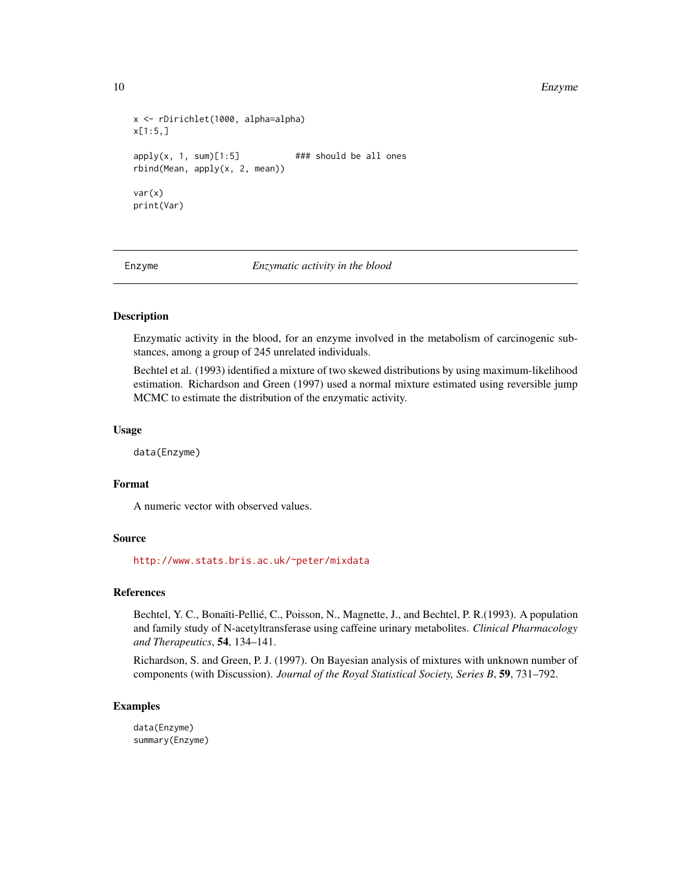```
x <- rDirichlet(1000, alpha=alpha)
x[1:5,]

apply(x, 1, sum)[1:5]          ### should be all ones
rbind(Mean, apply(x, 2, mean))

var(x)
print(Var)
```

## Enzyme *Enzymatic activity in the blood*

### Description

Enzymatic activity in the blood, for an enzyme involved in the metabolism of carcinogenic substances, among a group of 245 unrelated individuals.

Bechtel et al. (1993) identified a mixture of two skewed distributions by using maximum-likelihood estimation. Richardson and Green (1997) used a normal mixture estimated using reversible jump MCMC to estimate the distribution of the enzymatic activity.

### Usage

```
data(Enzyme)
```

### Format

A numeric vector with observed values.

### Source

http://www.stats.bris.ac.uk/~peter/mixdata

### References

Bechtel, Y. C., Bonaïti-Pellié, C., Poisson, N., Magnette, J., and Bechtel, P. R.(1993). A population and family study of N-acetyltransferase using caffeine urinary metabolites. *Clinical Pharmacology and Therapeutics*, **54**, 134–141.

Richardson, S. and Green, P. J. (1997). On Bayesian analysis of mixtures with unknown number of components (with Discussion). *Journal of the Royal Statistical Society, Series B*, **59**, 731–792.

### Examples

```
data(Enzyme)
summary(Enzyme)
```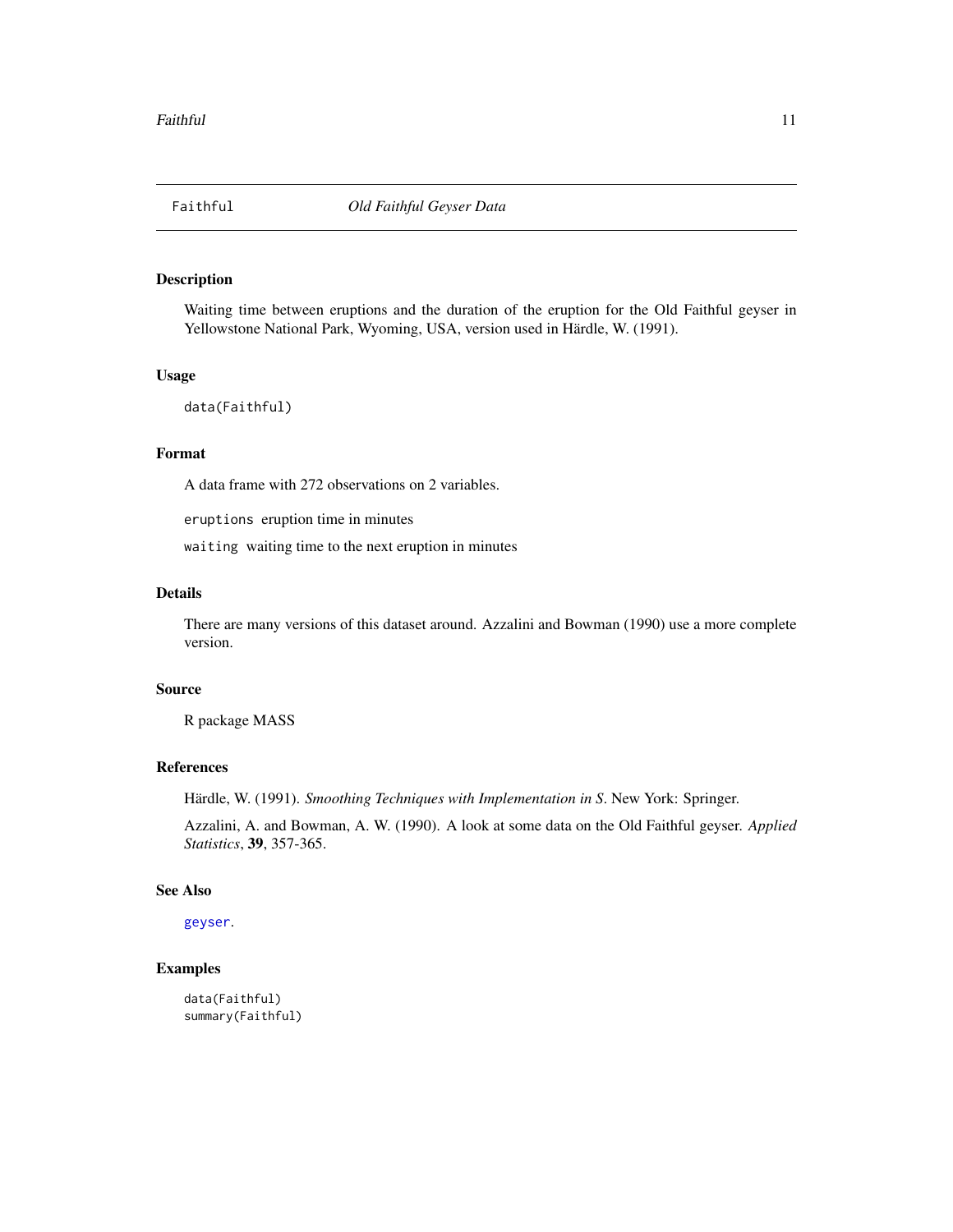## Faithful — *Old Faithful Geyser Data*

### Description

Waiting time between eruptions and the duration of the eruption for the Old Faithful geyser in Yellowstone National Park, Wyoming, USA, version used in Härdle, W. (1991).

### Usage

```
data(Faithful)
```

### Format

A data frame with 272 observations on 2 variables.

`eruptions` eruption time in minutes

`waiting` waiting time to the next eruption in minutes

### Details

There are many versions of this dataset around. Azzalini and Bowman (1990) use a more complete version.

### Source

R package MASS

### References

Härdle, W. (1991). *Smoothing Techniques with Implementation in S*. New York: Springer.

Azzalini, A. and Bowman, A. W. (1990). A look at some data on the Old Faithful geyser. *Applied Statistics*, **39**, 357-365.

### See Also

`geyser`.

### Examples

```
data(Faithful)
summary(Faithful)
```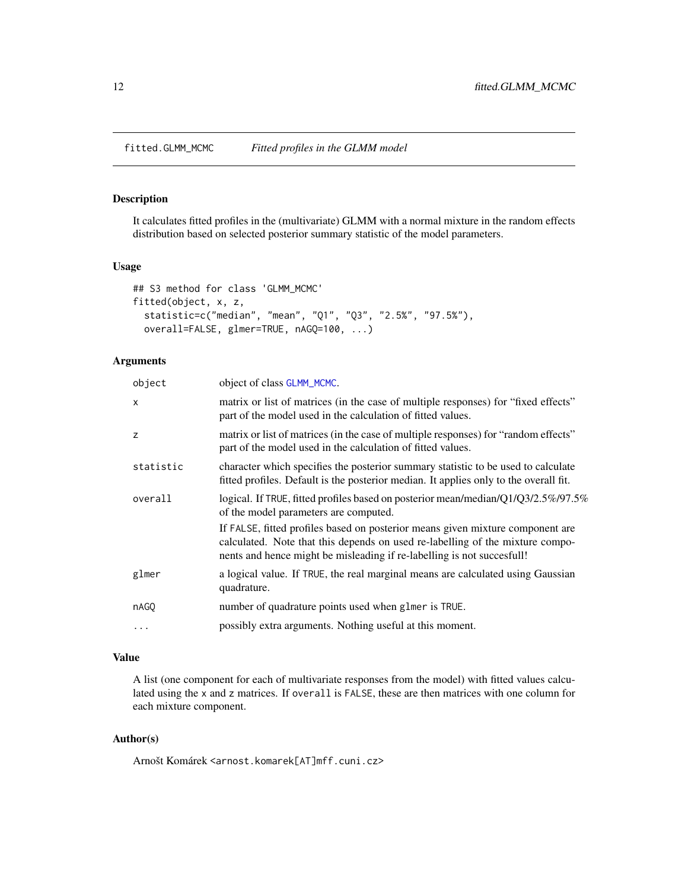fitted.GLMM_MCMC    *Fitted profiles in the GLMM model*

## Description

It calculates fitted profiles in the (multivariate) GLMM with a normal mixture in the random effects distribution based on selected posterior summary statistic of the model parameters.

## Usage

```
## S3 method for class 'GLMM_MCMC'
fitted(object, x, z,
  statistic=c("median", "mean", "Q1", "Q3", "2.5%", "97.5%"),
  overall=FALSE, glmer=TRUE, nAGQ=100, ...)
```

## Arguments

| | |
|---|---|
| `object` | object of class `GLMM_MCMC`. |
| `x` | matrix or list of matrices (in the case of multiple responses) for "fixed effects" part of the model used in the calculation of fitted values. |
| `z` | matrix or list of matrices (in the case of multiple responses) for "random effects" part of the model used in the calculation of fitted values. |
| `statistic` | character which specifies the posterior summary statistic to be used to calculate fitted profiles. Default is the posterior median. It applies only to the overall fit. |
| `overall` | logical. If `TRUE`, fitted profiles based on posterior mean/median/Q1/Q3/2.5%/97.5% of the model parameters are computed. If `FALSE`, fitted profiles based on posterior means given mixture component are calculated. Note that this depends on used re-labelling of the mixture components and hence might be misleading if re-labelling is not succesfull! |
| `glmer` | a logical value. If `TRUE`, the real marginal means are calculated using Gaussian quadrature. |
| `nAGQ` | number of quadrature points used when `glmer` is `TRUE`. |
| `...` | possibly extra arguments. Nothing useful at this moment. |

## Value

A list (one component for each of multivariate responses from the model) with fitted values calculated using the `x` and `z` matrices. If `overall` is `FALSE`, these are then matrices with one column for each mixture component.

## Author(s)

Arnošt Komárek <arnost.komarek[AT]mff.cuni.cz>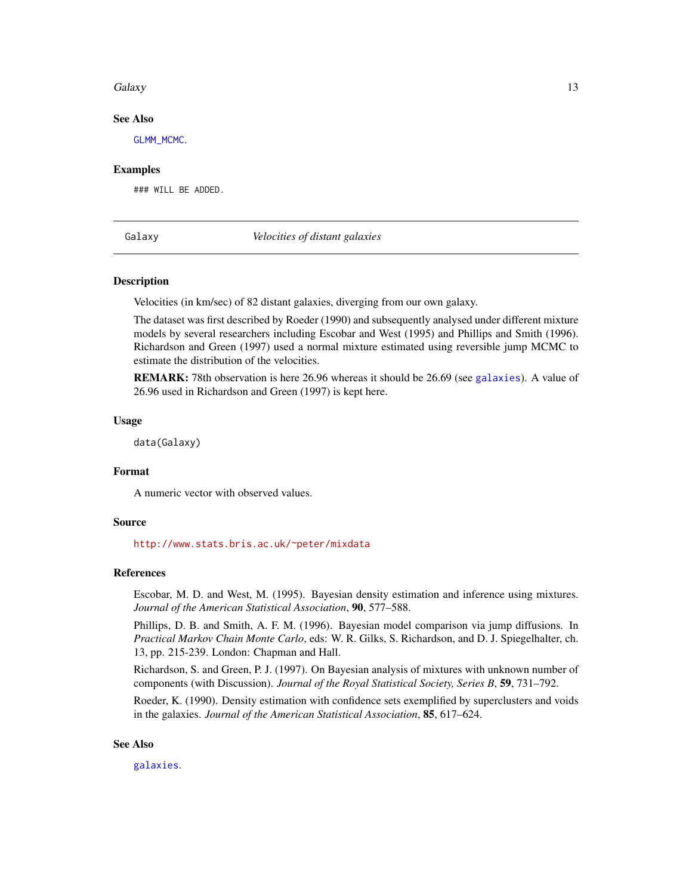## See Also

GLMM_MCMC.

## Examples

```
### WILL BE ADDED.
```

---

# Galaxy — *Velocities of distant galaxies*

## Description

Velocities (in km/sec) of 82 distant galaxies, diverging from our own galaxy.

The dataset was first described by Roeder (1990) and subsequently analysed under different mixture models by several researchers including Escobar and West (1995) and Phillips and Smith (1996). Richardson and Green (1997) used a normal mixture estimated using reversible jump MCMC to estimate the distribution of the velocities.

**REMARK:** 78th observation is here 26.96 whereas it should be 26.69 (see galaxies). A value of 26.96 used in Richardson and Green (1997) is kept here.

## Usage

```
data(Galaxy)
```

## Format

A numeric vector with observed values.

## Source

http://www.stats.bris.ac.uk/~peter/mixdata

## References

Escobar, M. D. and West, M. (1995). Bayesian density estimation and inference using mixtures. *Journal of the American Statistical Association*, **90**, 577–588.

Phillips, D. B. and Smith, A. F. M. (1996). Bayesian model comparison via jump diffusions. In *Practical Markov Chain Monte Carlo*, eds: W. R. Gilks, S. Richardson, and D. J. Spiegelhalter, ch. 13, pp. 215-239. London: Chapman and Hall.

Richardson, S. and Green, P. J. (1997). On Bayesian analysis of mixtures with unknown number of components (with Discussion). *Journal of the Royal Statistical Society, Series B*, **59**, 731–792.

Roeder, K. (1990). Density estimation with confidence sets exemplified by superclusters and voids in the galaxies. *Journal of the American Statistical Association*, **85**, 617–624.

## See Also

galaxies.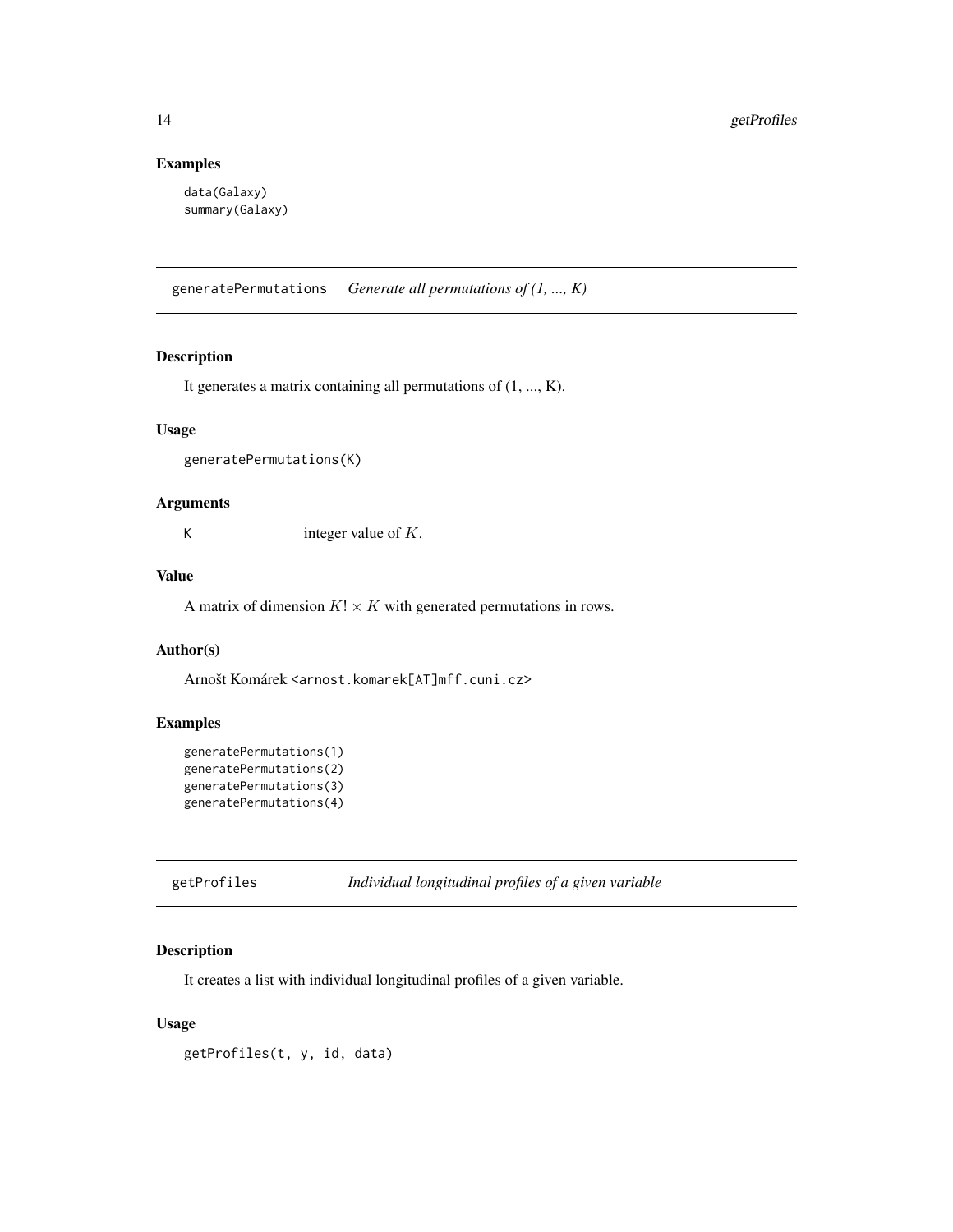### Examples

```
data(Galaxy)
summary(Galaxy)
```

## generatePermutations *Generate all permutations of (1, ..., K)*

### Description

It generates a matrix containing all permutations of (1, ..., K).

### Usage

```
generatePermutations(K)
```

### Arguments

`K` integer value of $K$.

### Value

A matrix of dimension $K! \times K$ with generated permutations in rows.

### Author(s)

Arnošt Komárek <arnost.komarek[AT]mff.cuni.cz>

### Examples

```
generatePermutations(1)
generatePermutations(2)
generatePermutations(3)
generatePermutations(4)
```

## getProfiles *Individual longitudinal profiles of a given variable*

### Description

It creates a list with individual longitudinal profiles of a given variable.

### Usage

```
getProfiles(t, y, id, data)
```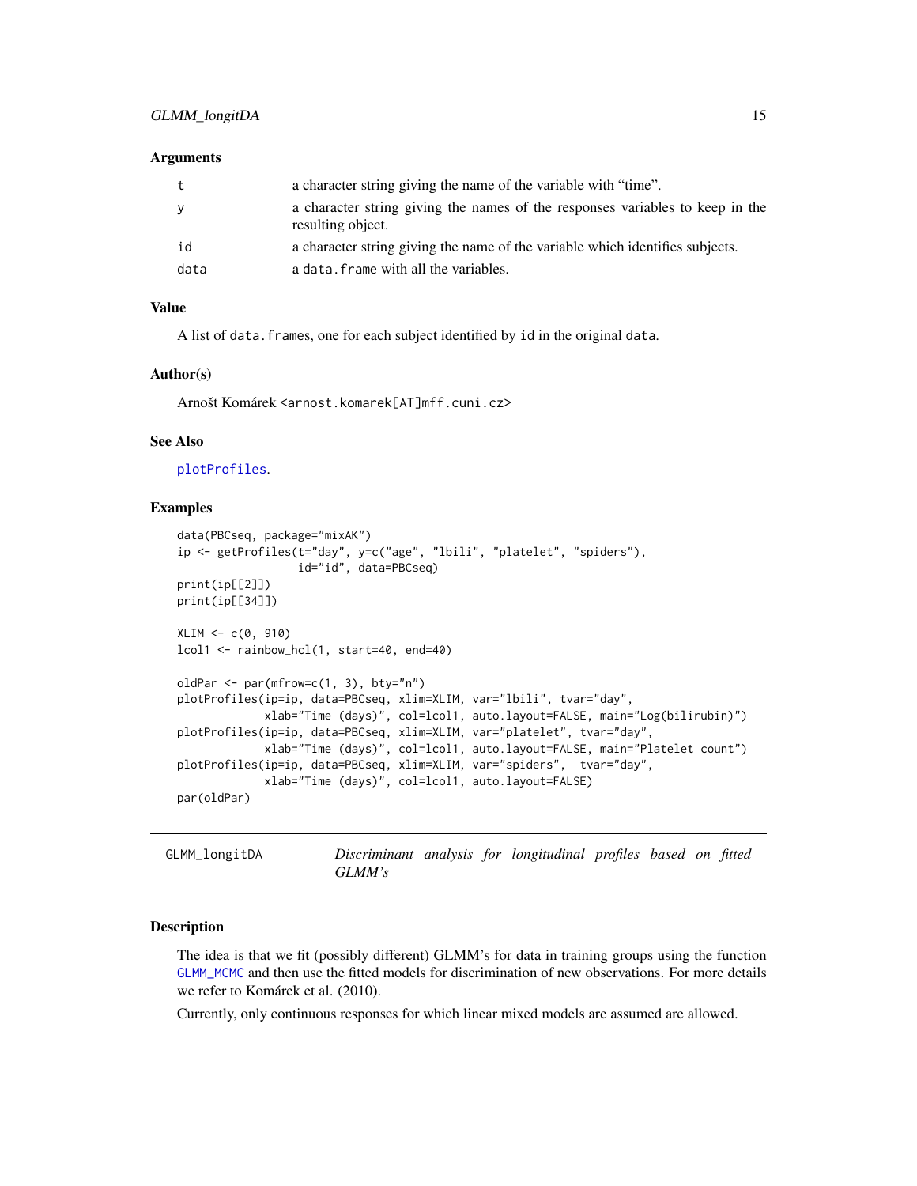### Arguments

| | |
|---|---|
| t | a character string giving the name of the variable with "time". |
| y | a character string giving the names of the responses variables to keep in the resulting object. |
| id | a character string giving the name of the variable which identifies subjects. |
| data | a data.frame with all the variables. |

### Value

A list of data.frames, one for each subject identified by id in the original data.

### Author(s)

Arnošt Komárek <arnost.komarek[AT]mff.cuni.cz>

### See Also

plotProfiles.

### Examples

```
data(PBCseq, package="mixAK")
ip <- getProfiles(t="day", y=c("age", "lbili", "platelet", "spiders"),
                  id="id", data=PBCseq)
print(ip[[2]])
print(ip[[34]])

XLIM <- c(0, 910)
lcol1 <- rainbow_hcl(1, start=40, end=40)

oldPar <- par(mfrow=c(1, 3), bty="n")
plotProfiles(ip=ip, data=PBCseq, xlim=XLIM, var="lbili", tvar="day",
             xlab="Time (days)", col=lcol1, auto.layout=FALSE, main="Log(bilirubin)")
plotProfiles(ip=ip, data=PBCseq, xlim=XLIM, var="platelet", tvar="day",
             xlab="Time (days)", col=lcol1, auto.layout=FALSE, main="Platelet count")
plotProfiles(ip=ip, data=PBCseq, xlim=XLIM, var="spiders",  tvar="day",
             xlab="Time (days)", col=lcol1, auto.layout=FALSE)
par(oldPar)
```

---

## GLMM_longitDA — *Discriminant analysis for longitudinal profiles based on fitted GLMM's*

---

### Description

The idea is that we fit (possibly different) GLMM's for data in training groups using the function GLMM_MCMC and then use the fitted models for discrimination of new observations. For more details we refer to Komárek et al. (2010).

Currently, only continuous responses for which linear mixed models are assumed are allowed.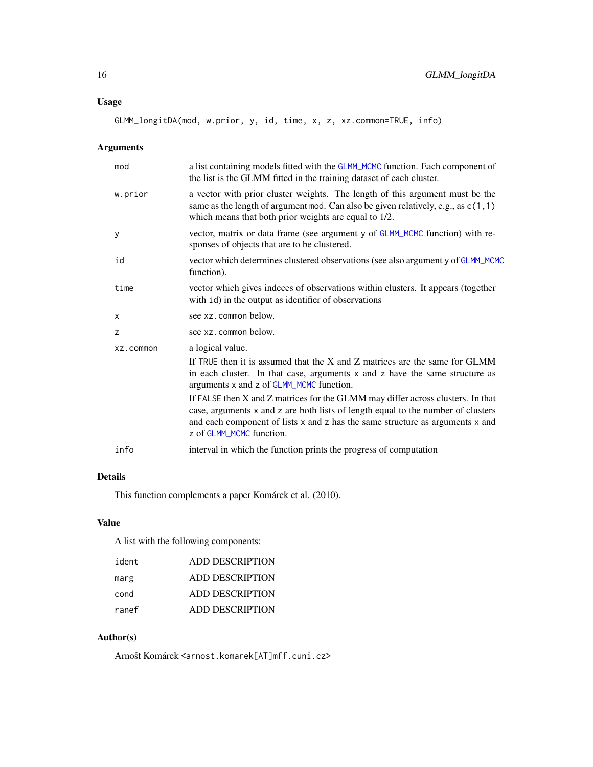## Usage

```
GLMM_longitDA(mod, w.prior, y, id, time, x, z, xz.common=TRUE, info)
```

## Arguments

| | |
|---|---|
| mod | a list containing models fitted with the GLMM_MCMC function. Each component of the list is the GLMM fitted in the training dataset of each cluster. |
| w.prior | a vector with prior cluster weights. The length of this argument must be the same as the length of argument mod. Can also be given relatively, e.g., as c(1,1) which means that both prior weights are equal to 1/2. |
| y | vector, matrix or data frame (see argument y of GLMM_MCMC function) with responses of objects that are to be clustered. |
| id | vector which determines clustered observations (see also argument y of GLMM_MCMC function). |
| time | vector which gives indeces of observations within clusters. It appears (together with id) in the output as identifier of observations |
| x | see xz.common below. |
| z | see xz.common below. |
| xz.common | a logical value. If TRUE then it is assumed that the X and Z matrices are the same for GLMM in each cluster. In that case, arguments x and z have the same structure as arguments x and z of GLMM_MCMC function. If FALSE then X and Z matrices for the GLMM may differ across clusters. In that case, arguments x and z are both lists of length equal to the number of clusters and each component of lists x and z has the same structure as arguments x and z of GLMM_MCMC function. |
| info | interval in which the function prints the progress of computation |

## Details

This function complements a paper Komárek et al. (2010).

## Value

A list with the following components:

| | |
|---|---|
| ident | ADD DESCRIPTION |
| marg | ADD DESCRIPTION |
| cond | ADD DESCRIPTION |
| ranef | ADD DESCRIPTION |

## Author(s)

Arnošt Komárek <arnost.komarek[AT]mff.cuni.cz>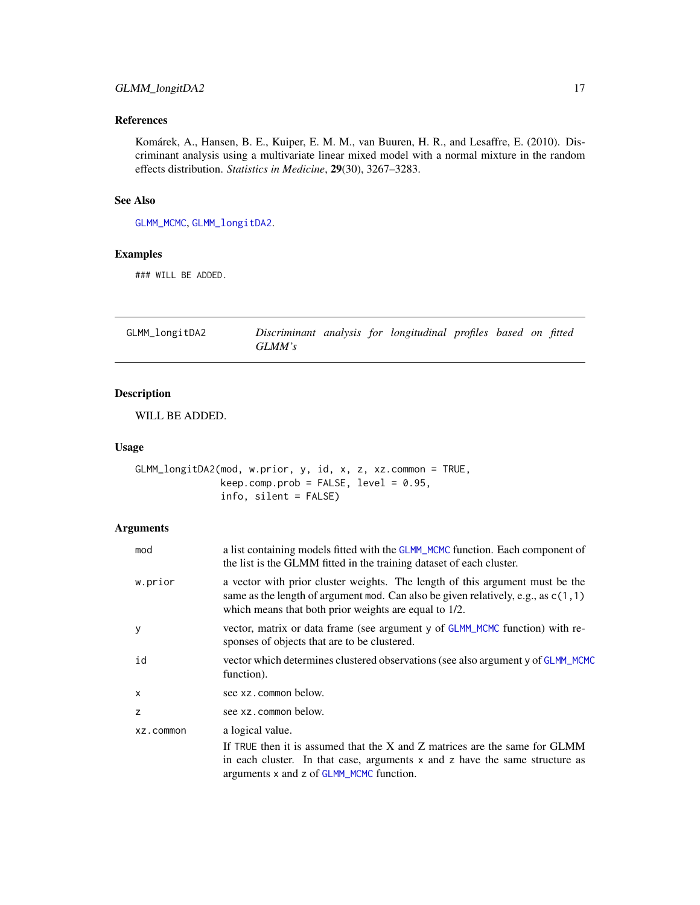### References

Komárek, A., Hansen, B. E., Kuiper, E. M. M., van Buuren, H. R., and Lesaffre, E. (2010). Discriminant analysis using a multivariate linear mixed model with a normal mixture in the random effects distribution. *Statistics in Medicine*, **29**(30), 3267–3283.

### See Also

GLMM_MCMC, GLMM_longitDA2.

### Examples

```
### WILL BE ADDED.
```

---

## GLMM_longitDA2 — *Discriminant analysis for longitudinal profiles based on fitted GLMM's*

---

### Description

WILL BE ADDED.

### Usage

```
GLMM_longitDA2(mod, w.prior, y, id, x, z, xz.common = TRUE,
               keep.comp.prob = FALSE, level = 0.95,
               info, silent = FALSE)
```

### Arguments

- `mod` — a list containing models fitted with the GLMM_MCMC function. Each component of the list is the GLMM fitted in the training dataset of each cluster.
- `w.prior` — a vector with prior cluster weights. The length of this argument must be the same as the length of argument `mod`. Can also be given relatively, e.g., as `c(1,1)` which means that both prior weights are equal to 1/2.
- `y` — vector, matrix or data frame (see argument `y` of GLMM_MCMC function) with responses of objects that are to be clustered.
- `id` — vector which determines clustered observations (see also argument `y` of GLMM_MCMC function).
- `x` — see `xz.common` below.
- `z` — see `xz.common` below.
- `xz.common` — a logical value.
  If `TRUE` then it is assumed that the X and Z matrices are the same for GLMM in each cluster. In that case, arguments `x` and `z` have the same structure as arguments `x` and `z` of GLMM_MCMC function.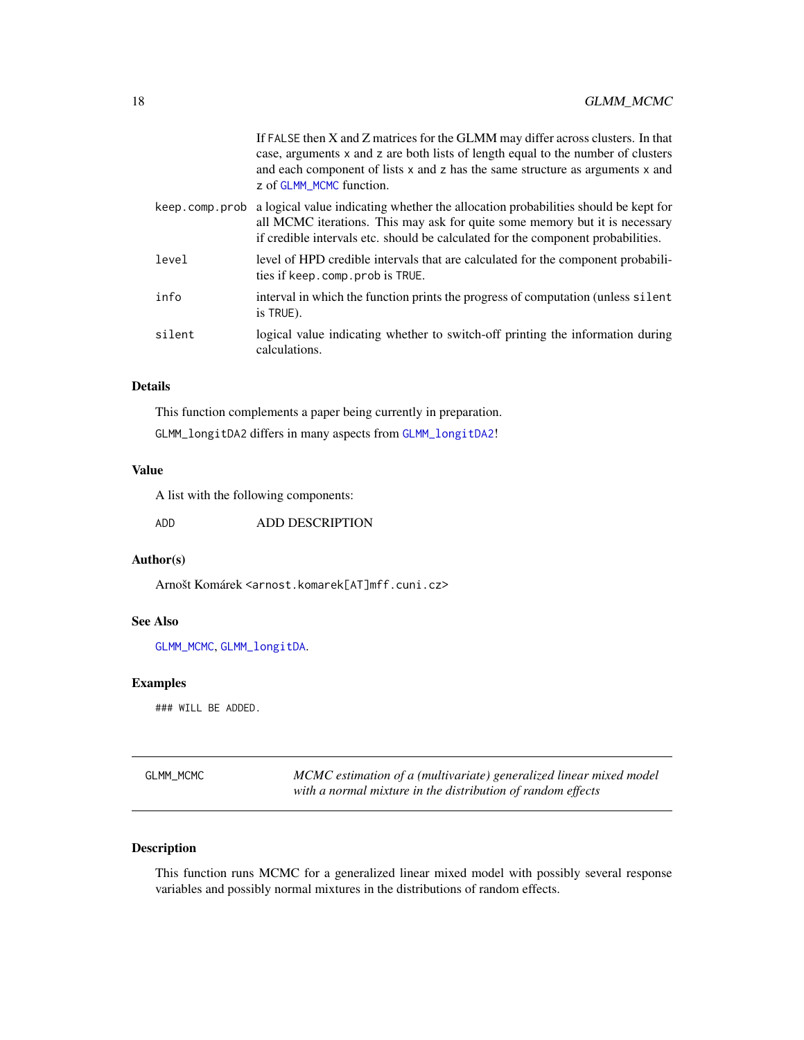| | |
|---|---|
| | If FALSE then X and Z matrices for the GLMM may differ across clusters. In that case, arguments x and z are both lists of length equal to the number of clusters and each component of lists x and z has the same structure as arguments x and z of GLMM_MCMC function. |
| keep.comp.prob | a logical value indicating whether the allocation probabilities should be kept for all MCMC iterations. This may ask for quite some memory but it is necessary if credible intervals etc. should be calculated for the component probabilities. |
| level | level of HPD credible intervals that are calculated for the component probabilities if keep.comp.prob is TRUE. |
| info | interval in which the function prints the progress of computation (unless silent is TRUE). |
| silent | logical value indicating whether to switch-off printing the information during calculations. |

## Details

This function complements a paper being currently in preparation.

GLMM_longitDA2 differs in many aspects from GLMM_longitDA2!

## Value

A list with the following components:

| | |
|---|---|
| ADD | ADD DESCRIPTION |

## Author(s)

Arnošt Komárek <arnost.komarek[AT]mff.cuni.cz>

## See Also

GLMM_MCMC, GLMM_longitDA.

## Examples

```
### WILL BE ADDED.
```

---

# GLMM_MCMC — *MCMC estimation of a (multivariate) generalized linear mixed model with a normal mixture in the distribution of random effects*

## Description

This function runs MCMC for a generalized linear mixed model with possibly several response variables and possibly normal mixtures in the distributions of random effects.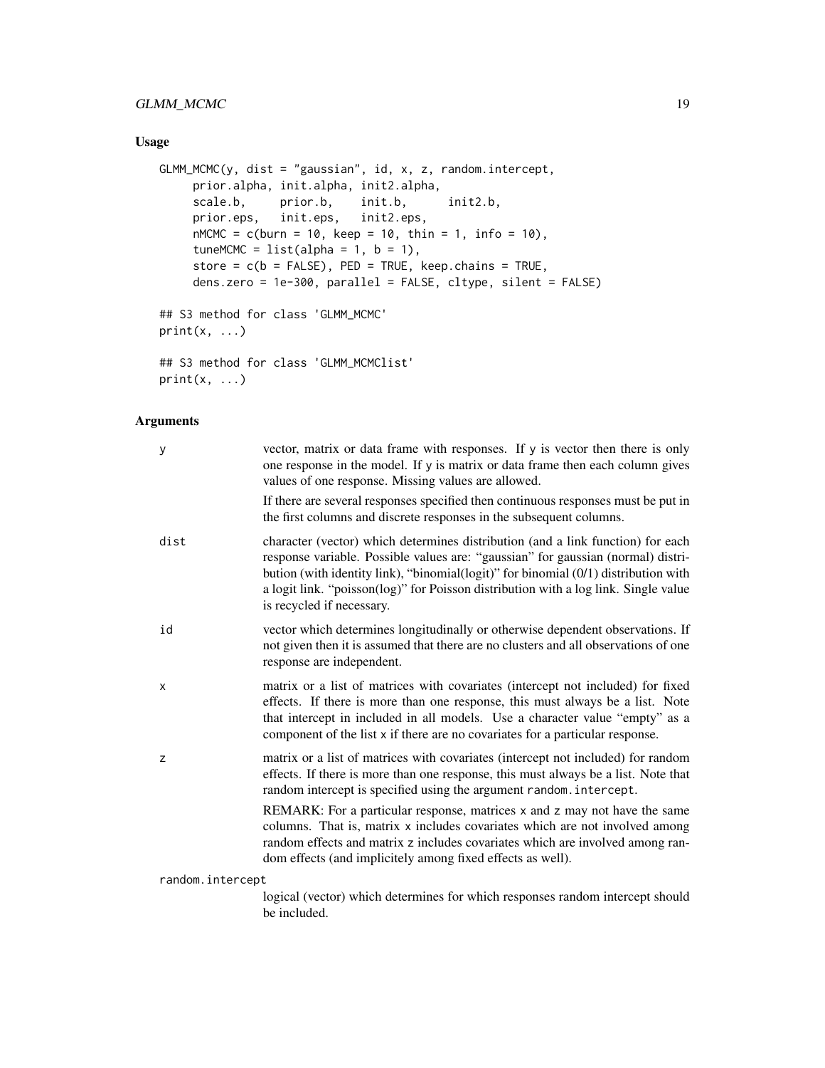### Usage

```
GLMM_MCMC(y, dist = "gaussian", id, x, z, random.intercept,
     prior.alpha, init.alpha, init2.alpha,
     scale.b,     prior.b,    init.b,      init2.b,
     prior.eps,   init.eps,   init2.eps,
     nMCMC = c(burn = 10, keep = 10, thin = 1, info = 10),
     tuneMCMC = list(alpha = 1, b = 1),
     store = c(b = FALSE), PED = TRUE, keep.chains = TRUE,
     dens.zero = 1e-300, parallel = FALSE, cltype, silent = FALSE)

## S3 method for class 'GLMM_MCMC'
print(x, ...)

## S3 method for class 'GLMM_MCMClist'
print(x, ...)
```

### Arguments

**y**
: vector, matrix or data frame with responses. If y is vector then there is only one response in the model. If y is matrix or data frame then each column gives values of one response. Missing values are allowed.

  If there are several responses specified then continuous responses must be put in the first columns and discrete responses in the subsequent columns.

**dist**
: character (vector) which determines distribution (and a link function) for each response variable. Possible values are: "gaussian" for gaussian (normal) distribution (with identity link), "binomial(logit)" for binomial (0/1) distribution with a logit link. "poisson(log)" for Poisson distribution with a log link. Single value is recycled if necessary.

**id**
: vector which determines longitudinally or otherwise dependent observations. If not given then it is assumed that there are no clusters and all observations of one response are independent.

**x**
: matrix or a list of matrices with covariates (intercept not included) for fixed effects. If there is more than one response, this must always be a list. Note that intercept in included in all models. Use a character value "empty" as a component of the list x if there are no covariates for a particular response.

**z**
: matrix or a list of matrices with covariates (intercept not included) for random effects. If there is more than one response, this must always be a list. Note that random intercept is specified using the argument random.intercept.

  REMARK: For a particular response, matrices x and z may not have the same columns. That is, matrix x includes covariates which are not involved among random effects and matrix z includes covariates which are involved among random effects (and implicitely among fixed effects as well).

**random.intercept**
: logical (vector) which determines for which responses random intercept should be included.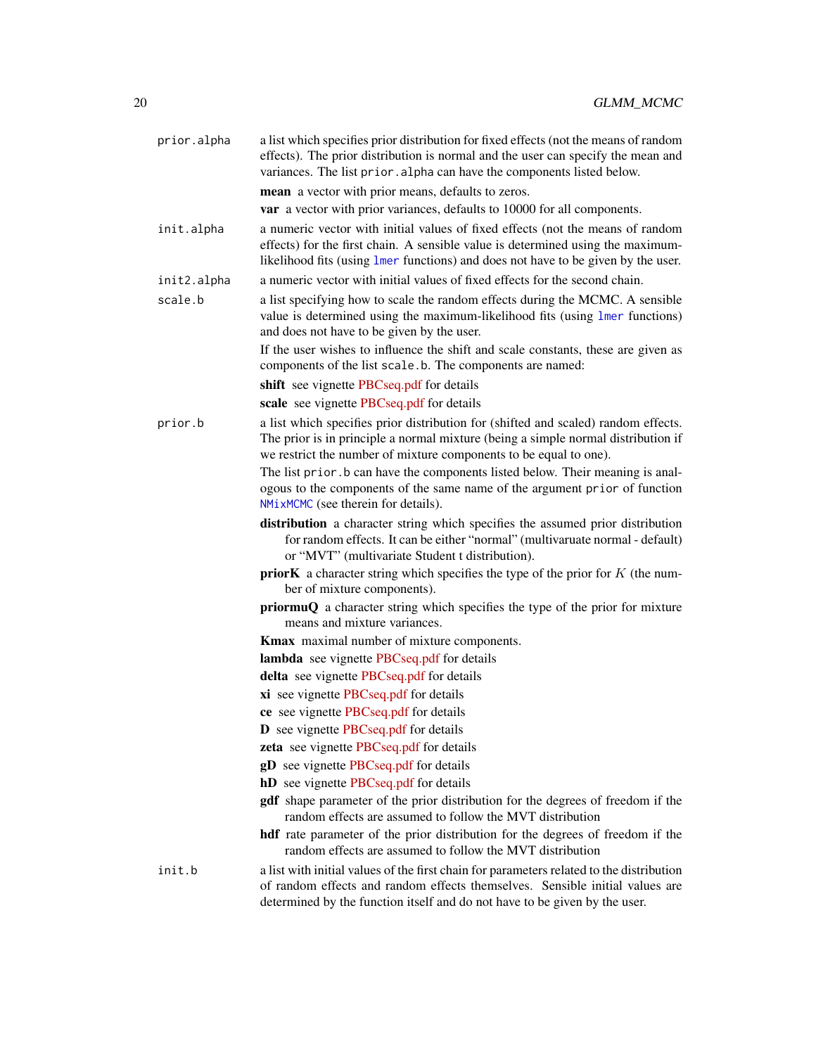`prior.alpha`
: a list which specifies prior distribution for fixed effects (not the means of random effects). The prior distribution is normal and the user can specify the mean and variances. The list `prior.alpha` can have the components listed below.

  **mean** a vector with prior means, defaults to zeros.

  **var** a vector with prior variances, defaults to 10000 for all components.

`init.alpha`
: a numeric vector with initial values of fixed effects (not the means of random effects) for the first chain. A sensible value is determined using the maximum-likelihood fits (using `lmer` functions) and does not have to be given by the user.

`init2.alpha`
: a numeric vector with initial values of fixed effects for the second chain.

`scale.b`
: a list specifying how to scale the random effects during the MCMC. A sensible value is determined using the maximum-likelihood fits (using `lmer` functions) and does not have to be given by the user.

  If the user wishes to influence the shift and scale constants, these are given as components of the list `scale.b`. The components are named:

  **shift** see vignette PBCseq.pdf for details

  **scale** see vignette PBCseq.pdf for details

`prior.b`
: a list which specifies prior distribution for (shifted and scaled) random effects. The prior is in principle a normal mixture (being a simple normal distribution if we restrict the number of mixture components to be equal to one).

  The list `prior.b` can have the components listed below. Their meaning is analogous to the components of the same name of the argument `prior` of function `NMixMCMC` (see therein for details).

  **distribution** a character string which specifies the assumed prior distribution for random effects. It can be either "normal" (multivaruate normal - default) or "MVT" (multivariate Student t distribution).

  **priorK** a character string which specifies the type of the prior for $K$ (the number of mixture components).

  **priormuQ** a character string which specifies the type of the prior for mixture means and mixture variances.

  **Kmax** maximal number of mixture components.

  **lambda** see vignette PBCseq.pdf for details

  **delta** see vignette PBCseq.pdf for details

  **xi** see vignette PBCseq.pdf for details

  **ce** see vignette PBCseq.pdf for details

  **D** see vignette PBCseq.pdf for details

  **zeta** see vignette PBCseq.pdf for details

  **gD** see vignette PBCseq.pdf for details

  **hD** see vignette PBCseq.pdf for details

  **gdf** shape parameter of the prior distribution for the degrees of freedom if the random effects are assumed to follow the MVT distribution

  **hdf** rate parameter of the prior distribution for the degrees of freedom if the random effects are assumed to follow the MVT distribution

`init.b`
: a list with initial values of the first chain for parameters related to the distribution of random effects and random effects themselves. Sensible initial values are determined by the function itself and do not have to be given by the user.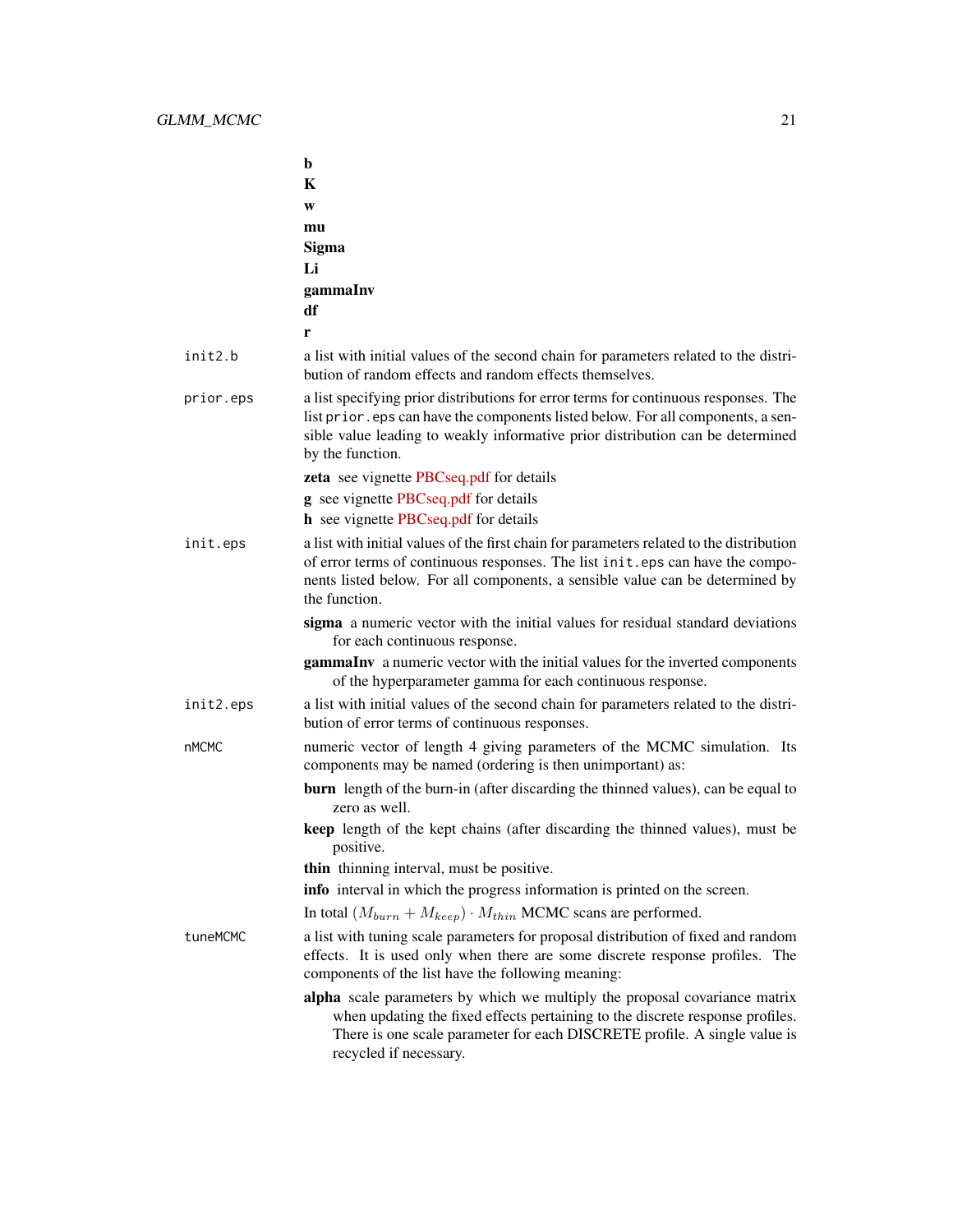**b**
**K**
**w**
**mu**
**Sigma**
**Li**
**gammaInv**
**df**
**r**

`init2.b` a list with initial values of the second chain for parameters related to the distribution of random effects and random effects themselves.

`prior.eps` a list specifying prior distributions for error terms for continuous responses. The list `prior.eps` can have the components listed below. For all components, a sensible value leading to weakly informative prior distribution can be determined by the function.

- **zeta** see vignette PBCseq.pdf for details
- **g** see vignette PBCseq.pdf for details
- **h** see vignette PBCseq.pdf for details

`init.eps` a list with initial values of the first chain for parameters related to the distribution of error terms of continuous responses. The list `init.eps` can have the components listed below. For all components, a sensible value can be determined by the function.

- **sigma** a numeric vector with the initial values for residual standard deviations for each continuous response.
- **gammaInv** a numeric vector with the initial values for the inverted components of the hyperparameter gamma for each continuous response.

`init2.eps` a list with initial values of the second chain for parameters related to the distribution of error terms of continuous responses.

`nMCMC` numeric vector of length 4 giving parameters of the MCMC simulation. Its components may be named (ordering is then unimportant) as:

- **burn** length of the burn-in (after discarding the thinned values), can be equal to zero as well.
- **keep** length of the kept chains (after discarding the thinned values), must be positive.
- **thin** thinning interval, must be positive.
- **info** interval in which the progress information is printed on the screen.

In total $(M_{burn} + M_{keep}) \cdot M_{thin}$ MCMC scans are performed.

`tuneMCMC` a list with tuning scale parameters for proposal distribution of fixed and random effects. It is used only when there are some discrete response profiles. The components of the list have the following meaning:

- **alpha** scale parameters by which we multiply the proposal covariance matrix when updating the fixed effects pertaining to the discrete response profiles. There is one scale parameter for each DISCRETE profile. A single value is recycled if necessary.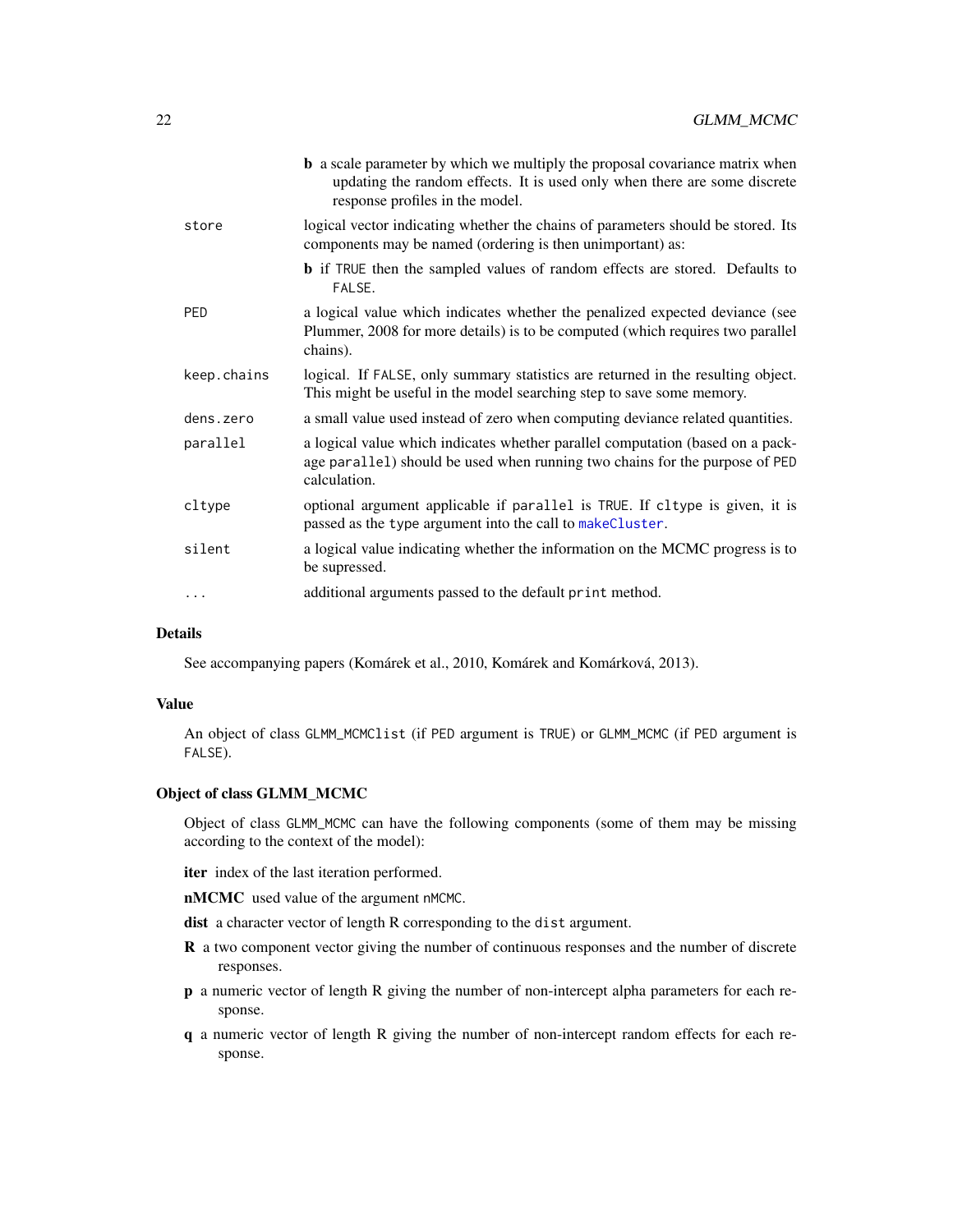**b** a scale parameter by which we multiply the proposal covariance matrix when updating the random effects. It is used only when there are some discrete response profiles in the model.

`store` logical vector indicating whether the chains of parameters should be stored. Its components may be named (ordering is then unimportant) as:

**b** if `TRUE` then the sampled values of random effects are stored. Defaults to `FALSE`.

`PED` a logical value which indicates whether the penalized expected deviance (see Plummer, 2008 for more details) is to be computed (which requires two parallel chains).

`keep.chains` logical. If `FALSE`, only summary statistics are returned in the resulting object. This might be useful in the model searching step to save some memory.

`dens.zero` a small value used instead of zero when computing deviance related quantities.

`parallel` a logical value which indicates whether parallel computation (based on a package `parallel`) should be used when running two chains for the purpose of `PED` calculation.

`cltype` optional argument applicable if `parallel` is `TRUE`. If `cltype` is given, it is passed as the `type` argument into the call to `makeCluster`.

`silent` a logical value indicating whether the information on the MCMC progress is to be supressed.

`...` additional arguments passed to the default `print` method.

## Details

See accompanying papers (Komárek et al., 2010, Komárek and Komárková, 2013).

## Value

An object of class `GLMM_MCMClist` (if `PED` argument is `TRUE`) or `GLMM_MCMC` (if `PED` argument is `FALSE`).

## Object of class GLMM_MCMC

Object of class `GLMM_MCMC` can have the following components (some of them may be missing according to the context of the model):

**iter** index of the last iteration performed.

**nMCMC** used value of the argument `nMCMC`.

**dist** a character vector of length R corresponding to the `dist` argument.

**R** a two component vector giving the number of continuous responses and the number of discrete responses.

**p** a numeric vector of length R giving the number of non-intercept alpha parameters for each response.

**q** a numeric vector of length R giving the number of non-intercept random effects for each response.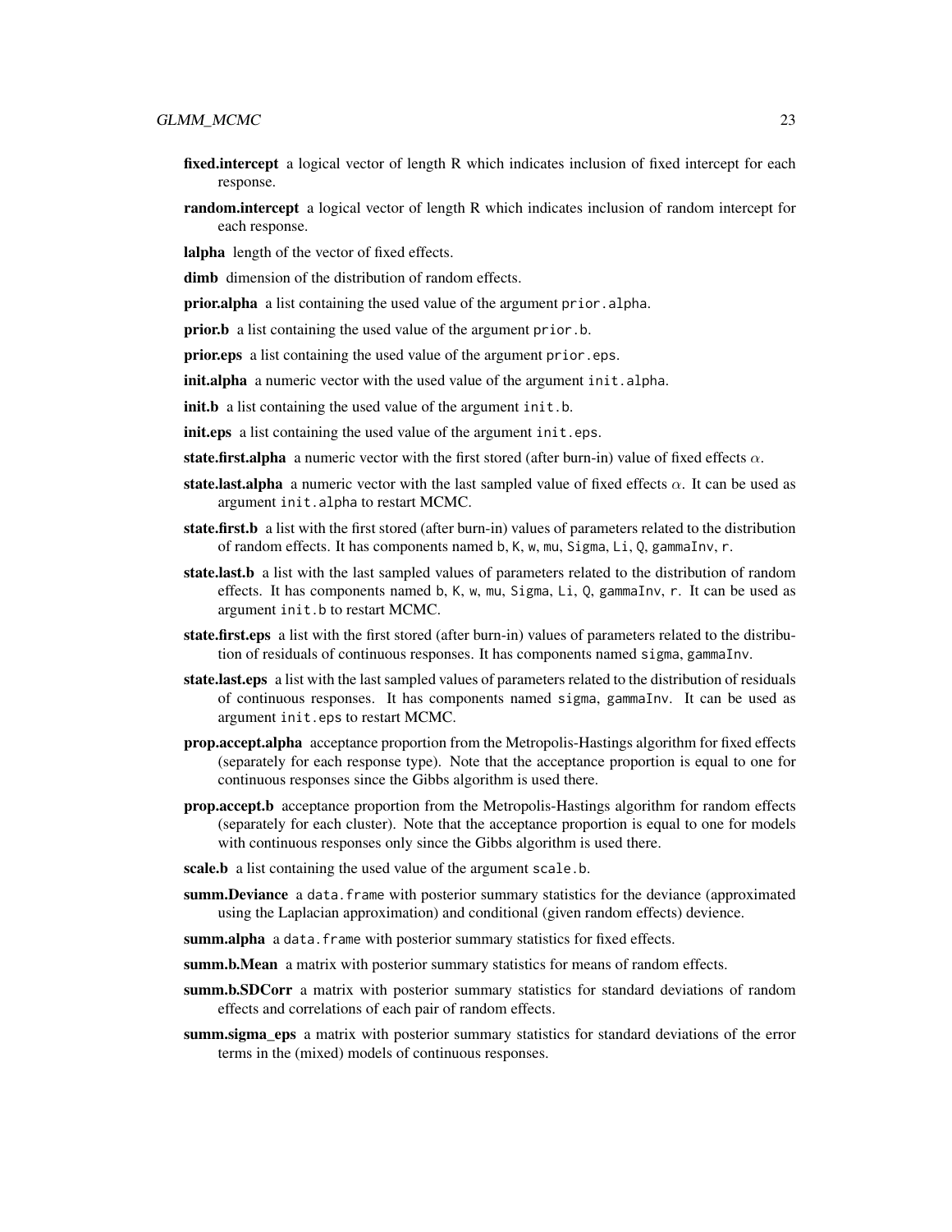**fixed.intercept** a logical vector of length R which indicates inclusion of fixed intercept for each response.

**random.intercept** a logical vector of length R which indicates inclusion of random intercept for each response.

**lalpha** length of the vector of fixed effects.

**dimb** dimension of the distribution of random effects.

**prior.alpha** a list containing the used value of the argument `prior.alpha`.

**prior.b** a list containing the used value of the argument `prior.b`.

**prior.eps** a list containing the used value of the argument `prior.eps`.

**init.alpha** a numeric vector with the used value of the argument `init.alpha`.

**init.b** a list containing the used value of the argument `init.b`.

**init.eps** a list containing the used value of the argument `init.eps`.

**state.first.alpha** a numeric vector with the first stored (after burn-in) value of fixed effects $\alpha$.

**state.last.alpha** a numeric vector with the last sampled value of fixed effects $\alpha$. It can be used as argument `init.alpha` to restart MCMC.

**state.first.b** a list with the first stored (after burn-in) values of parameters related to the distribution of random effects. It has components named `b`, `K`, `w`, `mu`, `Sigma`, `Li`, `Q`, `gammaInv`, `r`.

**state.last.b** a list with the last sampled values of parameters related to the distribution of random effects. It has components named `b`, `K`, `w`, `mu`, `Sigma`, `Li`, `Q`, `gammaInv`, `r`. It can be used as argument `init.b` to restart MCMC.

**state.first.eps** a list with the first stored (after burn-in) values of parameters related to the distribution of residuals of continuous responses. It has components named `sigma`, `gammaInv`.

**state.last.eps** a list with the last sampled values of parameters related to the distribution of residuals of continuous responses. It has components named `sigma`, `gammaInv`. It can be used as argument `init.eps` to restart MCMC.

**prop.accept.alpha** acceptance proportion from the Metropolis-Hastings algorithm for fixed effects (separately for each response type). Note that the acceptance proportion is equal to one for continuous responses since the Gibbs algorithm is used there.

**prop.accept.b** acceptance proportion from the Metropolis-Hastings algorithm for random effects (separately for each cluster). Note that the acceptance proportion is equal to one for models with continuous responses only since the Gibbs algorithm is used there.

**scale.b** a list containing the used value of the argument `scale.b`.

**summ.Deviance** a `data.frame` with posterior summary statistics for the deviance (approximated using the Laplacian approximation) and conditional (given random effects) devience.

**summ.alpha** a `data.frame` with posterior summary statistics for fixed effects.

**summ.b.Mean** a matrix with posterior summary statistics for means of random effects.

**summ.b.SDCorr** a matrix with posterior summary statistics for standard deviations of random effects and correlations of each pair of random effects.

**summ.sigma_eps** a matrix with posterior summary statistics for standard deviations of the error terms in the (mixed) models of continuous responses.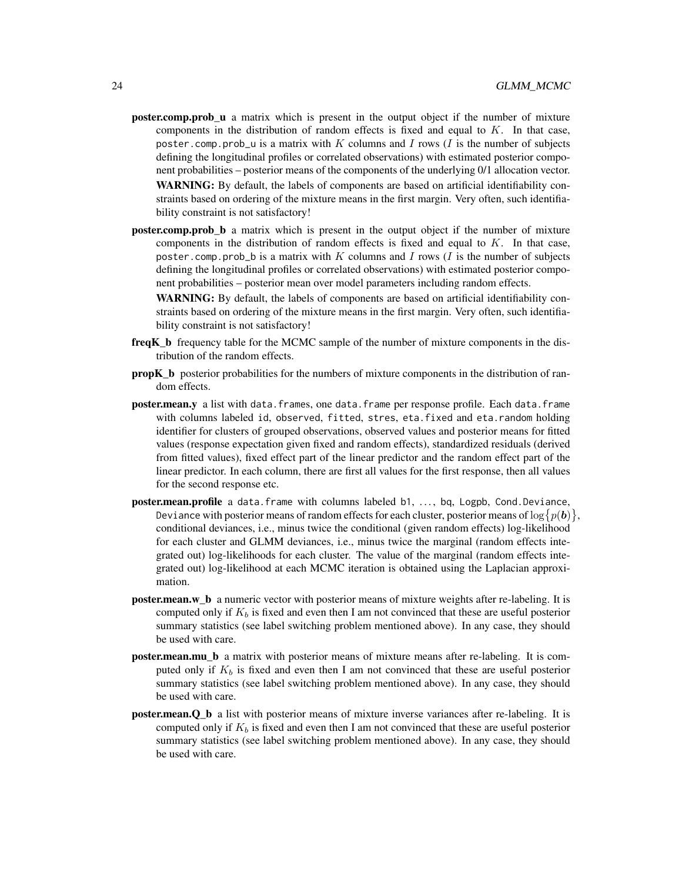**poster.comp.prob_u** a matrix which is present in the output object if the number of mixture components in the distribution of random effects is fixed and equal to $K$. In that case, `poster.comp.prob_u` is a matrix with $K$ columns and $I$ rows ($I$ is the number of subjects defining the longitudinal profiles or correlated observations) with estimated posterior component probabilities – posterior means of the components of the underlying 0/1 allocation vector.

**WARNING:** By default, the labels of components are based on artificial identifiability constraints based on ordering of the mixture means in the first margin. Very often, such identifiability constraint is not satisfactory!

**poster.comp.prob_b** a matrix which is present in the output object if the number of mixture components in the distribution of random effects is fixed and equal to $K$. In that case, `poster.comp.prob_b` is a matrix with $K$ columns and $I$ rows ($I$ is the number of subjects defining the longitudinal profiles or correlated observations) with estimated posterior component probabilities – posterior mean over model parameters including random effects.

**WARNING:** By default, the labels of components are based on artificial identifiability constraints based on ordering of the mixture means in the first margin. Very often, such identifiability constraint is not satisfactory!

**freqK_b** frequency table for the MCMC sample of the number of mixture components in the distribution of the random effects.

**propK_b** posterior probabilities for the numbers of mixture components in the distribution of random effects.

**poster.mean.y** a list with `data.frames`, one `data.frame` per response profile. Each `data.frame` with columns labeled `id`, `observed`, `fitted`, `stres`, `eta.fixed` and `eta.random` holding identifier for clusters of grouped observations, observed values and posterior means for fitted values (response expectation given fixed and random effects), standardized residuals (derived from fitted values), fixed effect part of the linear predictor and the random effect part of the linear predictor. In each column, there are first all values for the first response, then all values for the second response etc.

**poster.mean.profile** a `data.frame` with columns labeled `b1`, ..., `bq`, `Logpb`, `Cond.Deviance`, `Deviance` with posterior means of random effects for each cluster, posterior means of $\log\bigl\{p(\boldsymbol{b})\bigr\}$, conditional deviances, i.e., minus twice the conditional (given random effects) log-likelihood for each cluster and GLMM deviances, i.e., minus twice the marginal (random effects integrated out) log-likelihoods for each cluster. The value of the marginal (random effects integrated out) log-likelihood at each MCMC iteration is obtained using the Laplacian approximation.

**poster.mean.w_b** a numeric vector with posterior means of mixture weights after re-labeling. It is computed only if $K_b$ is fixed and even then I am not convinced that these are useful posterior summary statistics (see label switching problem mentioned above). In any case, they should be used with care.

**poster.mean.mu_b** a matrix with posterior means of mixture means after re-labeling. It is computed only if $K_b$ is fixed and even then I am not convinced that these are useful posterior summary statistics (see label switching problem mentioned above). In any case, they should be used with care.

**poster.mean.Q_b** a list with posterior means of mixture inverse variances after re-labeling. It is computed only if $K_b$ is fixed and even then I am not convinced that these are useful posterior summary statistics (see label switching problem mentioned above). In any case, they should be used with care.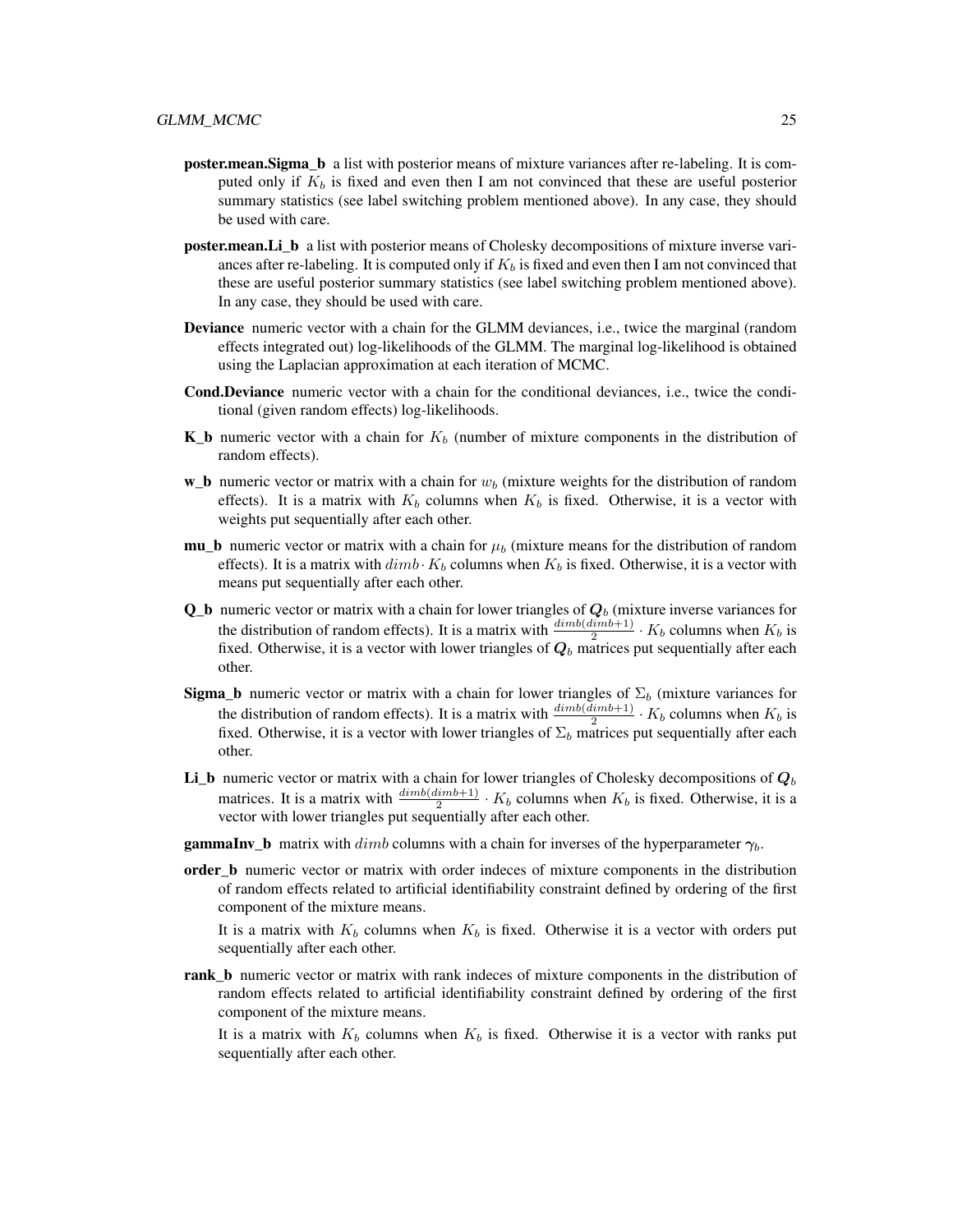**poster.mean.Sigma_b** a list with posterior means of mixture variances after re-labeling. It is computed only if $K_b$ is fixed and even then I am not convinced that these are useful posterior summary statistics (see label switching problem mentioned above). In any case, they should be used with care.

**poster.mean.Li_b** a list with posterior means of Cholesky decompositions of mixture inverse variances after re-labeling. It is computed only if $K_b$ is fixed and even then I am not convinced that these are useful posterior summary statistics (see label switching problem mentioned above). In any case, they should be used with care.

**Deviance** numeric vector with a chain for the GLMM deviances, i.e., twice the marginal (random effects integrated out) log-likelihoods of the GLMM. The marginal log-likelihood is obtained using the Laplacian approximation at each iteration of MCMC.

**Cond.Deviance** numeric vector with a chain for the conditional deviances, i.e., twice the conditional (given random effects) log-likelihoods.

**K_b** numeric vector with a chain for $K_b$ (number of mixture components in the distribution of random effects).

**w_b** numeric vector or matrix with a chain for $w_b$ (mixture weights for the distribution of random effects). It is a matrix with $K_b$ columns when $K_b$ is fixed. Otherwise, it is a vector with weights put sequentially after each other.

**mu_b** numeric vector or matrix with a chain for $\mu_b$ (mixture means for the distribution of random effects). It is a matrix with $dimb \cdot K_b$ columns when $K_b$ is fixed. Otherwise, it is a vector with means put sequentially after each other.

**Q_b** numeric vector or matrix with a chain for lower triangles of $\boldsymbol{Q}_b$ (mixture inverse variances for the distribution of random effects). It is a matrix with $\frac{dimb(dimb+1)}{2} \cdot K_b$ columns when $K_b$ is fixed. Otherwise, it is a vector with lower triangles of $\boldsymbol{Q}_b$ matrices put sequentially after each other.

**Sigma_b** numeric vector or matrix with a chain for lower triangles of $\Sigma_b$ (mixture variances for the distribution of random effects). It is a matrix with $\frac{dimb(dimb+1)}{2} \cdot K_b$ columns when $K_b$ is fixed. Otherwise, it is a vector with lower triangles of $\Sigma_b$ matrices put sequentially after each other.

**Li_b** numeric vector or matrix with a chain for lower triangles of Cholesky decompositions of $\boldsymbol{Q}_b$ matrices. It is a matrix with $\frac{dimb(dimb+1)}{2} \cdot K_b$ columns when $K_b$ is fixed. Otherwise, it is a vector with lower triangles put sequentially after each other.

**gammaInv_b** matrix with $dimb$ columns with a chain for inverses of the hyperparameter $\boldsymbol{\gamma}_b$.

**order_b** numeric vector or matrix with order indeces of mixture components in the distribution of random effects related to artificial identifiability constraint defined by ordering of the first component of the mixture means.

It is a matrix with $K_b$ columns when $K_b$ is fixed. Otherwise it is a vector with orders put sequentially after each other.

**rank_b** numeric vector or matrix with rank indeces of mixture components in the distribution of random effects related to artificial identifiability constraint defined by ordering of the first component of the mixture means.

It is a matrix with $K_b$ columns when $K_b$ is fixed. Otherwise it is a vector with ranks put sequentially after each other.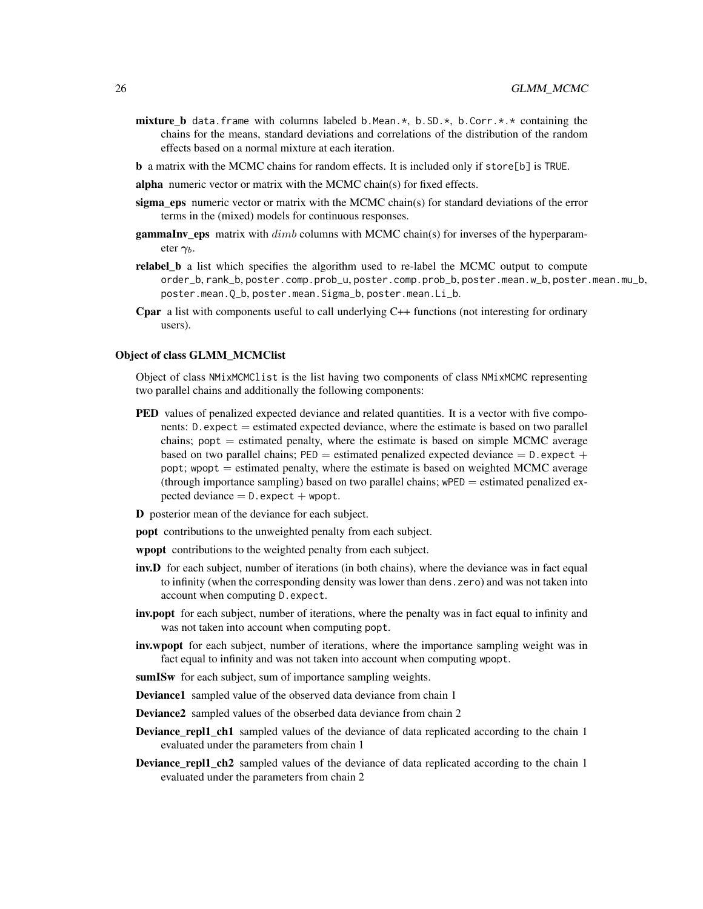**mixture_b** data.frame with columns labeled b.Mean.*, b.SD.*, b.Corr.*.* containing the chains for the means, standard deviations and correlations of the distribution of the random effects based on a normal mixture at each iteration.

**b** a matrix with the MCMC chains for random effects. It is included only if store[b] is TRUE.

**alpha** numeric vector or matrix with the MCMC chain(s) for fixed effects.

**sigma_eps** numeric vector or matrix with the MCMC chain(s) for standard deviations of the error terms in the (mixed) models for continuous responses.

**gammaInv_eps** matrix with $dimb$ columns with MCMC chain(s) for inverses of the hyperparameter $\gamma_b$.

**relabel_b** a list which specifies the algorithm used to re-label the MCMC output to compute order_b, rank_b, poster.comp.prob_u, poster.comp.prob_b, poster.mean.w_b, poster.mean.mu_b, poster.mean.Q_b, poster.mean.Sigma_b, poster.mean.Li_b.

**Cpar** a list with components useful to call underlying C++ functions (not interesting for ordinary users).

### Object of class GLMM_MCMClist

Object of class NMixMCMClist is the list having two components of class NMixMCMC representing two parallel chains and additionally the following components:

**PED** values of penalized expected deviance and related quantities. It is a vector with five components: D.expect = estimated expected deviance, where the estimate is based on two parallel chains; popt = estimated penalty, where the estimate is based on simple MCMC average based on two parallel chains; PED = estimated penalized expected deviance = D.expect + popt; wpopt = estimated penalty, where the estimate is based on weighted MCMC average (through importance sampling) based on two parallel chains; wPED = estimated penalized expected deviance = D.expect + wpopt.

**D** posterior mean of the deviance for each subject.

**popt** contributions to the unweighted penalty from each subject.

**wpopt** contributions to the weighted penalty from each subject.

**inv.D** for each subject, number of iterations (in both chains), where the deviance was in fact equal to infinity (when the corresponding density was lower than dens.zero) and was not taken into account when computing D.expect.

**inv.popt** for each subject, number of iterations, where the penalty was in fact equal to infinity and was not taken into account when computing popt.

**inv.wpopt** for each subject, number of iterations, where the importance sampling weight was in fact equal to infinity and was not taken into account when computing wpopt.

**sumISw** for each subject, sum of importance sampling weights.

**Deviance1** sampled value of the observed data deviance from chain 1

**Deviance2** sampled values of the obserbed data deviance from chain 2

**Deviance_repl1_ch1** sampled values of the deviance of data replicated according to the chain 1 evaluated under the parameters from chain 1

**Deviance_repl1_ch2** sampled values of the deviance of data replicated according to the chain 1 evaluated under the parameters from chain 2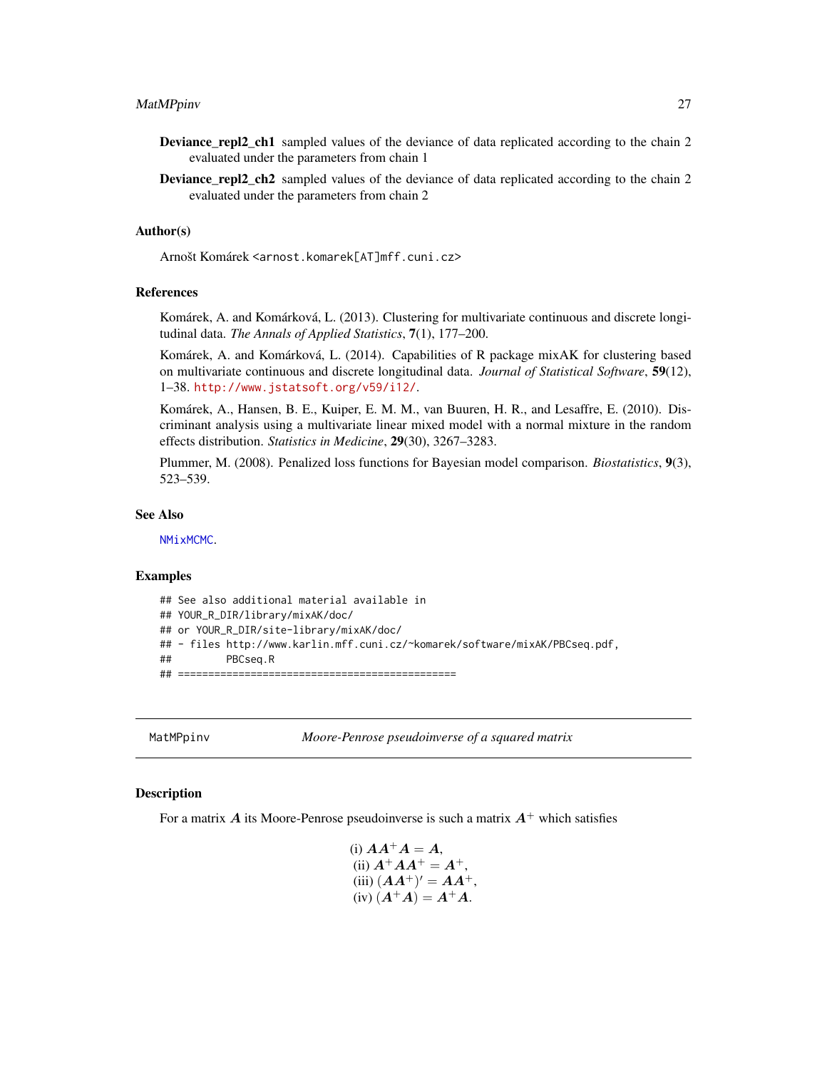**Deviance_repl2_ch1** sampled values of the deviance of data replicated according to the chain 2 evaluated under the parameters from chain 1

**Deviance_repl2_ch2** sampled values of the deviance of data replicated according to the chain 2 evaluated under the parameters from chain 2

### Author(s)

Arnošt Komárek <arnost.komarek[AT]mff.cuni.cz>

### References

Komárek, A. and Komárková, L. (2013). Clustering for multivariate continuous and discrete longitudinal data. *The Annals of Applied Statistics*, **7**(1), 177–200.

Komárek, A. and Komárková, L. (2014). Capabilities of R package mixAK for clustering based on multivariate continuous and discrete longitudinal data. *Journal of Statistical Software*, **59**(12), 1–38. http://www.jstatsoft.org/v59/i12/.

Komárek, A., Hansen, B. E., Kuiper, E. M. M., van Buuren, H. R., and Lesaffre, E. (2010). Discriminant analysis using a multivariate linear mixed model with a normal mixture in the random effects distribution. *Statistics in Medicine*, **29**(30), 3267–3283.

Plummer, M. (2008). Penalized loss functions for Bayesian model comparison. *Biostatistics*, **9**(3), 523–539.

### See Also

NMixMCMC.

### Examples

```
## See also additional material available in
## YOUR_R_DIR/library/mixAK/doc/
## or YOUR_R_DIR/site-library/mixAK/doc/
## - files http://www.karlin.mff.cuni.cz/~komarek/software/mixAK/PBCseq.pdf,
##         PBCseq.R
## ==============================================
```

---

## MatMPpinv — *Moore-Penrose pseudoinverse of a squared matrix*

### Description

For a matrix $\boldsymbol{A}$ its Moore-Penrose pseudoinverse is such a matrix $\boldsymbol{A}^{+}$ which satisfies

$$
\begin{aligned}
&\text{(i) } \boldsymbol{A}\boldsymbol{A}^{+}\boldsymbol{A} = \boldsymbol{A},\\
&\text{(ii) } \boldsymbol{A}^{+}\boldsymbol{A}\boldsymbol{A}^{+} = \boldsymbol{A}^{+},\\
&\text{(iii) } (\boldsymbol{A}\boldsymbol{A}^{+})' = \boldsymbol{A}\boldsymbol{A}^{+},\\
&\text{(iv) } (\boldsymbol{A}^{+}\boldsymbol{A}) = \boldsymbol{A}^{+}\boldsymbol{A}.
\end{aligned}
$$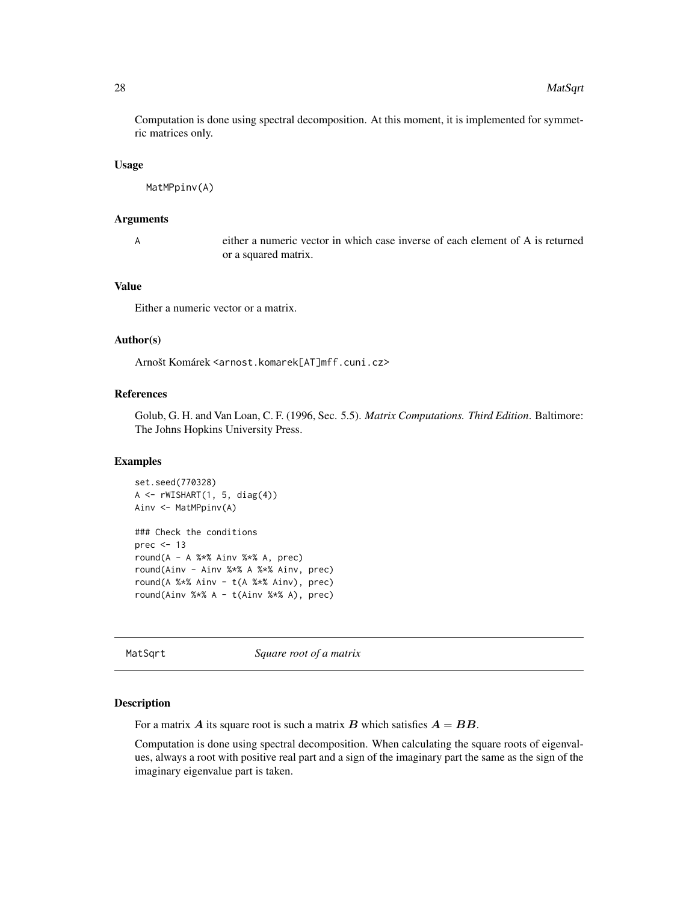Computation is done using spectral decomposition. At this moment, it is implemented for symmetric matrices only.

### Usage

```
MatMPpinv(A)
```

### Arguments

| | |
|---|---|
| A | either a numeric vector in which case inverse of each element of A is returned or a squared matrix. |

### Value

Either a numeric vector or a matrix.

### Author(s)

Arnošt Komárek <arnost.komarek[AT]mff.cuni.cz>

### References

Golub, G. H. and Van Loan, C. F. (1996, Sec. 5.5). *Matrix Computations. Third Edition*. Baltimore: The Johns Hopkins University Press.

### Examples

```
set.seed(770328)
A <- rWISHART(1, 5, diag(4))
Ainv <- MatMPpinv(A)

### Check the conditions
prec <- 13
round(A - A %*% Ainv %*% A, prec)
round(Ainv - Ainv %*% A %*% Ainv, prec)
round(A %*% Ainv - t(A %*% Ainv), prec)
round(Ainv %*% A - t(Ainv %*% A), prec)
```

---

## MatSqrt — *Square root of a matrix*

### Description

For a matrix $\boldsymbol{A}$ its square root is such a matrix $\boldsymbol{B}$ which satisfies $\boldsymbol{A} = \boldsymbol{B}\boldsymbol{B}$.

Computation is done using spectral decomposition. When calculating the square roots of eigenvalues, always a root with positive real part and a sign of the imaginary part the same as the sign of the imaginary eigenvalue part is taken.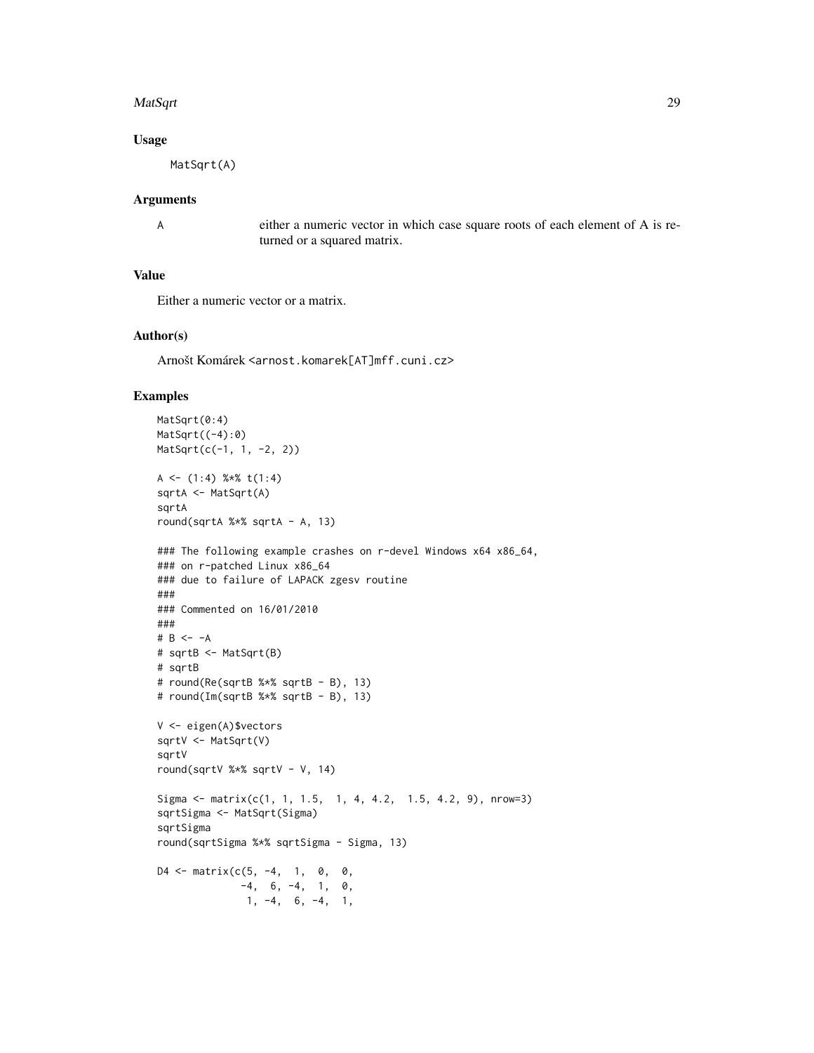### Usage

```
MatSqrt(A)
```

### Arguments

`A` either a numeric vector in which case square roots of each element of A is returned or a squared matrix.

### Value

Either a numeric vector or a matrix.

### Author(s)

Arnošt Komárek <arnost.komarek[AT]mff.cuni.cz>

### Examples

```
MatSqrt(0:4)
MatSqrt((-4):0)
MatSqrt(c(-1, 1, -2, 2))

A <- (1:4) %*% t(1:4)
sqrtA <- MatSqrt(A)
sqrtA
round(sqrtA %*% sqrtA - A, 13)

### The following example crashes on r-devel Windows x64 x86_64,
### on r-patched Linux x86_64
### due to failure of LAPACK zgesv routine
###
### Commented on 16/01/2010
###
# B <- -A
# sqrtB <- MatSqrt(B)
# sqrtB
# round(Re(sqrtB %*% sqrtB - B), 13)
# round(Im(sqrtB %*% sqrtB - B), 13)

V <- eigen(A)$vectors
sqrtV <- MatSqrt(V)
sqrtV
round(sqrtV %*% sqrtV - V, 14)

Sigma <- matrix(c(1, 1, 1.5,  1, 4, 4.2,  1.5, 4.2, 9), nrow=3)
sqrtSigma <- MatSqrt(Sigma)
sqrtSigma
round(sqrtSigma %*% sqrtSigma - Sigma, 13)

D4 <- matrix(c(5, -4,  1,  0,  0,
              -4,  6, -4,  1,  0,
               1, -4,  6, -4,  1,
```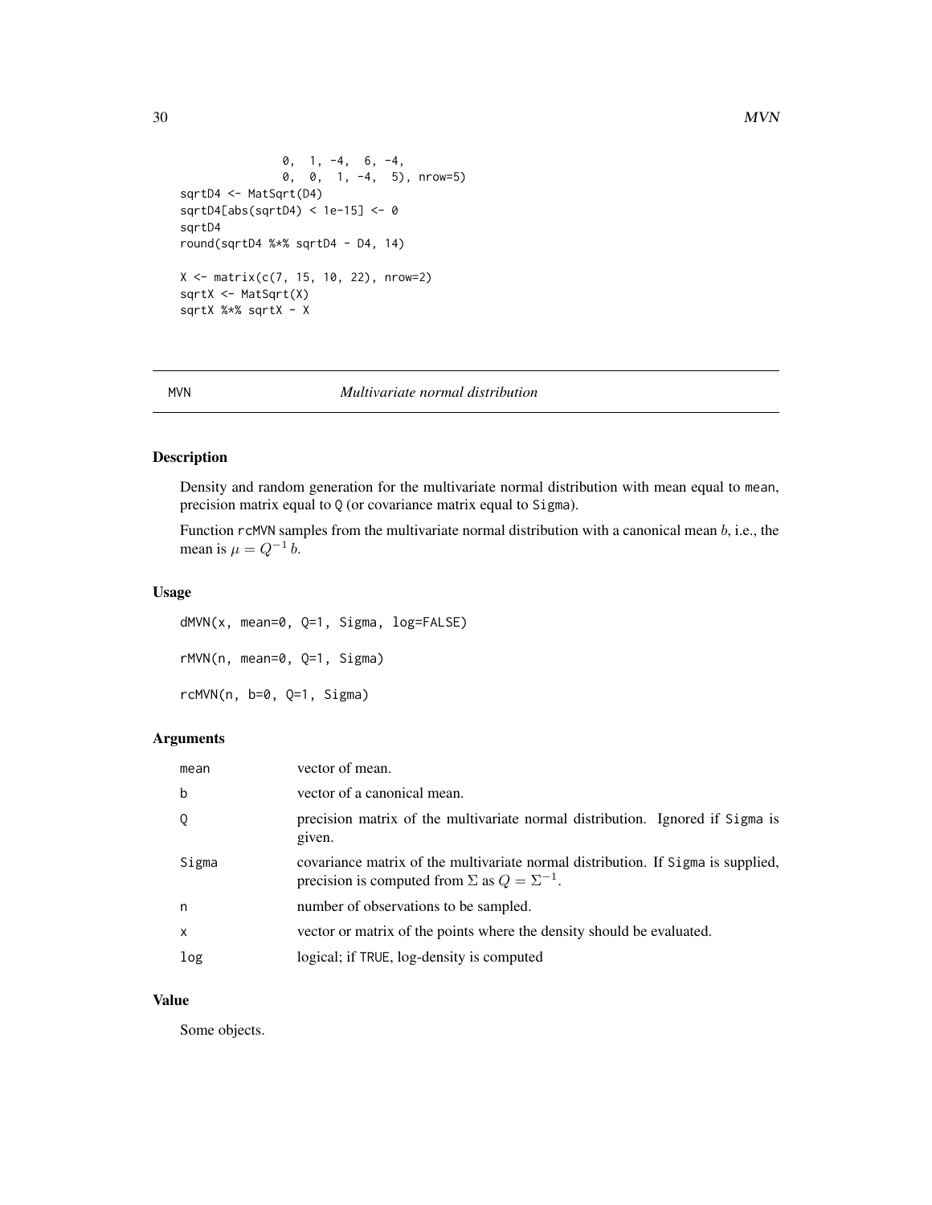```
              0,  1, -4,  6, -4,
              0,  0,  1, -4,  5), nrow=5)
sqrtD4 <- MatSqrt(D4)
sqrtD4[abs(sqrtD4) < 1e-15] <- 0
sqrtD4
round(sqrtD4 %*% sqrtD4 - D4, 14)

X <- matrix(c(7, 15, 10, 22), nrow=2)
sqrtX <- MatSqrt(X)
sqrtX %*% sqrtX - X
```

## MVN *Multivariate normal distribution*

### Description

Density and random generation for the multivariate normal distribution with mean equal to mean, precision matrix equal to Q (or covariance matrix equal to Sigma).

Function rcMVN samples from the multivariate normal distribution with a canonical mean $b$, i.e., the mean is $\mu = Q^{-1}\,b$.

### Usage

```
dMVN(x, mean=0, Q=1, Sigma, log=FALSE)

rMVN(n, mean=0, Q=1, Sigma)

rcMVN(n, b=0, Q=1, Sigma)
```

### Arguments

| | |
|---|---|
| mean | vector of mean. |
| b | vector of a canonical mean. |
| Q | precision matrix of the multivariate normal distribution. Ignored if Sigma is given. |
| Sigma | covariance matrix of the multivariate normal distribution. If Sigma is supplied, precision is computed from $\Sigma$ as $Q = \Sigma^{-1}$. |
| n | number of observations to be sampled. |
| x | vector or matrix of the points where the density should be evaluated. |
| log | logical; if TRUE, log-density is computed |

### Value

Some objects.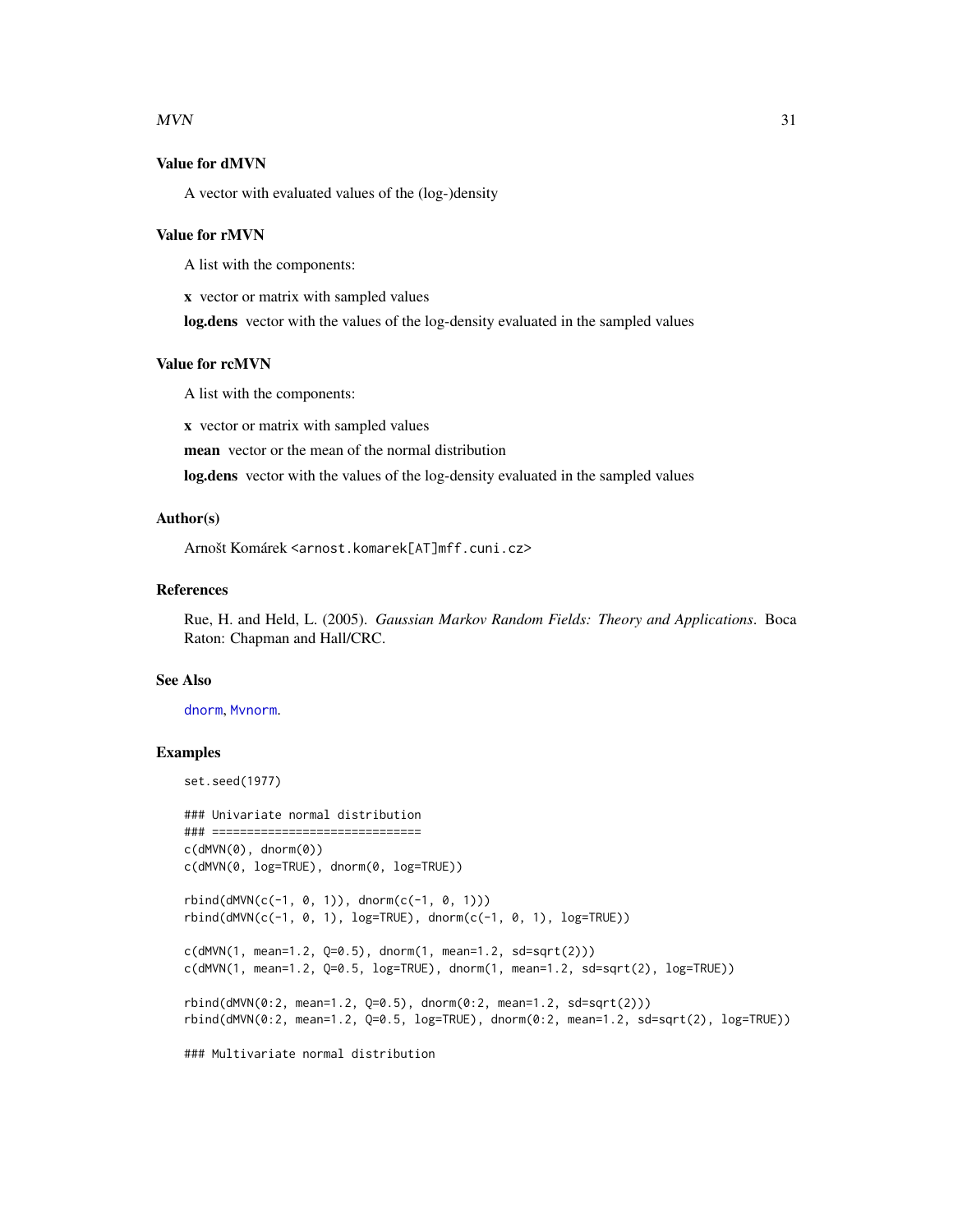### Value for dMVN

A vector with evaluated values of the (log-)density

### Value for rMVN

A list with the components:

**x** vector or matrix with sampled values

**log.dens** vector with the values of the log-density evaluated in the sampled values

### Value for rcMVN

A list with the components:

**x** vector or matrix with sampled values

**mean** vector or the mean of the normal distribution

**log.dens** vector with the values of the log-density evaluated in the sampled values

### Author(s)

Arnošt Komárek <arnost.komarek[AT]mff.cuni.cz>

### References

Rue, H. and Held, L. (2005). *Gaussian Markov Random Fields: Theory and Applications.* Boca Raton: Chapman and Hall/CRC.

### See Also

dnorm, Mvnorm.

### Examples

```
set.seed(1977)

### Univariate normal distribution
### ==============================
c(dMVN(0), dnorm(0))
c(dMVN(0, log=TRUE), dnorm(0, log=TRUE))

rbind(dMVN(c(-1, 0, 1)), dnorm(c(-1, 0, 1)))
rbind(dMVN(c(-1, 0, 1), log=TRUE), dnorm(c(-1, 0, 1), log=TRUE))

c(dMVN(1, mean=1.2, Q=0.5), dnorm(1, mean=1.2, sd=sqrt(2)))
c(dMVN(1, mean=1.2, Q=0.5, log=TRUE), dnorm(1, mean=1.2, sd=sqrt(2), log=TRUE))

rbind(dMVN(0:2, mean=1.2, Q=0.5), dnorm(0:2, mean=1.2, sd=sqrt(2)))
rbind(dMVN(0:2, mean=1.2, Q=0.5, log=TRUE), dnorm(0:2, mean=1.2, sd=sqrt(2), log=TRUE))

### Multivariate normal distribution
```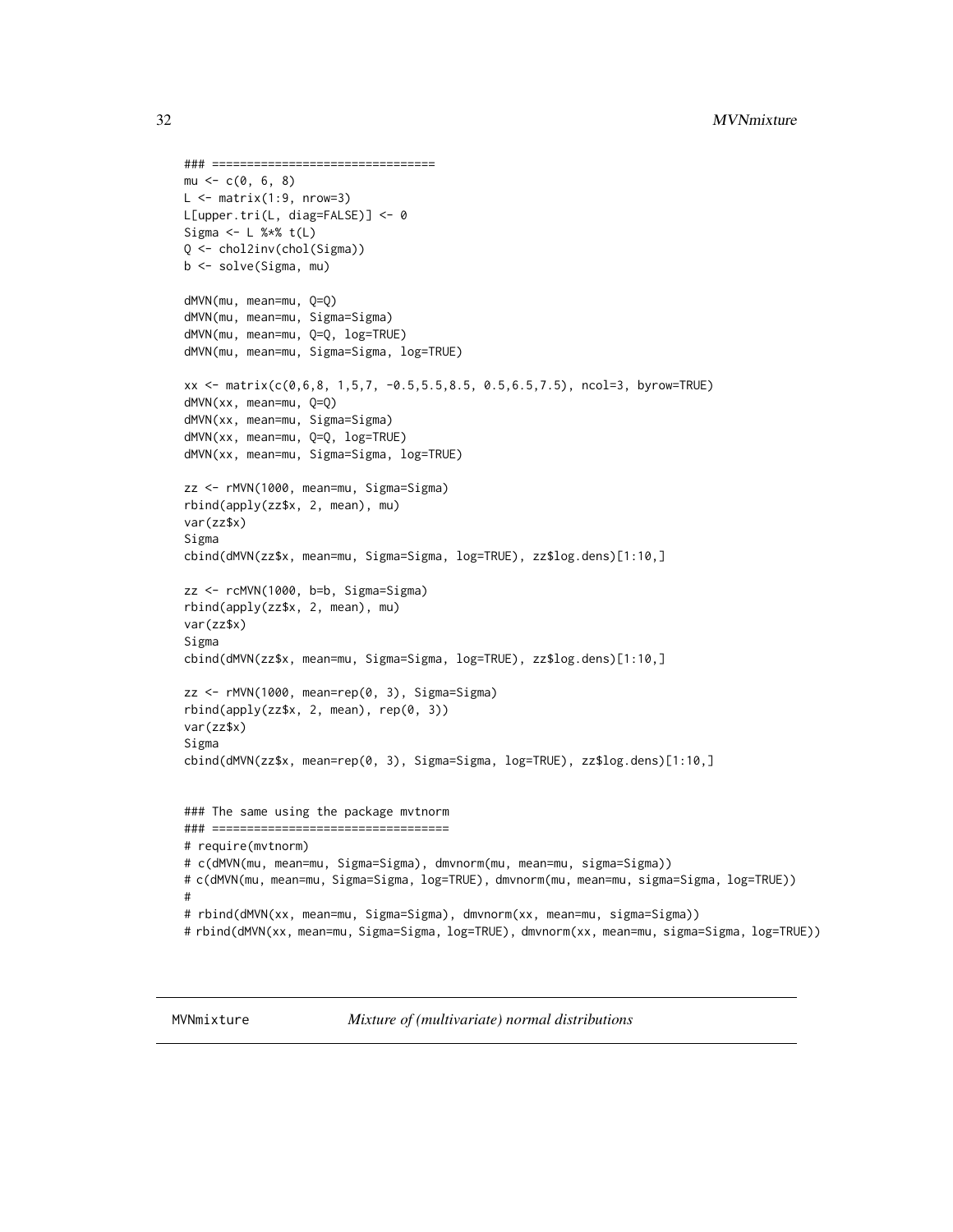```
### ================================
mu <- c(0, 6, 8)
L <- matrix(1:9, nrow=3)
L[upper.tri(L, diag=FALSE)] <- 0
Sigma <- L %*% t(L)
Q <- chol2inv(chol(Sigma))
b <- solve(Sigma, mu)

dMVN(mu, mean=mu, Q=Q)
dMVN(mu, mean=mu, Sigma=Sigma)
dMVN(mu, mean=mu, Q=Q, log=TRUE)
dMVN(mu, mean=mu, Sigma=Sigma, log=TRUE)

xx <- matrix(c(0,6,8, 1,5,7, -0.5,5.5,8.5, 0.5,6.5,7.5), ncol=3, byrow=TRUE)
dMVN(xx, mean=mu, Q=Q)
dMVN(xx, mean=mu, Sigma=Sigma)
dMVN(xx, mean=mu, Q=Q, log=TRUE)
dMVN(xx, mean=mu, Sigma=Sigma, log=TRUE)

zz <- rMVN(1000, mean=mu, Sigma=Sigma)
rbind(apply(zz$x, 2, mean), mu)
var(zz$x)
Sigma
cbind(dMVN(zz$x, mean=mu, Sigma=Sigma, log=TRUE), zz$log.dens)[1:10,]

zz <- rcMVN(1000, b=b, Sigma=Sigma)
rbind(apply(zz$x, 2, mean), mu)
var(zz$x)
Sigma
cbind(dMVN(zz$x, mean=mu, Sigma=Sigma, log=TRUE), zz$log.dens)[1:10,]

zz <- rMVN(1000, mean=rep(0, 3), Sigma=Sigma)
rbind(apply(zz$x, 2, mean), rep(0, 3))
var(zz$x)
Sigma
cbind(dMVN(zz$x, mean=rep(0, 3), Sigma=Sigma, log=TRUE), zz$log.dens)[1:10,]


### The same using the package mvtnorm
### ==================================
# require(mvtnorm)
# c(dMVN(mu, mean=mu, Sigma=Sigma), dmvnorm(mu, mean=mu, sigma=Sigma))
# c(dMVN(mu, mean=mu, Sigma=Sigma, log=TRUE), dmvnorm(mu, mean=mu, sigma=Sigma, log=TRUE))
#
# rbind(dMVN(xx, mean=mu, Sigma=Sigma), dmvnorm(xx, mean=mu, sigma=Sigma))
# rbind(dMVN(xx, mean=mu, Sigma=Sigma, log=TRUE), dmvnorm(xx, mean=mu, sigma=Sigma, log=TRUE))
```

## MVNmixture *Mixture of (multivariate) normal distributions*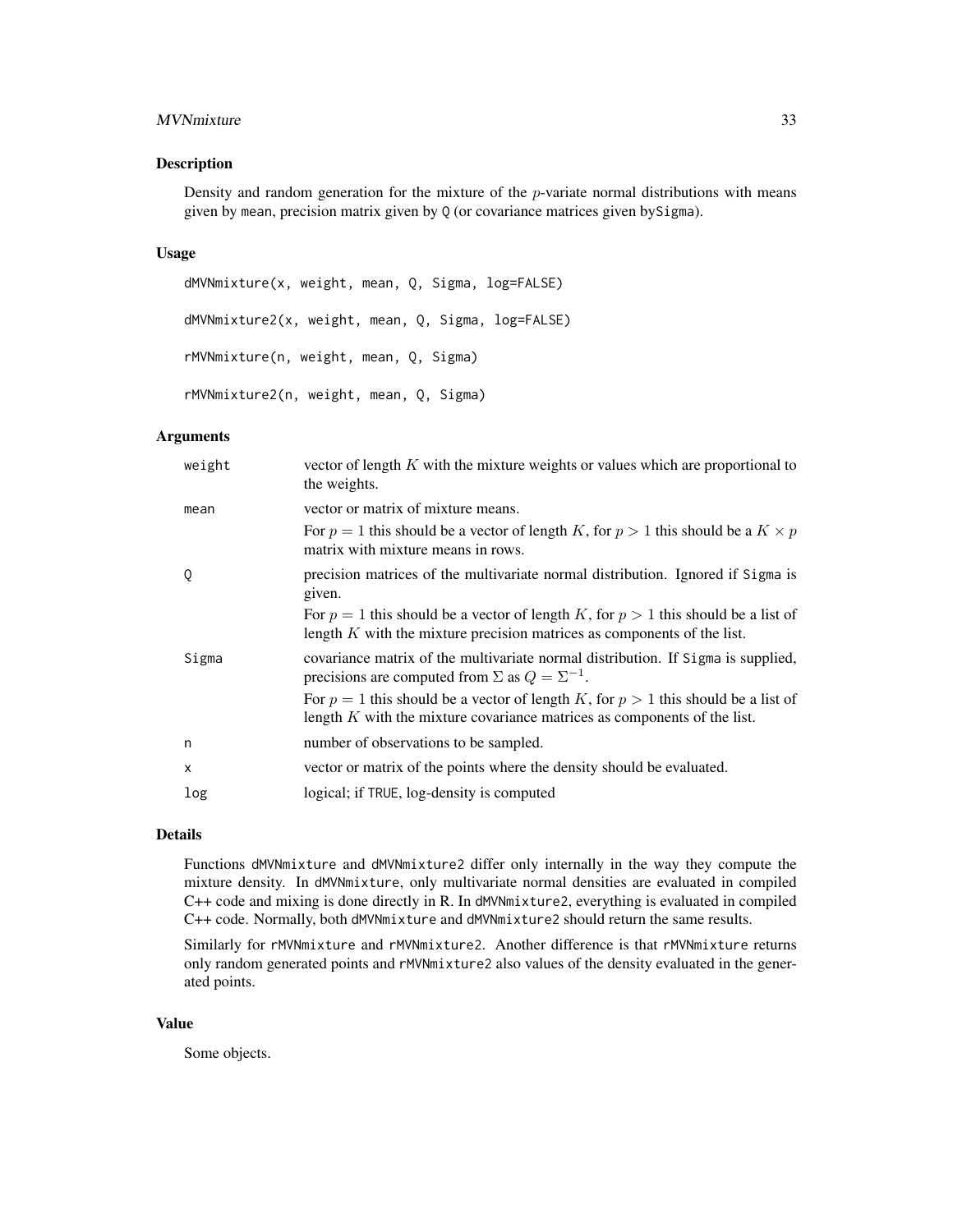## Description

Density and random generation for the mixture of the $p$-variate normal distributions with means given by `mean`, precision matrix given by `Q` (or covariance matrices given by`Sigma`).

## Usage

```
dMVNmixture(x, weight, mean, Q, Sigma, log=FALSE)

dMVNmixture2(x, weight, mean, Q, Sigma, log=FALSE)

rMVNmixture(n, weight, mean, Q, Sigma)

rMVNmixture2(n, weight, mean, Q, Sigma)
```

## Arguments

| | |
|---|---|
| `weight` | vector of length $K$ with the mixture weights or values which are proportional to the weights. |
| `mean` | vector or matrix of mixture means. For $p = 1$ this should be a vector of length $K$, for $p > 1$ this should be a $K \times p$ matrix with mixture means in rows. |
| `Q` | precision matrices of the multivariate normal distribution. Ignored if `Sigma` is given. For $p = 1$ this should be a vector of length $K$, for $p > 1$ this should be a list of length $K$ with the mixture precision matrices as components of the list. |
| `Sigma` | covariance matrix of the multivariate normal distribution. If `Sigma` is supplied, precisions are computed from $\Sigma$ as $Q = \Sigma^{-1}$. For $p = 1$ this should be a vector of length $K$, for $p > 1$ this should be a list of length $K$ with the mixture covariance matrices as components of the list. |
| `n` | number of observations to be sampled. |
| `x` | vector or matrix of the points where the density should be evaluated. |
| `log` | logical; if `TRUE`, log-density is computed |

## Details

Functions `dMVNmixture` and `dMVNmixture2` differ only internally in the way they compute the mixture density. In `dMVNmixture`, only multivariate normal densities are evaluated in compiled C++ code and mixing is done directly in R. In `dMVNmixture2`, everything is evaluated in compiled C++ code. Normally, both `dMVNmixture` and `dMVNmixture2` should return the same results.

Similarly for `rMVNmixture` and `rMVNmixture2`. Another difference is that `rMVNmixture` returns only random generated points and `rMVNmixture2` also values of the density evaluated in the generated points.

## Value

Some objects.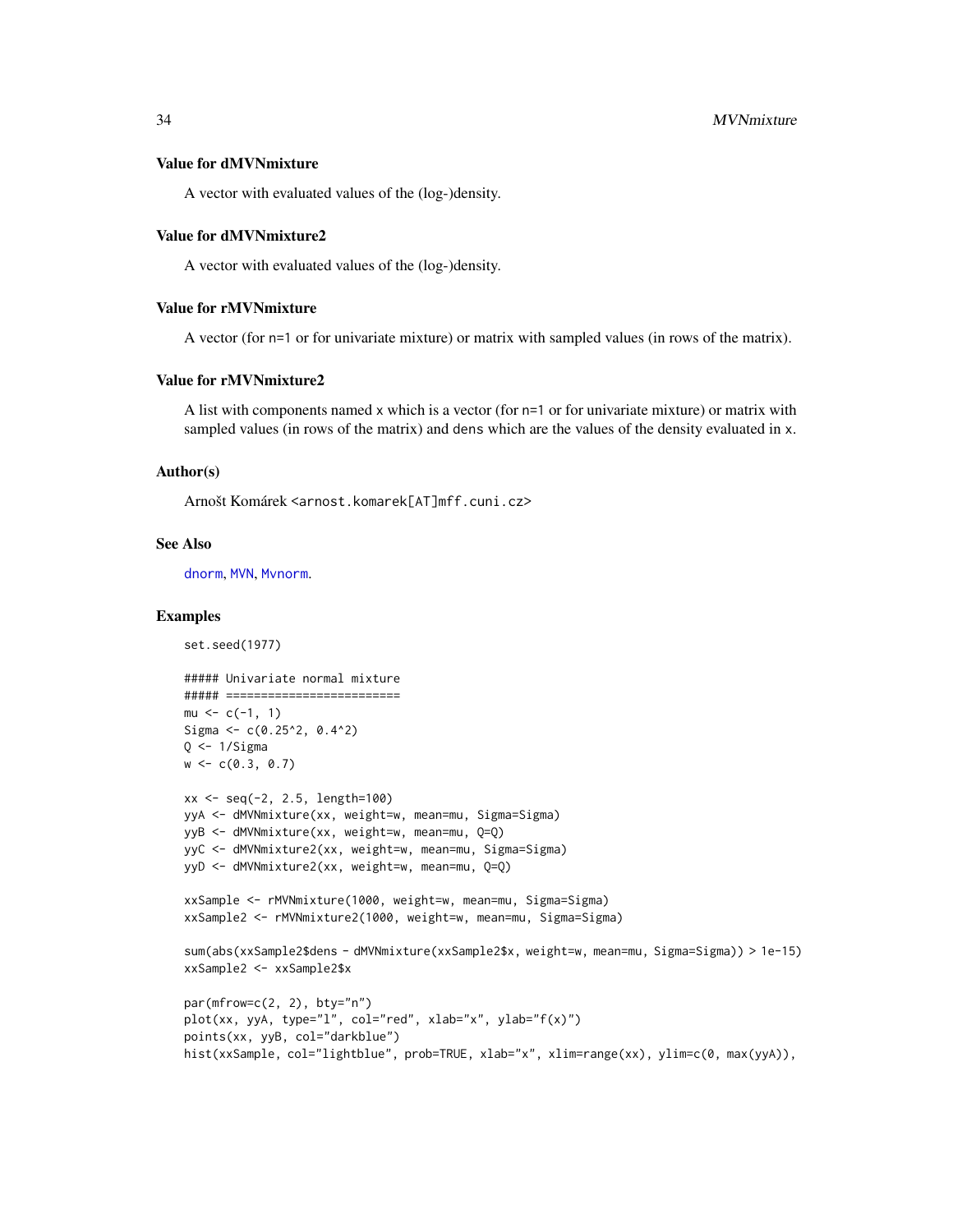### Value for dMVNmixture

A vector with evaluated values of the (log-)density.

### Value for dMVNmixture2

A vector with evaluated values of the (log-)density.

### Value for rMVNmixture

A vector (for n=1 or for univariate mixture) or matrix with sampled values (in rows of the matrix).

### Value for rMVNmixture2

A list with components named x which is a vector (for n=1 or for univariate mixture) or matrix with sampled values (in rows of the matrix) and dens which are the values of the density evaluated in x.

### Author(s)

Arnošt Komárek <arnost.komarek[AT]mff.cuni.cz>

### See Also

dnorm, MVN, Mvnorm.

### Examples

```
set.seed(1977)

##### Univariate normal mixture
##### =========================
mu <- c(-1, 1)
Sigma <- c(0.25^2, 0.4^2)
Q <- 1/Sigma
w <- c(0.3, 0.7)

xx <- seq(-2, 2.5, length=100)
yyA <- dMVNmixture(xx, weight=w, mean=mu, Sigma=Sigma)
yyB <- dMVNmixture(xx, weight=w, mean=mu, Q=Q)
yyC <- dMVNmixture2(xx, weight=w, mean=mu, Sigma=Sigma)
yyD <- dMVNmixture2(xx, weight=w, mean=mu, Q=Q)

xxSample <- rMVNmixture(1000, weight=w, mean=mu, Sigma=Sigma)
xxSample2 <- rMVNmixture2(1000, weight=w, mean=mu, Sigma=Sigma)

sum(abs(xxSample2$dens - dMVNmixture(xxSample2$x, weight=w, mean=mu, Sigma=Sigma)) > 1e-15)
xxSample2 <- xxSample2$x

par(mfrow=c(2, 2), bty="n")
plot(xx, yyA, type="l", col="red", xlab="x", ylab="f(x)")
points(xx, yyB, col="darkblue")
hist(xxSample, col="lightblue", prob=TRUE, xlab="x", xlim=range(xx), ylim=c(0, max(yyA)),
```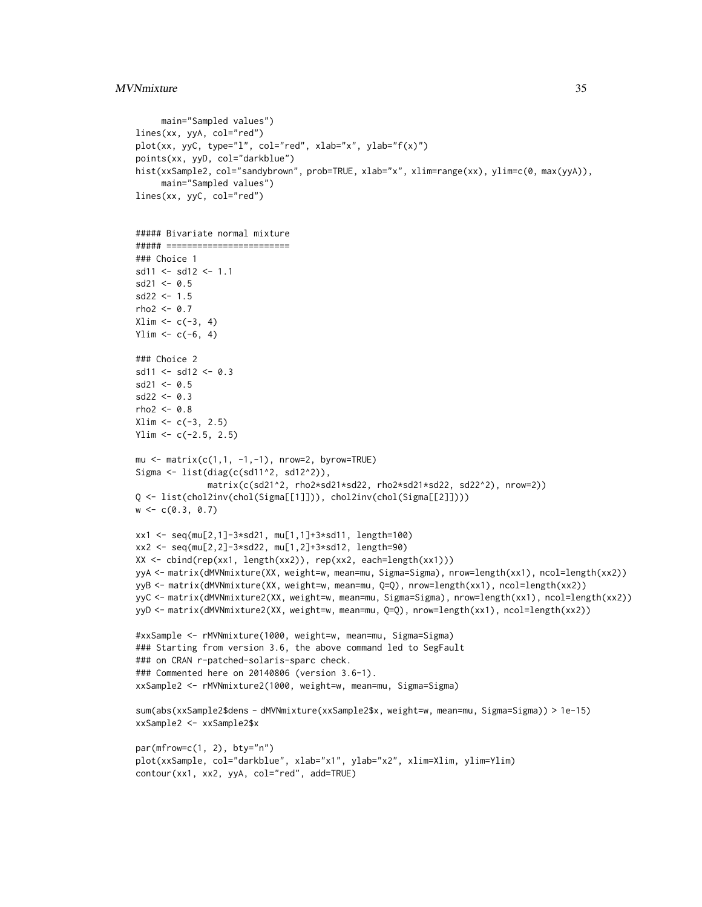```
     main="Sampled values")
lines(xx, yyA, col="red")
plot(xx, yyC, type="l", col="red", xlab="x", ylab="f(x)")
points(xx, yyD, col="darkblue")
hist(xxSample2, col="sandybrown", prob=TRUE, xlab="x", xlim=range(xx), ylim=c(0, max(yyA)),
     main="Sampled values")
lines(xx, yyC, col="red")


##### Bivariate normal mixture
##### ========================
### Choice 1
sd11 <- sd12 <- 1.1
sd21 <- 0.5
sd22 <- 1.5
rho2 <- 0.7
Xlim <- c(-3, 4)
Ylim <- c(-6, 4)

### Choice 2
sd11 <- sd12 <- 0.3
sd21 <- 0.5
sd22 <- 0.3
rho2 <- 0.8
Xlim <- c(-3, 2.5)
Ylim <- c(-2.5, 2.5)

mu <- matrix(c(1,1, -1,-1), nrow=2, byrow=TRUE)
Sigma <- list(diag(c(sd11^2, sd12^2)),
              matrix(c(sd21^2, rho2*sd21*sd22, rho2*sd21*sd22, sd22^2), nrow=2))
Q <- list(chol2inv(chol(Sigma[[1]])), chol2inv(chol(Sigma[[2]])))
w <- c(0.3, 0.7)

xx1 <- seq(mu[2,1]-3*sd21, mu[1,1]+3*sd11, length=100)
xx2 <- seq(mu[2,2]-3*sd22, mu[1,2]+3*sd12, length=90)
XX <- cbind(rep(xx1, length(xx2)), rep(xx2, each=length(xx1)))
yyA <- matrix(dMVNmixture(XX, weight=w, mean=mu, Sigma=Sigma), nrow=length(xx1), ncol=length(xx2))
yyB <- matrix(dMVNmixture(XX, weight=w, mean=mu, Q=Q), nrow=length(xx1), ncol=length(xx2))
yyC <- matrix(dMVNmixture2(XX, weight=w, mean=mu, Sigma=Sigma), nrow=length(xx1), ncol=length(xx2))
yyD <- matrix(dMVNmixture2(XX, weight=w, mean=mu, Q=Q), nrow=length(xx1), ncol=length(xx2))

#xxSample <- rMVNmixture(1000, weight=w, mean=mu, Sigma=Sigma)
### Starting from version 3.6, the above command led to SegFault
### on CRAN r-patched-solaris-sparc check.
### Commented here on 20140806 (version 3.6-1).
xxSample2 <- rMVNmixture2(1000, weight=w, mean=mu, Sigma=Sigma)

sum(abs(xxSample2$dens - dMVNmixture(xxSample2$x, weight=w, mean=mu, Sigma=Sigma)) > 1e-15)
xxSample2 <- xxSample2$x

par(mfrow=c(1, 2), bty="n")
plot(xxSample, col="darkblue", xlab="x1", ylab="x2", xlim=Xlim, ylim=Ylim)
contour(xx1, xx2, yyA, col="red", add=TRUE)
```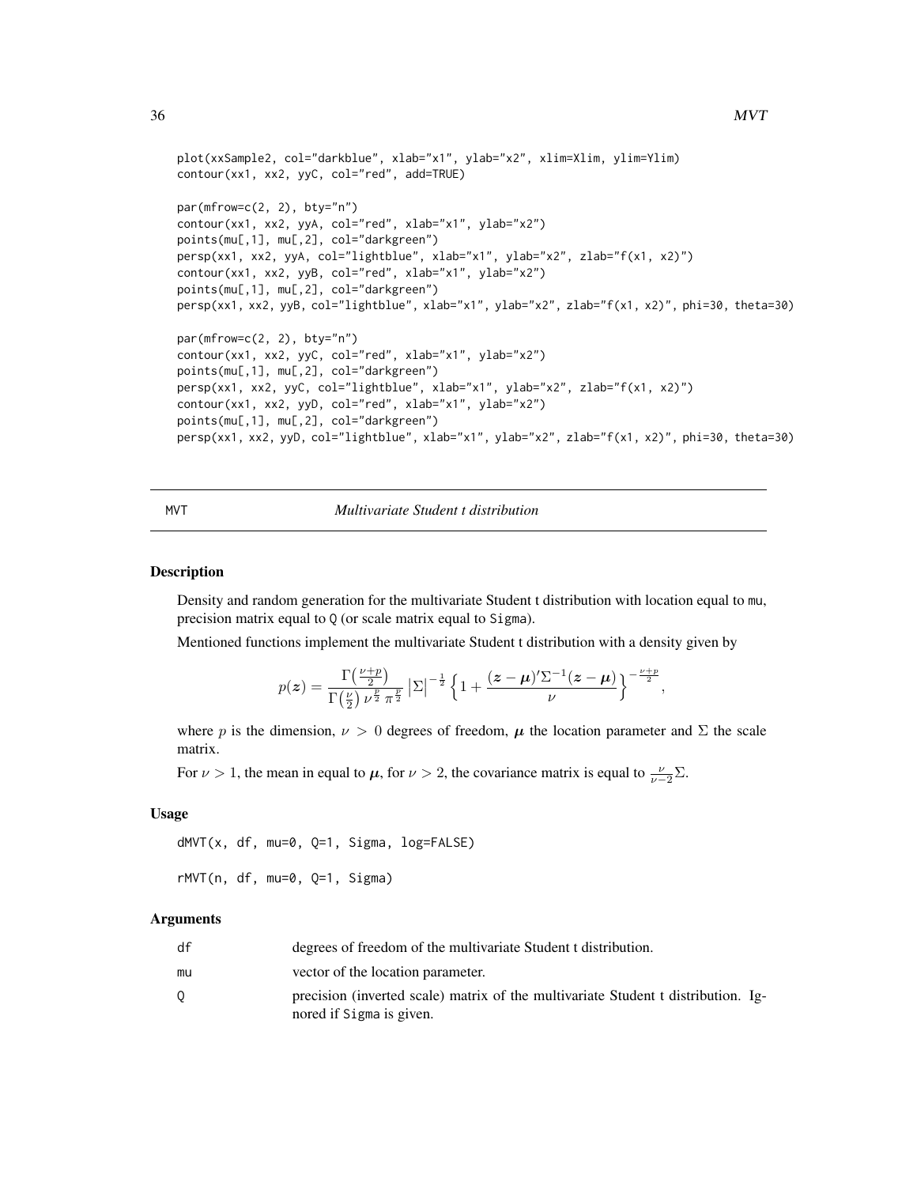```
plot(xxSample2, col="darkblue", xlab="x1", ylab="x2", xlim=Xlim, ylim=Ylim)
contour(xx1, xx2, yyC, col="red", add=TRUE)

par(mfrow=c(2, 2), bty="n")
contour(xx1, xx2, yyA, col="red", xlab="x1", ylab="x2")
points(mu[,1], mu[,2], col="darkgreen")
persp(xx1, xx2, yyA, col="lightblue", xlab="x1", ylab="x2", zlab="f(x1, x2)")
contour(xx1, xx2, yyB, col="red", xlab="x1", ylab="x2")
points(mu[,1], mu[,2], col="darkgreen")
persp(xx1, xx2, yyB, col="lightblue", xlab="x1", ylab="x2", zlab="f(x1, x2)", phi=30, theta=30)

par(mfrow=c(2, 2), bty="n")
contour(xx1, xx2, yyC, col="red", xlab="x1", ylab="x2")
points(mu[,1], mu[,2], col="darkgreen")
persp(xx1, xx2, yyC, col="lightblue", xlab="x1", ylab="x2", zlab="f(x1, x2)")
contour(xx1, xx2, yyD, col="red", xlab="x1", ylab="x2")
points(mu[,1], mu[,2], col="darkgreen")
persp(xx1, xx2, yyD, col="lightblue", xlab="x1", ylab="x2", zlab="f(x1, x2)", phi=30, theta=30)
```

---

MVT *Multivariate Student t distribution*

---

## Description

Density and random generation for the multivariate Student t distribution with location equal to `mu`, precision matrix equal to `Q` (or scale matrix equal to `Sigma`).

Mentioned functions implement the multivariate Student t distribution with a density given by

$$p(\boldsymbol{z}) = \frac{\Gamma\bigl(\frac{\nu+p}{2}\bigr)}{\Gamma\bigl(\frac{\nu}{2}\bigr)\,\nu^{\frac{p}{2}}\,\pi^{\frac{p}{2}}}\,\bigl|\Sigma\bigr|^{-\frac{1}{2}}\Bigl\{1 + \frac{(\boldsymbol{z}-\boldsymbol{\mu})'\Sigma^{-1}(\boldsymbol{z}-\boldsymbol{\mu})}{\nu}\Bigr\}^{-\frac{\nu+p}{2}},$$

where $p$ is the dimension, $\nu > 0$ degrees of freedom, $\boldsymbol{\mu}$ the location parameter and $\Sigma$ the scale matrix.

For $\nu > 1$, the mean in equal to $\boldsymbol{\mu}$, for $\nu > 2$, the covariance matrix is equal to $\frac{\nu}{\nu-2}\Sigma$.

## Usage

```
dMVT(x, df, mu=0, Q=1, Sigma, log=FALSE)

rMVT(n, df, mu=0, Q=1, Sigma)
```

## Arguments

| | |
|---|---|
| df | degrees of freedom of the multivariate Student t distribution. |
| mu | vector of the location parameter. |
| Q | precision (inverted scale) matrix of the multivariate Student t distribution. Ignored if `Sigma` is given. |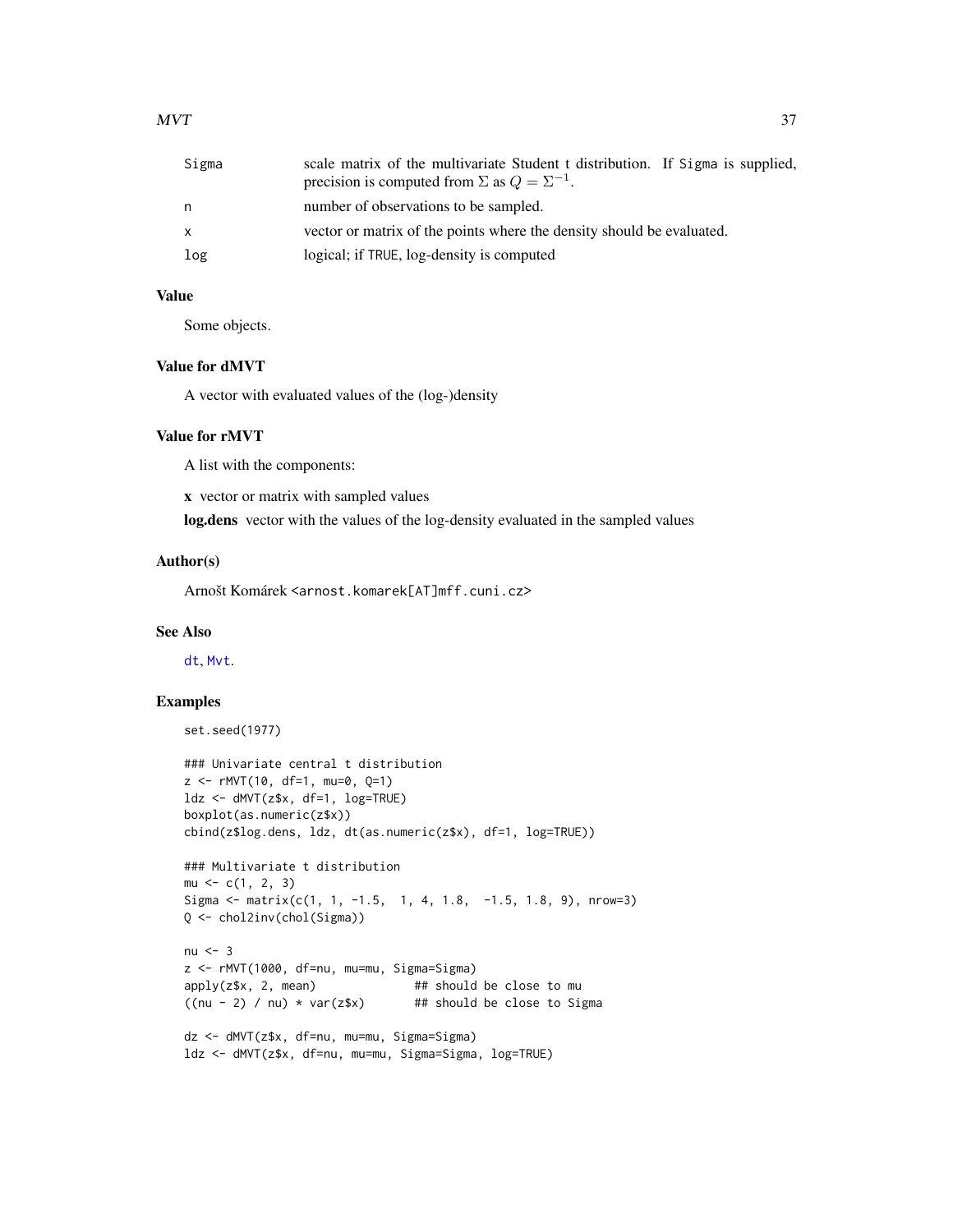| | |
|---|---|
| Sigma | scale matrix of the multivariate Student t distribution. If Sigma is supplied, precision is computed from $\Sigma$ as $Q = \Sigma^{-1}$. |
| n | number of observations to be sampled. |
| x | vector or matrix of the points where the density should be evaluated. |
| log | logical; if TRUE, log-density is computed |

## Value

Some objects.

## Value for dMVT

A vector with evaluated values of the (log-)density

## Value for rMVT

A list with the components:

**x** vector or matrix with sampled values

**log.dens** vector with the values of the log-density evaluated in the sampled values

## Author(s)

Arnošt Komárek <arnost.komarek[AT]mff.cuni.cz>

## See Also

dt, Mvt.

## Examples

```
set.seed(1977)

### Univariate central t distribution
z <- rMVT(10, df=1, mu=0, Q=1)
ldz <- dMVT(z$x, df=1, log=TRUE)
boxplot(as.numeric(z$x))
cbind(z$log.dens, ldz, dt(as.numeric(z$x), df=1, log=TRUE))

### Multivariate t distribution
mu <- c(1, 2, 3)
Sigma <- matrix(c(1, 1, -1.5,  1, 4, 1.8,  -1.5, 1.8, 9), nrow=3)
Q <- chol2inv(chol(Sigma))

nu <- 3
z <- rMVT(1000, df=nu, mu=mu, Sigma=Sigma)
apply(z$x, 2, mean)              ## should be close to mu
((nu - 2) / nu) * var(z$x)       ## should be close to Sigma

dz <- dMVT(z$x, df=nu, mu=mu, Sigma=Sigma)
ldz <- dMVT(z$x, df=nu, mu=mu, Sigma=Sigma, log=TRUE)
```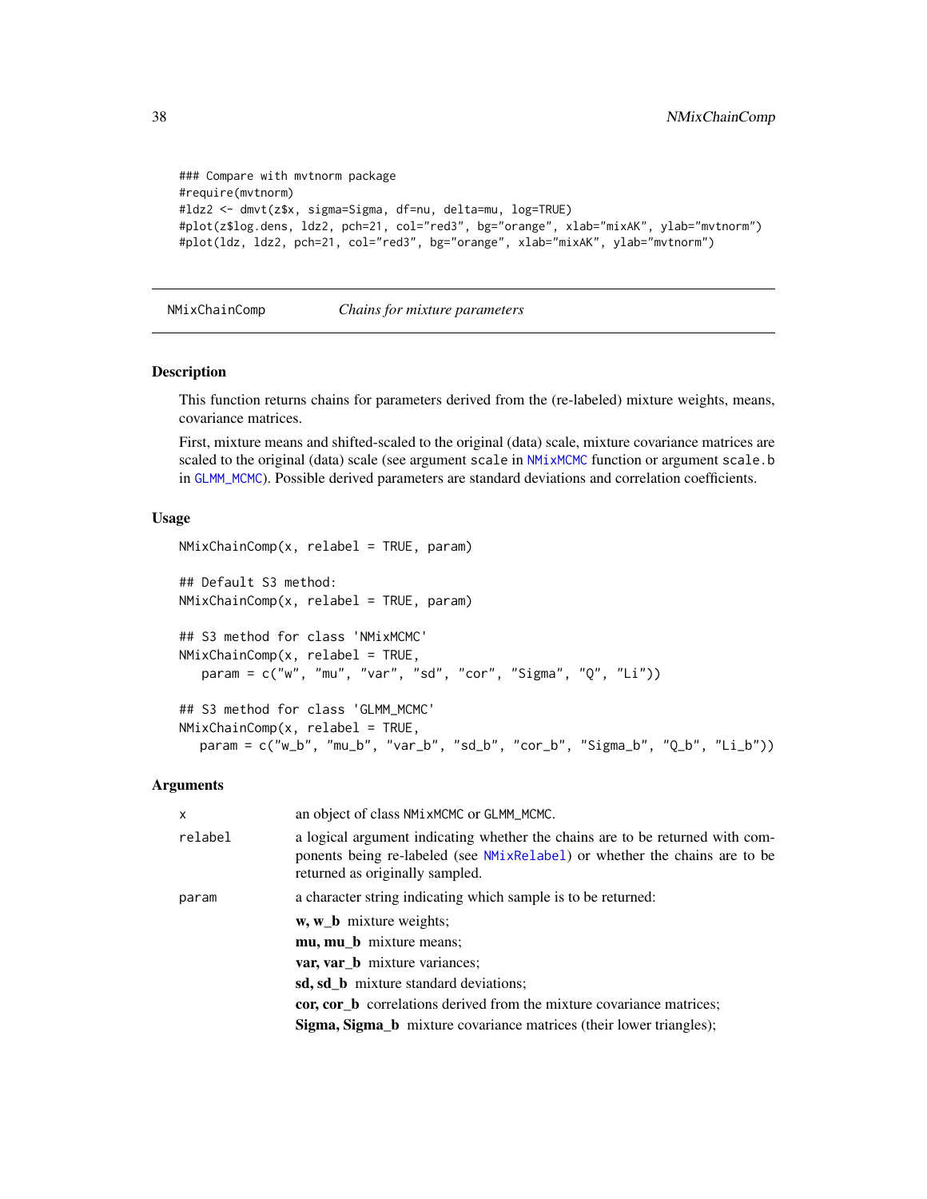```
### Compare with mvtnorm package
#require(mvtnorm)
#ldz2 <- dmvt(z$x, sigma=Sigma, df=nu, delta=mu, log=TRUE)
#plot(z$log.dens, ldz2, pch=21, col="red3", bg="orange", xlab="mixAK", ylab="mvtnorm")
#plot(ldz, ldz2, pch=21, col="red3", bg="orange", xlab="mixAK", ylab="mvtnorm")
```

---

NMixChainComp *Chains for mixture parameters*

---

## Description

This function returns chains for parameters derived from the (re-labeled) mixture weights, means, covariance matrices.

First, mixture means and shifted-scaled to the original (data) scale, mixture covariance matrices are scaled to the original (data) scale (see argument `scale` in `NMixMCMC` function or argument `scale.b` in `GLMM_MCMC`). Possible derived parameters are standard deviations and correlation coefficients.

## Usage

```
NMixChainComp(x, relabel = TRUE, param)

## Default S3 method:
NMixChainComp(x, relabel = TRUE, param)

## S3 method for class 'NMixMCMC'
NMixChainComp(x, relabel = TRUE,
   param = c("w", "mu", "var", "sd", "cor", "Sigma", "Q", "Li"))

## S3 method for class 'GLMM_MCMC'
NMixChainComp(x, relabel = TRUE,
   param = c("w_b", "mu_b", "var_b", "sd_b", "cor_b", "Sigma_b", "Q_b", "Li_b"))
```

## Arguments

| | |
|---|---|
| `x` | an object of class `NMixMCMC` or `GLMM_MCMC`. |
| `relabel` | a logical argument indicating whether the chains are to be returned with components being re-labeled (see `NMixRelabel`) or whether the chains are to be returned as originally sampled. |
| `param` | a character string indicating which sample is to be returned: |

- **w, w_b** mixture weights;
- **mu, mu_b** mixture means;
- **var, var_b** mixture variances;
- **sd, sd_b** mixture standard deviations;
- **cor, cor_b** correlations derived from the mixture covariance matrices;
- **Sigma, Sigma_b** mixture covariance matrices (their lower triangles);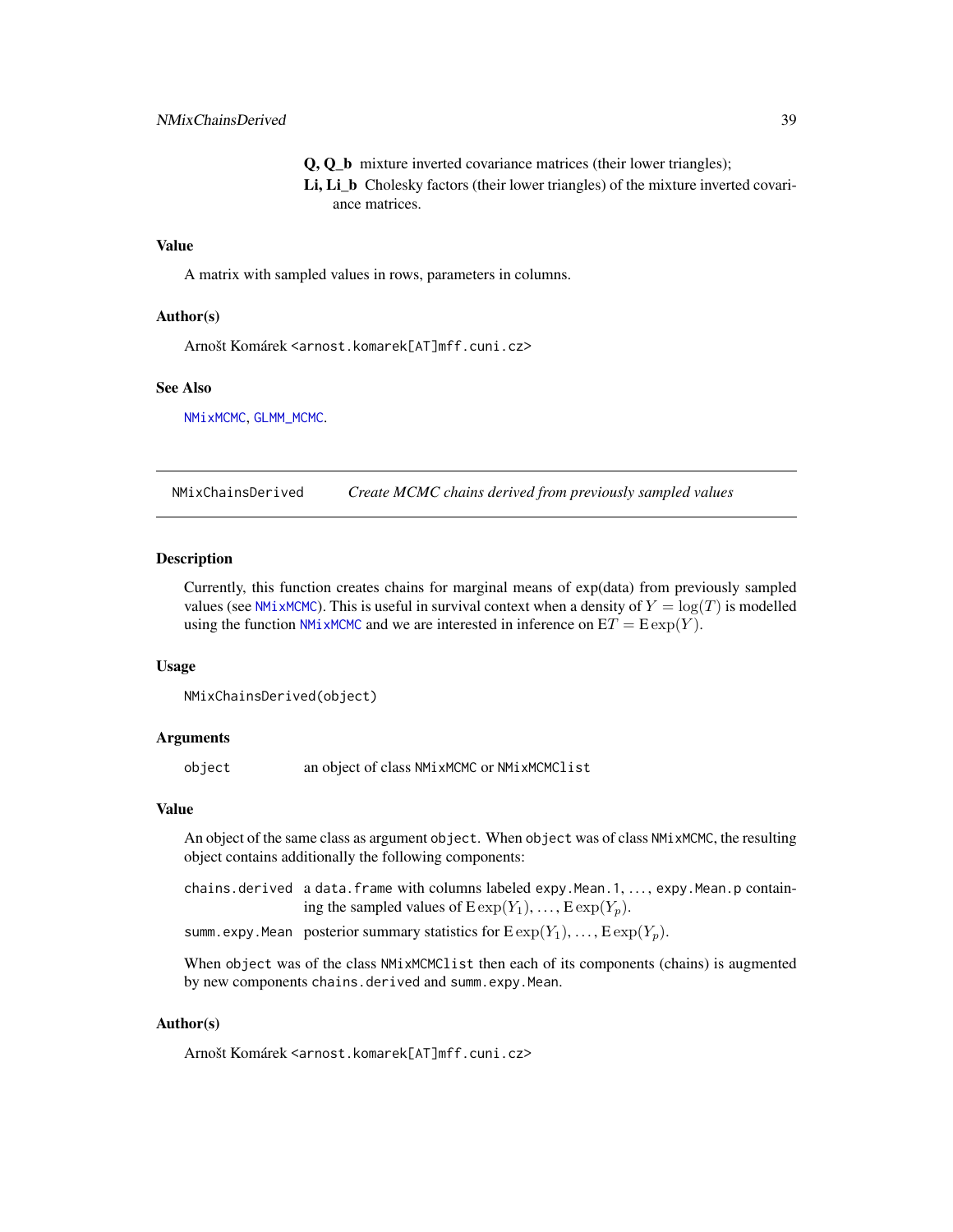**Q, Q_b** mixture inverted covariance matrices (their lower triangles);

**Li, Li_b** Cholesky factors (their lower triangles) of the mixture inverted covariance matrices.

### Value

A matrix with sampled values in rows, parameters in columns.

### Author(s)

Arnošt Komárek <arnost.komarek[AT]mff.cuni.cz>

### See Also

NMixMCMC, GLMM_MCMC.

---

## NMixChainsDerived — *Create MCMC chains derived from previously sampled values*

### Description

Currently, this function creates chains for marginal means of exp(data) from previously sampled values (see NMixMCMC). This is useful in survival context when a density of $Y = \log(T)$ is modelled using the function NMixMCMC and we are interested in inference on $\mathrm{E}T = \mathrm{E}\exp(Y)$.

### Usage

```
NMixChainsDerived(object)
```

### Arguments

| | |
|---|---|
| `object` | an object of class `NMixMCMC` or `NMixMCMClist` |

### Value

An object of the same class as argument `object`. When `object` was of class `NMixMCMC`, the resulting object contains additionally the following components:

| | |
|---|---|
| `chains.derived` | a `data.frame` with columns labeled `expy.Mean.1`, ..., `expy.Mean.p` containing the sampled values of $\mathrm{E}\exp(Y_1), \ldots, \mathrm{E}\exp(Y_p)$. |
| `summ.expy.Mean` | posterior summary statistics for $\mathrm{E}\exp(Y_1), \ldots, \mathrm{E}\exp(Y_p)$. |

When `object` was of the class `NMixMCMClist` then each of its components (chains) is augmented by new components `chains.derived` and `summ.expy.Mean`.

### Author(s)

Arnošt Komárek <arnost.komarek[AT]mff.cuni.cz>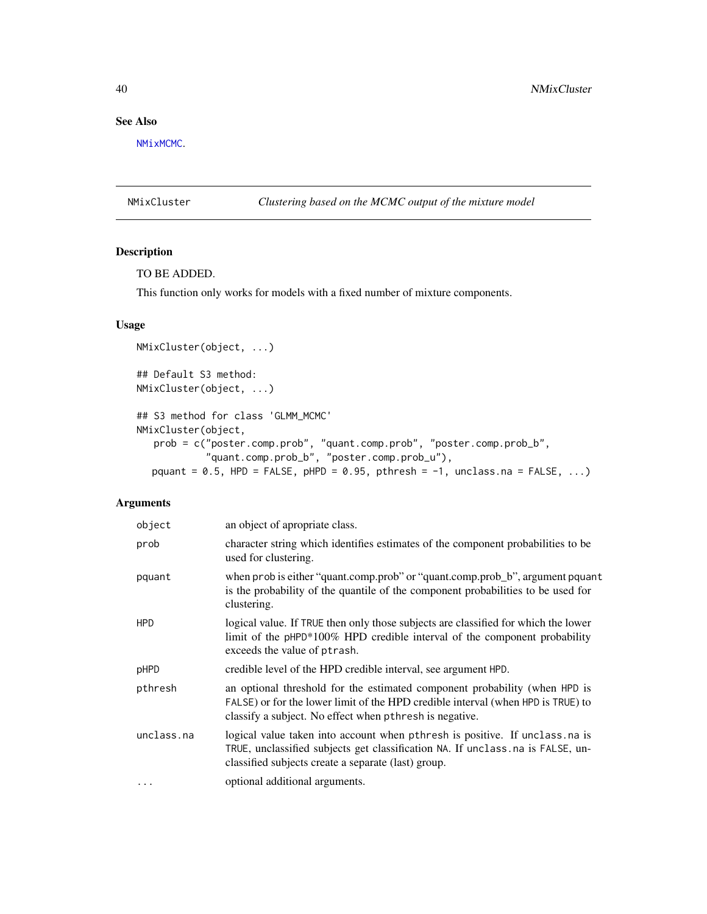## See Also

NMixMCMC.

---

## NMixCluster — *Clustering based on the MCMC output of the mixture model*

### Description

TO BE ADDED.

This function only works for models with a fixed number of mixture components.

### Usage

```
NMixCluster(object, ...)

## Default S3 method:
NMixCluster(object, ...)

## S3 method for class 'GLMM_MCMC'
NMixCluster(object,
   prob = c("poster.comp.prob", "quant.comp.prob", "poster.comp.prob_b",
            "quant.comp.prob_b", "poster.comp.prob_u"),
   pquant = 0.5, HPD = FALSE, pHPD = 0.95, pthresh = -1, unclass.na = FALSE, ...)
```

### Arguments

| | |
|---|---|
| object | an object of apropriate class. |
| prob | character string which identifies estimates of the component probabilities to be used for clustering. |
| pquant | when prob is either "quant.comp.prob" or "quant.comp.prob_b", argument pquant is the probability of the quantile of the component probabilities to be used for clustering. |
| HPD | logical value. If TRUE then only those subjects are classified for which the lower limit of the pHPD*100% HPD credible interval of the component probability exceeds the value of ptrash. |
| pHPD | credible level of the HPD credible interval, see argument HPD. |
| pthresh | an optional threshold for the estimated component probability (when HPD is FALSE) or for the lower limit of the HPD credible interval (when HPD is TRUE) to classify a subject. No effect when pthresh is negative. |
| unclass.na | logical value taken into account when pthresh is positive. If unclass.na is TRUE, unclassified subjects get classification NA. If unclass.na is FALSE, unclassified subjects create a separate (last) group. |
| ... | optional additional arguments. |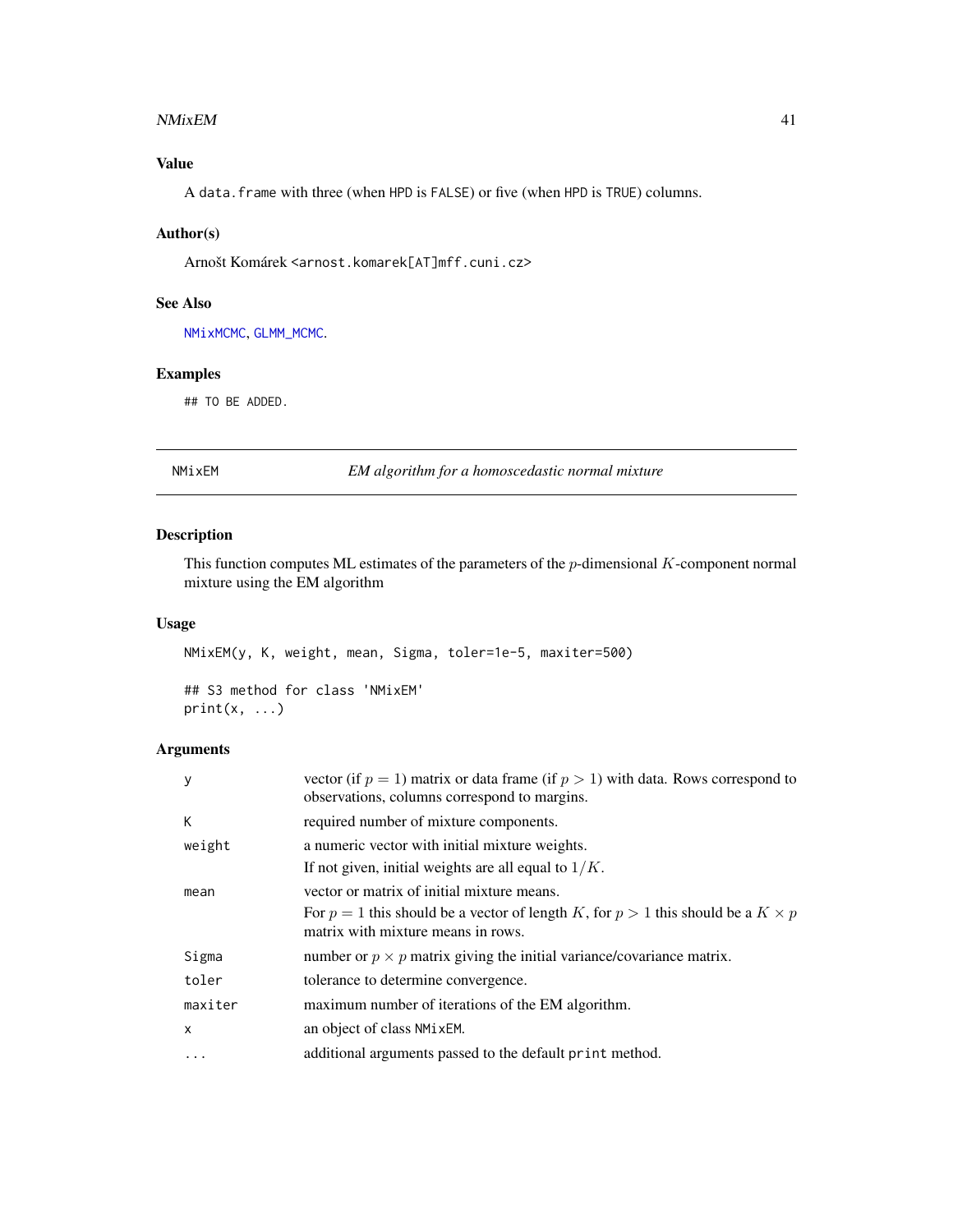## Value

A `data.frame` with three (when `HPD` is `FALSE`) or five (when `HPD` is `TRUE`) columns.

## Author(s)

Arnošt Komárek <arnost.komarek[AT]mff.cuni.cz>

## See Also

`NMixMCMC`, `GLMM_MCMC`.

## Examples

```
## TO BE ADDED.
```

---

# NMixEM — *EM algorithm for a homoscedastic normal mixture*

## Description

This function computes ML estimates of the parameters of the $p$-dimensional $K$-component normal mixture using the EM algorithm

## Usage

```
NMixEM(y, K, weight, mean, Sigma, toler=1e-5, maxiter=500)

## S3 method for class 'NMixEM'
print(x, ...)
```

## Arguments

| | |
|---|---|
| `y` | vector (if $p = 1$) matrix or data frame (if $p > 1$) with data. Rows correspond to observations, columns correspond to margins. |
| `K` | required number of mixture components. |
| `weight` | a numeric vector with initial mixture weights. If not given, initial weights are all equal to $1/K$. |
| `mean` | vector or matrix of initial mixture means. For $p = 1$ this should be a vector of length $K$, for $p > 1$ this should be a $K \times p$ matrix with mixture means in rows. |
| `Sigma` | number or $p \times p$ matrix giving the initial variance/covariance matrix. |
| `toler` | tolerance to determine convergence. |
| `maxiter` | maximum number of iterations of the EM algorithm. |
| `x` | an object of class `NMixEM`. |
| `...` | additional arguments passed to the default `print` method. |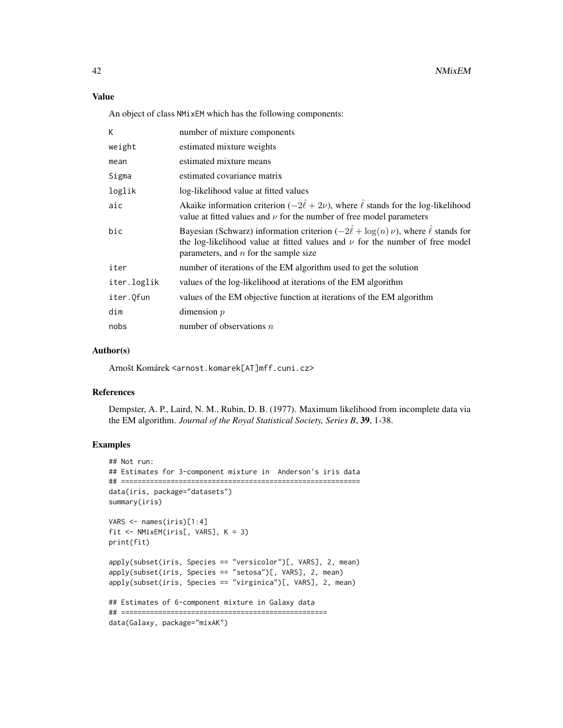### Value

An object of class NMixEM which has the following components:

| | |
|---|---|
| K | number of mixture components |
| weight | estimated mixture weights |
| mean | estimated mixture means |
| Sigma | estimated covariance matrix |
| loglik | log-likelihood value at fitted values |
| aic | Akaike information criterion ($-2\hat{\ell} + 2\nu$), where $\hat{\ell}$ stands for the log-likelihood value at fitted values and $\nu$ for the number of free model parameters |
| bic | Bayesian (Schwarz) information criterion ($-2\hat{\ell} + \log(n)\,\nu$), where $\hat{\ell}$ stands for the log-likelihood value at fitted values and $\nu$ for the number of free model parameters, and $n$ for the sample size |
| iter | number of iterations of the EM algorithm used to get the solution |
| iter.loglik | values of the log-likelihood at iterations of the EM algorithm |
| iter.Qfun | values of the EM objective function at iterations of the EM algorithm |
| dim | dimension $p$ |
| nobs | number of observations $n$ |

### Author(s)

Arnošt Komárek <arnost.komarek[AT]mff.cuni.cz>

### References

Dempster, A. P., Laird, N. M., Rubin, D. B. (1977). Maximum likelihood from incomplete data via the EM algorithm. *Journal of the Royal Statistical Society, Series B*, **39**, 1-38.

### Examples

```
## Not run:
## Estimates for 3-component mixture in  Anderson's iris data
## ==========================================================
data(iris, package="datasets")
summary(iris)

VARS <- names(iris)[1:4]
fit <- NMixEM(iris[, VARS], K = 3)
print(fit)

apply(subset(iris, Species == "versicolor")[, VARS], 2, mean)
apply(subset(iris, Species == "setosa")[, VARS], 2, mean)
apply(subset(iris, Species == "virginica")[, VARS], 2, mean)

## Estimates of 6-component mixture in Galaxy data
## ==================================================
data(Galaxy, package="mixAK")
```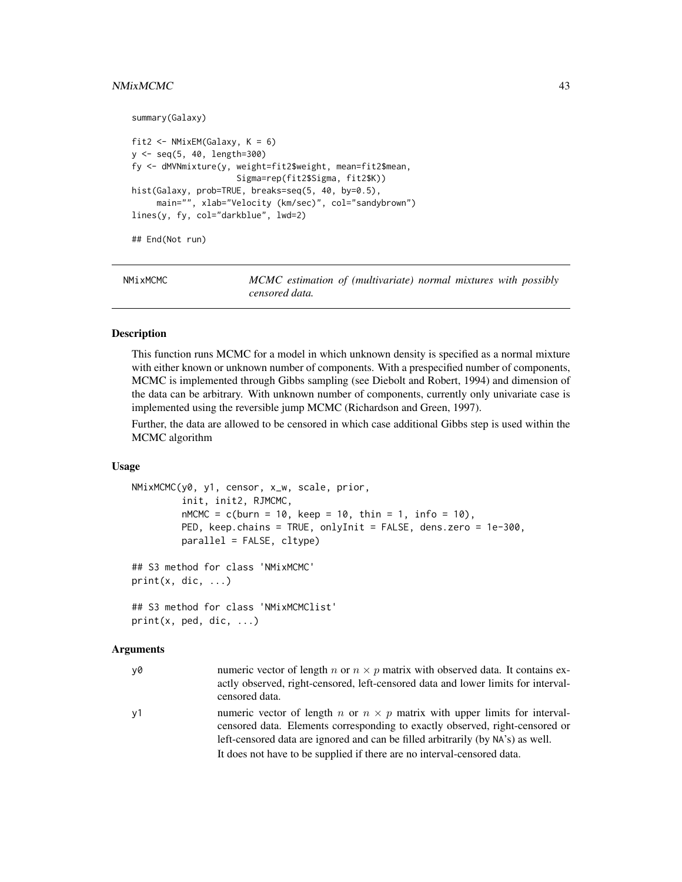```
summary(Galaxy)

fit2 <- NMixEM(Galaxy, K = 6)
y <- seq(5, 40, length=300)
fy <- dMVNmixture(y, weight=fit2$weight, mean=fit2$mean,
                  Sigma=rep(fit2$Sigma, fit2$K))
hist(Galaxy, prob=TRUE, breaks=seq(5, 40, by=0.5),
     main="", xlab="Velocity (km/sec)", col="sandybrown")
lines(y, fy, col="darkblue", lwd=2)

## End(Not run)
```

---

## NMixMCMC — *MCMC estimation of (multivariate) normal mixtures with possibly censored data.*

---

### Description

This function runs MCMC for a model in which unknown density is specified as a normal mixture with either known or unknown number of components. With a prespecified number of components, MCMC is implemented through Gibbs sampling (see Diebolt and Robert, 1994) and dimension of the data can be arbitrary. With unknown number of components, currently only univariate case is implemented using the reversible jump MCMC (Richardson and Green, 1997).

Further, the data are allowed to be censored in which case additional Gibbs step is used within the MCMC algorithm

### Usage

```
NMixMCMC(y0, y1, censor, x_w, scale, prior,
         init, init2, RJMCMC,
         nMCMC = c(burn = 10, keep = 10, thin = 1, info = 10),
         PED, keep.chains = TRUE, onlyInit = FALSE, dens.zero = 1e-300,
         parallel = FALSE, cltype)

## S3 method for class 'NMixMCMC'
print(x, dic, ...)

## S3 method for class 'NMixMCMClist'
print(x, ped, dic, ...)
```

### Arguments

`y0` numeric vector of length $n$ or $n \times p$ matrix with observed data. It contains exactly observed, right-censored, left-censored data and lower limits for interval-censored data.

`y1` numeric vector of length $n$ or $n \times p$ matrix with upper limits for interval-censored data. Elements corresponding to exactly observed, right-censored or left-censored data are ignored and can be filled arbitrarily (by NA's) as well.

It does not have to be supplied if there are no interval-censored data.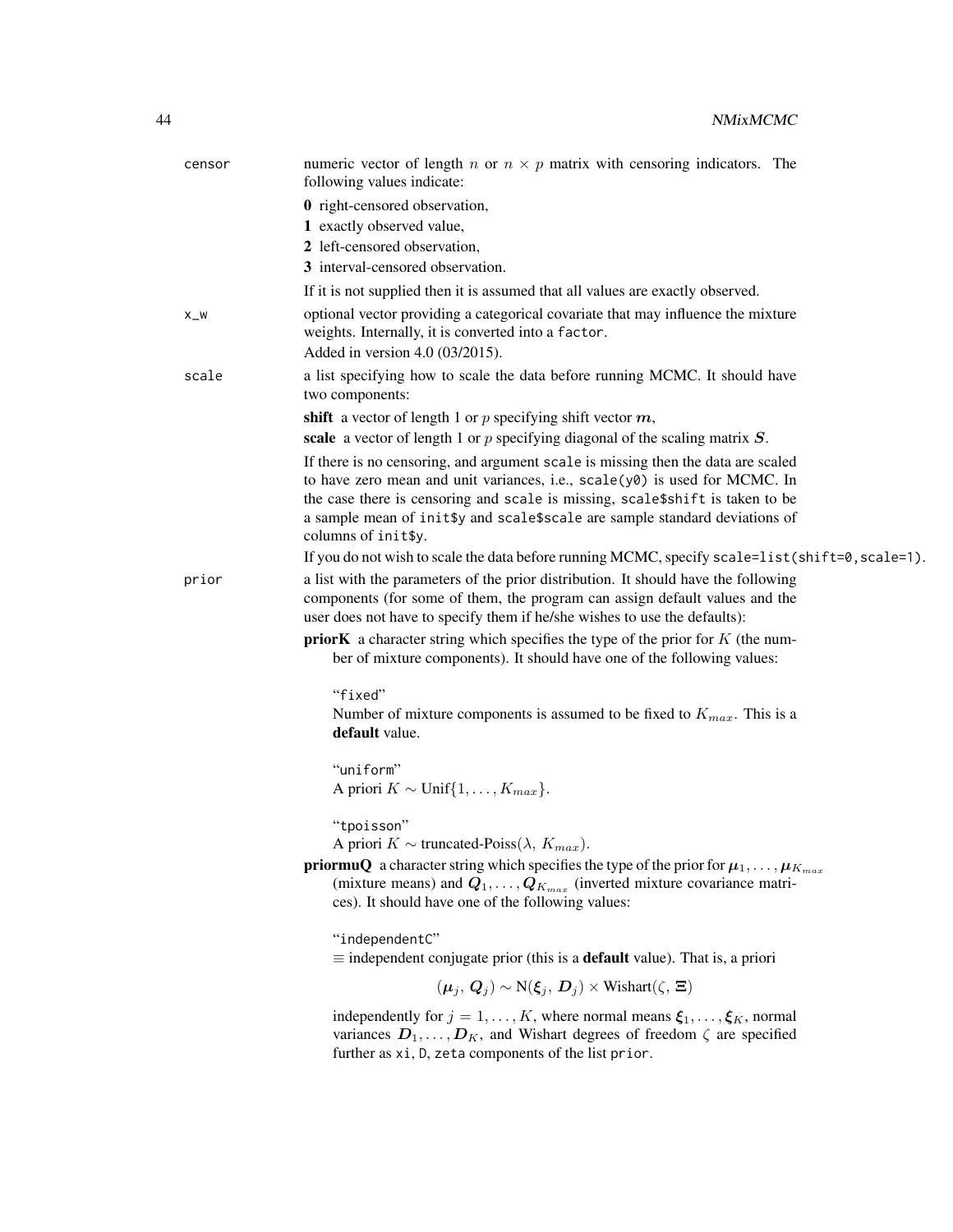`censor`
: numeric vector of length $n$ or $n \times p$ matrix with censoring indicators. The following values indicate:

  **0** right-censored observation,

  **1** exactly observed value,

  **2** left-censored observation,

  **3** interval-censored observation.

  If it is not supplied then it is assumed that all values are exactly observed.

`x_w`
: optional vector providing a categorical covariate that may influence the mixture weights. Internally, it is converted into a `factor`.

  Added in version 4.0 (03/2015).

`scale`
: a list specifying how to scale the data before running MCMC. It should have two components:

  **shift** a vector of length 1 or $p$ specifying shift vector $\boldsymbol{m}$,

  **scale** a vector of length 1 or $p$ specifying diagonal of the scaling matrix $\boldsymbol{S}$.

  If there is no censoring, and argument `scale` is missing then the data are scaled to have zero mean and unit variances, i.e., `scale(y0)` is used for MCMC. In the case there is censoring and `scale` is missing, `scale$shift` is taken to be a sample mean of `init$y` and `scale$scale` are sample standard deviations of columns of `init$y`.

  If you do not wish to scale the data before running MCMC, specify `scale=list(shift=0,scale=1)`.

`prior`
: a list with the parameters of the prior distribution. It should have the following components (for some of them, the program can assign default values and the user does not have to specify them if he/she wishes to use the defaults):

  **priorK** a character string which specifies the type of the prior for $K$ (the number of mixture components). It should have one of the following values:

  "`fixed`"
  Number of mixture components is assumed to be fixed to $K_{max}$. This is a **default** value.

  "`uniform`"
  A priori $K \sim \text{Unif}\{1, \ldots, K_{max}\}$.

  "`tpoisson`"
  A priori $K \sim$ truncated-Poiss$(\lambda,\ K_{max})$.

  **priormuQ** a character string which specifies the type of the prior for $\boldsymbol{\mu}_1, \ldots, \boldsymbol{\mu}_{K_{max}}$ (mixture means) and $\boldsymbol{Q}_1, \ldots, \boldsymbol{Q}_{K_{max}}$ (inverted mixture covariance matrices). It should have one of the following values:

  "`independentC`"
  $\equiv$ independent conjugate prior (this is a **default** value). That is, a priori

  $$(\boldsymbol{\mu}_j,\ \boldsymbol{Q}_j) \sim \text{N}(\boldsymbol{\xi}_j,\ \boldsymbol{D}_j) \times \text{Wishart}(\zeta,\ \boldsymbol{\Xi})$$

  independently for $j = 1, \ldots, K$, where normal means $\boldsymbol{\xi}_1, \ldots, \boldsymbol{\xi}_K$, normal variances $\boldsymbol{D}_1, \ldots, \boldsymbol{D}_K$, and Wishart degrees of freedom $\zeta$ are specified further as `xi`, `D`, `zeta` components of the list `prior`.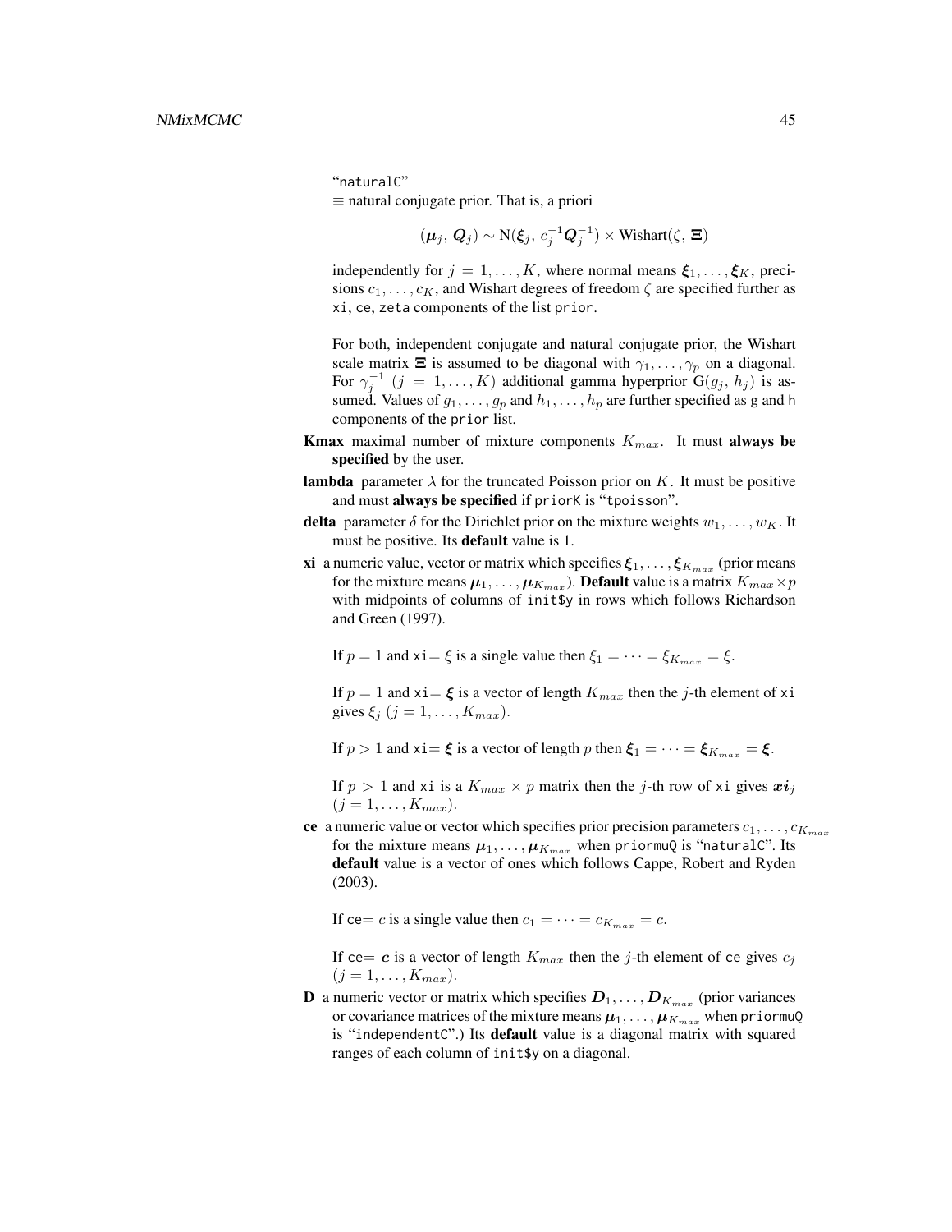"naturalC"
$\equiv$ natural conjugate prior. That is, a priori

$$(\boldsymbol{\mu}_j,\,\boldsymbol{Q}_j) \sim \mathrm{N}(\boldsymbol{\xi}_j,\,c_j^{-1}\boldsymbol{Q}_j^{-1}) \times \mathrm{Wishart}(\zeta,\,\boldsymbol{\Xi})$$

independently for $j = 1, \ldots, K$, where normal means $\boldsymbol{\xi}_1, \ldots, \boldsymbol{\xi}_K$, precisions $c_1, \ldots, c_K$, and Wishart degrees of freedom $\zeta$ are specified further as `xi`, `ce`, `zeta` components of the list `prior`.

For both, independent conjugate and natural conjugate prior, the Wishart scale matrix $\boldsymbol{\Xi}$ is assumed to be diagonal with $\gamma_1, \ldots, \gamma_p$ on a diagonal. For $\gamma_j^{-1}$ $(j = 1, \ldots, K)$ additional gamma hyperprior $\mathrm{G}(g_j,\,h_j)$ is assumed. Values of $g_1, \ldots, g_p$ and $h_1, \ldots, h_p$ are further specified as `g` and `h` components of the `prior` list.

**Kmax** maximal number of mixture components $K_{max}$. It must **always be specified** by the user.

**lambda** parameter $\lambda$ for the truncated Poisson prior on $K$. It must be positive and must **always be specified** if `priorK` is "`tpoisson`".

**delta** parameter $\delta$ for the Dirichlet prior on the mixture weights $w_1, \ldots, w_K$. It must be positive. Its **default** value is 1.

**xi** a numeric value, vector or matrix which specifies $\boldsymbol{\xi}_1, \ldots, \boldsymbol{\xi}_{K_{max}}$ (prior means for the mixture means $\boldsymbol{\mu}_1, \ldots, \boldsymbol{\mu}_{K_{max}}$). **Default** value is a matrix $K_{max} \times p$ with midpoints of columns of `init$y` in rows which follows Richardson and Green (1997).

If $p = 1$ and `xi`$= \xi$ is a single value then $\xi_1 = \cdots = \xi_{K_{max}} = \xi$.

If $p = 1$ and `xi`$= \boldsymbol{\xi}$ is a vector of length $K_{max}$ then the $j$-th element of `xi` gives $\xi_j$ $(j = 1, \ldots, K_{max})$.

If $p > 1$ and `xi`$= \boldsymbol{\xi}$ is a vector of length $p$ then $\boldsymbol{\xi}_1 = \cdots = \boldsymbol{\xi}_{K_{max}} = \boldsymbol{\xi}$.

If $p > 1$ and `xi` is a $K_{max} \times p$ matrix then the $j$-th row of `xi` gives $\boldsymbol{xi}_j$ $(j = 1, \ldots, K_{max})$.

**ce** a numeric value or vector which specifies prior precision parameters $c_1, \ldots, c_{K_{max}}$ for the mixture means $\boldsymbol{\mu}_1, \ldots, \boldsymbol{\mu}_{K_{max}}$ when `priormuQ` is "`naturalC`". Its **default** value is a vector of ones which follows Cappe, Robert and Ryden (2003).

If `ce`$= c$ is a single value then $c_1 = \cdots = c_{K_{max}} = c$.

If `ce`$= \boldsymbol{c}$ is a vector of length $K_{max}$ then the $j$-th element of `ce` gives $c_j$ $(j = 1, \ldots, K_{max})$.

**D** a numeric vector or matrix which specifies $\boldsymbol{D}_1, \ldots, \boldsymbol{D}_{K_{max}}$ (prior variances or covariance matrices of the mixture means $\boldsymbol{\mu}_1, \ldots, \boldsymbol{\mu}_{K_{max}}$ when `priormuQ` is "`independentC`".) Its **default** value is a diagonal matrix with squared ranges of each column of `init$y` on a diagonal.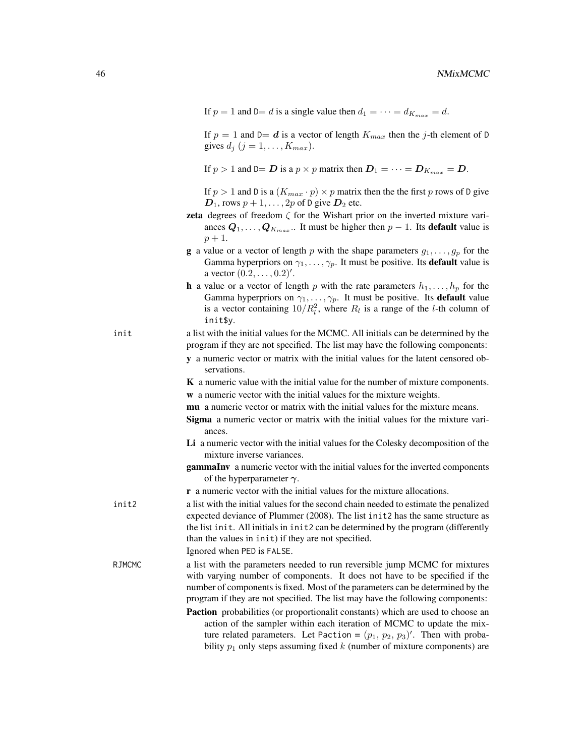If $p = 1$ and `D`$= d$ is a single value then $d_1 = \cdots = d_{K_{max}} = d$.

If $p = 1$ and `D`$= \boldsymbol{d}$ is a vector of length $K_{max}$ then the $j$-th element of `D` gives $d_j$ $(j = 1, \ldots, K_{max})$.

If $p > 1$ and `D`$= \boldsymbol{D}$ is a $p \times p$ matrix then $\boldsymbol{D}_1 = \cdots = \boldsymbol{D}_{K_{max}} = \boldsymbol{D}$.

If $p > 1$ and `D` is a $(K_{max} \cdot p) \times p$ matrix then the the first $p$ rows of `D` give $\boldsymbol{D}_1$, rows $p + 1, \ldots, 2p$ of `D` give $\boldsymbol{D}_2$ etc.

**zeta** degrees of freedom $\zeta$ for the Wishart prior on the inverted mixture variances $\boldsymbol{Q}_1, \ldots, \boldsymbol{Q}_{K_{max}}$.. It must be higher then $p - 1$. Its **default** value is $p + 1$.

**g** a value or a vector of length $p$ with the shape parameters $g_1, \ldots, g_p$ for the Gamma hyperpriors on $\gamma_1, \ldots, \gamma_p$. It must be positive. Its **default** value is a vector $(0.2, \ldots, 0.2)'$.

**h** a value or a vector of length $p$ with the rate parameters $h_1, \ldots, h_p$ for the Gamma hyperpriors on $\gamma_1, \ldots, \gamma_p$. It must be positive. Its **default** value is a vector containing $10/R_l^2$, where $R_l$ is a range of the $l$-th column of `init$y`.

`init` a list with the initial values for the MCMC. All initials can be determined by the program if they are not specified. The list may have the following components:

- **y** a numeric vector or matrix with the initial values for the latent censored observations.
- **K** a numeric value with the initial value for the number of mixture components.
- **w** a numeric vector with the initial values for the mixture weights.
- **mu** a numeric vector or matrix with the initial values for the mixture means.
- **Sigma** a numeric vector or matrix with the initial values for the mixture variances.
- **Li** a numeric vector with the initial values for the Colesky decomposition of the mixture inverse variances.
- **gammaInv** a numeric vector with the initial values for the inverted components of the hyperparameter $\boldsymbol{\gamma}$.
- **r** a numeric vector with the initial values for the mixture allocations.

`init2` a list with the initial values for the second chain needed to estimate the penalized expected deviance of Plummer (2008). The list `init2` has the same structure as the list `init`. All initials in `init2` can be determined by the program (differently than the values in `init`) if they are not specified.

Ignored when `PED` is `FALSE`.

`RJMCMC` a list with the parameters needed to run reversible jump MCMC for mixtures with varying number of components. It does not have to be specified if the number of components is fixed. Most of the parameters can be determined by the program if they are not specified. The list may have the following components:

**Paction** probabilities (or proportionalit constants) which are used to choose an action of the sampler within each iteration of MCMC to update the mixture related parameters. Let `Paction = `$(p_1,\, p_2,\, p_3)'$. Then with probability $p_1$ only steps assuming fixed $k$ (number of mixture components) are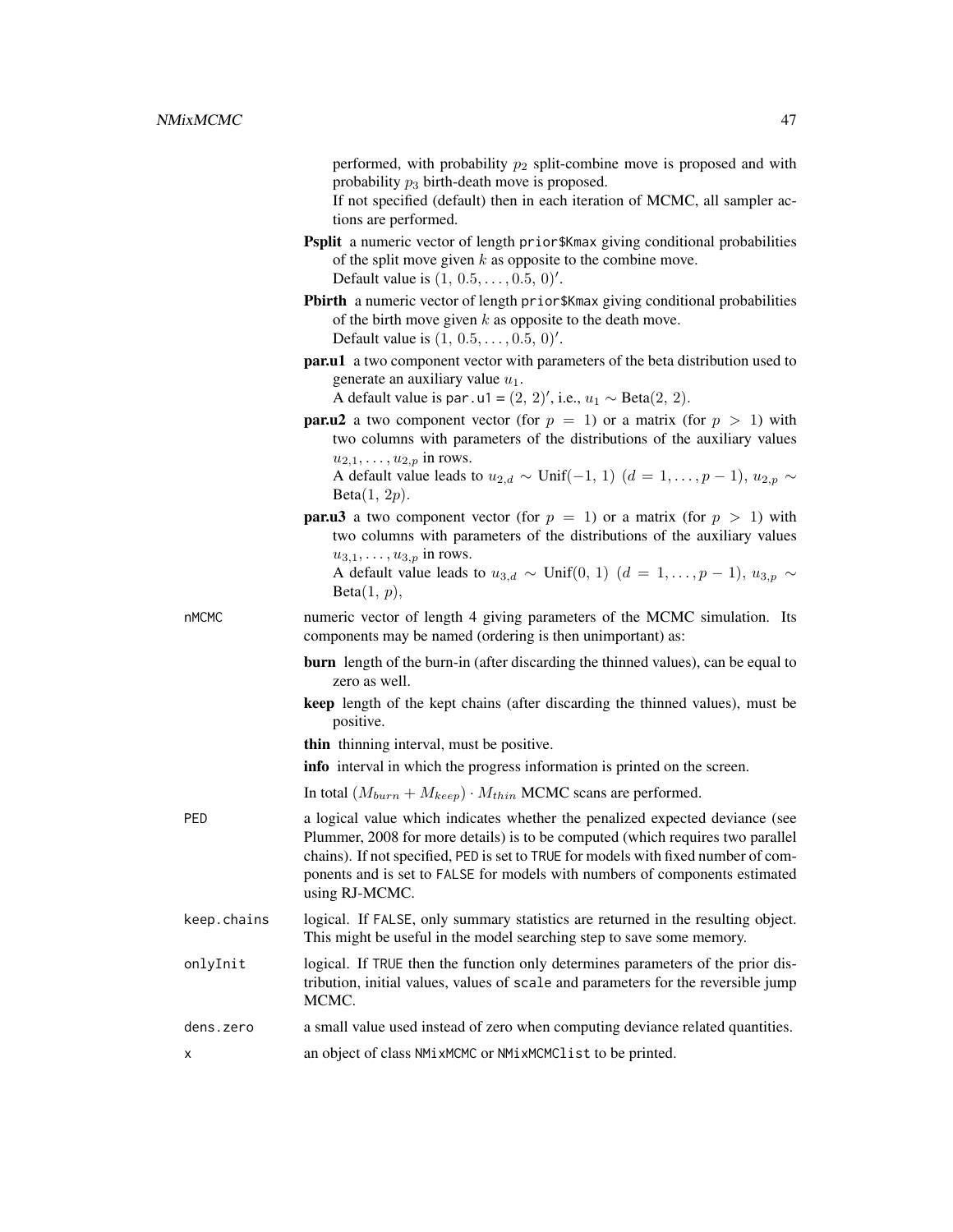performed, with probability $p_2$ split-combine move is proposed and with probability $p_3$ birth-death move is proposed.

If not specified (default) then in each iteration of MCMC, all sampler actions are performed.

**Psplit** a numeric vector of length `prior$Kmax` giving conditional probabilities of the split move given $k$ as opposite to the combine move.
Default value is $(1,\ 0.5, \ldots, 0.5,\ 0)'$.

**Pbirth** a numeric vector of length `prior$Kmax` giving conditional probabilities of the birth move given $k$ as opposite to the death move.
Default value is $(1,\ 0.5, \ldots, 0.5,\ 0)'$.

**par.u1** a two component vector with parameters of the beta distribution used to generate an auxiliary value $u_1$.
A default value is `par.u1` = $(2,\ 2)'$, i.e., $u_1 \sim \text{Beta}(2,\ 2)$.

**par.u2** a two component vector (for $p = 1$) or a matrix (for $p > 1$) with two columns with parameters of the distributions of the auxiliary values $u_{2,1}, \ldots, u_{2,p}$ in rows.
A default value leads to $u_{2,d} \sim \text{Unif}(-1,\ 1)$ $(d = 1, \ldots, p-1)$, $u_{2,p} \sim \text{Beta}(1,\ 2p)$.

**par.u3** a two component vector (for $p = 1$) or a matrix (for $p > 1$) with two columns with parameters of the distributions of the auxiliary values $u_{3,1}, \ldots, u_{3,p}$ in rows.
A default value leads to $u_{3,d} \sim \text{Unif}(0,\ 1)$ $(d = 1, \ldots, p-1)$, $u_{3,p} \sim \text{Beta}(1,\ p)$,

`nMCMC` numeric vector of length 4 giving parameters of the MCMC simulation. Its components may be named (ordering is then unimportant) as:

**burn** length of the burn-in (after discarding the thinned values), can be equal to zero as well.

**keep** length of the kept chains (after discarding the thinned values), must be positive.

**thin** thinning interval, must be positive.

**info** interval in which the progress information is printed on the screen.

In total $(M_{burn} + M_{keep}) \cdot M_{thin}$ MCMC scans are performed.

`PED` a logical value which indicates whether the penalized expected deviance (see Plummer, 2008 for more details) is to be computed (which requires two parallel chains). If not specified, `PED` is set to `TRUE` for models with fixed number of components and is set to `FALSE` for models with numbers of components estimated using RJ-MCMC.

`keep.chains` logical. If `FALSE`, only summary statistics are returned in the resulting object. This might be useful in the model searching step to save some memory.

`onlyInit` logical. If `TRUE` then the function only determines parameters of the prior distribution, initial values, values of `scale` and parameters for the reversible jump MCMC.

`dens.zero` a small value used instead of zero when computing deviance related quantities.

`x` an object of class `NMixMCMC` or `NMixMCMClist` to be printed.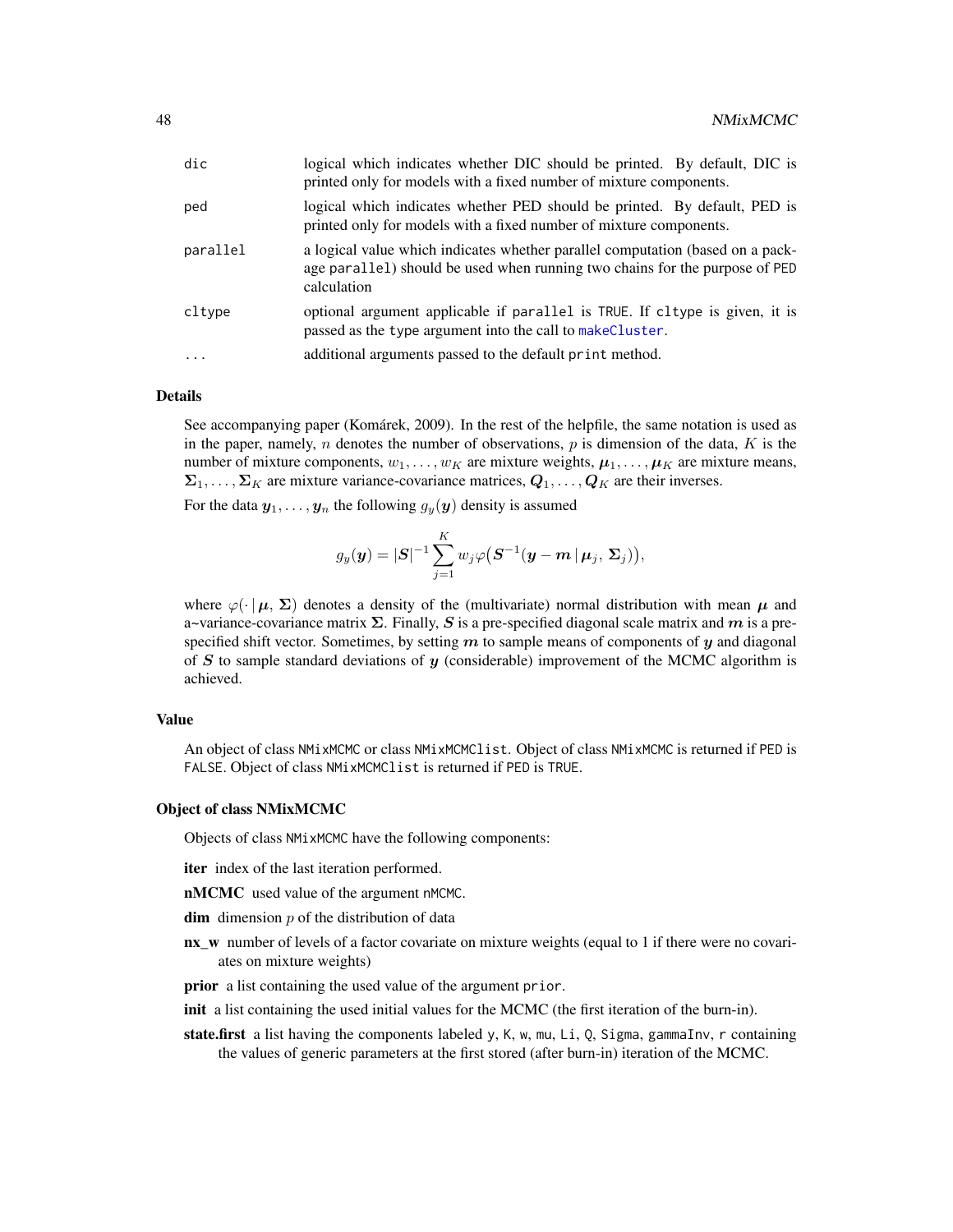| | |
|---|---|
| dic | logical which indicates whether DIC should be printed. By default, DIC is printed only for models with a fixed number of mixture components. |
| ped | logical which indicates whether PED should be printed. By default, PED is printed only for models with a fixed number of mixture components. |
| parallel | a logical value which indicates whether parallel computation (based on a package parallel) should be used when running two chains for the purpose of PED calculation |
| cltype | optional argument applicable if parallel is TRUE. If cltype is given, it is passed as the type argument into the call to makeCluster. |
| ... | additional arguments passed to the default print method. |

### Details

See accompanying paper (Komárek, 2009). In the rest of the helpfile, the same notation is used as in the paper, namely, $n$ denotes the number of observations, $p$ is dimension of the data, $K$ is the number of mixture components, $w_1, \ldots, w_K$ are mixture weights, $\boldsymbol{\mu}_1, \ldots, \boldsymbol{\mu}_K$ are mixture means, $\boldsymbol{\Sigma}_1, \ldots, \boldsymbol{\Sigma}_K$ are mixture variance-covariance matrices, $\boldsymbol{Q}_1, \ldots, \boldsymbol{Q}_K$ are their inverses.

For the data $\boldsymbol{y}_1, \ldots, \boldsymbol{y}_n$ the following $g_y(\boldsymbol{y})$ density is assumed

$$g_y(\boldsymbol{y}) = |\boldsymbol{S}|^{-1} \sum_{j=1}^{K} w_j \varphi\bigl(\boldsymbol{S}^{-1}(\boldsymbol{y} - \boldsymbol{m} \,|\, \boldsymbol{\mu}_j,\, \boldsymbol{\Sigma}_j)\bigr),$$

where $\varphi(\cdot \,|\, \boldsymbol{\mu},\, \boldsymbol{\Sigma})$ denotes a density of the (multivariate) normal distribution with mean $\boldsymbol{\mu}$ and a~variance-covariance matrix $\boldsymbol{\Sigma}$. Finally, $\boldsymbol{S}$ is a pre-specified diagonal scale matrix and $\boldsymbol{m}$ is a pre-specified shift vector. Sometimes, by setting $\boldsymbol{m}$ to sample means of components of $\boldsymbol{y}$ and diagonal of $\boldsymbol{S}$ to sample standard deviations of $\boldsymbol{y}$ (considerable) improvement of the MCMC algorithm is achieved.

### Value

An object of class NMixMCMC or class NMixMCMClist. Object of class NMixMCMC is returned if PED is FALSE. Object of class NMixMCMClist is returned if PED is TRUE.

### Object of class NMixMCMC

Objects of class NMixMCMC have the following components:

**iter** index of the last iteration performed.

**nMCMC** used value of the argument nMCMC.

**dim** dimension $p$ of the distribution of data

**nx_w** number of levels of a factor covariate on mixture weights (equal to 1 if there were no covariates on mixture weights)

**prior** a list containing the used value of the argument prior.

**init** a list containing the used initial values for the MCMC (the first iteration of the burn-in).

**state.first** a list having the components labeled y, K, w, mu, Li, Q, Sigma, gammaInv, r containing the values of generic parameters at the first stored (after burn-in) iteration of the MCMC.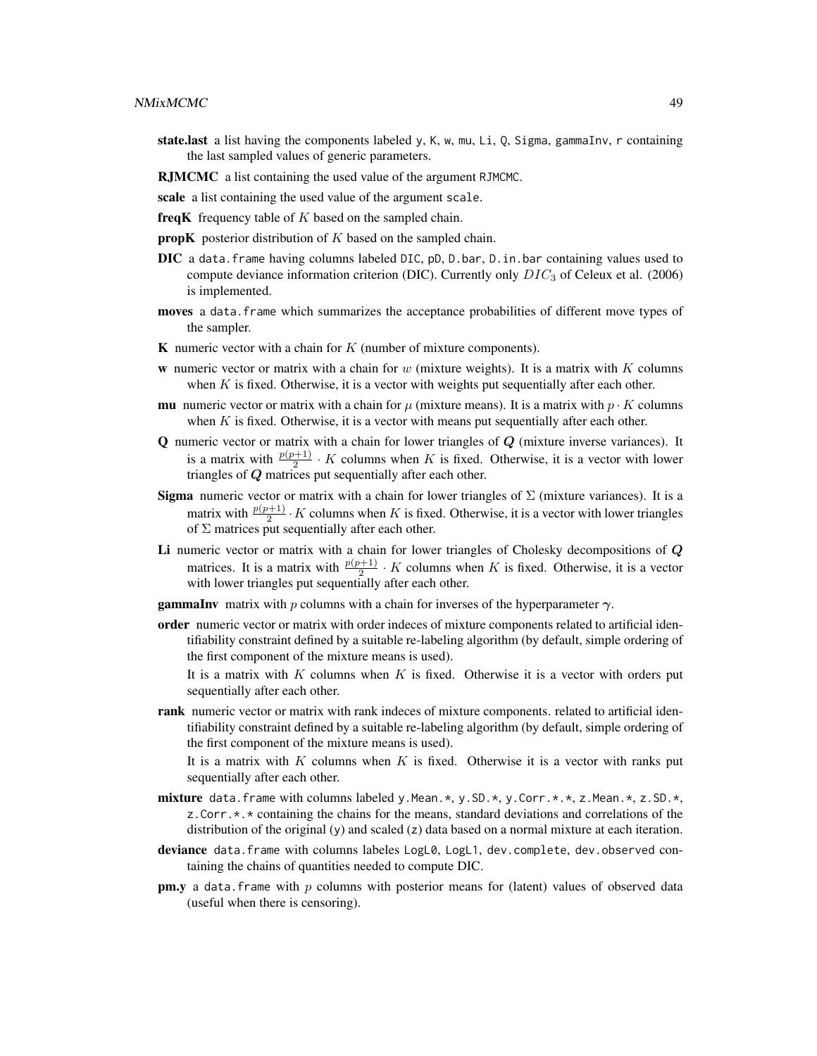**state.last** a list having the components labeled `y`, `K`, `w`, `mu`, `Li`, `Q`, `Sigma`, `gammaInv`, `r` containing the last sampled values of generic parameters.

**RJMCMC** a list containing the used value of the argument `RJMCMC`.

**scale** a list containing the used value of the argument `scale`.

**freqK** frequency table of $K$ based on the sampled chain.

**propK** posterior distribution of $K$ based on the sampled chain.

**DIC** a `data.frame` having columns labeled `DIC`, `pD`, `D.bar`, `D.in.bar` containing values used to compute deviance information criterion (DIC). Currently only $DIC_3$ of Celeux et al. (2006) is implemented.

**moves** a `data.frame` which summarizes the acceptance probabilities of different move types of the sampler.

**K** numeric vector with a chain for $K$ (number of mixture components).

**w** numeric vector or matrix with a chain for $w$ (mixture weights). It is a matrix with $K$ columns when $K$ is fixed. Otherwise, it is a vector with weights put sequentially after each other.

**mu** numeric vector or matrix with a chain for $\mu$ (mixture means). It is a matrix with $p \cdot K$ columns when $K$ is fixed. Otherwise, it is a vector with means put sequentially after each other.

**Q** numeric vector or matrix with a chain for lower triangles of $\boldsymbol{Q}$ (mixture inverse variances). It is a matrix with $\frac{p(p+1)}{2} \cdot K$ columns when $K$ is fixed. Otherwise, it is a vector with lower triangles of $\boldsymbol{Q}$ matrices put sequentially after each other.

**Sigma** numeric vector or matrix with a chain for lower triangles of $\Sigma$ (mixture variances). It is a matrix with $\frac{p(p+1)}{2} \cdot K$ columns when $K$ is fixed. Otherwise, it is a vector with lower triangles of $\Sigma$ matrices put sequentially after each other.

**Li** numeric vector or matrix with a chain for lower triangles of Cholesky decompositions of $\boldsymbol{Q}$ matrices. It is a matrix with $\frac{p(p+1)}{2} \cdot K$ columns when $K$ is fixed. Otherwise, it is a vector with lower triangles put sequentially after each other.

**gammaInv** matrix with $p$ columns with a chain for inverses of the hyperparameter $\boldsymbol{\gamma}$.

**order** numeric vector or matrix with order indeces of mixture components related to artificial identifiability constraint defined by a suitable re-labeling algorithm (by default, simple ordering of the first component of the mixture means is used).

It is a matrix with $K$ columns when $K$ is fixed. Otherwise it is a vector with orders put sequentially after each other.

**rank** numeric vector or matrix with rank indeces of mixture components. related to artificial identifiability constraint defined by a suitable re-labeling algorithm (by default, simple ordering of the first component of the mixture means is used).

It is a matrix with $K$ columns when $K$ is fixed. Otherwise it is a vector with ranks put sequentially after each other.

**mixture** `data.frame` with columns labeled `y.Mean.*`, `y.SD.*`, `y.Corr.*.*`, `z.Mean.*`, `z.SD.*`, `z.Corr.*.*` containing the chains for the means, standard deviations and correlations of the distribution of the original (`y`) and scaled (`z`) data based on a normal mixture at each iteration.

**deviance** `data.frame` with columns labeles `LogL0`, `LogL1`, `dev.complete`, `dev.observed` containing the chains of quantities needed to compute DIC.

**pm.y** a `data.frame` with $p$ columns with posterior means for (latent) values of observed data (useful when there is censoring).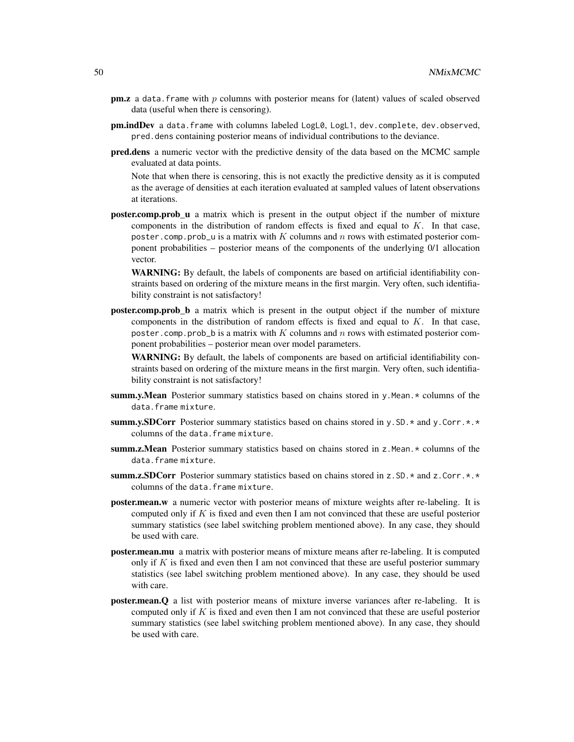**pm.z** a `data.frame` with $p$ columns with posterior means for (latent) values of scaled observed data (useful when there is censoring).

**pm.indDev** a `data.frame` with columns labeled `LogL0`, `LogL1`, `dev.complete`, `dev.observed`, `pred.dens` containing posterior means of individual contributions to the deviance.

**pred.dens** a numeric vector with the predictive density of the data based on the MCMC sample evaluated at data points.

Note that when there is censoring, this is not exactly the predictive density as it is computed as the average of densities at each iteration evaluated at sampled values of latent observations at iterations.

**poster.comp.prob_u** a matrix which is present in the output object if the number of mixture components in the distribution of random effects is fixed and equal to $K$. In that case, `poster.comp.prob_u` is a matrix with $K$ columns and $n$ rows with estimated posterior component probabilities – posterior means of the components of the underlying 0/1 allocation vector.

**WARNING:** By default, the labels of components are based on artificial identifiability constraints based on ordering of the mixture means in the first margin. Very often, such identifiability constraint is not satisfactory!

**poster.comp.prob_b** a matrix which is present in the output object if the number of mixture components in the distribution of random effects is fixed and equal to $K$. In that case, `poster.comp.prob_b` is a matrix with $K$ columns and $n$ rows with estimated posterior component probabilities – posterior mean over model parameters.

**WARNING:** By default, the labels of components are based on artificial identifiability constraints based on ordering of the mixture means in the first margin. Very often, such identifiability constraint is not satisfactory!

**summ.y.Mean** Posterior summary statistics based on chains stored in `y.Mean.*` columns of the `data.frame` `mixture`.

**summ.y.SDCorr** Posterior summary statistics based on chains stored in `y.SD.*` and `y.Corr.*.*` columns of the `data.frame` `mixture`.

**summ.z.Mean** Posterior summary statistics based on chains stored in `z.Mean.*` columns of the `data.frame` `mixture`.

**summ.z.SDCorr** Posterior summary statistics based on chains stored in `z.SD.*` and `z.Corr.*.*` columns of the `data.frame` `mixture`.

**poster.mean.w** a numeric vector with posterior means of mixture weights after re-labeling. It is computed only if $K$ is fixed and even then I am not convinced that these are useful posterior summary statistics (see label switching problem mentioned above). In any case, they should be used with care.

**poster.mean.mu** a matrix with posterior means of mixture means after re-labeling. It is computed only if $K$ is fixed and even then I am not convinced that these are useful posterior summary statistics (see label switching problem mentioned above). In any case, they should be used with care.

**poster.mean.Q** a list with posterior means of mixture inverse variances after re-labeling. It is computed only if $K$ is fixed and even then I am not convinced that these are useful posterior summary statistics (see label switching problem mentioned above). In any case, they should be used with care.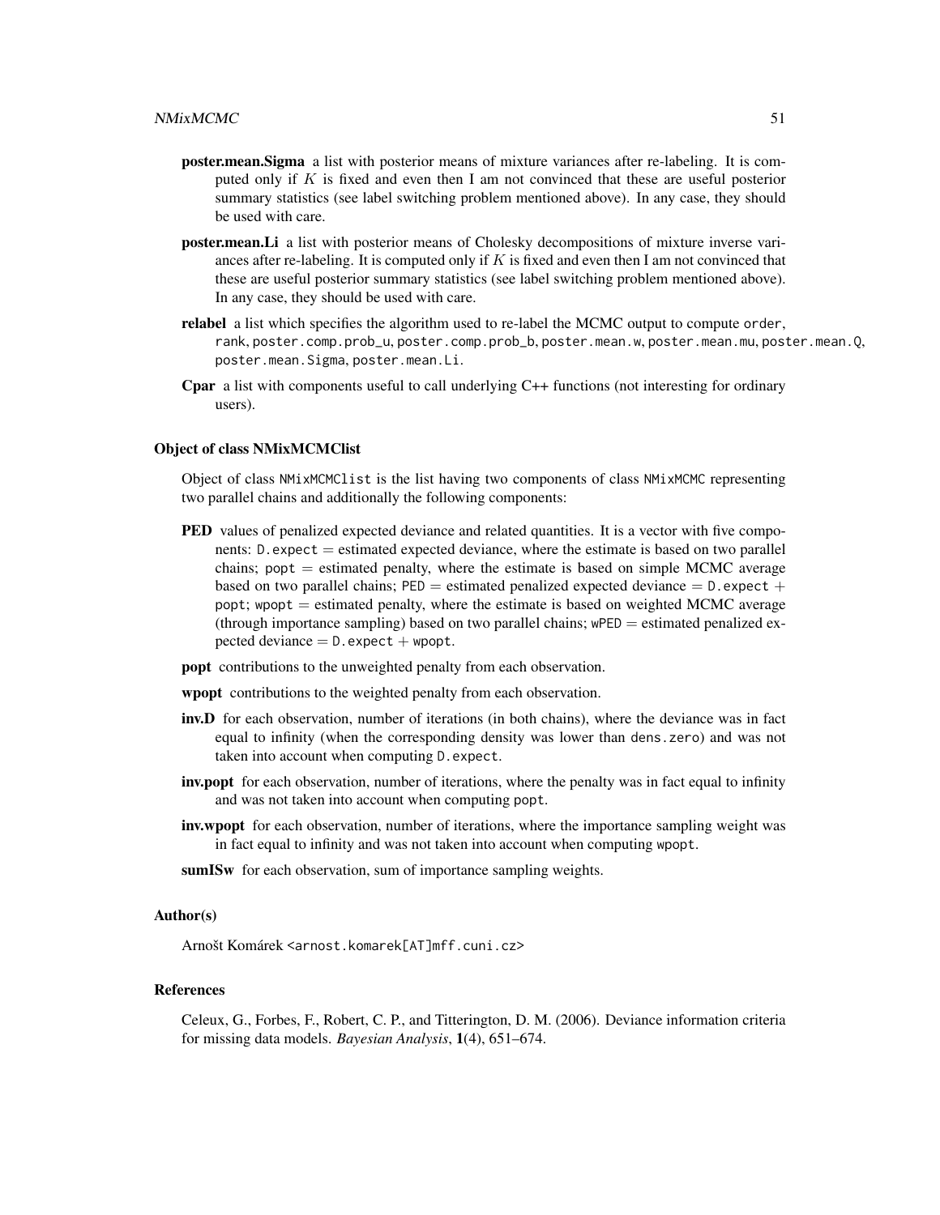**poster.mean.Sigma** a list with posterior means of mixture variances after re-labeling. It is computed only if $K$ is fixed and even then I am not convinced that these are useful posterior summary statistics (see label switching problem mentioned above). In any case, they should be used with care.

**poster.mean.Li** a list with posterior means of Cholesky decompositions of mixture inverse variances after re-labeling. It is computed only if $K$ is fixed and even then I am not convinced that these are useful posterior summary statistics (see label switching problem mentioned above). In any case, they should be used with care.

**relabel** a list which specifies the algorithm used to re-label the MCMC output to compute `order`, `rank`, `poster.comp.prob_u`, `poster.comp.prob_b`, `poster.mean.w`, `poster.mean.mu`, `poster.mean.Q`, `poster.mean.Sigma`, `poster.mean.Li`.

**Cpar** a list with components useful to call underlying C++ functions (not interesting for ordinary users).

### Object of class NMixMCMClist

Object of class `NMixMCMClist` is the list having two components of class `NMixMCMC` representing two parallel chains and additionally the following components:

**PED** values of penalized expected deviance and related quantities. It is a vector with five components: `D.expect` = estimated expected deviance, where the estimate is based on two parallel chains; `popt` = estimated penalty, where the estimate is based on simple MCMC average based on two parallel chains; `PED` = estimated penalized expected deviance = `D.expect` + `popt`; `wpopt` = estimated penalty, where the estimate is based on weighted MCMC average (through importance sampling) based on two parallel chains; `wPED` = estimated penalized expected deviance = `D.expect` + `wpopt`.

**popt** contributions to the unweighted penalty from each observation.

**wpopt** contributions to the weighted penalty from each observation.

**inv.D** for each observation, number of iterations (in both chains), where the deviance was in fact equal to infinity (when the corresponding density was lower than `dens.zero`) and was not taken into account when computing `D.expect`.

**inv.popt** for each observation, number of iterations, where the penalty was in fact equal to infinity and was not taken into account when computing `popt`.

**inv.wpopt** for each observation, number of iterations, where the importance sampling weight was in fact equal to infinity and was not taken into account when computing `wpopt`.

**sumISw** for each observation, sum of importance sampling weights.

### Author(s)

Arnošt Komárek <arnost.komarek[AT]mff.cuni.cz>

### References

Celeux, G., Forbes, F., Robert, C. P., and Titterington, D. M. (2006). Deviance information criteria for missing data models. *Bayesian Analysis*, **1**(4), 651–674.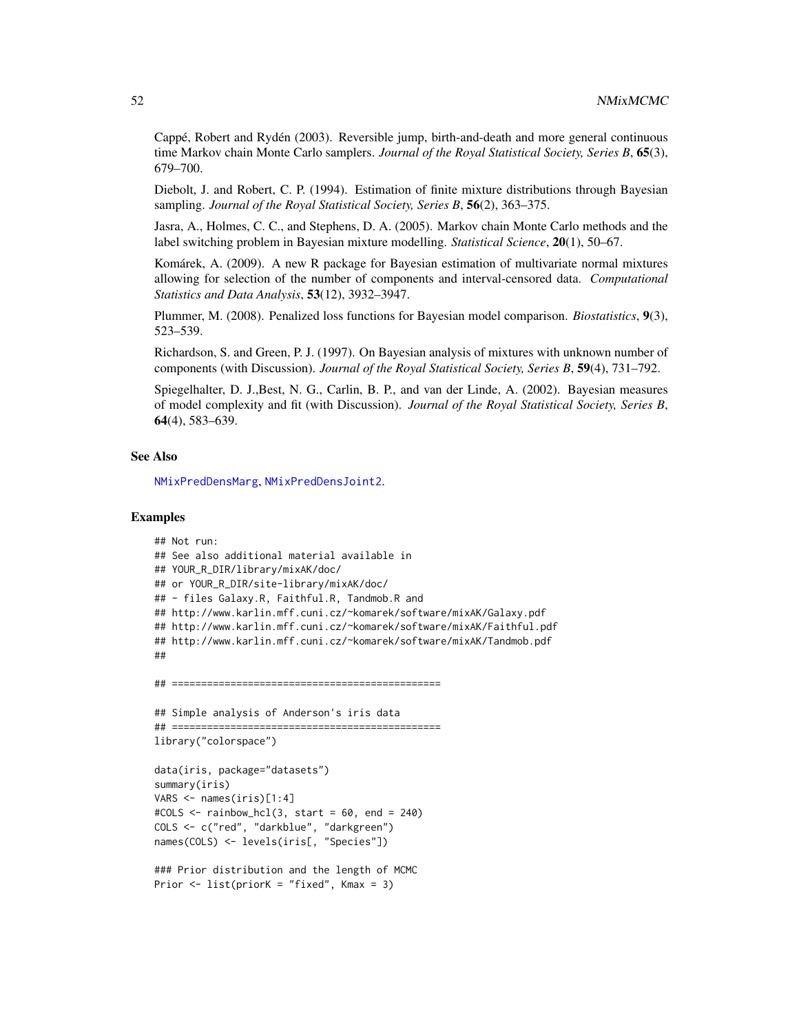Cappé, Robert and Rydén (2003). Reversible jump, birth-and-death and more general continuous time Markov chain Monte Carlo samplers. *Journal of the Royal Statistical Society, Series B*, **65**(3), 679–700.

Diebolt, J. and Robert, C. P. (1994). Estimation of finite mixture distributions through Bayesian sampling. *Journal of the Royal Statistical Society, Series B*, **56**(2), 363–375.

Jasra, A., Holmes, C. C., and Stephens, D. A. (2005). Markov chain Monte Carlo methods and the label switching problem in Bayesian mixture modelling. *Statistical Science*, **20**(1), 50–67.

Komárek, A. (2009). A new R package for Bayesian estimation of multivariate normal mixtures allowing for selection of the number of components and interval-censored data. *Computational Statistics and Data Analysis*, **53**(12), 3932–3947.

Plummer, M. (2008). Penalized loss functions for Bayesian model comparison. *Biostatistics*, **9**(3), 523–539.

Richardson, S. and Green, P. J. (1997). On Bayesian analysis of mixtures with unknown number of components (with Discussion). *Journal of the Royal Statistical Society, Series B*, **59**(4), 731–792.

Spiegelhalter, D. J.,Best, N. G., Carlin, B. P., and van der Linde, A. (2002). Bayesian measures of model complexity and fit (with Discussion). *Journal of the Royal Statistical Society, Series B*, **64**(4), 583–639.

## See Also

NMixPredDensMarg, NMixPredDensJoint2.

## Examples

```
## Not run:
## See also additional material available in
## YOUR_R_DIR/library/mixAK/doc/
## or YOUR_R_DIR/site-library/mixAK/doc/
## - files Galaxy.R, Faithful.R, Tandmob.R and
## http://www.karlin.mff.cuni.cz/~komarek/software/mixAK/Galaxy.pdf
## http://www.karlin.mff.cuni.cz/~komarek/software/mixAK/Faithful.pdf
## http://www.karlin.mff.cuni.cz/~komarek/software/mixAK/Tandmob.pdf
##

## ==============================================

## Simple analysis of Anderson's iris data
## ==============================================
library("colorspace")

data(iris, package="datasets")
summary(iris)
VARS <- names(iris)[1:4]
#COLS <- rainbow_hcl(3, start = 60, end = 240)
COLS <- c("red", "darkblue", "darkgreen")
names(COLS) <- levels(iris[, "Species"])

### Prior distribution and the length of MCMC
Prior <- list(priorK = "fixed", Kmax = 3)
```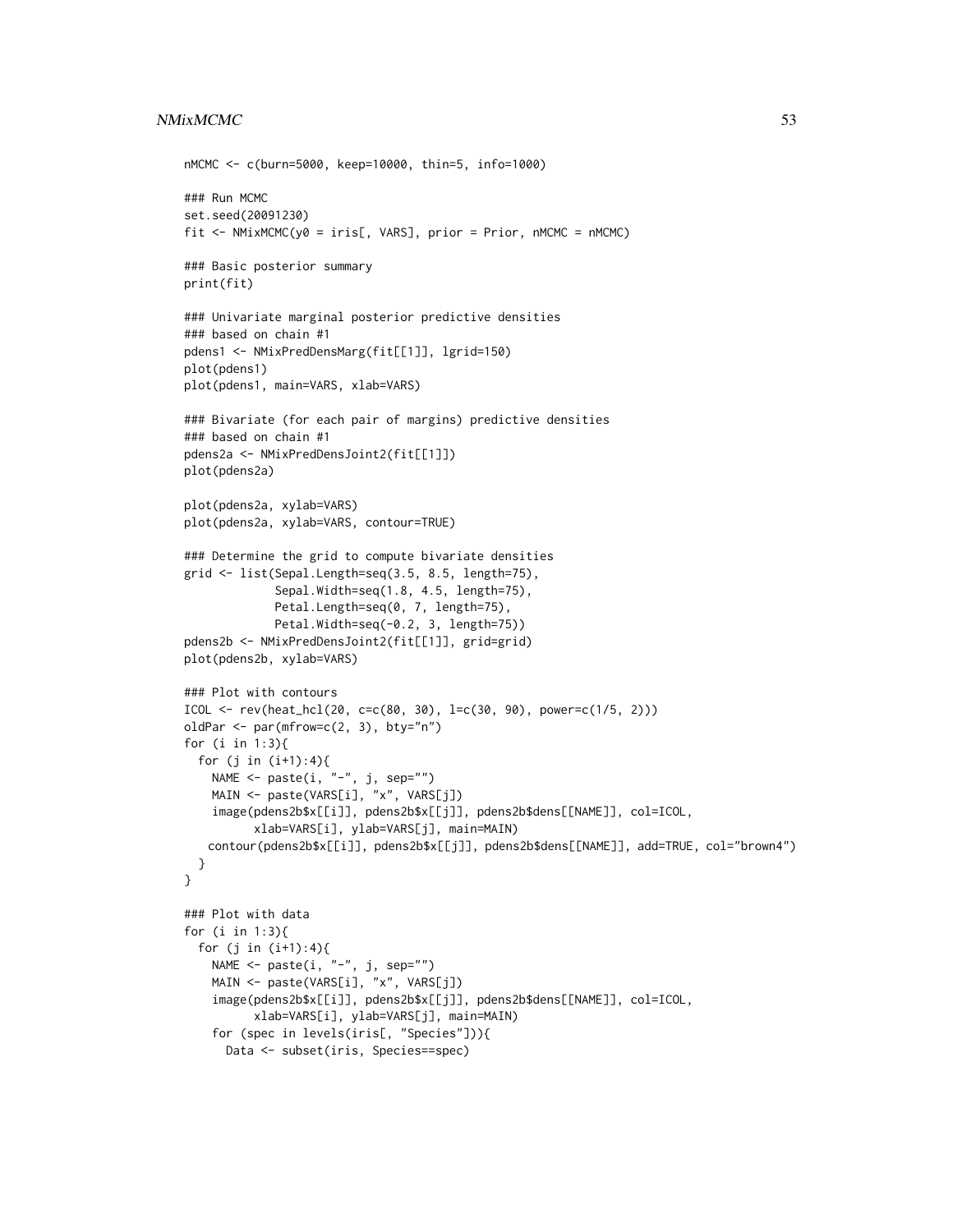```
nMCMC <- c(burn=5000, keep=10000, thin=5, info=1000)

### Run MCMC
set.seed(20091230)
fit <- NMixMCMC(y0 = iris[, VARS], prior = Prior, nMCMC = nMCMC)

### Basic posterior summary
print(fit)

### Univariate marginal posterior predictive densities
### based on chain #1
pdens1 <- NMixPredDensMarg(fit[[1]], lgrid=150)
plot(pdens1)
plot(pdens1, main=VARS, xlab=VARS)

### Bivariate (for each pair of margins) predictive densities
### based on chain #1
pdens2a <- NMixPredDensJoint2(fit[[1]])
plot(pdens2a)

plot(pdens2a, xylab=VARS)
plot(pdens2a, xylab=VARS, contour=TRUE)

### Determine the grid to compute bivariate densities
grid <- list(Sepal.Length=seq(3.5, 8.5, length=75),
             Sepal.Width=seq(1.8, 4.5, length=75),
             Petal.Length=seq(0, 7, length=75),
             Petal.Width=seq(-0.2, 3, length=75))
pdens2b <- NMixPredDensJoint2(fit[[1]], grid=grid)
plot(pdens2b, xylab=VARS)

### Plot with contours
ICOL <- rev(heat_hcl(20, c=c(80, 30), l=c(30, 90), power=c(1/5, 2)))
oldPar <- par(mfrow=c(2, 3), bty="n")
for (i in 1:3){
  for (j in (i+1):4){
    NAME <- paste(i, "-", j, sep="")
    MAIN <- paste(VARS[i], "x", VARS[j])
    image(pdens2b$x[[i]], pdens2b$x[[j]], pdens2b$dens[[NAME]], col=ICOL,
          xlab=VARS[i], ylab=VARS[j], main=MAIN)
   contour(pdens2b$x[[i]], pdens2b$x[[j]], pdens2b$dens[[NAME]], add=TRUE, col="brown4")
  }
}

### Plot with data
for (i in 1:3){
  for (j in (i+1):4){
    NAME <- paste(i, "-", j, sep="")
    MAIN <- paste(VARS[i], "x", VARS[j])
    image(pdens2b$x[[i]], pdens2b$x[[j]], pdens2b$dens[[NAME]], col=ICOL,
          xlab=VARS[i], ylab=VARS[j], main=MAIN)
    for (spec in levels(iris[, "Species"])){
      Data <- subset(iris, Species==spec)
```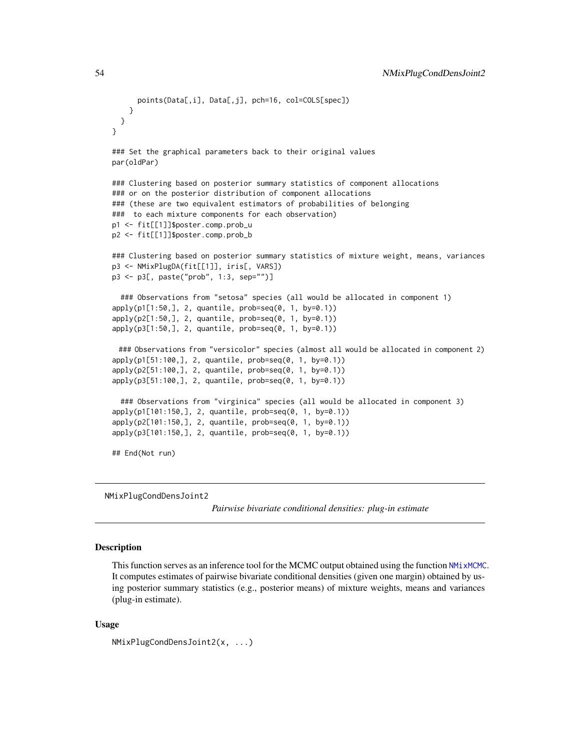```
      points(Data[,i], Data[,j], pch=16, col=COLS[spec])
    }
  }
}

### Set the graphical parameters back to their original values
par(oldPar)

### Clustering based on posterior summary statistics of component allocations
### or on the posterior distribution of component allocations
### (these are two equivalent estimators of probabilities of belonging
###  to each mixture components for each observation)
p1 <- fit[[1]]$poster.comp.prob_u
p2 <- fit[[1]]$poster.comp.prob_b

### Clustering based on posterior summary statistics of mixture weight, means, variances
p3 <- NMixPlugDA(fit[[1]], iris[, VARS])
p3 <- p3[, paste("prob", 1:3, sep="")]

  ### Observations from "setosa" species (all would be allocated in component 1)
apply(p1[1:50,], 2, quantile, prob=seq(0, 1, by=0.1))
apply(p2[1:50,], 2, quantile, prob=seq(0, 1, by=0.1))
apply(p3[1:50,], 2, quantile, prob=seq(0, 1, by=0.1))

 ### Observations from "versicolor" species (almost all would be allocated in component 2)
apply(p1[51:100,], 2, quantile, prob=seq(0, 1, by=0.1))
apply(p2[51:100,], 2, quantile, prob=seq(0, 1, by=0.1))
apply(p3[51:100,], 2, quantile, prob=seq(0, 1, by=0.1))

  ### Observations from "virginica" species (all would be allocated in component 3)
apply(p1[101:150,], 2, quantile, prob=seq(0, 1, by=0.1))
apply(p2[101:150,], 2, quantile, prob=seq(0, 1, by=0.1))
apply(p3[101:150,], 2, quantile, prob=seq(0, 1, by=0.1))

## End(Not run)
```

---

NMixPlugCondDensJoint2 — *Pairwise bivariate conditional densities: plug-in estimate*

---

## Description

This function serves as an inference tool for the MCMC output obtained using the function NMixMCMC. It computes estimates of pairwise bivariate conditional densities (given one margin) obtained by using posterior summary statistics (e.g., posterior means) of mixture weights, means and variances (plug-in estimate).

## Usage

```
NMixPlugCondDensJoint2(x, ...)
```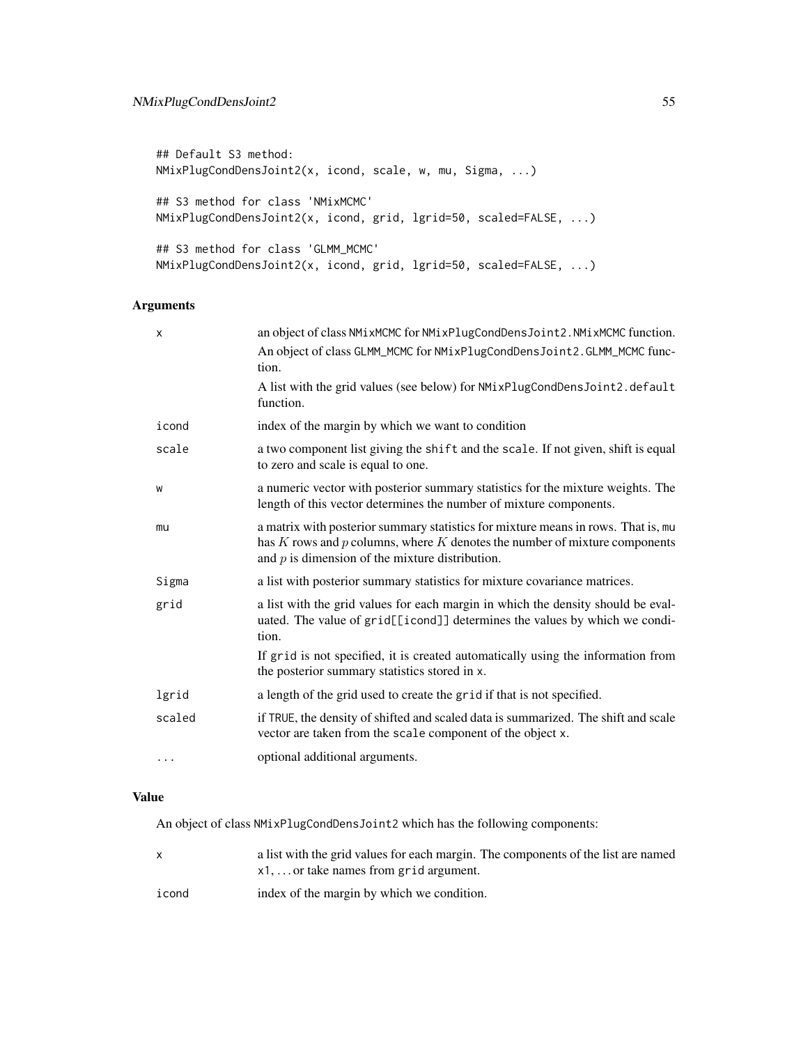```
## Default S3 method:
NMixPlugCondDensJoint2(x, icond, scale, w, mu, Sigma, ...)

## S3 method for class 'NMixMCMC'
NMixPlugCondDensJoint2(x, icond, grid, lgrid=50, scaled=FALSE, ...)

## S3 method for class 'GLMM_MCMC'
NMixPlugCondDensJoint2(x, icond, grid, lgrid=50, scaled=FALSE, ...)
```

## Arguments

| | |
|---|---|
| x | an object of class NMixMCMC for NMixPlugCondDensJoint2.NMixMCMC function. An object of class GLMM_MCMC for NMixPlugCondDensJoint2.GLMM_MCMC function. A list with the grid values (see below) for NMixPlugCondDensJoint2.default function. |
| icond | index of the margin by which we want to condition |
| scale | a two component list giving the shift and the scale. If not given, shift is equal to zero and scale is equal to one. |
| w | a numeric vector with posterior summary statistics for the mixture weights. The length of this vector determines the number of mixture components. |
| mu | a matrix with posterior summary statistics for mixture means in rows. That is, mu has $K$ rows and $p$ columns, where $K$ denotes the number of mixture components and $p$ is dimension of the mixture distribution. |
| Sigma | a list with posterior summary statistics for mixture covariance matrices. |
| grid | a list with the grid values for each margin in which the density should be evaluated. The value of grid[[icond]] determines the values by which we condition. If grid is not specified, it is created automatically using the information from the posterior summary statistics stored in x. |
| lgrid | a length of the grid used to create the grid if that is not specified. |
| scaled | if TRUE, the density of shifted and scaled data is summarized. The shift and scale vector are taken from the scale component of the object x. |
| ... | optional additional arguments. |

## Value

An object of class NMixPlugCondDensJoint2 which has the following components:

| | |
|---|---|
| x | a list with the grid values for each margin. The components of the list are named x1, ... or take names from grid argument. |
| icond | index of the margin by which we condition. |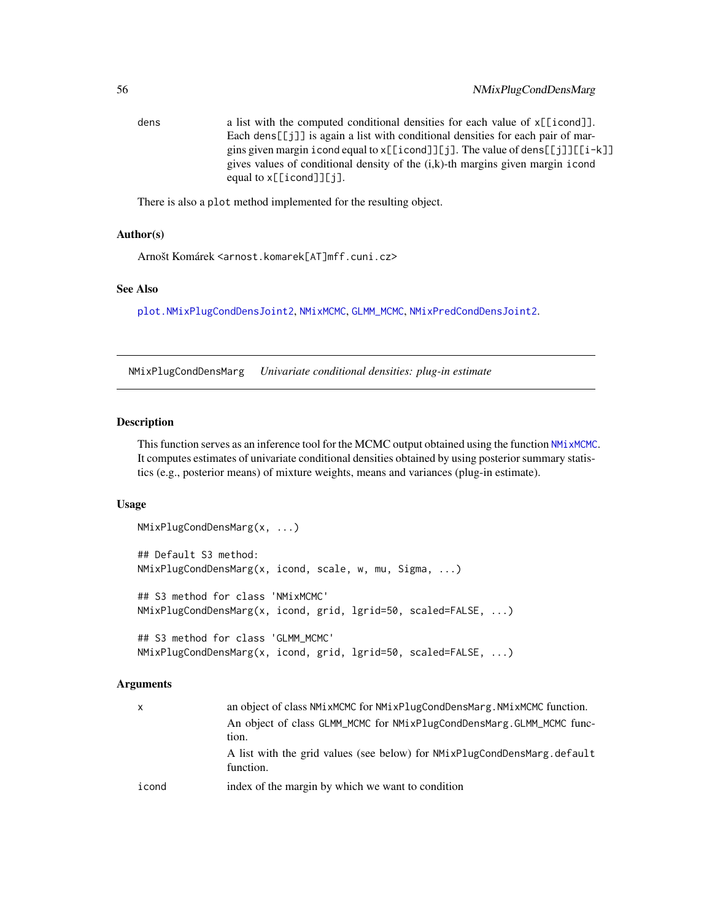dens a list with the computed conditional densities for each value of x[[icond]]. Each dens[[j]] is again a list with conditional densities for each pair of margins given margin icond equal to x[[icond]][j]. The value of dens[[j]][[i-k]] gives values of conditional density of the (i,k)-th margins given margin icond equal to x[[icond]][j].

There is also a plot method implemented for the resulting object.

### Author(s)

Arnošt Komárek <arnost.komarek[AT]mff.cuni.cz>

### See Also

plot.NMixPlugCondDensJoint2, NMixMCMC, GLMM_MCMC, NMixPredCondDensJoint2.

---

## NMixPlugCondDensMarg *Univariate conditional densities: plug-in estimate*

### Description

This function serves as an inference tool for the MCMC output obtained using the function NMixMCMC. It computes estimates of univariate conditional densities obtained by using posterior summary statistics (e.g., posterior means) of mixture weights, means and variances (plug-in estimate).

### Usage

```
NMixPlugCondDensMarg(x, ...)

## Default S3 method:
NMixPlugCondDensMarg(x, icond, scale, w, mu, Sigma, ...)

## S3 method for class 'NMixMCMC'
NMixPlugCondDensMarg(x, icond, grid, lgrid=50, scaled=FALSE, ...)

## S3 method for class 'GLMM_MCMC'
NMixPlugCondDensMarg(x, icond, grid, lgrid=50, scaled=FALSE, ...)
```

### Arguments

x an object of class NMixMCMC for NMixPlugCondDensMarg.NMixMCMC function.

An object of class GLMM_MCMC for NMixPlugCondDensMarg.GLMM_MCMC function.

A list with the grid values (see below) for NMixPlugCondDensMarg.default function.

icond index of the margin by which we want to condition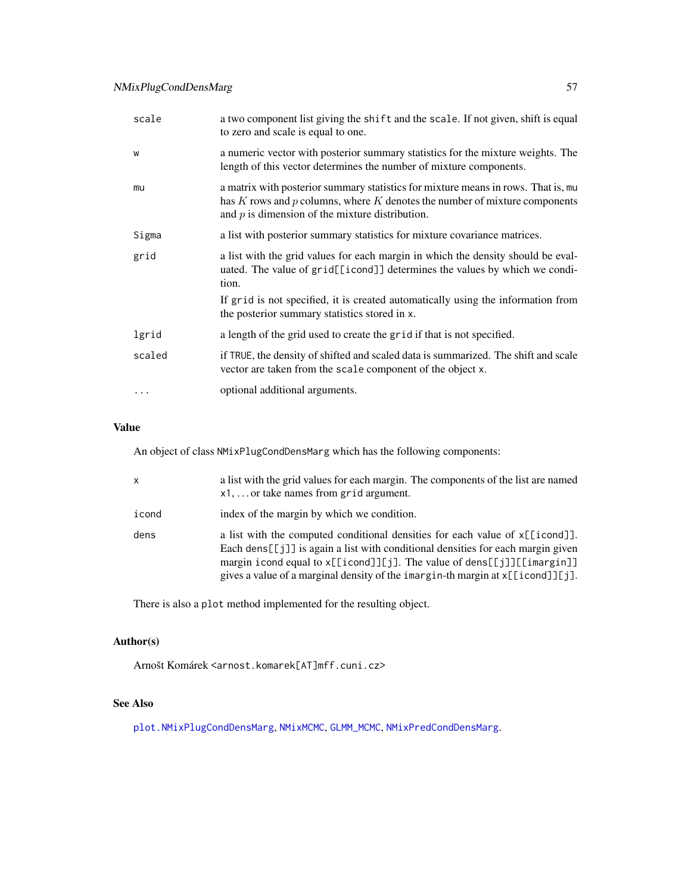| | |
|---|---|
| scale | a two component list giving the shift and the scale. If not given, shift is equal to zero and scale is equal to one. |
| w | a numeric vector with posterior summary statistics for the mixture weights. The length of this vector determines the number of mixture components. |
| mu | a matrix with posterior summary statistics for mixture means in rows. That is, mu has $K$ rows and $p$ columns, where $K$ denotes the number of mixture components and $p$ is dimension of the mixture distribution. |
| Sigma | a list with posterior summary statistics for mixture covariance matrices. |
| grid | a list with the grid values for each margin in which the density should be evaluated. The value of grid[[icond]] determines the values by which we condition. If grid is not specified, it is created automatically using the information from the posterior summary statistics stored in x. |
| lgrid | a length of the grid used to create the grid if that is not specified. |
| scaled | if TRUE, the density of shifted and scaled data is summarized. The shift and scale vector are taken from the scale component of the object x. |
| ... | optional additional arguments. |

## Value

An object of class NMixPlugCondDensMarg which has the following components:

| | |
|---|---|
| x | a list with the grid values for each margin. The components of the list are named x1, ... or take names from grid argument. |
| icond | index of the margin by which we condition. |
| dens | a list with the computed conditional densities for each value of x[[icond]]. Each dens[[j]] is again a list with conditional densities for each margin given margin icond equal to x[[icond]][j]. The value of dens[[j]][[imargin]] gives a value of a marginal density of the imargin-th margin at x[[icond]][j]. |

There is also a plot method implemented for the resulting object.

## Author(s)

Arnošt Komárek <arnost.komarek[AT]mff.cuni.cz>

## See Also

plot.NMixPlugCondDensMarg, NMixMCMC, GLMM_MCMC, NMixPredCondDensMarg.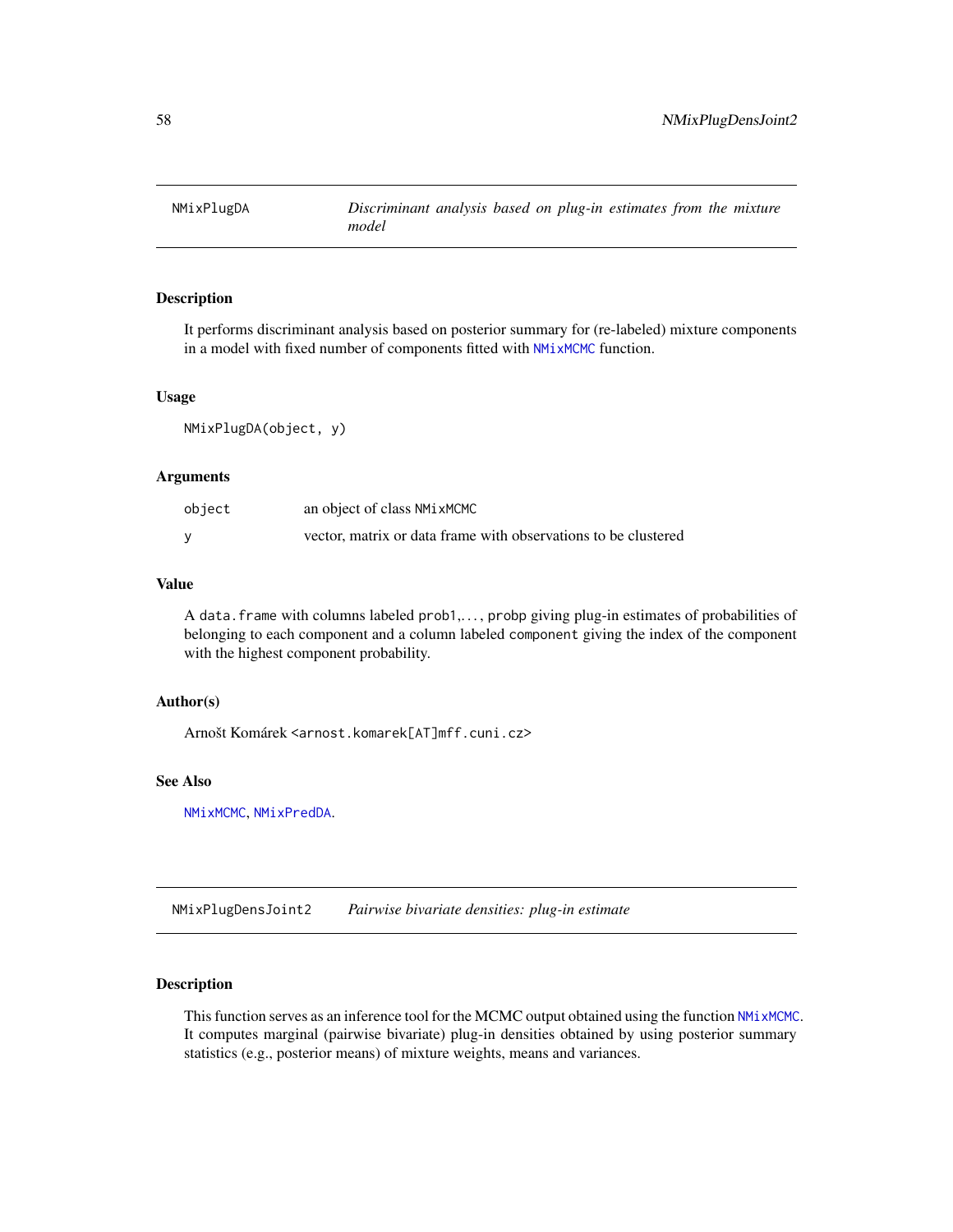## NMixPlugDA — *Discriminant analysis based on plug-in estimates from the mixture model*

### Description

It performs discriminant analysis based on posterior summary for (re-labeled) mixture components in a model with fixed number of components fitted with NMixMCMC function.

### Usage

```
NMixPlugDA(object, y)
```

### Arguments

| | |
|---|---|
| object | an object of class NMixMCMC |
| y | vector, matrix or data frame with observations to be clustered |

### Value

A data.frame with columns labeled prob1,..., probp giving plug-in estimates of probabilities of belonging to each component and a column labeled component giving the index of the component with the highest component probability.

### Author(s)

Arnošt Komárek <arnost.komarek[AT]mff.cuni.cz>

### See Also

NMixMCMC, NMixPredDA.

## NMixPlugDensJoint2 — *Pairwise bivariate densities: plug-in estimate*

### Description

This function serves as an inference tool for the MCMC output obtained using the function NMixMCMC. It computes marginal (pairwise bivariate) plug-in densities obtained by using posterior summary statistics (e.g., posterior means) of mixture weights, means and variances.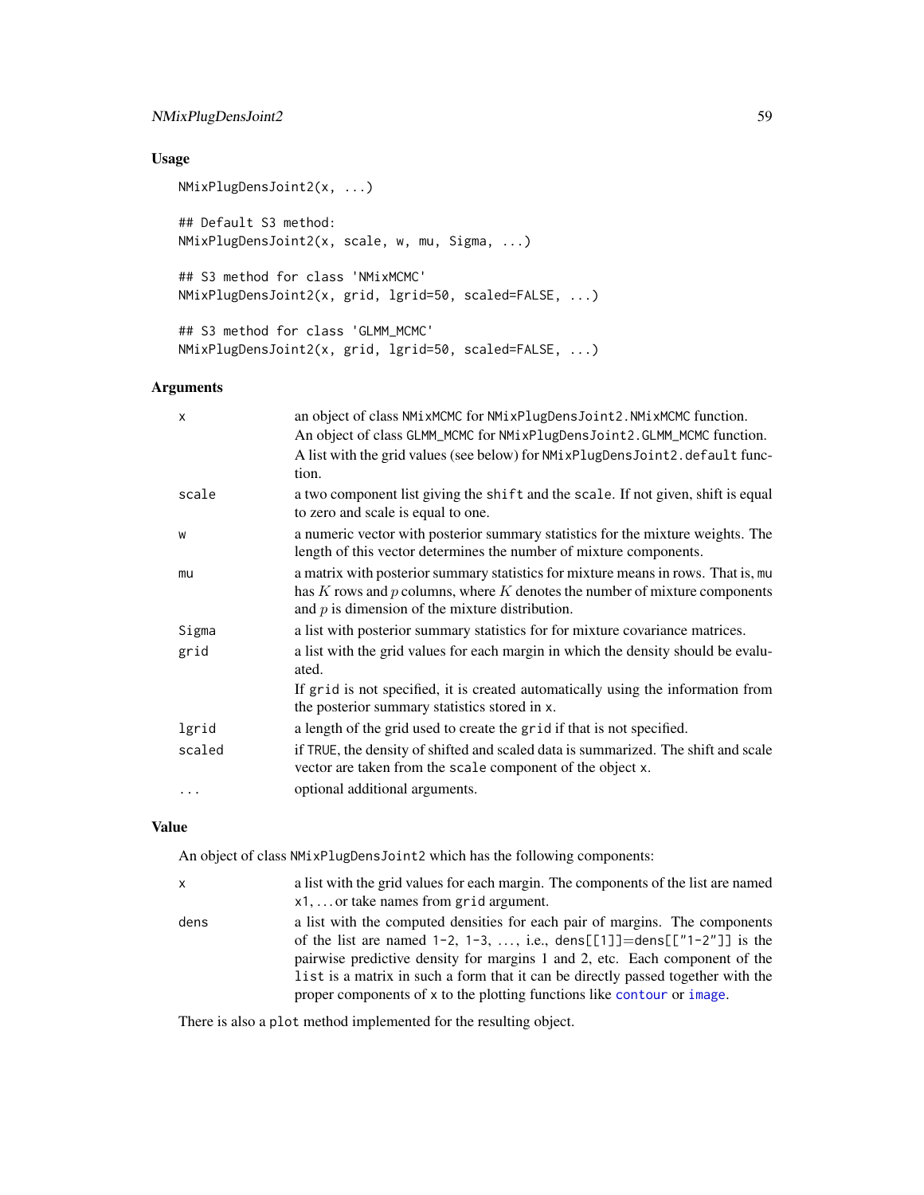## Usage

```
NMixPlugDensJoint2(x, ...)

## Default S3 method:
NMixPlugDensJoint2(x, scale, w, mu, Sigma, ...)

## S3 method for class 'NMixMCMC'
NMixPlugDensJoint2(x, grid, lgrid=50, scaled=FALSE, ...)

## S3 method for class 'GLMM_MCMC'
NMixPlugDensJoint2(x, grid, lgrid=50, scaled=FALSE, ...)
```

## Arguments

| | |
|---|---|
| `x` | an object of class `NMixMCMC` for `NMixPlugDensJoint2.NMixMCMC` function. An object of class `GLMM_MCMC` for `NMixPlugDensJoint2.GLMM_MCMC` function. A list with the grid values (see below) for `NMixPlugDensJoint2.default` function. |
| `scale` | a two component list giving the `shift` and the `scale`. If not given, shift is equal to zero and scale is equal to one. |
| `w` | a numeric vector with posterior summary statistics for the mixture weights. The length of this vector determines the number of mixture components. |
| `mu` | a matrix with posterior summary statistics for mixture means in rows. That is, `mu` has $K$ rows and $p$ columns, where $K$ denotes the number of mixture components and $p$ is dimension of the mixture distribution. |
| `Sigma` | a list with posterior summary statistics for for mixture covariance matrices. |
| `grid` | a list with the grid values for each margin in which the density should be evaluated. If `grid` is not specified, it is created automatically using the information from the posterior summary statistics stored in `x`. |
| `lgrid` | a length of the grid used to create the `grid` if that is not specified. |
| `scaled` | if `TRUE`, the density of shifted and scaled data is summarized. The shift and scale vector are taken from the `scale` component of the object `x`. |
| `...` | optional additional arguments. |

## Value

An object of class `NMixPlugDensJoint2` which has the following components:

| | |
|---|---|
| `x` | a list with the grid values for each margin. The components of the list are named `x1`, ... or take names from `grid` argument. |
| `dens` | a list with the computed densities for each pair of margins. The components of the list are named `1-2`, `1-3`, ..., i.e., `dens[[1]]`=`dens[["1-2"]]` is the pairwise predictive density for margins 1 and 2, etc. Each component of the `list` is a matrix in such a form that it can be directly passed together with the proper components of `x` to the plotting functions like `contour` or `image`. |

There is also a `plot` method implemented for the resulting object.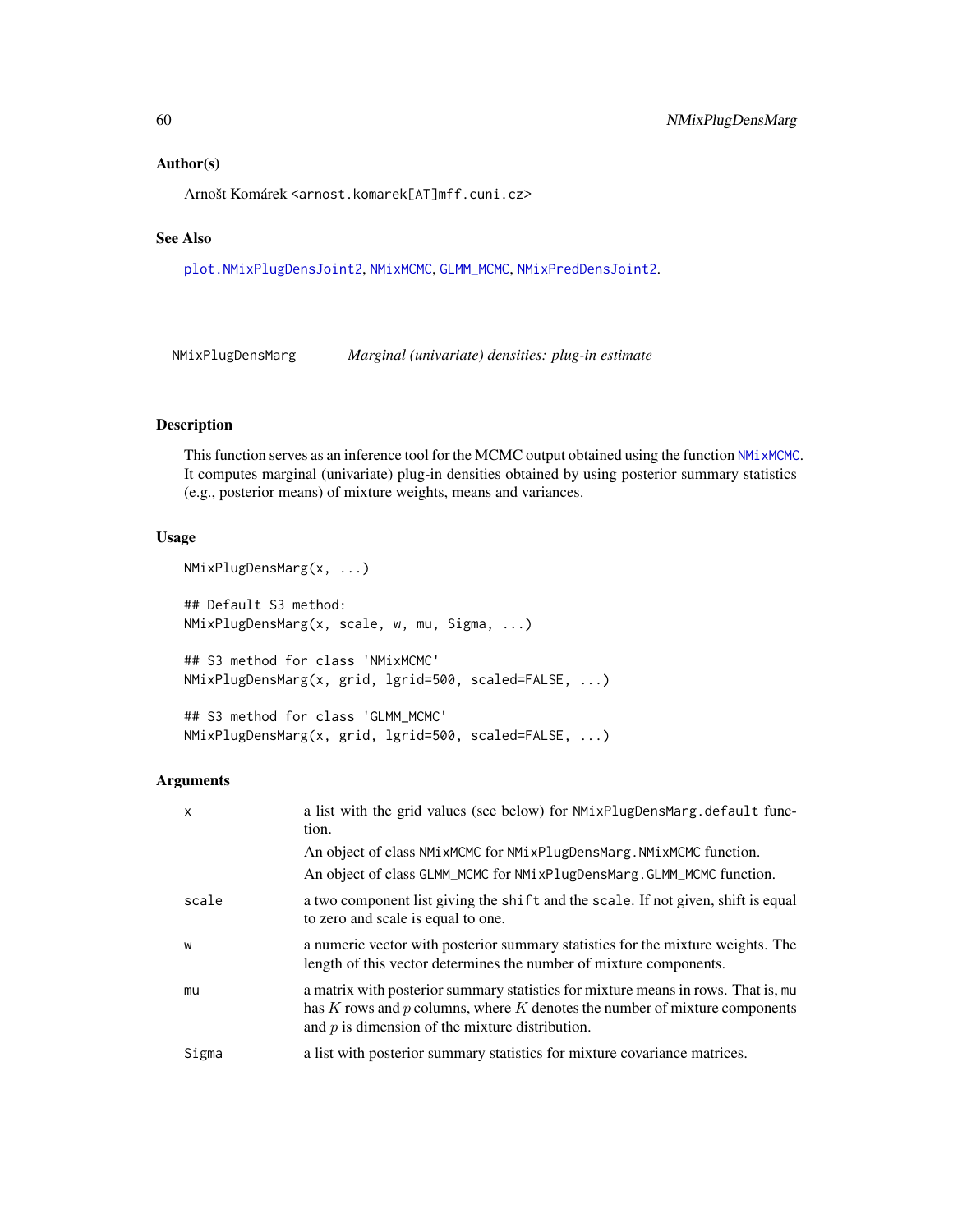### Author(s)

Arnošt Komárek <arnost.komarek[AT]mff.cuni.cz>

### See Also

plot.NMixPlugDensJoint2, NMixMCMC, GLMM_MCMC, NMixPredDensJoint2.

---

## NMixPlugDensMarg — *Marginal (univariate) densities: plug-in estimate*

---

### Description

This function serves as an inference tool for the MCMC output obtained using the function NMixMCMC. It computes marginal (univariate) plug-in densities obtained by using posterior summary statistics (e.g., posterior means) of mixture weights, means and variances.

### Usage

```
NMixPlugDensMarg(x, ...)

## Default S3 method:
NMixPlugDensMarg(x, scale, w, mu, Sigma, ...)

## S3 method for class 'NMixMCMC'
NMixPlugDensMarg(x, grid, lgrid=500, scaled=FALSE, ...)

## S3 method for class 'GLMM_MCMC'
NMixPlugDensMarg(x, grid, lgrid=500, scaled=FALSE, ...)
```

### Arguments

| | |
|---|---|
| `x` | a list with the grid values (see below) for `NMixPlugDensMarg.default` function.<br>An object of class `NMixMCMC` for `NMixPlugDensMarg.NMixMCMC` function.<br>An object of class `GLMM_MCMC` for `NMixPlugDensMarg.GLMM_MCMC` function. |
| `scale` | a two component list giving the `shift` and the `scale`. If not given, shift is equal to zero and scale is equal to one. |
| `w` | a numeric vector with posterior summary statistics for the mixture weights. The length of this vector determines the number of mixture components. |
| `mu` | a matrix with posterior summary statistics for mixture means in rows. That is, `mu` has $K$ rows and $p$ columns, where $K$ denotes the number of mixture components and $p$ is dimension of the mixture distribution. |
| `Sigma` | a list with posterior summary statistics for mixture covariance matrices. |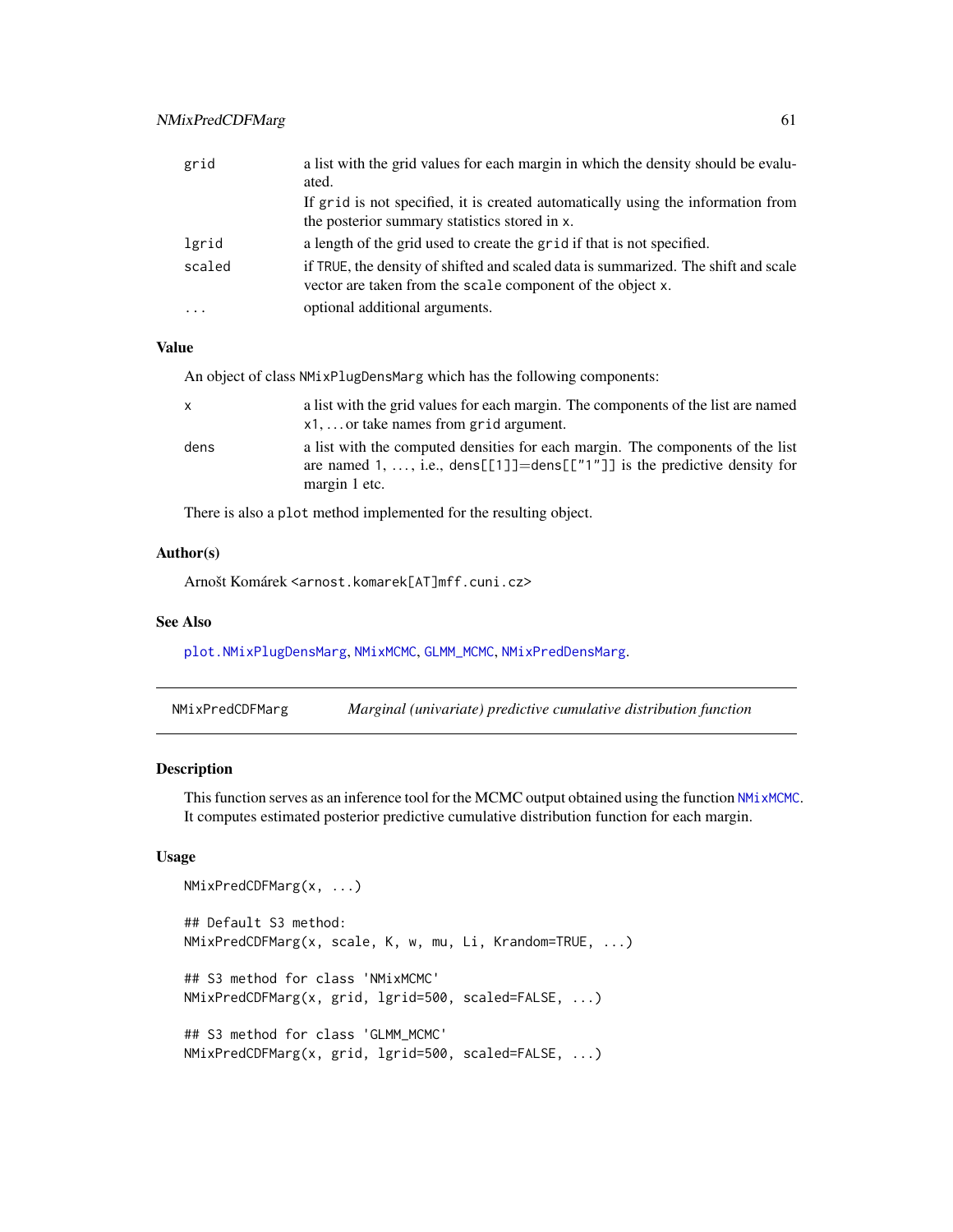| | |
|---|---|
| grid | a list with the grid values for each margin in which the density should be evaluated. If grid is not specified, it is created automatically using the information from the posterior summary statistics stored in x. |
| lgrid | a length of the grid used to create the grid if that is not specified. |
| scaled | if TRUE, the density of shifted and scaled data is summarized. The shift and scale vector are taken from the scale component of the object x. |
| ... | optional additional arguments. |

### Value

An object of class NMixPlugDensMarg which has the following components:

| | |
|---|---|
| x | a list with the grid values for each margin. The components of the list are named x1, ... or take names from grid argument. |
| dens | a list with the computed densities for each margin. The components of the list are named 1, ..., i.e., dens[[1]]=dens[["1"]] is the predictive density for margin 1 etc. |

There is also a plot method implemented for the resulting object.

### Author(s)

Arnošt Komárek <arnost.komarek[AT]mff.cuni.cz>

### See Also

plot.NMixPlugDensMarg, NMixMCMC, GLMM_MCMC, NMixPredDensMarg.

---

## NMixPredCDFMarg — *Marginal (univariate) predictive cumulative distribution function*

### Description

This function serves as an inference tool for the MCMC output obtained using the function NMixMCMC. It computes estimated posterior predictive cumulative distribution function for each margin.

### Usage

```
NMixPredCDFMarg(x, ...)

## Default S3 method:
NMixPredCDFMarg(x, scale, K, w, mu, Li, Krandom=TRUE, ...)

## S3 method for class 'NMixMCMC'
NMixPredCDFMarg(x, grid, lgrid=500, scaled=FALSE, ...)

## S3 method for class 'GLMM_MCMC'
NMixPredCDFMarg(x, grid, lgrid=500, scaled=FALSE, ...)
```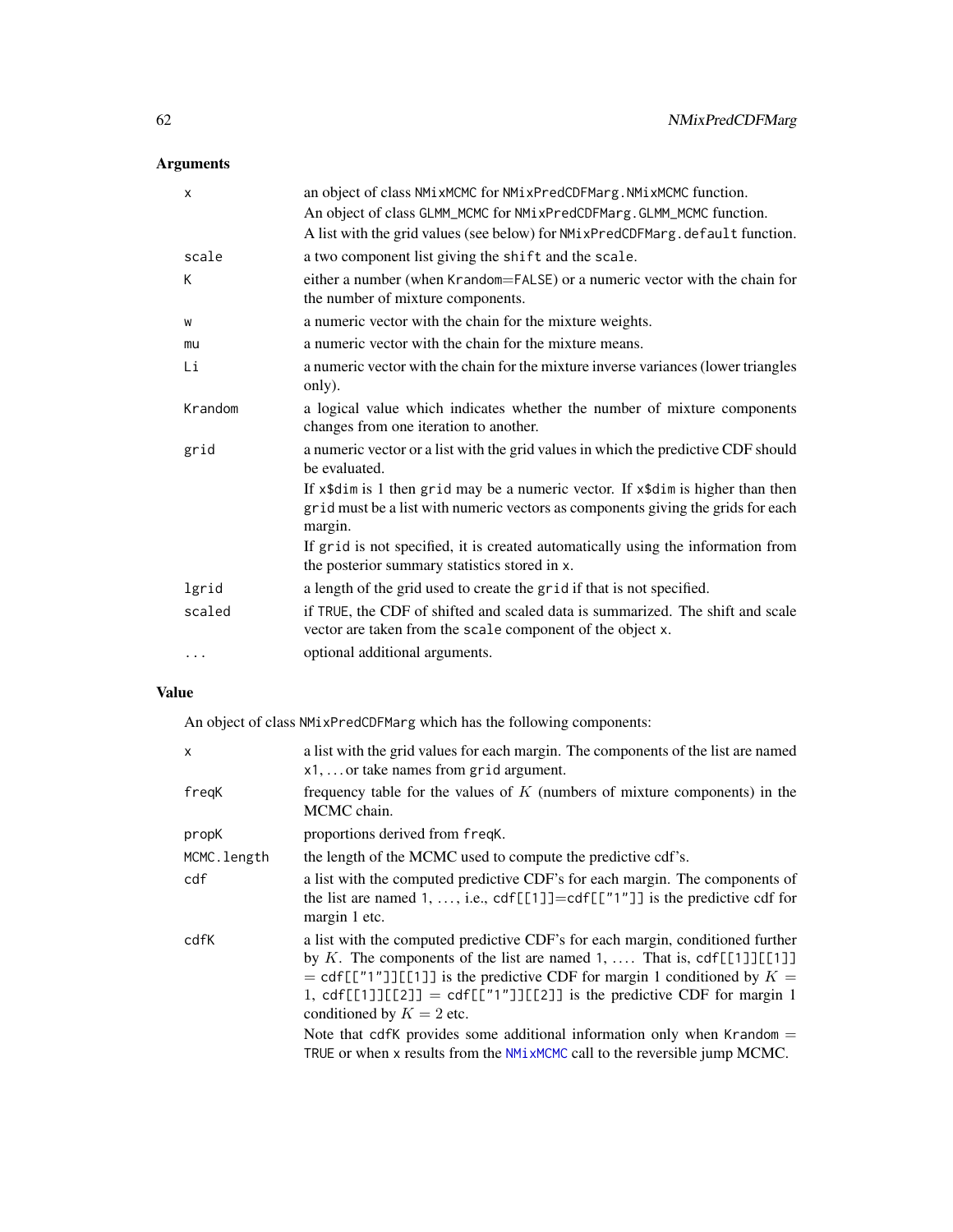## Arguments

| | |
|---|---|
| x | an object of class NMixMCMC for NMixPredCDFMarg.NMixMCMC function. An object of class GLMM_MCMC for NMixPredCDFMarg.GLMM_MCMC function. A list with the grid values (see below) for NMixPredCDFMarg.default function. |
| scale | a two component list giving the shift and the scale. |
| K | either a number (when Krandom=FALSE) or a numeric vector with the chain for the number of mixture components. |
| w | a numeric vector with the chain for the mixture weights. |
| mu | a numeric vector with the chain for the mixture means. |
| Li | a numeric vector with the chain for the mixture inverse variances (lower triangles only). |
| Krandom | a logical value which indicates whether the number of mixture components changes from one iteration to another. |
| grid | a numeric vector or a list with the grid values in which the predictive CDF should be evaluated. If x$dim is 1 then grid may be a numeric vector. If x$dim is higher than then grid must be a list with numeric vectors as components giving the grids for each margin. If grid is not specified, it is created automatically using the information from the posterior summary statistics stored in x. |
| lgrid | a length of the grid used to create the grid if that is not specified. |
| scaled | if TRUE, the CDF of shifted and scaled data is summarized. The shift and scale vector are taken from the scale component of the object x. |
| ... | optional additional arguments. |

## Value

An object of class NMixPredCDFMarg which has the following components:

| | |
|---|---|
| x | a list with the grid values for each margin. The components of the list are named x1, ... or take names from grid argument. |
| freqK | frequency table for the values of $K$ (numbers of mixture components) in the MCMC chain. |
| propK | proportions derived from freqK. |
| MCMC.length | the length of the MCMC used to compute the predictive cdf's. |
| cdf | a list with the computed predictive CDF's for each margin. The components of the list are named 1, ..., i.e., cdf[[1]]=cdf[["1"]] is the predictive cdf for margin 1 etc. |
| cdfK | a list with the computed predictive CDF's for each margin, conditioned further by $K$. The components of the list are named 1, .... That is, cdf[[1]][[1]] = cdf[["1"]][[1]] is the predictive CDF for margin 1 conditioned by $K = 1$, cdf[[1]][[2]] = cdf[["1"]][[2]] is the predictive CDF for margin 1 conditioned by $K = 2$ etc. Note that cdfK provides some additional information only when Krandom = TRUE or when x results from the NMixMCMC call to the reversible jump MCMC. |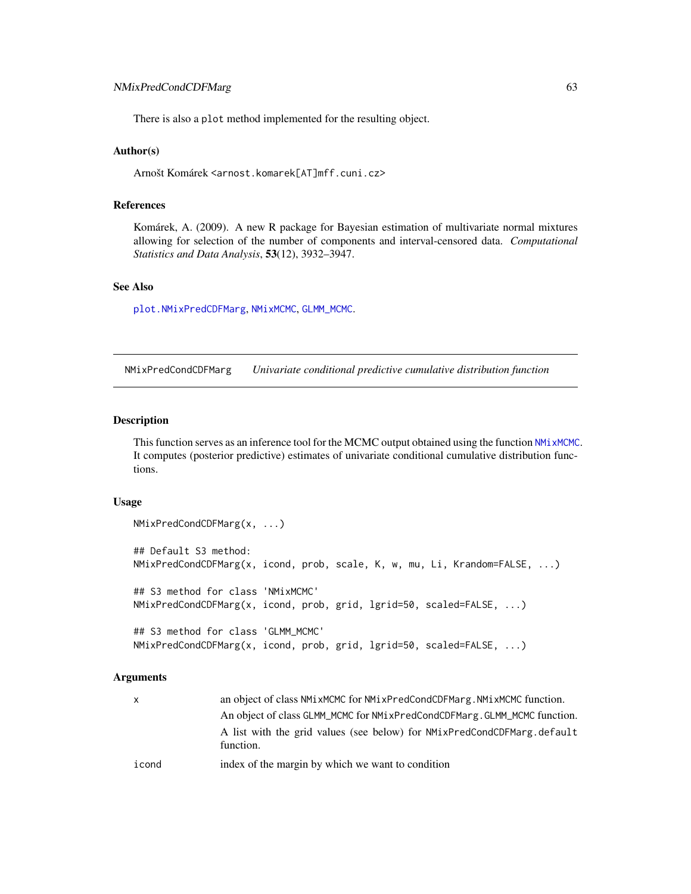There is also a plot method implemented for the resulting object.

### Author(s)

Arnošt Komárek <arnost.komarek[AT]mff.cuni.cz>

### References

Komárek, A. (2009). A new R package for Bayesian estimation of multivariate normal mixtures allowing for selection of the number of components and interval-censored data. *Computational Statistics and Data Analysis*, **53**(12), 3932–3947.

### See Also

plot.NMixPredCDFMarg, NMixMCMC, GLMM_MCMC.

---

## NMixPredCondCDFMarg *Univariate conditional predictive cumulative distribution function*

---

### Description

This function serves as an inference tool for the MCMC output obtained using the function NMixMCMC. It computes (posterior predictive) estimates of univariate conditional cumulative distribution functions.

### Usage

```
NMixPredCondCDFMarg(x, ...)

## Default S3 method:
NMixPredCondCDFMarg(x, icond, prob, scale, K, w, mu, Li, Krandom=FALSE, ...)

## S3 method for class 'NMixMCMC'
NMixPredCondCDFMarg(x, icond, prob, grid, lgrid=50, scaled=FALSE, ...)

## S3 method for class 'GLMM_MCMC'
NMixPredCondCDFMarg(x, icond, prob, grid, lgrid=50, scaled=FALSE, ...)
```

### Arguments

| | |
|---|---|
| x | an object of class NMixMCMC for NMixPredCondCDFMarg.NMixMCMC function. An object of class GLMM_MCMC for NMixPredCondCDFMarg.GLMM_MCMC function. A list with the grid values (see below) for NMixPredCondCDFMarg.default function. |
| icond | index of the margin by which we want to condition |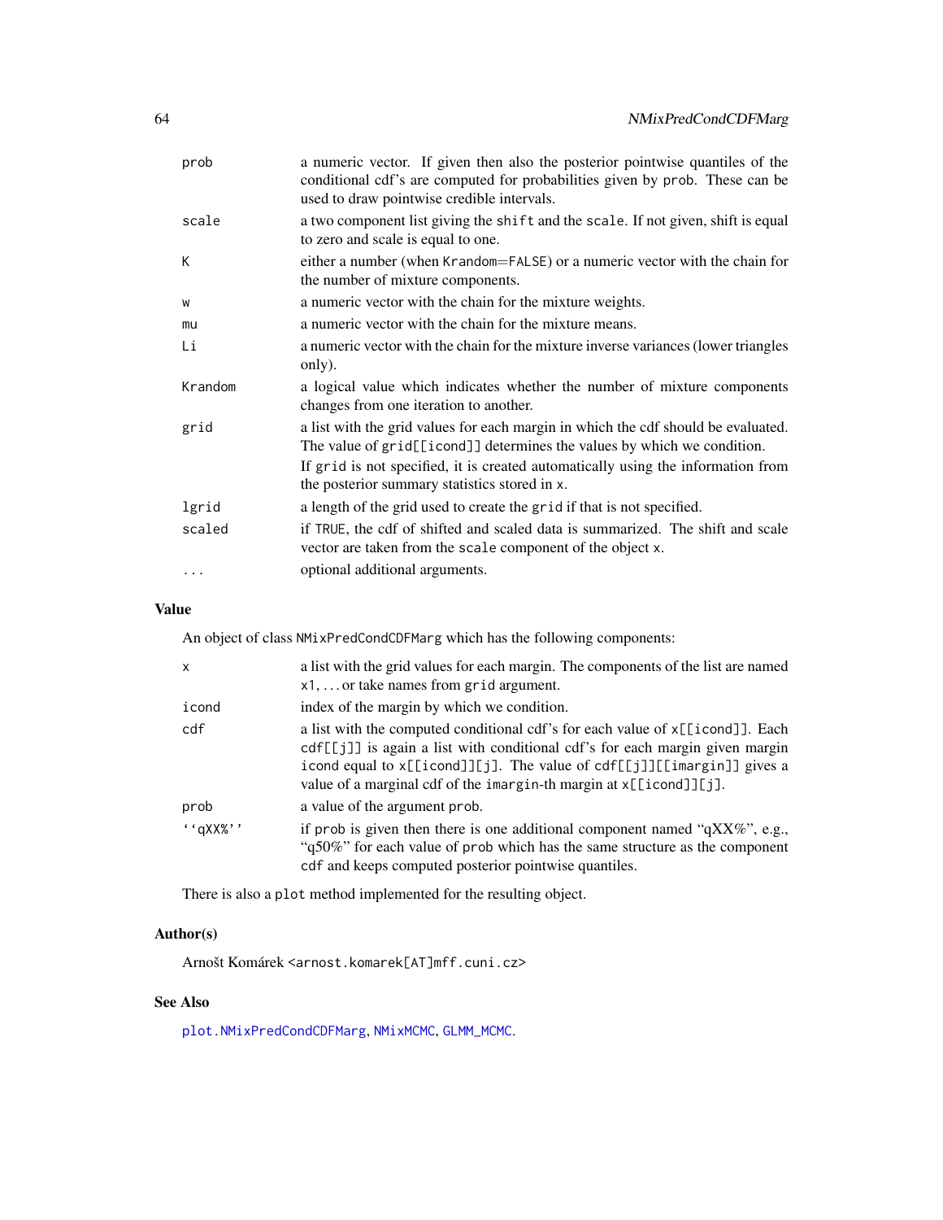| | |
|---|---|
| `prob` | a numeric vector. If given then also the posterior pointwise quantiles of the conditional cdf's are computed for probabilities given by `prob`. These can be used to draw pointwise credible intervals. |
| `scale` | a two component list giving the `shift` and the `scale`. If not given, shift is equal to zero and scale is equal to one. |
| `K` | either a number (when `Krandom=FALSE`) or a numeric vector with the chain for the number of mixture components. |
| `w` | a numeric vector with the chain for the mixture weights. |
| `mu` | a numeric vector with the chain for the mixture means. |
| `Li` | a numeric vector with the chain for the mixture inverse variances (lower triangles only). |
| `Krandom` | a logical value which indicates whether the number of mixture components changes from one iteration to another. |
| `grid` | a list with the grid values for each margin in which the cdf should be evaluated. The value of `grid[[icond]]` determines the values by which we condition. If `grid` is not specified, it is created automatically using the information from the posterior summary statistics stored in `x`. |
| `lgrid` | a length of the grid used to create the `grid` if that is not specified. |
| `scaled` | if `TRUE`, the cdf of shifted and scaled data is summarized. The shift and scale vector are taken from the `scale` component of the object `x`. |
| `...` | optional additional arguments. |

## Value

An object of class `NMixPredCondCDFMarg` which has the following components:

| | |
|---|---|
| `x` | a list with the grid values for each margin. The components of the list are named `x1`, ... or take names from `grid` argument. |
| `icond` | index of the margin by which we condition. |
| `cdf` | a list with the computed conditional cdf's for each value of `x[[icond]]`. Each `cdf[[j]]` is again a list with conditional cdf's for each margin given margin `icond` equal to `x[[icond]][j]`. The value of `cdf[[j]][[imargin]]` gives a value of a marginal cdf of the `imargin`-th margin at `x[[icond]][j]`. |
| `prob` | a value of the argument `prob`. |
| `''qXX%''` | if `prob` is given then there is one additional component named "qXX%", e.g., "q50%" for each value of `prob` which has the same structure as the component `cdf` and keeps computed posterior pointwise quantiles. |

There is also a `plot` method implemented for the resulting object.

## Author(s)

Arnošt Komárek <arnost.komarek[AT]mff.cuni.cz>

## See Also

`plot.NMixPredCondCDFMarg`, `NMixMCMC`, `GLMM_MCMC`.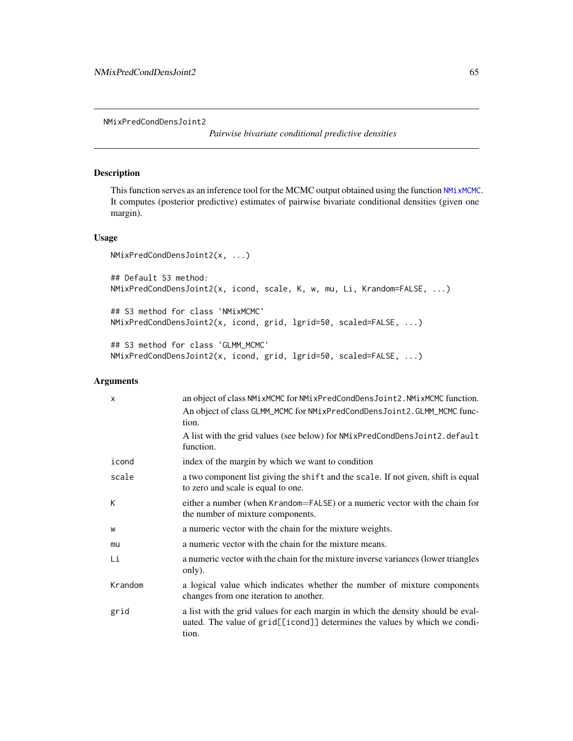# NMixPredCondDensJoint2

*Pairwise bivariate conditional predictive densities*

## Description

This function serves as an inference tool for the MCMC output obtained using the function NMixMCMC. It computes (posterior predictive) estimates of pairwise bivariate conditional densities (given one margin).

## Usage

```
NMixPredCondDensJoint2(x, ...)

## Default S3 method:
NMixPredCondDensJoint2(x, icond, scale, K, w, mu, Li, Krandom=FALSE, ...)

## S3 method for class 'NMixMCMC'
NMixPredCondDensJoint2(x, icond, grid, lgrid=50, scaled=FALSE, ...)

## S3 method for class 'GLMM_MCMC'
NMixPredCondDensJoint2(x, icond, grid, lgrid=50, scaled=FALSE, ...)
```

## Arguments

| | |
|---|---|
| x | an object of class NMixMCMC for NMixPredCondDensJoint2.NMixMCMC function. An object of class GLMM_MCMC for NMixPredCondDensJoint2.GLMM_MCMC function. A list with the grid values (see below) for NMixPredCondDensJoint2.default function. |
| icond | index of the margin by which we want to condition |
| scale | a two component list giving the shift and the scale. If not given, shift is equal to zero and scale is equal to one. |
| K | either a number (when Krandom=FALSE) or a numeric vector with the chain for the number of mixture components. |
| w | a numeric vector with the chain for the mixture weights. |
| mu | a numeric vector with the chain for the mixture means. |
| Li | a numeric vector with the chain for the mixture inverse variances (lower triangles only). |
| Krandom | a logical value which indicates whether the number of mixture components changes from one iteration to another. |
| grid | a list with the grid values for each margin in which the density should be evaluated. The value of grid[[icond]] determines the values by which we condition. |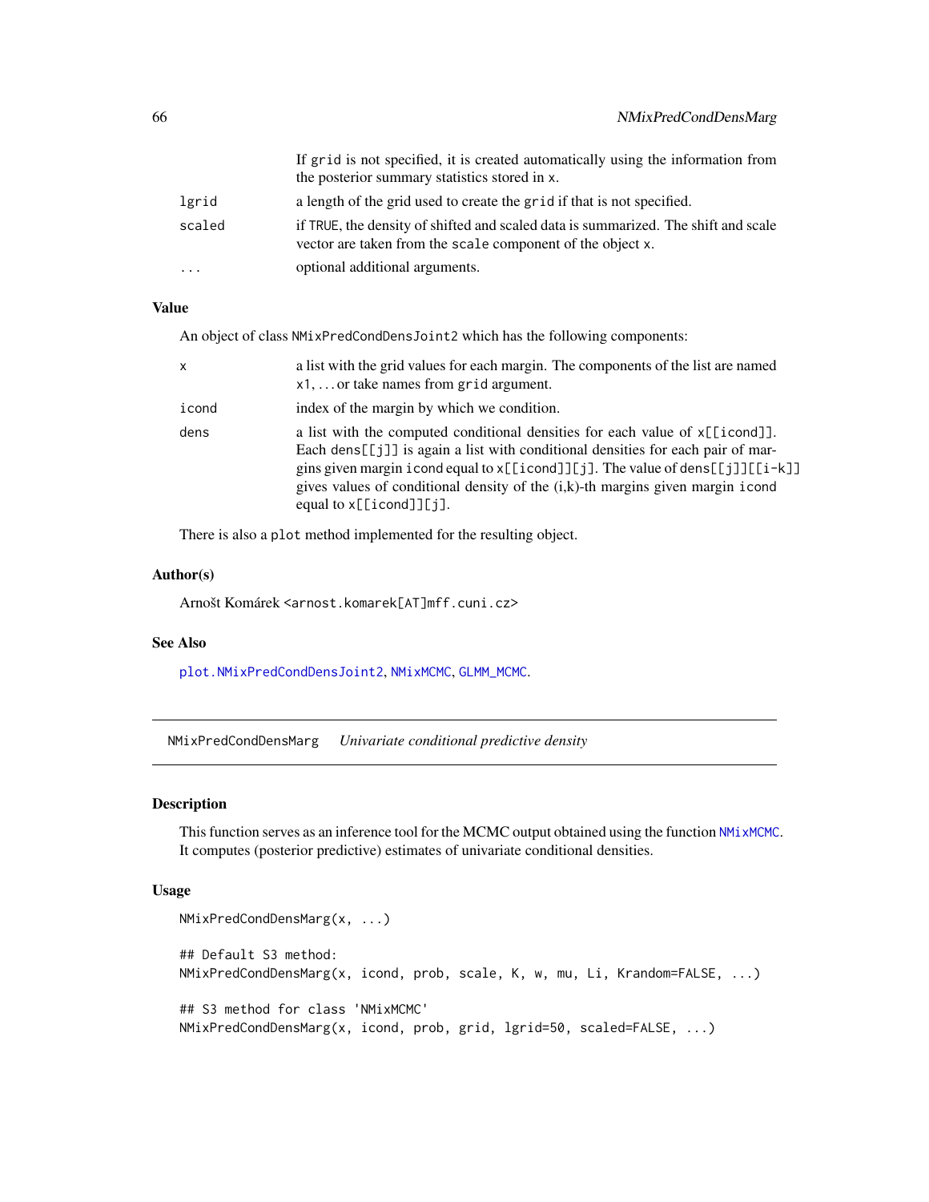| | |
|---|---|
| | If grid is not specified, it is created automatically using the information from the posterior summary statistics stored in x. |
| lgrid | a length of the grid used to create the grid if that is not specified. |
| scaled | if TRUE, the density of shifted and scaled data is summarized. The shift and scale vector are taken from the scale component of the object x. |
| ... | optional additional arguments. |

### Value

An object of class NMixPredCondDensJoint2 which has the following components:

| | |
|---|---|
| x | a list with the grid values for each margin. The components of the list are named x1, ... or take names from grid argument. |
| icond | index of the margin by which we condition. |
| dens | a list with the computed conditional densities for each value of x[[icond]]. Each dens[[j]] is again a list with conditional densities for each pair of margins given margin icond equal to x[[icond]][j]. The value of dens[[j]][[i-k]] gives values of conditional density of the (i,k)-th margins given margin icond equal to x[[icond]][j]. |

There is also a plot method implemented for the resulting object.

### Author(s)

Arnošt Komárek <arnost.komarek[AT]mff.cuni.cz>

### See Also

plot.NMixPredCondDensJoint2, NMixMCMC, GLMM_MCMC.

---

## NMixPredCondDensMarg *Univariate conditional predictive density*

### Description

This function serves as an inference tool for the MCMC output obtained using the function NMixMCMC. It computes (posterior predictive) estimates of univariate conditional densities.

### Usage

```
NMixPredCondDensMarg(x, ...)

## Default S3 method:
NMixPredCondDensMarg(x, icond, prob, scale, K, w, mu, Li, Krandom=FALSE, ...)

## S3 method for class 'NMixMCMC'
NMixPredCondDensMarg(x, icond, prob, grid, lgrid=50, scaled=FALSE, ...)
```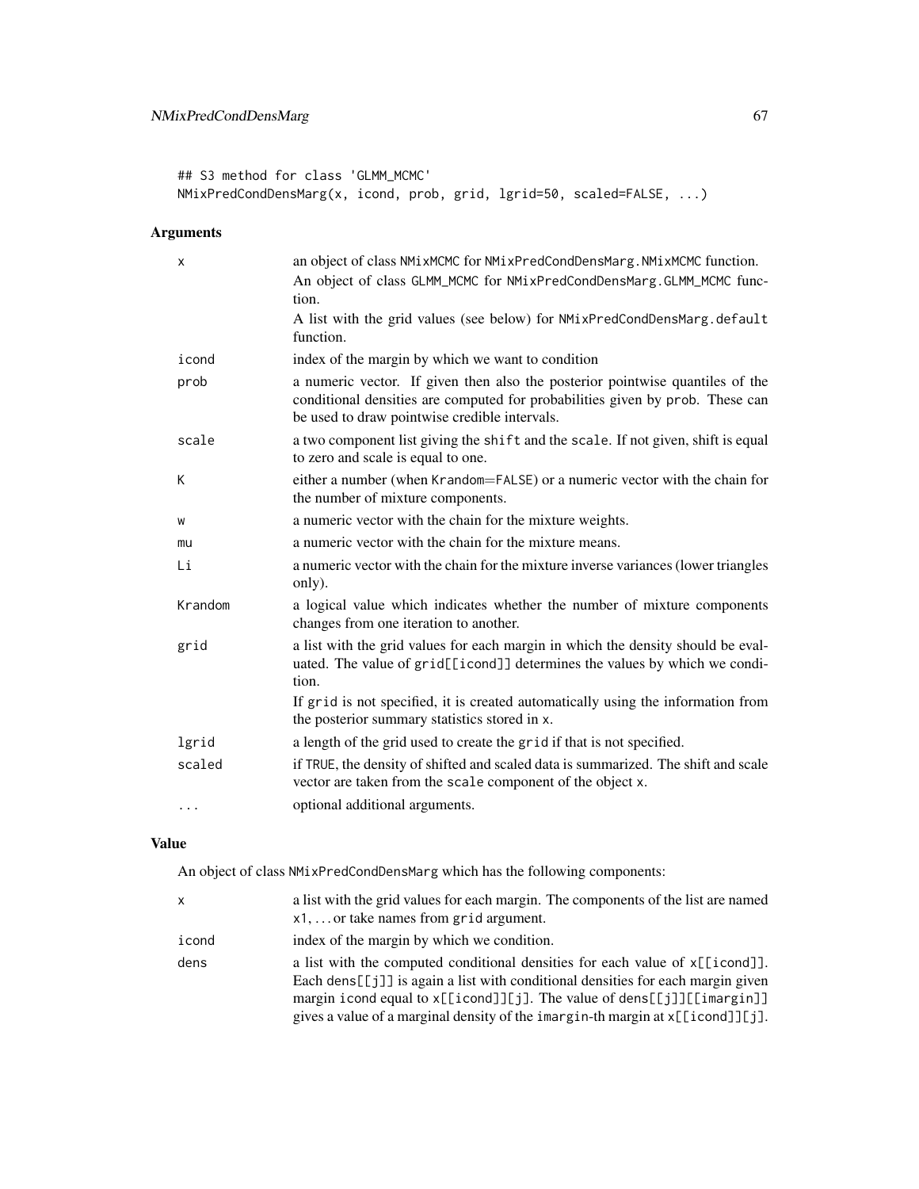```
## S3 method for class 'GLMM_MCMC'
NMixPredCondDensMarg(x, icond, prob, grid, lgrid=50, scaled=FALSE, ...)
```

### Arguments

| | |
|---|---|
| x | an object of class NMixMCMC for NMixPredCondDensMarg.NMixMCMC function. An object of class GLMM_MCMC for NMixPredCondDensMarg.GLMM_MCMC function. A list with the grid values (see below) for NMixPredCondDensMarg.default function. |
| icond | index of the margin by which we want to condition |
| prob | a numeric vector. If given then also the posterior pointwise quantiles of the conditional densities are computed for probabilities given by prob. These can be used to draw pointwise credible intervals. |
| scale | a two component list giving the shift and the scale. If not given, shift is equal to zero and scale is equal to one. |
| K | either a number (when Krandom=FALSE) or a numeric vector with the chain for the number of mixture components. |
| w | a numeric vector with the chain for the mixture weights. |
| mu | a numeric vector with the chain for the mixture means. |
| Li | a numeric vector with the chain for the mixture inverse variances (lower triangles only). |
| Krandom | a logical value which indicates whether the number of mixture components changes from one iteration to another. |
| grid | a list with the grid values for each margin in which the density should be evaluated. The value of grid[[icond]] determines the values by which we condition. If grid is not specified, it is created automatically using the information from the posterior summary statistics stored in x. |
| lgrid | a length of the grid used to create the grid if that is not specified. |
| scaled | if TRUE, the density of shifted and scaled data is summarized. The shift and scale vector are taken from the scale component of the object x. |
| ... | optional additional arguments. |

### Value

An object of class NMixPredCondDensMarg which has the following components:

| | |
|---|---|
| x | a list with the grid values for each margin. The components of the list are named x1, ... or take names from grid argument. |
| icond | index of the margin by which we condition. |
| dens | a list with the computed conditional densities for each value of x[[icond]]. Each dens[[j]] is again a list with conditional densities for each margin given margin icond equal to x[[icond]][j]. The value of dens[[j]][[imargin]] gives a value of a marginal density of the imargin-th margin at x[[icond]][j]. |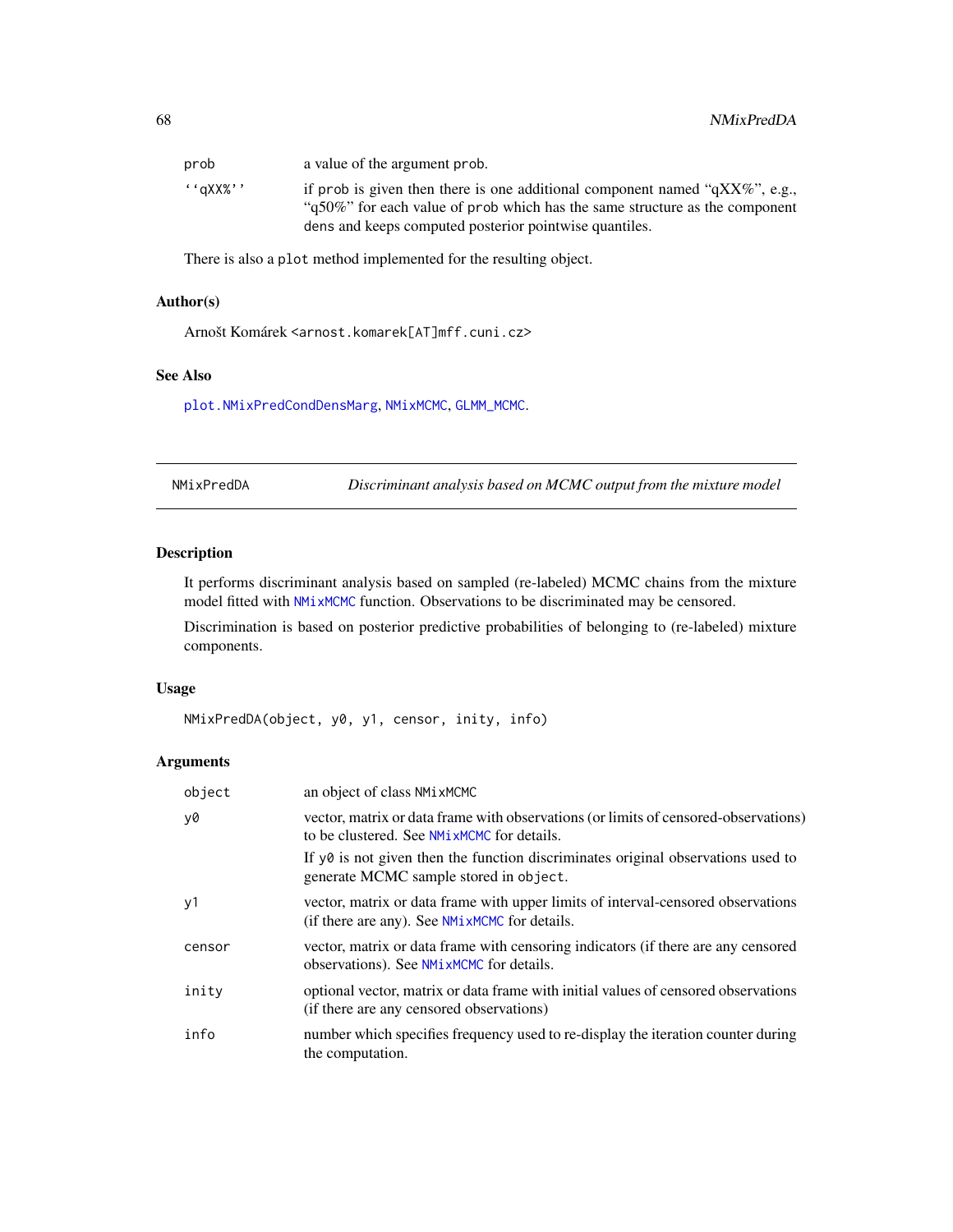| | |
|---|---|
| prob | a value of the argument prob. |
| ''qXX%'' | if prob is given then there is one additional component named "qXX%", e.g., "q50%" for each value of prob which has the same structure as the component dens and keeps computed posterior pointwise quantiles. |

There is also a plot method implemented for the resulting object.

### Author(s)

Arnošt Komárek <arnost.komarek[AT]mff.cuni.cz>

### See Also

plot.NMixPredCondDensMarg, NMixMCMC, GLMM_MCMC.

---

## NMixPredDA — *Discriminant analysis based on MCMC output from the mixture model*

### Description

It performs discriminant analysis based on sampled (re-labeled) MCMC chains from the mixture model fitted with NMixMCMC function. Observations to be discriminated may be censored.

Discrimination is based on posterior predictive probabilities of belonging to (re-labeled) mixture components.

### Usage

```
NMixPredDA(object, y0, y1, censor, inity, info)
```

### Arguments

| | |
|---|---|
| object | an object of class NMixMCMC |
| y0 | vector, matrix or data frame with observations (or limits of censored-observations) to be clustered. See NMixMCMC for details. If y0 is not given then the function discriminates original observations used to generate MCMC sample stored in object. |
| y1 | vector, matrix or data frame with upper limits of interval-censored observations (if there are any). See NMixMCMC for details. |
| censor | vector, matrix or data frame with censoring indicators (if there are any censored observations). See NMixMCMC for details. |
| inity | optional vector, matrix or data frame with initial values of censored observations (if there are any censored observations) |
| info | number which specifies frequency used to re-display the iteration counter during the computation. |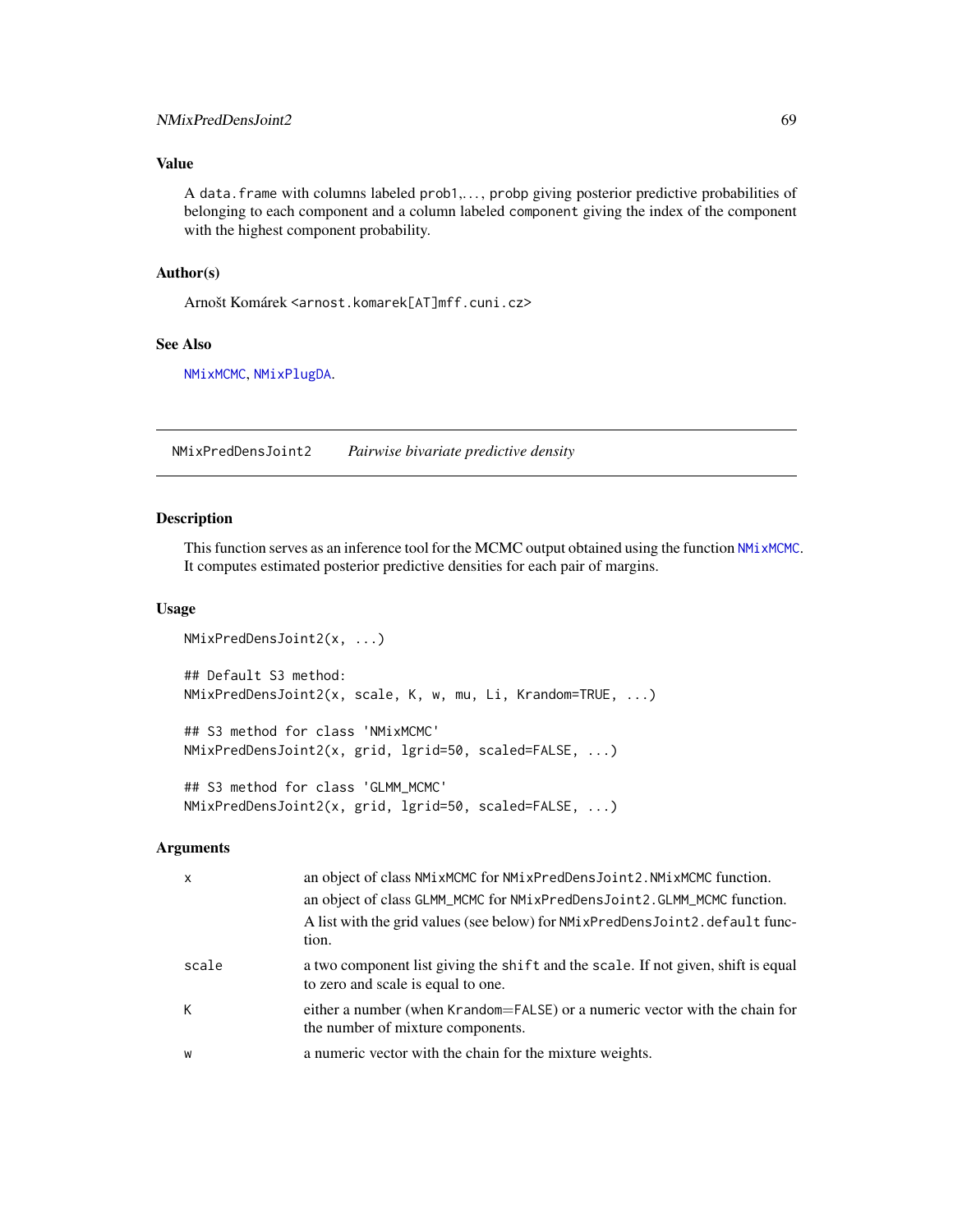## Value

A `data.frame` with columns labeled `prob1`,..., `probp` giving posterior predictive probabilities of belonging to each component and a column labeled `component` giving the index of the component with the highest component probability.

## Author(s)

Arnošt Komárek <arnost.komarek[AT]mff.cuni.cz>

## See Also

`NMixMCMC`, `NMixPlugDA`.

---

# NMixPredDensJoint2 — *Pairwise bivariate predictive density*

## Description

This function serves as an inference tool for the MCMC output obtained using the function `NMixMCMC`. It computes estimated posterior predictive densities for each pair of margins.

## Usage

```
NMixPredDensJoint2(x, ...)

## Default S3 method:
NMixPredDensJoint2(x, scale, K, w, mu, Li, Krandom=TRUE, ...)

## S3 method for class 'NMixMCMC'
NMixPredDensJoint2(x, grid, lgrid=50, scaled=FALSE, ...)

## S3 method for class 'GLMM_MCMC'
NMixPredDensJoint2(x, grid, lgrid=50, scaled=FALSE, ...)
```

## Arguments

| | |
|---|---|
| `x` | an object of class `NMixMCMC` for `NMixPredDensJoint2.NMixMCMC` function.<br>an object of class `GLMM_MCMC` for `NMixPredDensJoint2.GLMM_MCMC` function.<br>A list with the grid values (see below) for `NMixPredDensJoint2.default` function. |
| `scale` | a two component list giving the `shift` and the `scale`. If not given, shift is equal to zero and scale is equal to one. |
| `K` | either a number (when `Krandom=FALSE`) or a numeric vector with the chain for the number of mixture components. |
| `w` | a numeric vector with the chain for the mixture weights. |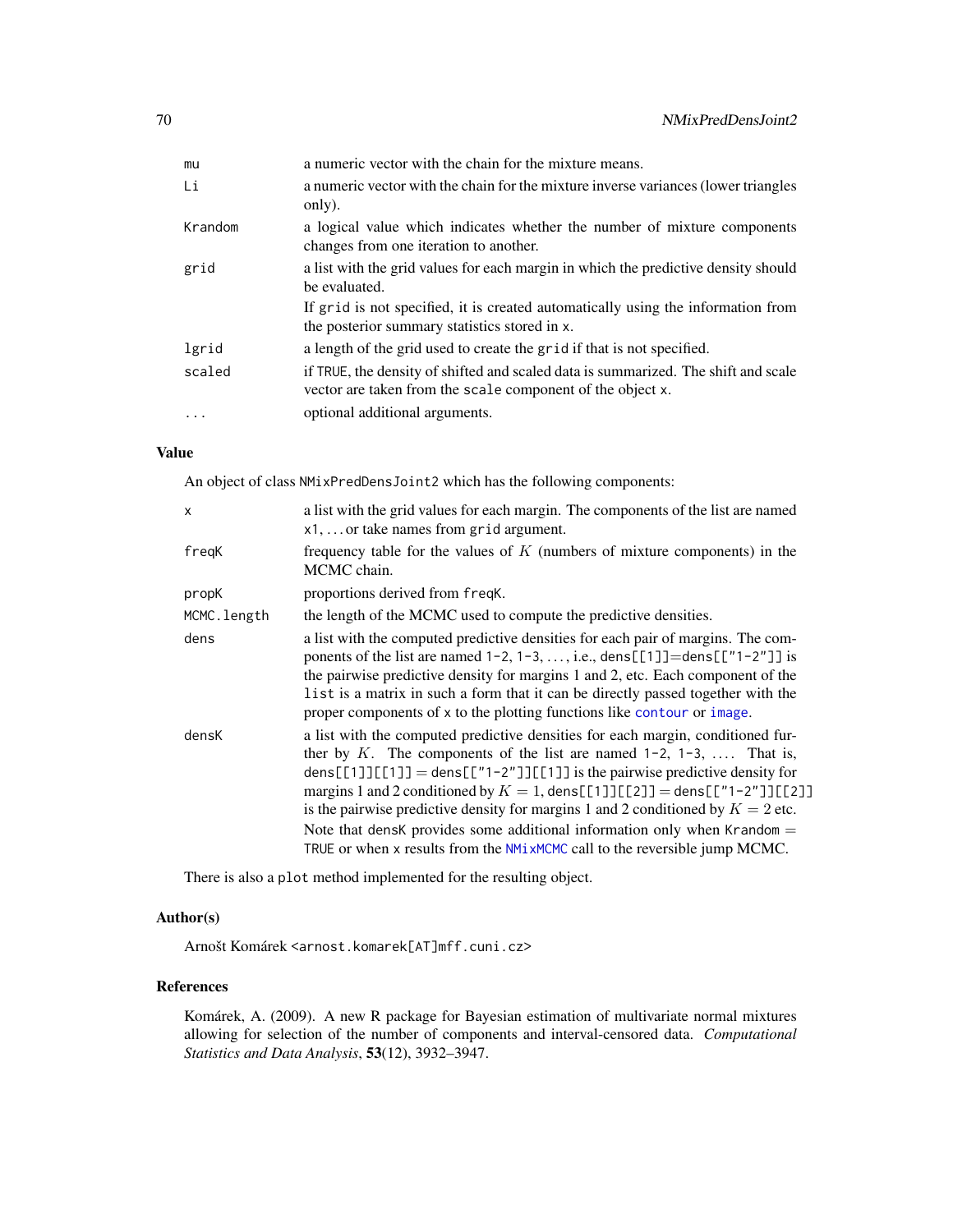| | |
|---|---|
| mu | a numeric vector with the chain for the mixture means. |
| Li | a numeric vector with the chain for the mixture inverse variances (lower triangles only). |
| Krandom | a logical value which indicates whether the number of mixture components changes from one iteration to another. |
| grid | a list with the grid values for each margin in which the predictive density should be evaluated. If grid is not specified, it is created automatically using the information from the posterior summary statistics stored in x. |
| lgrid | a length of the grid used to create the grid if that is not specified. |
| scaled | if TRUE, the density of shifted and scaled data is summarized. The shift and scale vector are taken from the scale component of the object x. |
| ... | optional additional arguments. |

## Value

An object of class NMixPredDensJoint2 which has the following components:

| | |
|---|---|
| x | a list with the grid values for each margin. The components of the list are named x1, ... or take names from grid argument. |
| freqK | frequency table for the values of $K$ (numbers of mixture components) in the MCMC chain. |
| propK | proportions derived from freqK. |
| MCMC.length | the length of the MCMC used to compute the predictive densities. |
| dens | a list with the computed predictive densities for each pair of margins. The components of the list are named 1-2, 1-3, ..., i.e., dens[[1]]=dens[["1-2"]] is the pairwise predictive density for margins 1 and 2, etc. Each component of the list is a matrix in such a form that it can be directly passed together with the proper components of x to the plotting functions like contour or image. |
| densK | a list with the computed predictive densities for each margin, conditioned further by $K$. The components of the list are named 1-2, 1-3, .... That is, dens[[1]][[1]] = dens[["1-2"]][[1]] is the pairwise predictive density for margins 1 and 2 conditioned by $K = 1$, dens[[1]][[2]] = dens[["1-2"]][[2]] is the pairwise predictive density for margins 1 and 2 conditioned by $K = 2$ etc. Note that densK provides some additional information only when Krandom = TRUE or when x results from the NMixMCMC call to the reversible jump MCMC. |

There is also a plot method implemented for the resulting object.

## Author(s)

Arnošt Komárek <arnost.komarek[AT]mff.cuni.cz>

## References

Komárek, A. (2009). A new R package for Bayesian estimation of multivariate normal mixtures allowing for selection of the number of components and interval-censored data. *Computational Statistics and Data Analysis*, **53**(12), 3932–3947.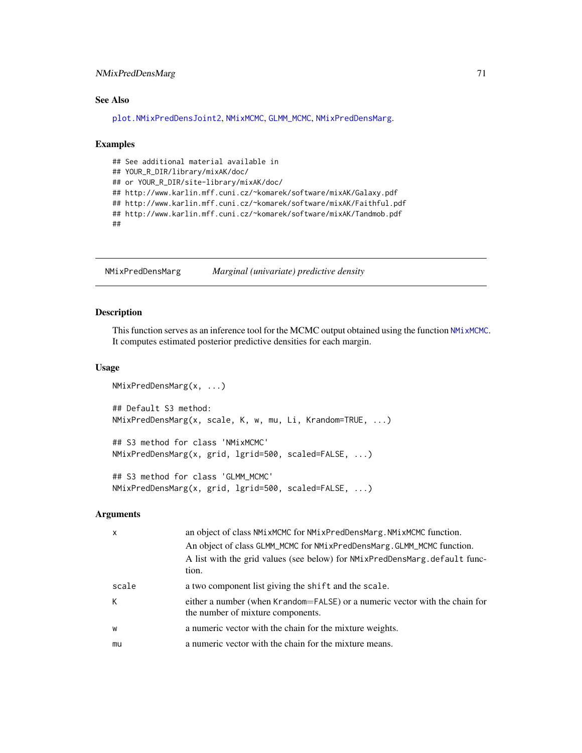## See Also

plot.NMixPredDensJoint2, NMixMCMC, GLMM_MCMC, NMixPredDensMarg.

## Examples

```
## See additional material available in
## YOUR_R_DIR/library/mixAK/doc/
## or YOUR_R_DIR/site-library/mixAK/doc/
## http://www.karlin.mff.cuni.cz/~komarek/software/mixAK/Galaxy.pdf
## http://www.karlin.mff.cuni.cz/~komarek/software/mixAK/Faithful.pdf
## http://www.karlin.mff.cuni.cz/~komarek/software/mixAK/Tandmob.pdf
##
```

---

# NMixPredDensMarg — *Marginal (univariate) predictive density*

---

## Description

This function serves as an inference tool for the MCMC output obtained using the function NMixMCMC. It computes estimated posterior predictive densities for each margin.

## Usage

```
NMixPredDensMarg(x, ...)

## Default S3 method:
NMixPredDensMarg(x, scale, K, w, mu, Li, Krandom=TRUE, ...)

## S3 method for class 'NMixMCMC'
NMixPredDensMarg(x, grid, lgrid=500, scaled=FALSE, ...)

## S3 method for class 'GLMM_MCMC'
NMixPredDensMarg(x, grid, lgrid=500, scaled=FALSE, ...)
```

## Arguments

| | |
|---|---|
| `x` | an object of class `NMixMCMC` for `NMixPredDensMarg.NMixMCMC` function. An object of class `GLMM_MCMC` for `NMixPredDensMarg.GLMM_MCMC` function. A list with the grid values (see below) for `NMixPredDensMarg.default` function. |
| `scale` | a two component list giving the `shift` and the `scale`. |
| `K` | either a number (when `Krandom=FALSE`) or a numeric vector with the chain for the number of mixture components. |
| `w` | a numeric vector with the chain for the mixture weights. |
| `mu` | a numeric vector with the chain for the mixture means. |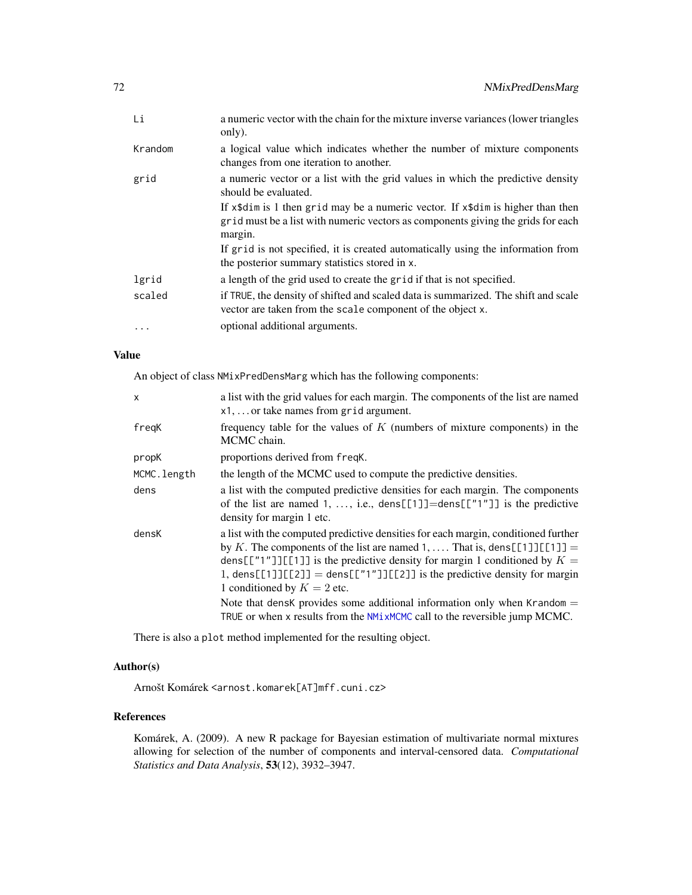| | |
|---|---|
| `Li` | a numeric vector with the chain for the mixture inverse variances (lower triangles only). |
| `Krandom` | a logical value which indicates whether the number of mixture components changes from one iteration to another. |
| `grid` | a numeric vector or a list with the grid values in which the predictive density should be evaluated.<br>If `x$dim` is 1 then `grid` may be a numeric vector. If `x$dim` is higher than then `grid` must be a list with numeric vectors as components giving the grids for each margin.<br>If `grid` is not specified, it is created automatically using the information from the posterior summary statistics stored in `x`. |
| `lgrid` | a length of the grid used to create the `grid` if that is not specified. |
| `scaled` | if `TRUE`, the density of shifted and scaled data is summarized. The shift and scale vector are taken from the `scale` component of the object `x`. |
| `...` | optional additional arguments. |

## Value

An object of class `NMixPredDensMarg` which has the following components:

| | |
|---|---|
| `x` | a list with the grid values for each margin. The components of the list are named `x1`, ... or take names from `grid` argument. |
| `freqK` | frequency table for the values of $K$ (numbers of mixture components) in the MCMC chain. |
| `propK` | proportions derived from `freqK`. |
| `MCMC.length` | the length of the MCMC used to compute the predictive densities. |
| `dens` | a list with the computed predictive densities for each margin. The components of the list are named `1`, ..., i.e., `dens[[1]]=dens[["1"]]` is the predictive density for margin 1 etc. |
| `densK` | a list with the computed predictive densities for each margin, conditioned further by $K$. The components of the list are named `1`, .... That is, `dens[[1]][[1]]` = `dens[["1"]][[1]]` is the predictive density for margin 1 conditioned by $K = 1$, `dens[[1]][[2]]` = `dens[["1"]][[2]]` is the predictive density for margin 1 conditioned by $K = 2$ etc.<br>Note that `densK` provides some additional information only when `Krandom` = `TRUE` or when `x` results from the `NMixMCMC` call to the reversible jump MCMC. |

There is also a `plot` method implemented for the resulting object.

## Author(s)

Arnošt Komárek <arnost.komarek[AT]mff.cuni.cz>

## References

Komárek, A. (2009). A new R package for Bayesian estimation of multivariate normal mixtures allowing for selection of the number of components and interval-censored data. *Computational Statistics and Data Analysis*, **53**(12), 3932–3947.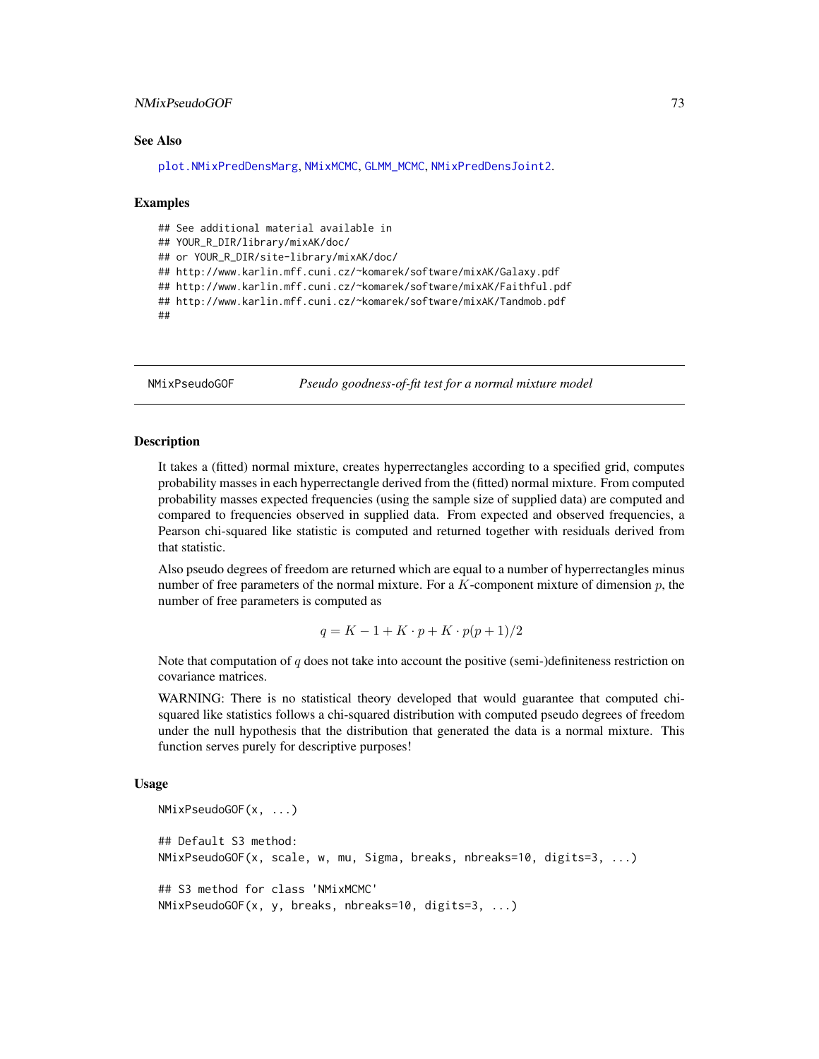### See Also

plot.NMixPredDensMarg, NMixMCMC, GLMM_MCMC, NMixPredDensJoint2.

### Examples

```
## See additional material available in
## YOUR_R_DIR/library/mixAK/doc/
## or YOUR_R_DIR/site-library/mixAK/doc/
## http://www.karlin.mff.cuni.cz/~komarek/software/mixAK/Galaxy.pdf
## http://www.karlin.mff.cuni.cz/~komarek/software/mixAK/Faithful.pdf
## http://www.karlin.mff.cuni.cz/~komarek/software/mixAK/Tandmob.pdf
##
```

---

## NMixPseudoGOF *Pseudo goodness-of-fit test for a normal mixture model*

### Description

It takes a (fitted) normal mixture, creates hyperrectangles according to a specified grid, computes probability masses in each hyperrectangle derived from the (fitted) normal mixture. From computed probability masses expected frequencies (using the sample size of supplied data) are computed and compared to frequencies observed in supplied data. From expected and observed frequencies, a Pearson chi-squared like statistic is computed and returned together with residuals derived from that statistic.

Also pseudo degrees of freedom are returned which are equal to a number of hyperrectangles minus number of free parameters of the normal mixture. For a $K$-component mixture of dimension $p$, the number of free parameters is computed as

$$q = K - 1 + K \cdot p + K \cdot p(p+1)/2$$

Note that computation of $q$ does not take into account the positive (semi-)definiteness restriction on covariance matrices.

WARNING: There is no statistical theory developed that would guarantee that computed chi-squared like statistics follows a chi-squared distribution with computed pseudo degrees of freedom under the null hypothesis that the distribution that generated the data is a normal mixture. This function serves purely for descriptive purposes!

### Usage

```
NMixPseudoGOF(x, ...)

## Default S3 method:
NMixPseudoGOF(x, scale, w, mu, Sigma, breaks, nbreaks=10, digits=3, ...)

## S3 method for class 'NMixMCMC'
NMixPseudoGOF(x, y, breaks, nbreaks=10, digits=3, ...)
```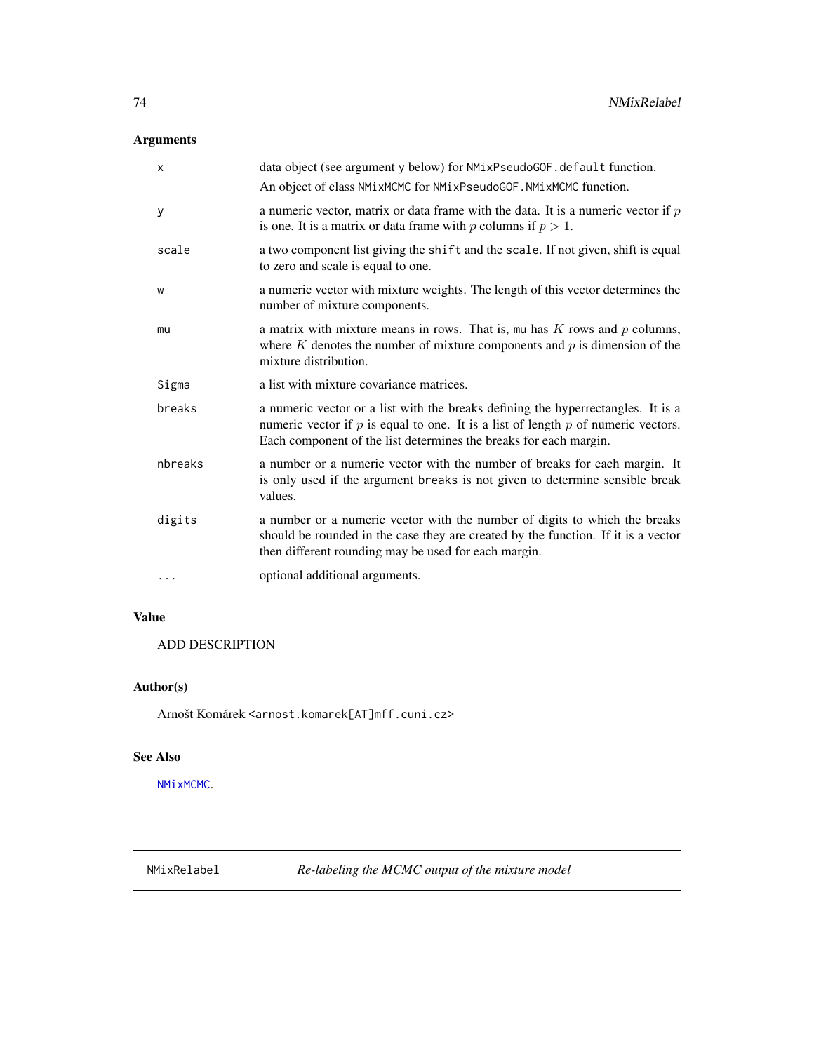## Arguments

| | |
|---|---|
| x | data object (see argument y below) for NMixPseudoGOF.default function. An object of class NMixMCMC for NMixPseudoGOF.NMixMCMC function. |
| y | a numeric vector, matrix or data frame with the data. It is a numeric vector if $p$ is one. It is a matrix or data frame with $p$ columns if $p > 1$. |
| scale | a two component list giving the shift and the scale. If not given, shift is equal to zero and scale is equal to one. |
| w | a numeric vector with mixture weights. The length of this vector determines the number of mixture components. |
| mu | a matrix with mixture means in rows. That is, mu has $K$ rows and $p$ columns, where $K$ denotes the number of mixture components and $p$ is dimension of the mixture distribution. |
| Sigma | a list with mixture covariance matrices. |
| breaks | a numeric vector or a list with the breaks defining the hyperrectangles. It is a numeric vector if $p$ is equal to one. It is a list of length $p$ of numeric vectors. Each component of the list determines the breaks for each margin. |
| nbreaks | a number or a numeric vector with the number of breaks for each margin. It is only used if the argument breaks is not given to determine sensible break values. |
| digits | a number or a numeric vector with the number of digits to which the breaks should be rounded in the case they are created by the function. If it is a vector then different rounding may be used for each margin. |
| ... | optional additional arguments. |

## Value

ADD DESCRIPTION

## Author(s)

Arnošt Komárek <arnost.komarek[AT]mff.cuni.cz>

## See Also

NMixMCMC.

---

NMixRelabel — *Re-labeling the MCMC output of the mixture model*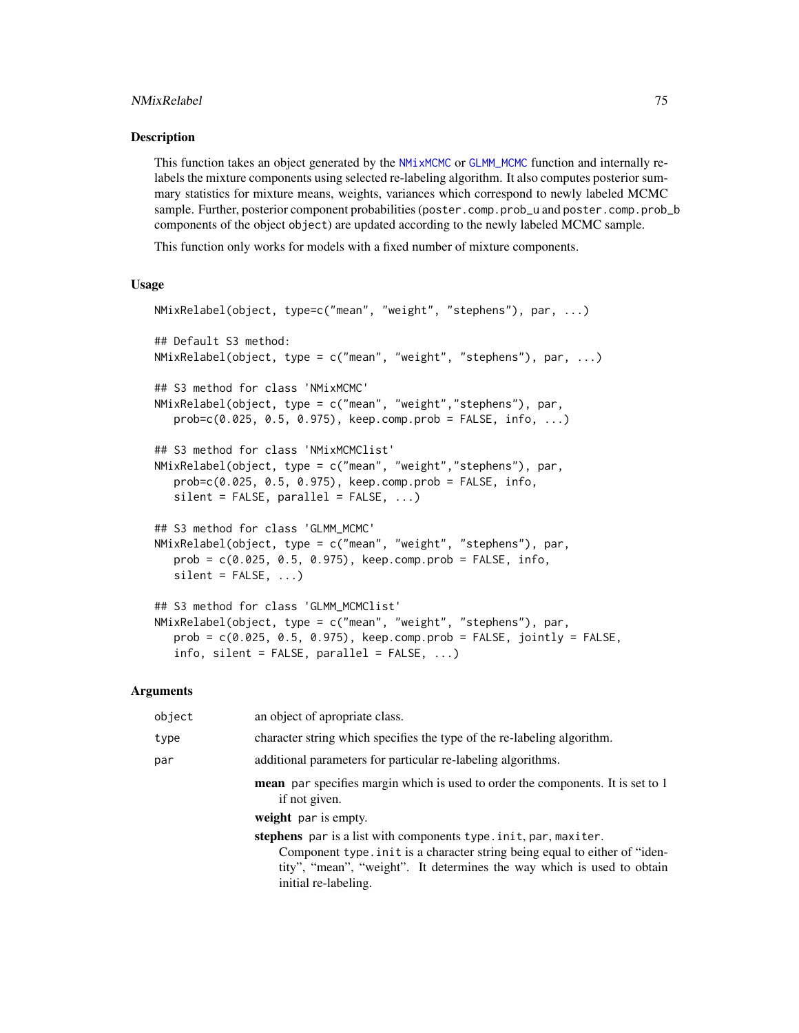## Description

This function takes an object generated by the NMixMCMC or GLMM_MCMC function and internally re-labels the mixture components using selected re-labeling algorithm. It also computes posterior summary statistics for mixture means, weights, variances which correspond to newly labeled MCMC sample. Further, posterior component probabilities (poster.comp.prob_u and poster.comp.prob_b components of the object object) are updated according to the newly labeled MCMC sample.

This function only works for models with a fixed number of mixture components.

## Usage

```
NMixRelabel(object, type=c("mean", "weight", "stephens"), par, ...)

## Default S3 method:
NMixRelabel(object, type = c("mean", "weight", "stephens"), par, ...)

## S3 method for class 'NMixMCMC'
NMixRelabel(object, type = c("mean", "weight","stephens"), par,
   prob=c(0.025, 0.5, 0.975), keep.comp.prob = FALSE, info, ...)

## S3 method for class 'NMixMCMClist'
NMixRelabel(object, type = c("mean", "weight","stephens"), par,
   prob=c(0.025, 0.5, 0.975), keep.comp.prob = FALSE, info,
   silent = FALSE, parallel = FALSE, ...)

## S3 method for class 'GLMM_MCMC'
NMixRelabel(object, type = c("mean", "weight", "stephens"), par,
   prob = c(0.025, 0.5, 0.975), keep.comp.prob = FALSE, info,
   silent = FALSE, ...)

## S3 method for class 'GLMM_MCMClist'
NMixRelabel(object, type = c("mean", "weight", "stephens"), par,
   prob = c(0.025, 0.5, 0.975), keep.comp.prob = FALSE, jointly = FALSE,
   info, silent = FALSE, parallel = FALSE, ...)
```

## Arguments

`object` an object of apropriate class.

`type` character string which specifies the type of the re-labeling algorithm.

`par` additional parameters for particular re-labeling algorithms.

- **mean** par specifies margin which is used to order the components. It is set to 1 if not given.
- **weight** par is empty.
- **stephens** par is a list with components type.init, par, maxiter.
  Component type.init is a character string being equal to either of "identity", "mean", "weight". It determines the way which is used to obtain initial re-labeling.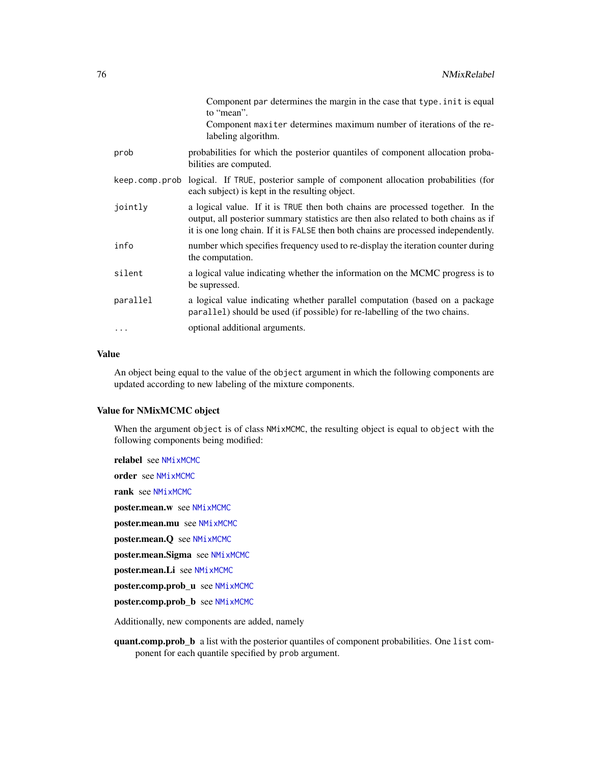Component `par` determines the margin in the case that `type.init` is equal to "mean".

Component `maxiter` determines maximum number of iterations of the re-labeling algorithm.

| | |
|---|---|
| `prob` | probabilities for which the posterior quantiles of component allocation probabilities are computed. |
| `keep.comp.prob` | logical. If `TRUE`, posterior sample of component allocation probabilities (for each subject) is kept in the resulting object. |
| `jointly` | a logical value. If it is `TRUE` then both chains are processed together. In the output, all posterior summary statistics are then also related to both chains as if it is one long chain. If it is `FALSE` then both chains are processed independently. |
| `info` | number which specifies frequency used to re-display the iteration counter during the computation. |
| `silent` | a logical value indicating whether the information on the MCMC progress is to be supressed. |
| `parallel` | a logical value indicating whether parallel computation (based on a package `parallel`) should be used (if possible) for re-labelling of the two chains. |
| `...` | optional additional arguments. |

### Value

An object being equal to the value of the `object` argument in which the following components are updated according to new labeling of the mixture components.

### Value for NMixMCMC object

When the argument `object` is of class `NMixMCMC`, the resulting object is equal to `object` with the following components being modified:

**relabel** see `NMixMCMC`

**order** see `NMixMCMC`

**rank** see `NMixMCMC`

**poster.mean.w** see `NMixMCMC`

**poster.mean.mu** see `NMixMCMC`

**poster.mean.Q** see `NMixMCMC`

**poster.mean.Sigma** see `NMixMCMC`

**poster.mean.Li** see `NMixMCMC`

**poster.comp.prob_u** see `NMixMCMC`

**poster.comp.prob_b** see `NMixMCMC`

Additionally, new components are added, namely

**quant.comp.prob_b** a list with the posterior quantiles of component probabilities. One `list` component for each quantile specified by `prob` argument.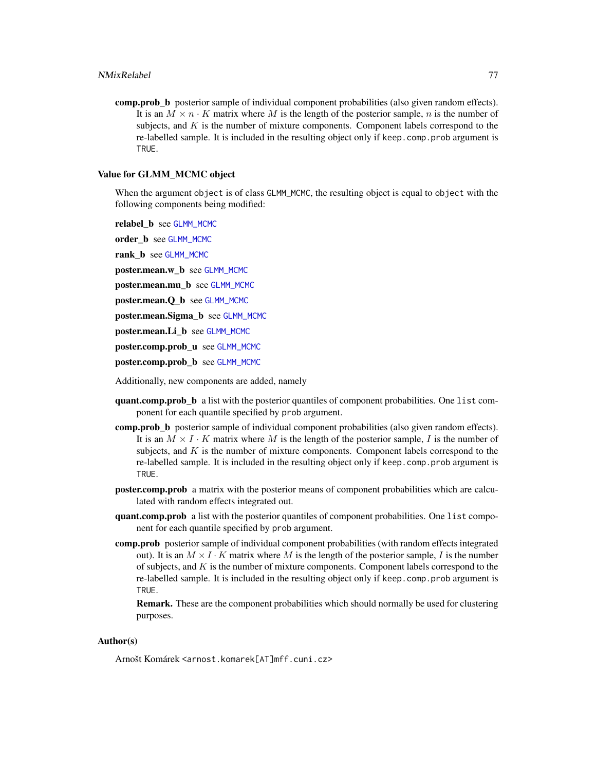**comp.prob_b** posterior sample of individual component probabilities (also given random effects). It is an $M \times n \cdot K$ matrix where $M$ is the length of the posterior sample, $n$ is the number of subjects, and $K$ is the number of mixture components. Component labels correspond to the re-labelled sample. It is included in the resulting object only if `keep.comp.prob` argument is `TRUE`.

### Value for GLMM_MCMC object

When the argument `object` is of class `GLMM_MCMC`, the resulting object is equal to `object` with the following components being modified:

**relabel_b** see `GLMM_MCMC`

**order_b** see `GLMM_MCMC`

**rank_b** see `GLMM_MCMC`

**poster.mean.w_b** see `GLMM_MCMC`

**poster.mean.mu_b** see `GLMM_MCMC`

**poster.mean.Q_b** see `GLMM_MCMC`

**poster.mean.Sigma_b** see `GLMM_MCMC`

**poster.mean.Li_b** see `GLMM_MCMC`

**poster.comp.prob_u** see `GLMM_MCMC`

**poster.comp.prob_b** see `GLMM_MCMC`

Additionally, new components are added, namely

**quant.comp.prob_b** a list with the posterior quantiles of component probabilities. One `list` component for each quantile specified by `prob` argument.

**comp.prob_b** posterior sample of individual component probabilities (also given random effects). It is an $M \times I \cdot K$ matrix where $M$ is the length of the posterior sample, $I$ is the number of subjects, and $K$ is the number of mixture components. Component labels correspond to the re-labelled sample. It is included in the resulting object only if `keep.comp.prob` argument is `TRUE`.

**poster.comp.prob** a matrix with the posterior means of component probabilities which are calculated with random effects integrated out.

**quant.comp.prob** a list with the posterior quantiles of component probabilities. One `list` component for each quantile specified by `prob` argument.

**comp.prob** posterior sample of individual component probabilities (with random effects integrated out). It is an $M \times I \cdot K$ matrix where $M$ is the length of the posterior sample, $I$ is the number of subjects, and $K$ is the number of mixture components. Component labels correspond to the re-labelled sample. It is included in the resulting object only if `keep.comp.prob` argument is `TRUE`.

**Remark.** These are the component probabilities which should normally be used for clustering purposes.

### Author(s)

Arnošt Komárek <arnost.komarek[AT]mff.cuni.cz>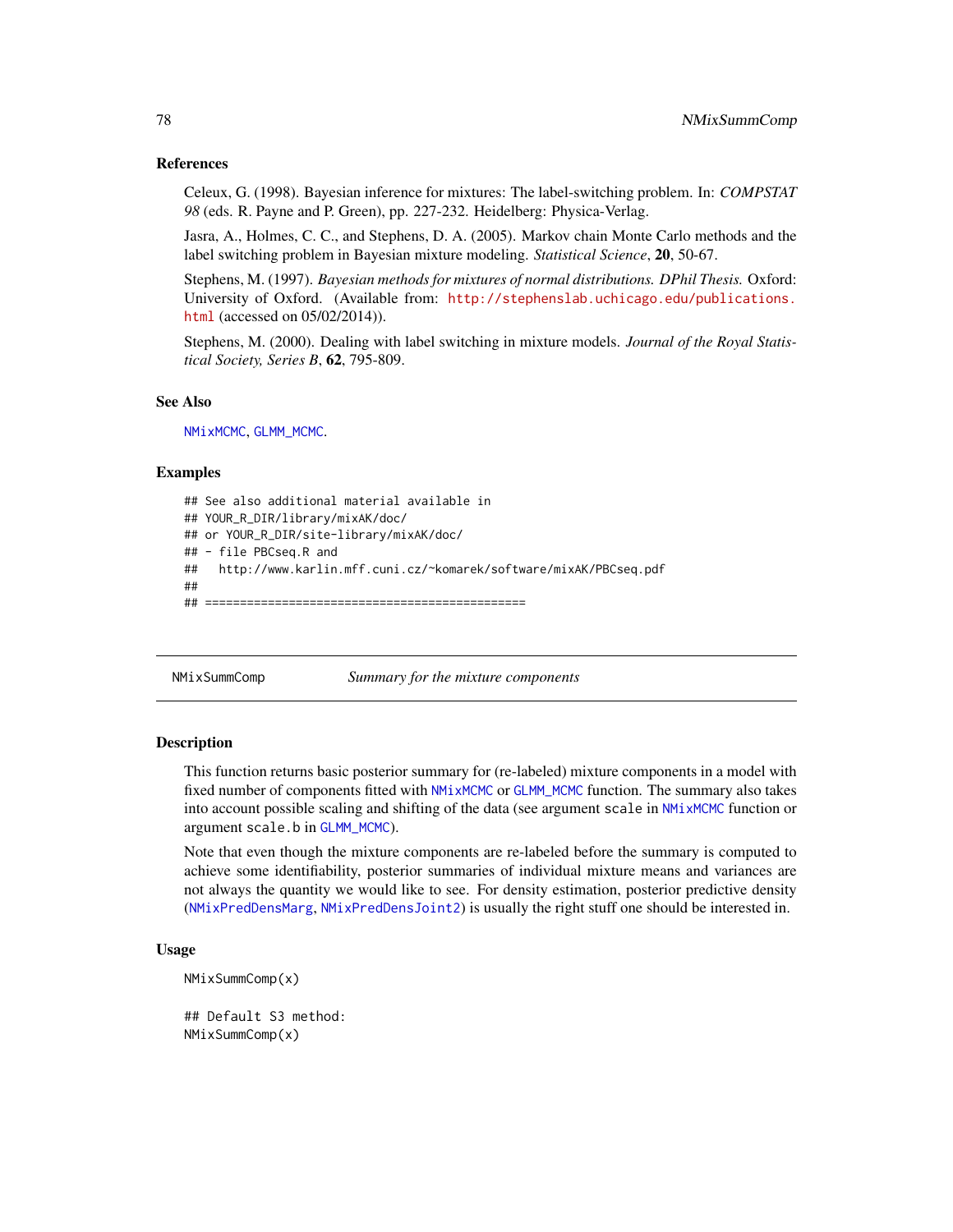### References

Celeux, G. (1998). Bayesian inference for mixtures: The label-switching problem. In: *COMPSTAT 98* (eds. R. Payne and P. Green), pp. 227-232. Heidelberg: Physica-Verlag.

Jasra, A., Holmes, C. C., and Stephens, D. A. (2005). Markov chain Monte Carlo methods and the label switching problem in Bayesian mixture modeling. *Statistical Science*, **20**, 50-67.

Stephens, M. (1997). *Bayesian methods for mixtures of normal distributions. DPhil Thesis.* Oxford: University of Oxford. (Available from: http://stephenslab.uchicago.edu/publications.html (accessed on 05/02/2014)).

Stephens, M. (2000). Dealing with label switching in mixture models. *Journal of the Royal Statistical Society, Series B*, **62**, 795-809.

### See Also

NMixMCMC, GLMM_MCMC.

### Examples

```
## See also additional material available in
## YOUR_R_DIR/library/mixAK/doc/
## or YOUR_R_DIR/site-library/mixAK/doc/
## - file PBCseq.R and
##   http://www.karlin.mff.cuni.cz/~komarek/software/mixAK/PBCseq.pdf
##
## ==============================================
```

## NMixSummComp — *Summary for the mixture components*

### Description

This function returns basic posterior summary for (re-labeled) mixture components in a model with fixed number of components fitted with NMixMCMC or GLMM_MCMC function. The summary also takes into account possible scaling and shifting of the data (see argument scale in NMixMCMC function or argument scale.b in GLMM_MCMC).

Note that even though the mixture components are re-labeled before the summary is computed to achieve some identifiability, posterior summaries of individual mixture means and variances are not always the quantity we would like to see. For density estimation, posterior predictive density (NMixPredDensMarg, NMixPredDensJoint2) is usually the right stuff one should be interested in.

### Usage

```
NMixSummComp(x)

## Default S3 method:
NMixSummComp(x)
```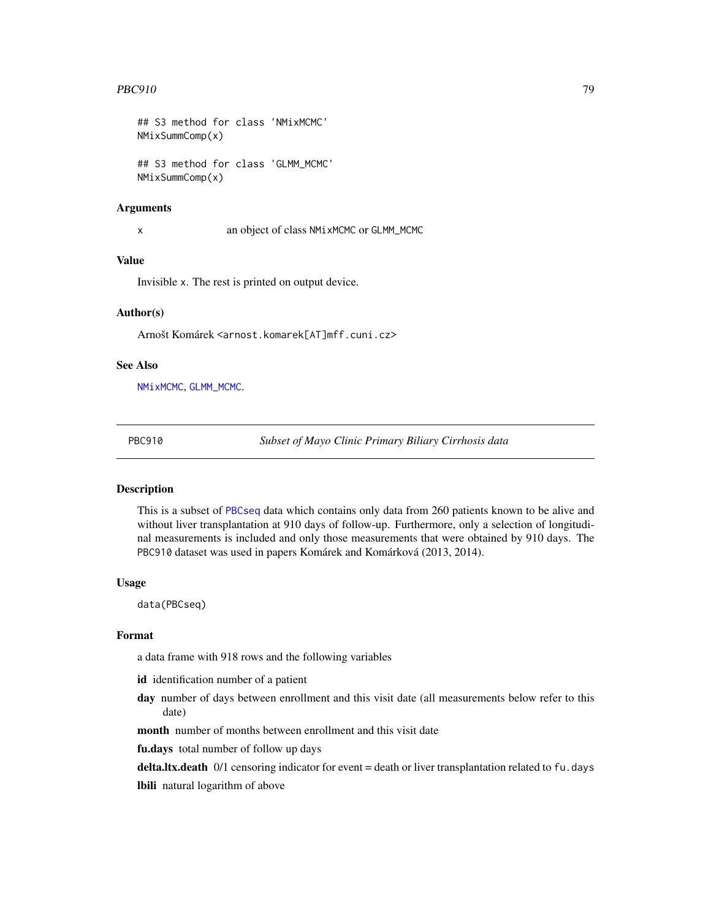```
## S3 method for class 'NMixMCMC'
NMixSummComp(x)

## S3 method for class 'GLMM_MCMC'
NMixSummComp(x)
```

### Arguments

x an object of class NMixMCMC or GLMM_MCMC

### Value

Invisible x. The rest is printed on output device.

### Author(s)

Arnošt Komárek <arnost.komarek[AT]mff.cuni.cz>

### See Also

NMixMCMC, GLMM_MCMC.

---

## PBC910 — *Subset of Mayo Clinic Primary Biliary Cirrhosis data*

### Description

This is a subset of PBCseq data which contains only data from 260 patients known to be alive and without liver transplantation at 910 days of follow-up. Furthermore, only a selection of longitudinal measurements is included and only those measurements that were obtained by 910 days. The PBC910 dataset was used in papers Komárek and Komárková (2013, 2014).

### Usage

```
data(PBCseq)
```

### Format

a data frame with 918 rows and the following variables

- **id** identification number of a patient
- **day** number of days between enrollment and this visit date (all measurements below refer to this date)
- **month** number of months between enrollment and this visit date
- **fu.days** total number of follow up days
- **delta.ltx.death** 0/1 censoring indicator for event = death or liver transplantation related to fu.days
- **lbili** natural logarithm of above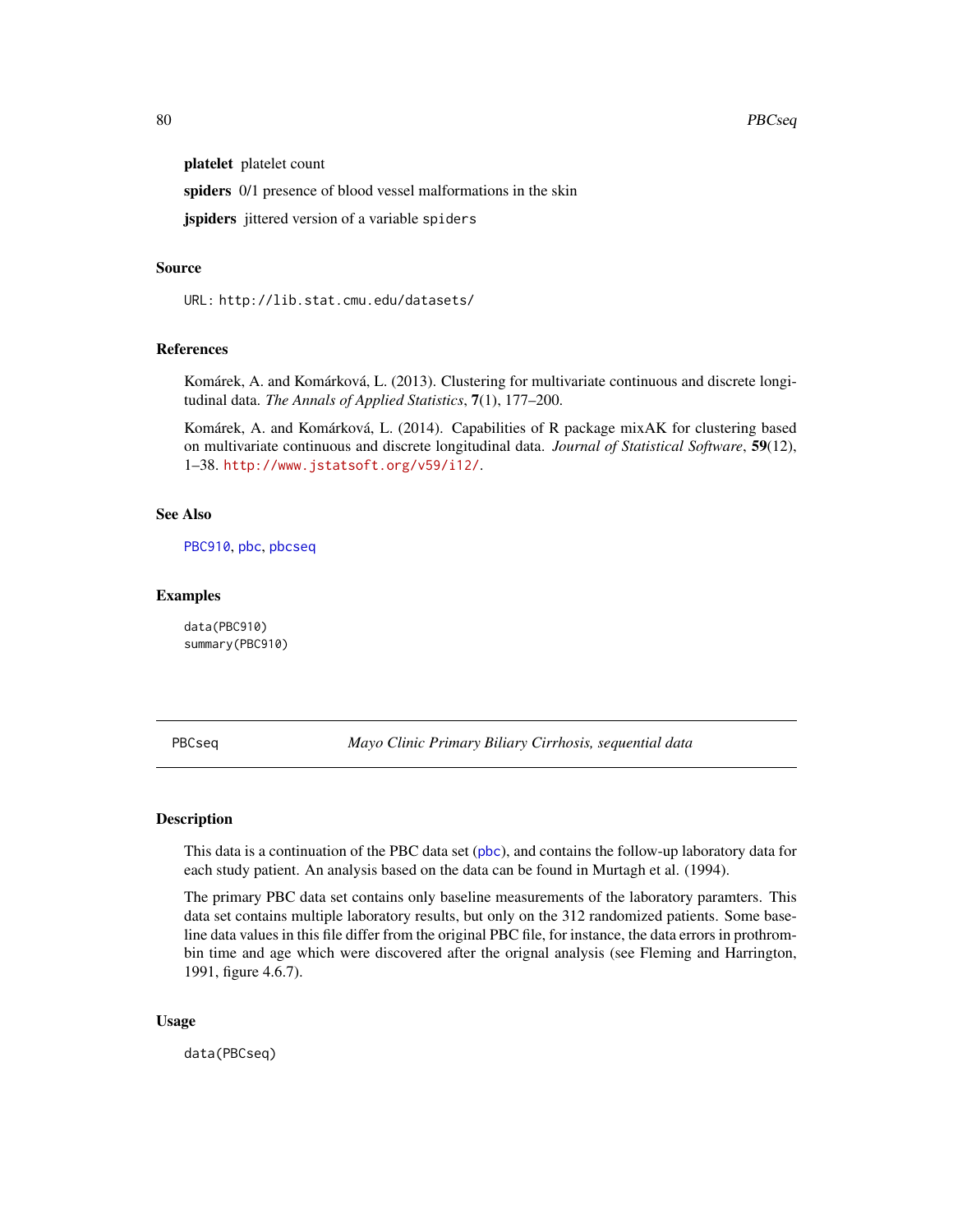**platelet** platelet count

**spiders** 0/1 presence of blood vessel malformations in the skin

**jspiders** jittered version of a variable `spiders`

### Source

URL: `http://lib.stat.cmu.edu/datasets/`

### References

Komárek, A. and Komárková, L. (2013). Clustering for multivariate continuous and discrete longitudinal data. *The Annals of Applied Statistics*, **7**(1), 177–200.

Komárek, A. and Komárková, L. (2014). Capabilities of R package mixAK for clustering based on multivariate continuous and discrete longitudinal data. *Journal of Statistical Software*, **59**(12), 1–38. http://www.jstatsoft.org/v59/i12/.

### See Also

`PBC910`, `pbc`, `pbcseq`

### Examples

```
data(PBC910)
summary(PBC910)
```

---

## PBCseq — *Mayo Clinic Primary Biliary Cirrhosis, sequential data*

### Description

This data is a continuation of the PBC data set (`pbc`), and contains the follow-up laboratory data for each study patient. An analysis based on the data can be found in Murtagh et al. (1994).

The primary PBC data set contains only baseline measurements of the laboratory paramters. This data set contains multiple laboratory results, but only on the 312 randomized patients. Some baseline data values in this file differ from the original PBC file, for instance, the data errors in prothrombin time and age which were discovered after the orignal analysis (see Fleming and Harrington, 1991, figure 4.6.7).

### Usage

```
data(PBCseq)
```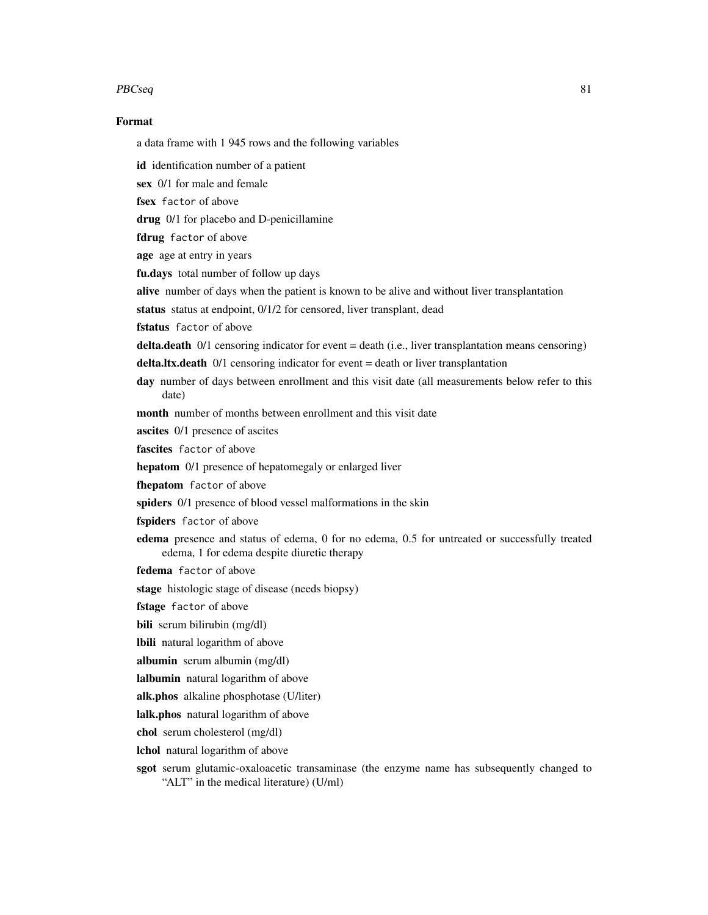### Format

a data frame with 1 945 rows and the following variables

**id** identification number of a patient

**sex** 0/1 for male and female

**fsex** `factor` of above

**drug** 0/1 for placebo and D-penicillamine

**fdrug** `factor` of above

**age** age at entry in years

**fu.days** total number of follow up days

**alive** number of days when the patient is known to be alive and without liver transplantation

**status** status at endpoint, 0/1/2 for censored, liver transplant, dead

**fstatus** `factor` of above

**delta.death** 0/1 censoring indicator for event = death (i.e., liver transplantation means censoring)

**delta.ltx.death** 0/1 censoring indicator for event = death or liver transplantation

**day** number of days between enrollment and this visit date (all measurements below refer to this date)

**month** number of months between enrollment and this visit date

**ascites** 0/1 presence of ascites

**fascites** `factor` of above

**hepatom** 0/1 presence of hepatomegaly or enlarged liver

**fhepatom** `factor` of above

**spiders** 0/1 presence of blood vessel malformations in the skin

**fspiders** `factor` of above

**edema** presence and status of edema, 0 for no edema, 0.5 for untreated or successfully treated edema, 1 for edema despite diuretic therapy

**fedema** `factor` of above

**stage** histologic stage of disease (needs biopsy)

**fstage** `factor` of above

**bili** serum bilirubin (mg/dl)

**lbili** natural logarithm of above

**albumin** serum albumin (mg/dl)

**lalbumin** natural logarithm of above

**alk.phos** alkaline phosphotase (U/liter)

**lalk.phos** natural logarithm of above

**chol** serum cholesterol (mg/dl)

**lchol** natural logarithm of above

**sgot** serum glutamic-oxaloacetic transaminase (the enzyme name has subsequently changed to "ALT" in the medical literature) (U/ml)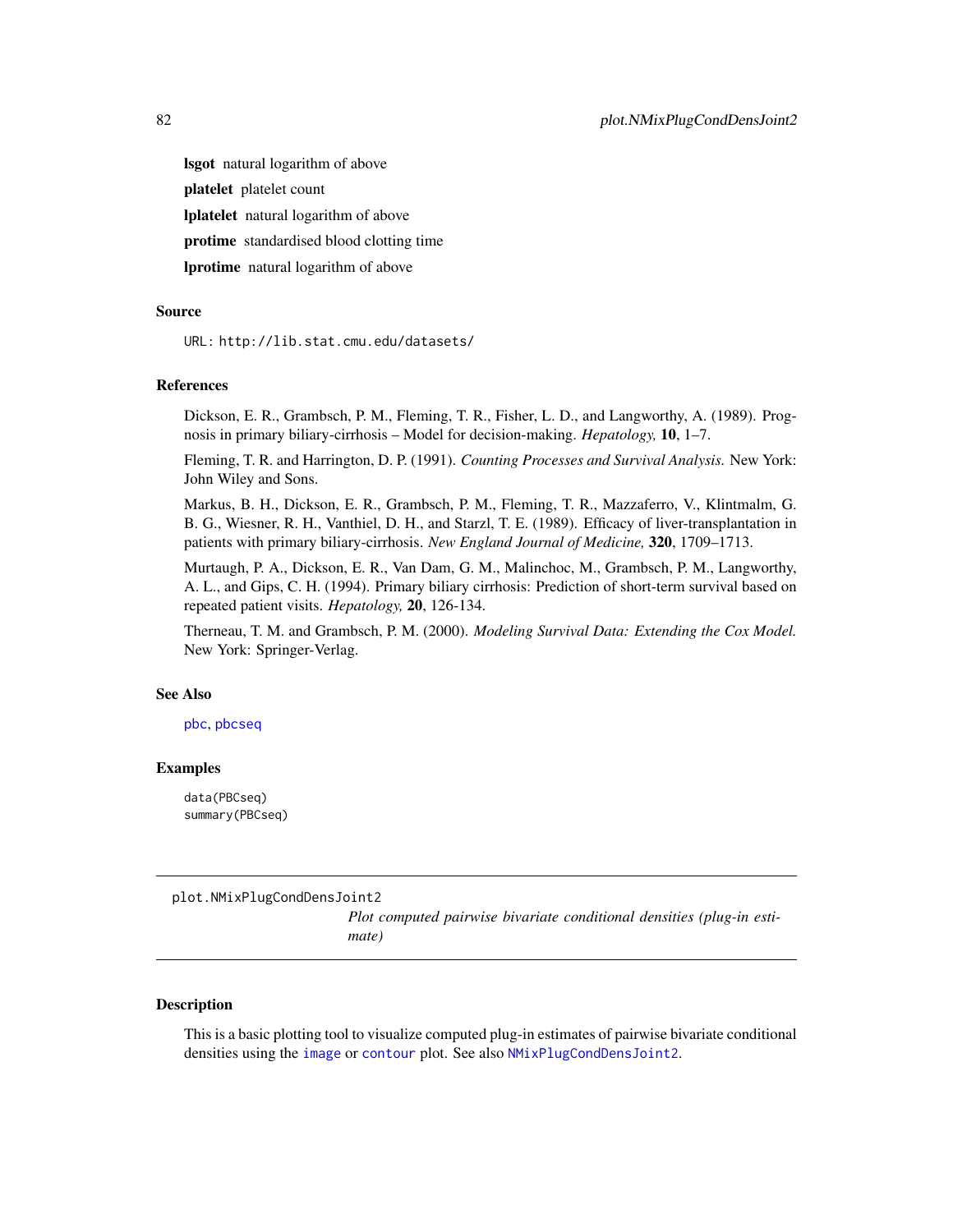**lsgot** natural logarithm of above

**platelet** platelet count

**lplatelet** natural logarithm of above

**protime** standardised blood clotting time

**lprotime** natural logarithm of above

### Source

URL: `http://lib.stat.cmu.edu/datasets/`

### References

Dickson, E. R., Grambsch, P. M., Fleming, T. R., Fisher, L. D., and Langworthy, A. (1989). Prognosis in primary biliary-cirrhosis – Model for decision-making. *Hepatology,* **10**, 1–7.

Fleming, T. R. and Harrington, D. P. (1991). *Counting Processes and Survival Analysis.* New York: John Wiley and Sons.

Markus, B. H., Dickson, E. R., Grambsch, P. M., Fleming, T. R., Mazzaferro, V., Klintmalm, G. B. G., Wiesner, R. H., Vanthiel, D. H., and Starzl, T. E. (1989). Efficacy of liver-transplantation in patients with primary biliary-cirrhosis. *New England Journal of Medicine,* **320**, 1709–1713.

Murtaugh, P. A., Dickson, E. R., Van Dam, G. M., Malinchoc, M., Grambsch, P. M., Langworthy, A. L., and Gips, C. H. (1994). Primary biliary cirrhosis: Prediction of short-term survival based on repeated patient visits. *Hepatology,* **20**, 126-134.

Therneau, T. M. and Grambsch, P. M. (2000). *Modeling Survival Data: Extending the Cox Model.* New York: Springer-Verlag.

### See Also

`pbc`, `pbcseq`

### Examples

```
data(PBCseq)
summary(PBCseq)
```

---

## plot.NMixPlugCondDensJoint2

*Plot computed pairwise bivariate conditional densities (plug-in estimate)*

---

### Description

This is a basic plotting tool to visualize computed plug-in estimates of pairwise bivariate conditional densities using the `image` or `contour` plot. See also `NMixPlugCondDensJoint2`.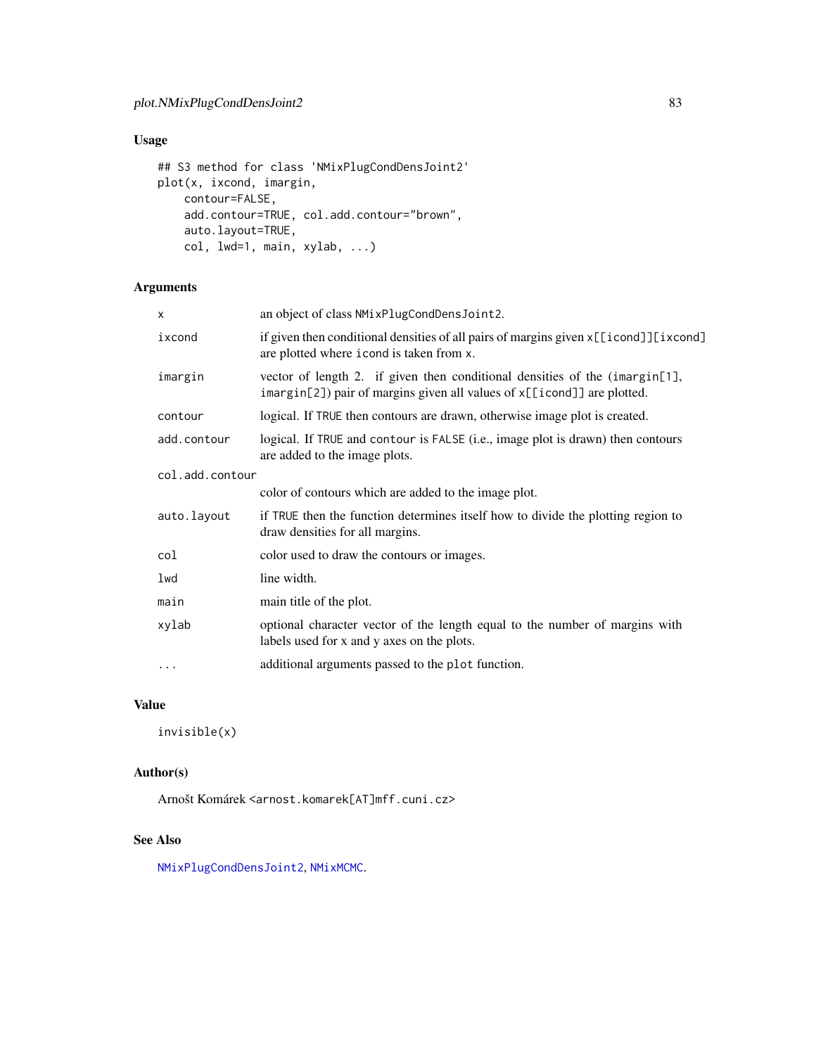## Usage

```
## S3 method for class 'NMixPlugCondDensJoint2'
plot(x, ixcond, imargin,
    contour=FALSE,
    add.contour=TRUE, col.add.contour="brown",
    auto.layout=TRUE,
    col, lwd=1, main, xylab, ...)
```

## Arguments

| | |
|---|---|
| `x` | an object of class `NMixPlugCondDensJoint2`. |
| `ixcond` | if given then conditional densities of all pairs of margins given `x[[icond]][ixcond]` are plotted where `icond` is taken from `x`. |
| `imargin` | vector of length 2. if given then conditional densities of the (`imargin[1]`, `imargin[2]`) pair of margins given all values of `x[[icond]]` are plotted. |
| `contour` | logical. If `TRUE` then contours are drawn, otherwise image plot is created. |
| `add.contour` | logical. If `TRUE` and `contour` is `FALSE` (i.e., image plot is drawn) then contours are added to the image plots. |
| `col.add.contour` | color of contours which are added to the image plot. |
| `auto.layout` | if `TRUE` then the function determines itself how to divide the plotting region to draw densities for all margins. |
| `col` | color used to draw the contours or images. |
| `lwd` | line width. |
| `main` | main title of the plot. |
| `xylab` | optional character vector of the length equal to the number of margins with labels used for x and y axes on the plots. |
| `...` | additional arguments passed to the `plot` function. |

## Value

`invisible(x)`

## Author(s)

Arnošt Komárek <arnost.komarek[AT]mff.cuni.cz>

## See Also

`NMixPlugCondDensJoint2`, `NMixMCMC`.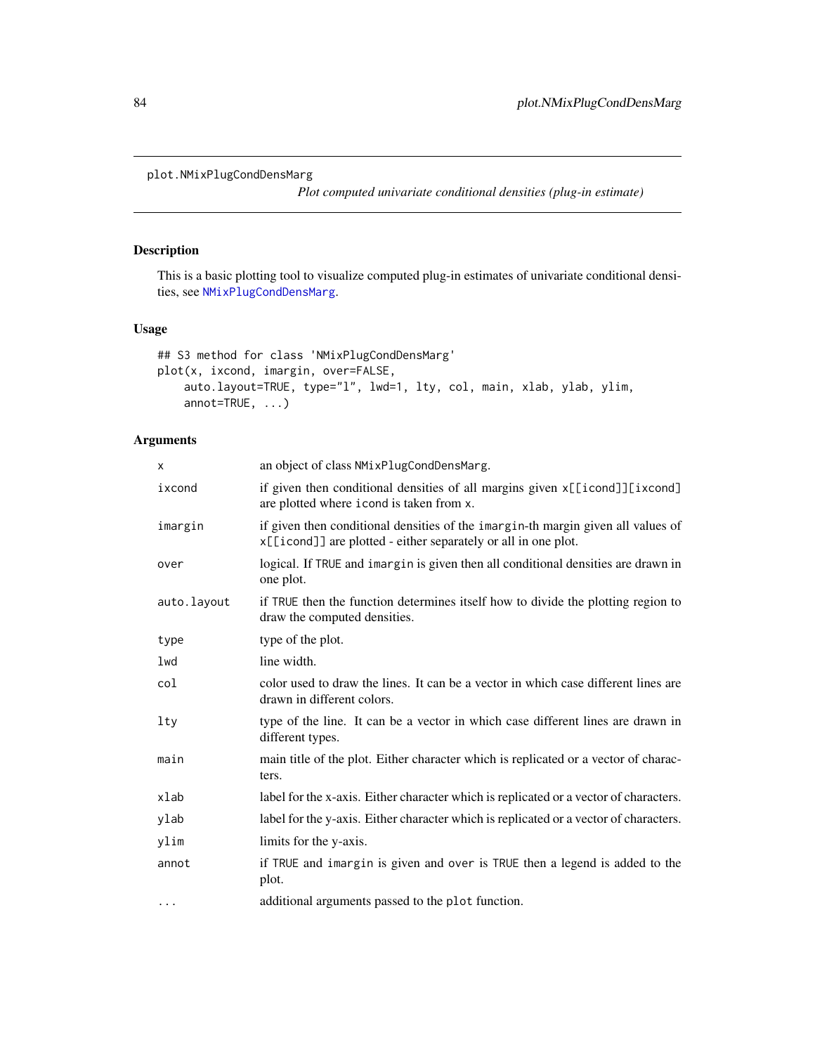plot.NMixPlugCondDensMarg

*Plot computed univariate conditional densities (plug-in estimate)*

## Description

This is a basic plotting tool to visualize computed plug-in estimates of univariate conditional densities, see NMixPlugCondDensMarg.

## Usage

```
## S3 method for class 'NMixPlugCondDensMarg'
plot(x, ixcond, imargin, over=FALSE,
    auto.layout=TRUE, type="l", lwd=1, lty, col, main, xlab, ylab, ylim,
    annot=TRUE, ...)
```

## Arguments

| | |
|---|---|
| x | an object of class NMixPlugCondDensMarg. |
| ixcond | if given then conditional densities of all margins given x[[icond]][ixcond] are plotted where icond is taken from x. |
| imargin | if given then conditional densities of the imargin-th margin given all values of x[[icond]] are plotted - either separately or all in one plot. |
| over | logical. If TRUE and imargin is given then all conditional densities are drawn in one plot. |
| auto.layout | if TRUE then the function determines itself how to divide the plotting region to draw the computed densities. |
| type | type of the plot. |
| lwd | line width. |
| col | color used to draw the lines. It can be a vector in which case different lines are drawn in different colors. |
| lty | type of the line. It can be a vector in which case different lines are drawn in different types. |
| main | main title of the plot. Either character which is replicated or a vector of characters. |
| xlab | label for the x-axis. Either character which is replicated or a vector of characters. |
| ylab | label for the y-axis. Either character which is replicated or a vector of characters. |
| ylim | limits for the y-axis. |
| annot | if TRUE and imargin is given and over is TRUE then a legend is added to the plot. |
| ... | additional arguments passed to the plot function. |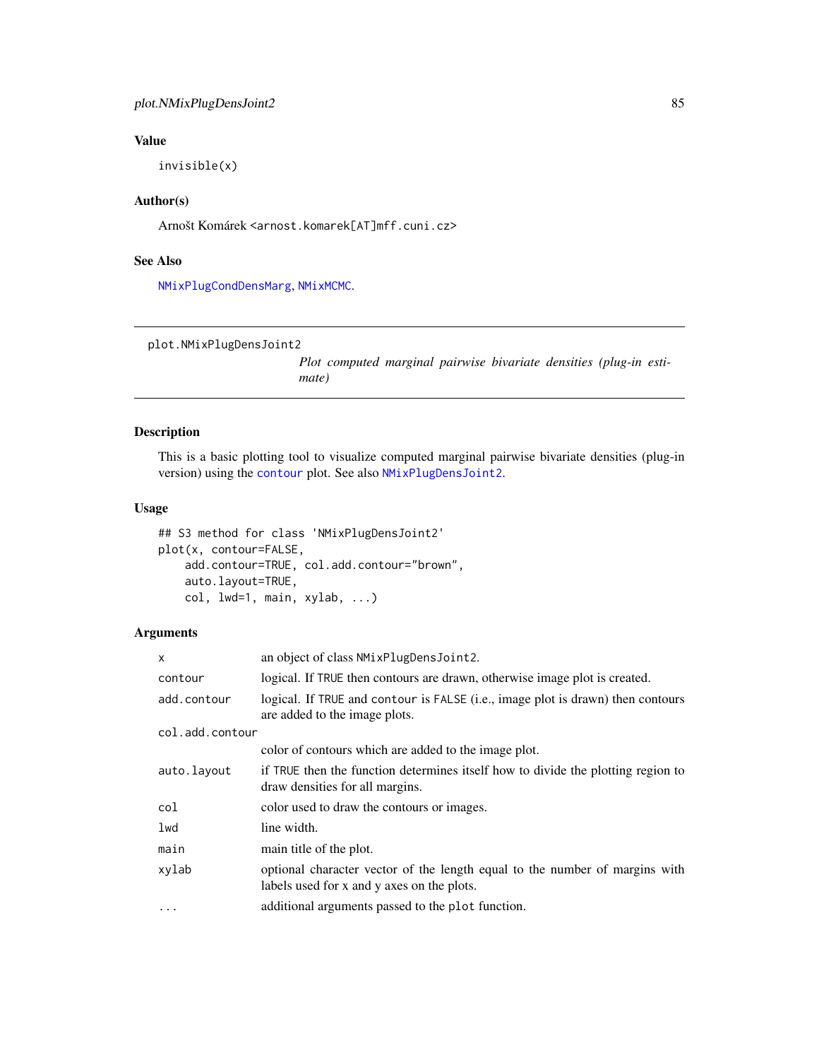### Value

```
invisible(x)
```

### Author(s)

Arnošt Komárek <arnost.komarek[AT]mff.cuni.cz>

### See Also

NMixPlugCondDensMarg, NMixMCMC.

---

## plot.NMixPlugDensJoint2 — *Plot computed marginal pairwise bivariate densities (plug-in estimate)*

---

### Description

This is a basic plotting tool to visualize computed marginal pairwise bivariate densities (plug-in version) using the contour plot. See also NMixPlugDensJoint2.

### Usage

```
## S3 method for class 'NMixPlugDensJoint2'
plot(x, contour=FALSE,
    add.contour=TRUE, col.add.contour="brown",
    auto.layout=TRUE,
    col, lwd=1, main, xylab, ...)
```

### Arguments

| | |
|---|---|
| x | an object of class NMixPlugDensJoint2. |
| contour | logical. If TRUE then contours are drawn, otherwise image plot is created. |
| add.contour | logical. If TRUE and contour is FALSE (i.e., image plot is drawn) then contours are added to the image plots. |
| col.add.contour | color of contours which are added to the image plot. |
| auto.layout | if TRUE then the function determines itself how to divide the plotting region to draw densities for all margins. |
| col | color used to draw the contours or images. |
| lwd | line width. |
| main | main title of the plot. |
| xylab | optional character vector of the length equal to the number of margins with labels used for x and y axes on the plots. |
| ... | additional arguments passed to the plot function. |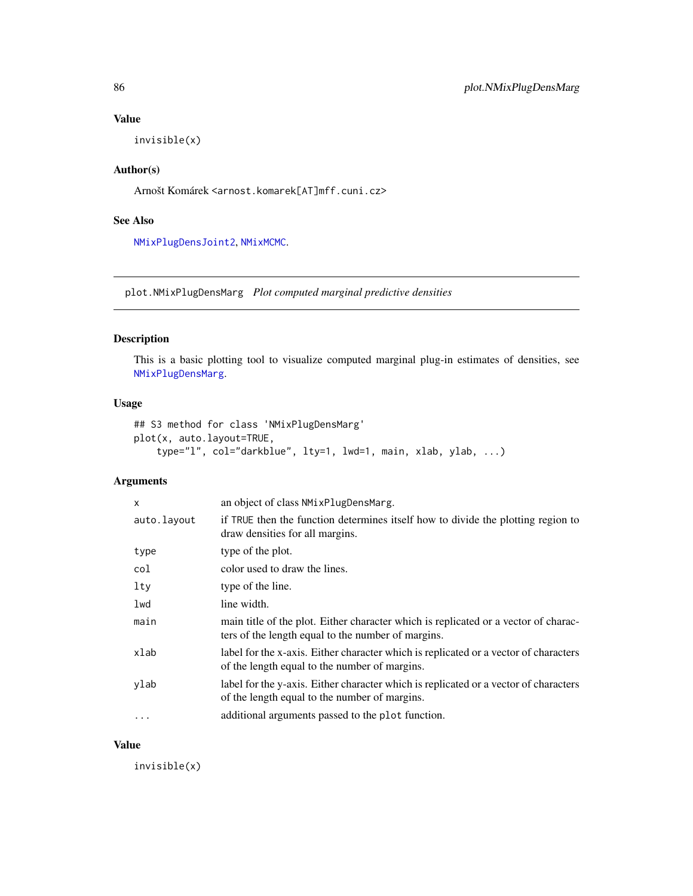### Value

```
invisible(x)
```

### Author(s)

Arnošt Komárek <arnost.komarek[AT]mff.cuni.cz>

### See Also

NMixPlugDensJoint2, NMixMCMC.

---

## plot.NMixPlugDensMarg *Plot computed marginal predictive densities*

---

### Description

This is a basic plotting tool to visualize computed marginal plug-in estimates of densities, see NMixPlugDensMarg.

### Usage

```
## S3 method for class 'NMixPlugDensMarg'
plot(x, auto.layout=TRUE,
    type="l", col="darkblue", lty=1, lwd=1, main, xlab, ylab, ...)
```

### Arguments

| | |
|---|---|
| x | an object of class NMixPlugDensMarg. |
| auto.layout | if TRUE then the function determines itself how to divide the plotting region to draw densities for all margins. |
| type | type of the plot. |
| col | color used to draw the lines. |
| lty | type of the line. |
| lwd | line width. |
| main | main title of the plot. Either character which is replicated or a vector of characters of the length equal to the number of margins. |
| xlab | label for the x-axis. Either character which is replicated or a vector of characters of the length equal to the number of margins. |
| ylab | label for the y-axis. Either character which is replicated or a vector of characters of the length equal to the number of margins. |
| ... | additional arguments passed to the plot function. |

### Value

```
invisible(x)
```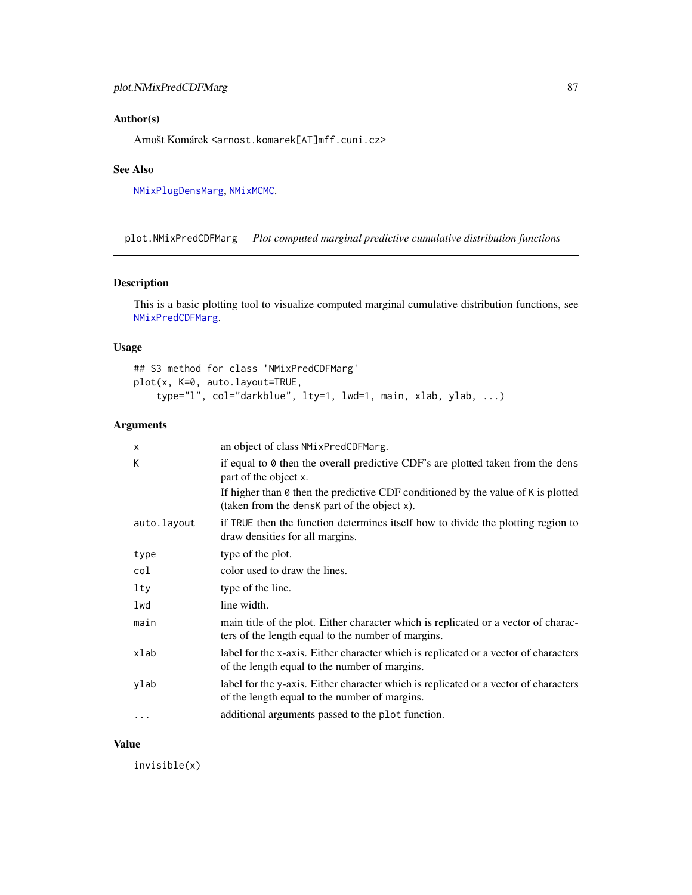### Author(s)

Arnošt Komárek <arnost.komarek[AT]mff.cuni.cz>

### See Also

NMixPlugDensMarg, NMixMCMC.

---

## plot.NMixPredCDFMarg — *Plot computed marginal predictive cumulative distribution functions*

### Description

This is a basic plotting tool to visualize computed marginal cumulative distribution functions, see NMixPredCDFMarg.

### Usage

```
## S3 method for class 'NMixPredCDFMarg'
plot(x, K=0, auto.layout=TRUE,
    type="l", col="darkblue", lty=1, lwd=1, main, xlab, ylab, ...)
```

### Arguments

| | |
|---|---|
| `x` | an object of class `NMixPredCDFMarg`. |
| `K` | if equal to `0` then the overall predictive CDF's are plotted taken from the `dens` part of the object `x`. If higher than `0` then the predictive CDF conditioned by the value of `K` is plotted (taken from the `densK` part of the object `x`). |
| `auto.layout` | if `TRUE` then the function determines itself how to divide the plotting region to draw densities for all margins. |
| `type` | type of the plot. |
| `col` | color used to draw the lines. |
| `lty` | type of the line. |
| `lwd` | line width. |
| `main` | main title of the plot. Either character which is replicated or a vector of characters of the length equal to the number of margins. |
| `xlab` | label for the x-axis. Either character which is replicated or a vector of characters of the length equal to the number of margins. |
| `ylab` | label for the y-axis. Either character which is replicated or a vector of characters of the length equal to the number of margins. |
| `...` | additional arguments passed to the `plot` function. |

### Value

`invisible(x)`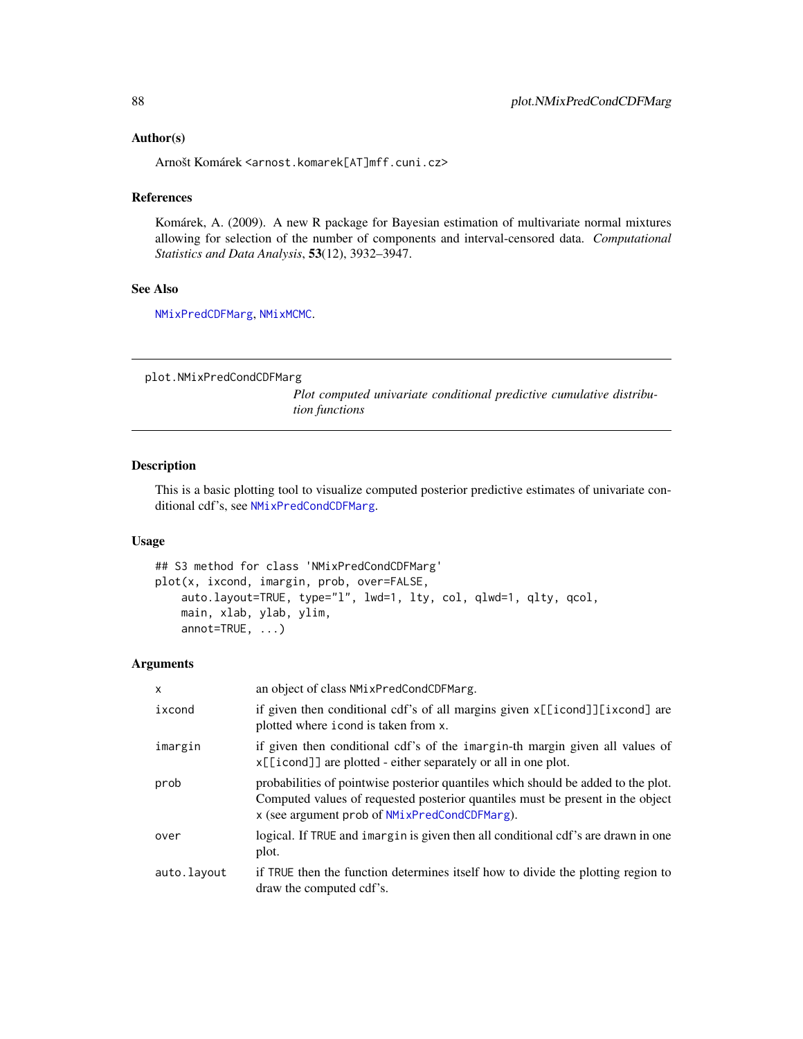### Author(s)

Arnošt Komárek <arnost.komarek[AT]mff.cuni.cz>

### References

Komárek, A. (2009). A new R package for Bayesian estimation of multivariate normal mixtures allowing for selection of the number of components and interval-censored data. *Computational Statistics and Data Analysis*, **53**(12), 3932–3947.

### See Also

NMixPredCDFMarg, NMixMCMC.

---

## plot.NMixPredCondCDFMarg

*Plot computed univariate conditional predictive cumulative distribution functions*

---

### Description

This is a basic plotting tool to visualize computed posterior predictive estimates of univariate conditional cdf's, see NMixPredCondCDFMarg.

### Usage

```
## S3 method for class 'NMixPredCondCDFMarg'
plot(x, ixcond, imargin, prob, over=FALSE,
    auto.layout=TRUE, type="l", lwd=1, lty, col, qlwd=1, qlty, qcol,
    main, xlab, ylab, ylim,
    annot=TRUE, ...)
```

### Arguments

| | |
|---|---|
| x | an object of class NMixPredCondCDFMarg. |
| ixcond | if given then conditional cdf's of all margins given x[[icond]][ixcond] are plotted where icond is taken from x. |
| imargin | if given then conditional cdf's of the imargin-th margin given all values of x[[icond]] are plotted - either separately or all in one plot. |
| prob | probabilities of pointwise posterior quantiles which should be added to the plot. Computed values of requested posterior quantiles must be present in the object x (see argument prob of NMixPredCondCDFMarg). |
| over | logical. If TRUE and imargin is given then all conditional cdf's are drawn in one plot. |
| auto.layout | if TRUE then the function determines itself how to divide the plotting region to draw the computed cdf's. |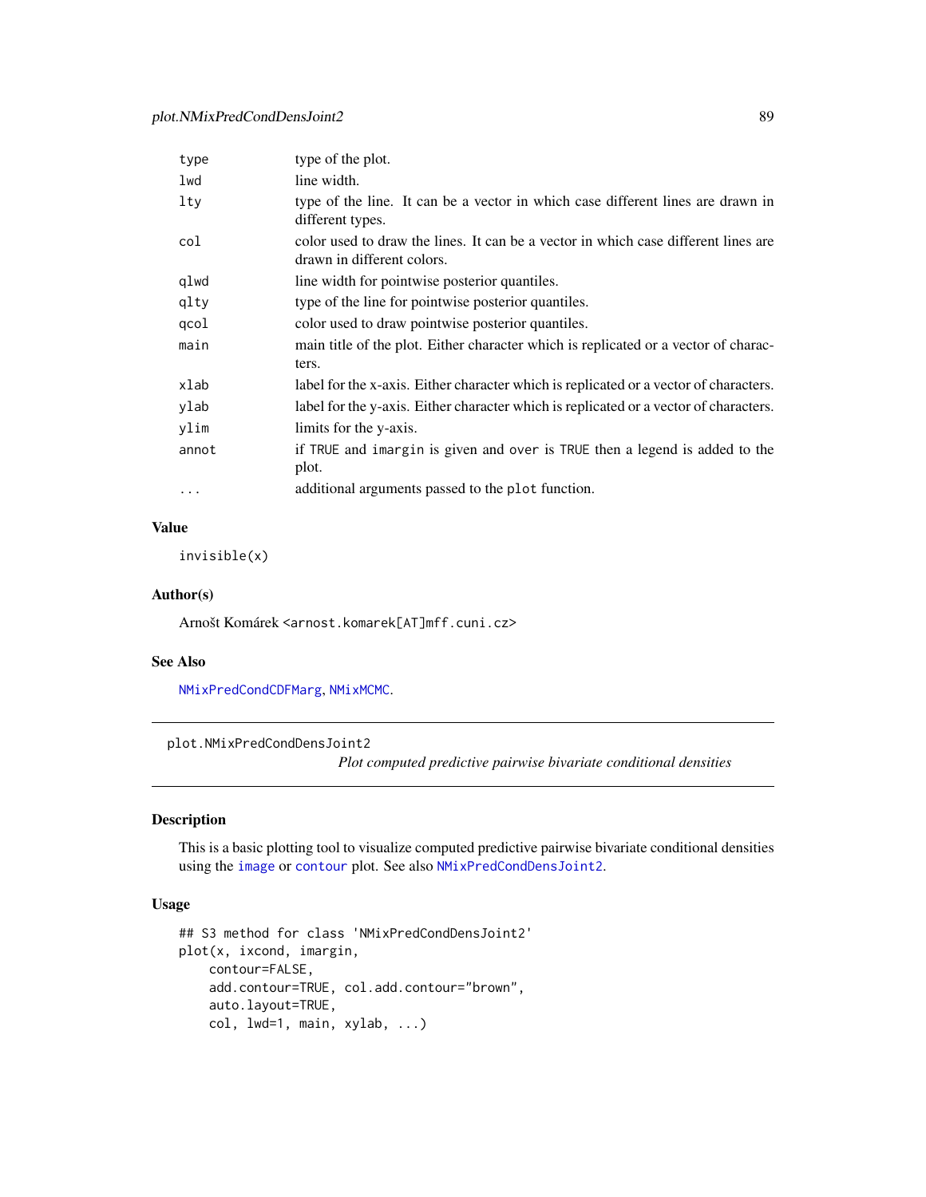| | |
|---|---|
| type | type of the plot. |
| lwd | line width. |
| lty | type of the line. It can be a vector in which case different lines are drawn in different types. |
| col | color used to draw the lines. It can be a vector in which case different lines are drawn in different colors. |
| qlwd | line width for pointwise posterior quantiles. |
| qlty | type of the line for pointwise posterior quantiles. |
| qcol | color used to draw pointwise posterior quantiles. |
| main | main title of the plot. Either character which is replicated or a vector of characters. |
| xlab | label for the x-axis. Either character which is replicated or a vector of characters. |
| ylab | label for the y-axis. Either character which is replicated or a vector of characters. |
| ylim | limits for the y-axis. |
| annot | if TRUE and imargin is given and over is TRUE then a legend is added to the plot. |
| ... | additional arguments passed to the plot function. |

### Value

invisible(x)

### Author(s)

Arnošt Komárek <arnost.komarek[AT]mff.cuni.cz>

### See Also

NMixPredCondCDFMarg, NMixMCMC.

---

## plot.NMixPredCondDensJoint2

*Plot computed predictive pairwise bivariate conditional densities*

### Description

This is a basic plotting tool to visualize computed predictive pairwise bivariate conditional densities using the image or contour plot. See also NMixPredCondDensJoint2.

### Usage

```
## S3 method for class 'NMixPredCondDensJoint2'
plot(x, ixcond, imargin,
    contour=FALSE,
    add.contour=TRUE, col.add.contour="brown",
    auto.layout=TRUE,
    col, lwd=1, main, xylab, ...)
```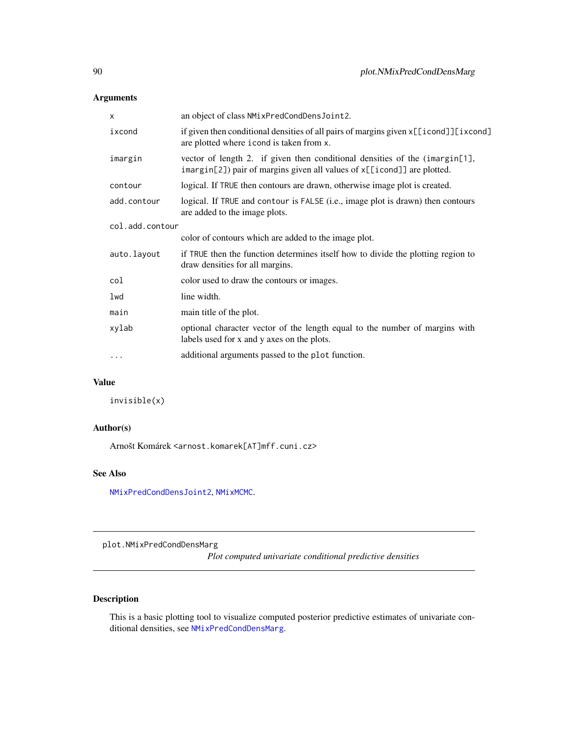## Arguments

| | |
|---|---|
| `x` | an object of class `NMixPredCondDensJoint2`. |
| `ixcond` | if given then conditional densities of all pairs of margins given `x[[icond]][ixcond]` are plotted where `icond` is taken from `x`. |
| `imargin` | vector of length 2. if given then conditional densities of the (`imargin[1]`, `imargin[2]`) pair of margins given all values of `x[[icond]]` are plotted. |
| `contour` | logical. If `TRUE` then contours are drawn, otherwise image plot is created. |
| `add.contour` | logical. If `TRUE` and `contour` is `FALSE` (i.e., image plot is drawn) then contours are added to the image plots. |
| `col.add.contour` | color of contours which are added to the image plot. |
| `auto.layout` | if `TRUE` then the function determines itself how to divide the plotting region to draw densities for all margins. |
| `col` | color used to draw the contours or images. |
| `lwd` | line width. |
| `main` | main title of the plot. |
| `xylab` | optional character vector of the length equal to the number of margins with labels used for x and y axes on the plots. |
| `...` | additional arguments passed to the `plot` function. |

## Value

```
invisible(x)
```

## Author(s)

Arnošt Komárek <arnost.komarek[AT]mff.cuni.cz>

## See Also

`NMixPredCondDensJoint2`, `NMixMCMC`.

---

# plot.NMixPredCondDensMarg

*Plot computed univariate conditional predictive densities*

## Description

This is a basic plotting tool to visualize computed posterior predictive estimates of univariate conditional densities, see `NMixPredCondDensMarg`.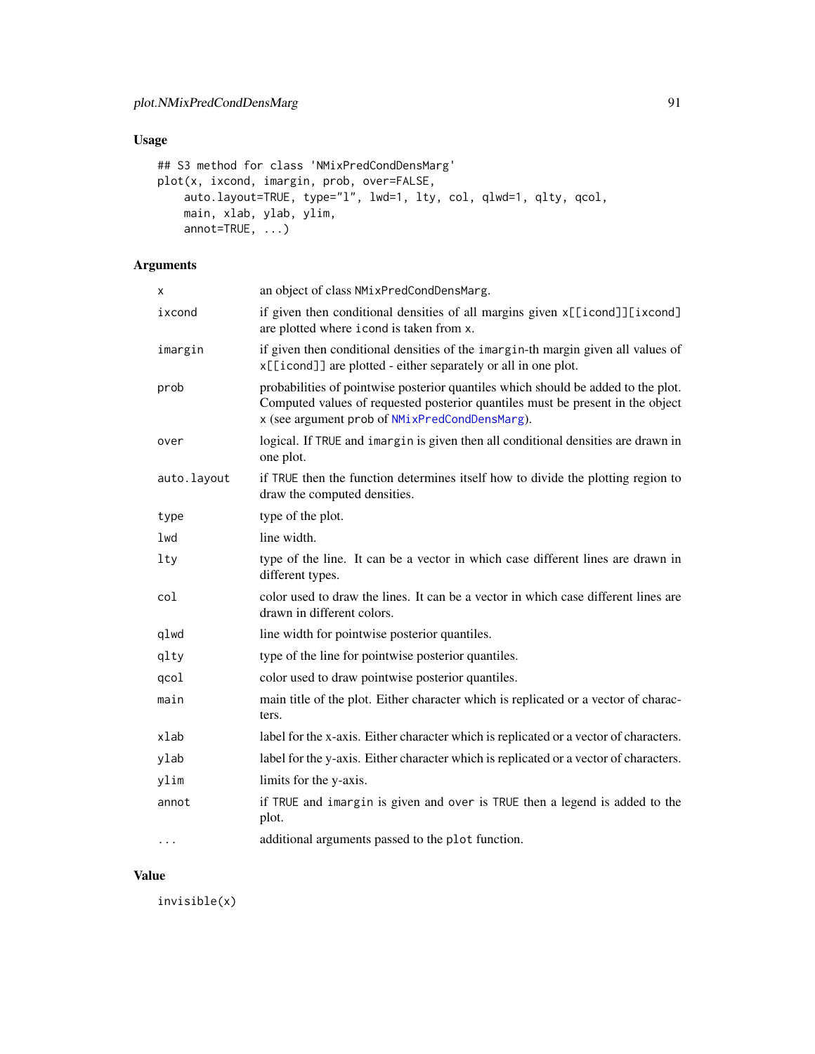## Usage

```
## S3 method for class 'NMixPredCondDensMarg'
plot(x, ixcond, imargin, prob, over=FALSE,
    auto.layout=TRUE, type="l", lwd=1, lty, col, qlwd=1, qlty, qcol,
    main, xlab, ylab, ylim,
    annot=TRUE, ...)
```

## Arguments

| | |
|---|---|
| x | an object of class `NMixPredCondDensMarg`. |
| ixcond | if given then conditional densities of all margins given `x[[icond]][ixcond]` are plotted where `icond` is taken from `x`. |
| imargin | if given then conditional densities of the `imargin`-th margin given all values of `x[[icond]]` are plotted - either separately or all in one plot. |
| prob | probabilities of pointwise posterior quantiles which should be added to the plot. Computed values of requested posterior quantiles must be present in the object `x` (see argument `prob` of `NMixPredCondDensMarg`). |
| over | logical. If `TRUE` and `imargin` is given then all conditional densities are drawn in one plot. |
| auto.layout | if `TRUE` then the function determines itself how to divide the plotting region to draw the computed densities. |
| type | type of the plot. |
| lwd | line width. |
| lty | type of the line. It can be a vector in which case different lines are drawn in different types. |
| col | color used to draw the lines. It can be a vector in which case different lines are drawn in different colors. |
| qlwd | line width for pointwise posterior quantiles. |
| qlty | type of the line for pointwise posterior quantiles. |
| qcol | color used to draw pointwise posterior quantiles. |
| main | main title of the plot. Either character which is replicated or a vector of characters. |
| xlab | label for the x-axis. Either character which is replicated or a vector of characters. |
| ylab | label for the y-axis. Either character which is replicated or a vector of characters. |
| ylim | limits for the y-axis. |
| annot | if `TRUE` and `imargin` is given and `over` is `TRUE` then a legend is added to the plot. |
| ... | additional arguments passed to the `plot` function. |

## Value

```
invisible(x)
```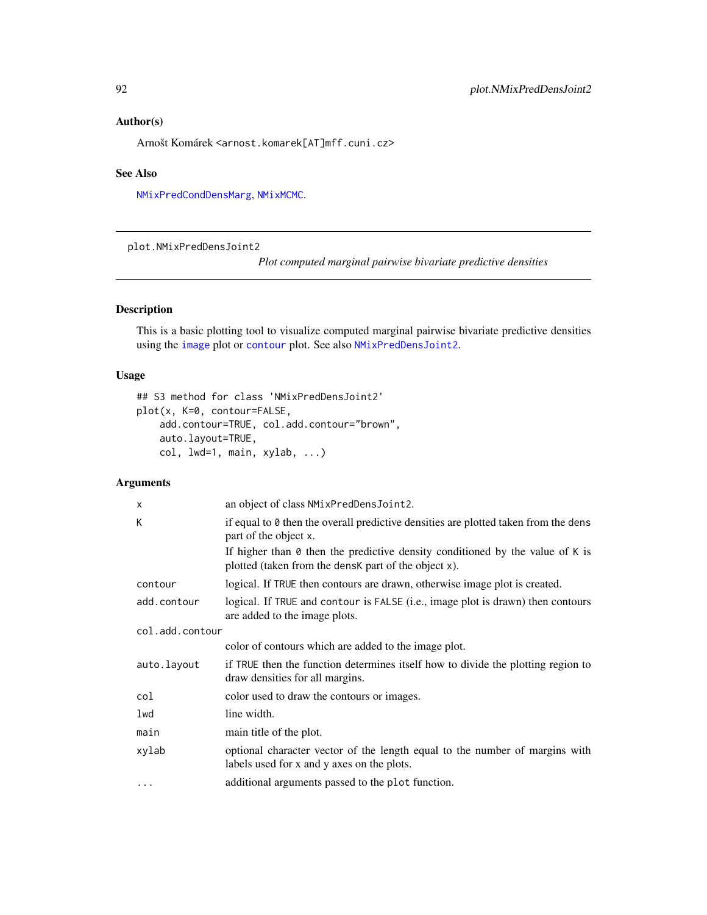### Author(s)

Arnošt Komárek <arnost.komarek[AT]mff.cuni.cz>

### See Also

NMixPredCondDensMarg, NMixMCMC.

---

## plot.NMixPredDensJoint2 — *Plot computed marginal pairwise bivariate predictive densities*

### Description

This is a basic plotting tool to visualize computed marginal pairwise bivariate predictive densities using the image plot or contour plot. See also NMixPredDensJoint2.

### Usage

```
## S3 method for class 'NMixPredDensJoint2'
plot(x, K=0, contour=FALSE,
    add.contour=TRUE, col.add.contour="brown",
    auto.layout=TRUE,
    col, lwd=1, main, xylab, ...)
```

### Arguments

| | |
|---|---|
| `x` | an object of class `NMixPredDensJoint2`. |
| `K` | if equal to `0` then the overall predictive densities are plotted taken from the `dens` part of the object `x`. If higher than `0` then the predictive density conditioned by the value of `K` is plotted (taken from the `densK` part of the object `x`). |
| `contour` | logical. If `TRUE` then contours are drawn, otherwise image plot is created. |
| `add.contour` | logical. If `TRUE` and `contour` is `FALSE` (i.e., image plot is drawn) then contours are added to the image plots. |
| `col.add.contour` | color of contours which are added to the image plot. |
| `auto.layout` | if `TRUE` then the function determines itself how to divide the plotting region to draw densities for all margins. |
| `col` | color used to draw the contours or images. |
| `lwd` | line width. |
| `main` | main title of the plot. |
| `xylab` | optional character vector of the length equal to the number of margins with labels used for x and y axes on the plots. |
| `...` | additional arguments passed to the `plot` function. |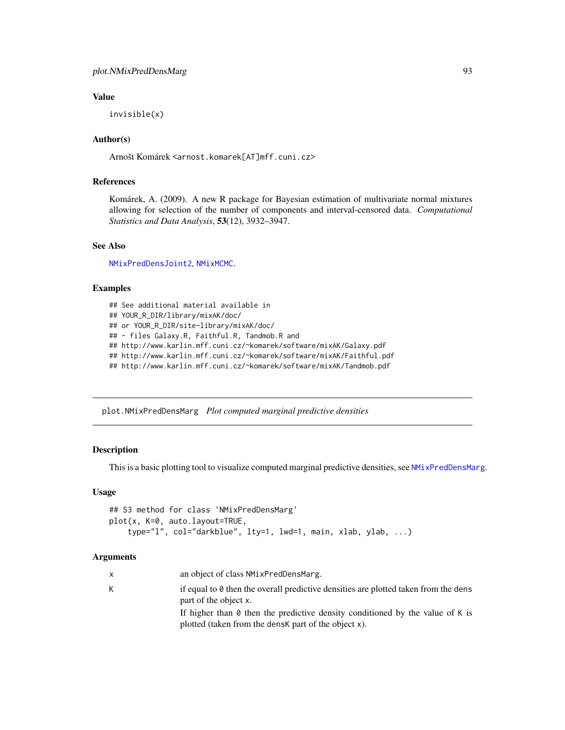### Value

```
invisible(x)
```

### Author(s)

Arnošt Komárek <arnost.komarek[AT]mff.cuni.cz>

### References

Komárek, A. (2009). A new R package for Bayesian estimation of multivariate normal mixtures allowing for selection of the number of components and interval-censored data. *Computational Statistics and Data Analysis*, **53**(12), 3932–3947.

### See Also

NMixPredDensJoint2, NMixMCMC.

### Examples

```
## See additional material available in
## YOUR_R_DIR/library/mixAK/doc/
## or YOUR_R_DIR/site-library/mixAK/doc/
## - files Galaxy.R, Faithful.R, Tandmob.R and
## http://www.karlin.mff.cuni.cz/~komarek/software/mixAK/Galaxy.pdf
## http://www.karlin.mff.cuni.cz/~komarek/software/mixAK/Faithful.pdf
## http://www.karlin.mff.cuni.cz/~komarek/software/mixAK/Tandmob.pdf
```

---

## plot.NMixPredDensMarg *Plot computed marginal predictive densities*

---

### Description

This is a basic plotting tool to visualize computed marginal predictive densities, see NMixPredDensMarg.

### Usage

```
## S3 method for class 'NMixPredDensMarg'
plot(x, K=0, auto.layout=TRUE,
    type="l", col="darkblue", lty=1, lwd=1, main, xlab, ylab, ...)
```

### Arguments

| | |
|---|---|
| x | an object of class NMixPredDensMarg. |
| K | if equal to 0 then the overall predictive densities are plotted taken from the dens part of the object x. <br> If higher than 0 then the predictive density conditioned by the value of K is plotted (taken from the densK part of the object x). |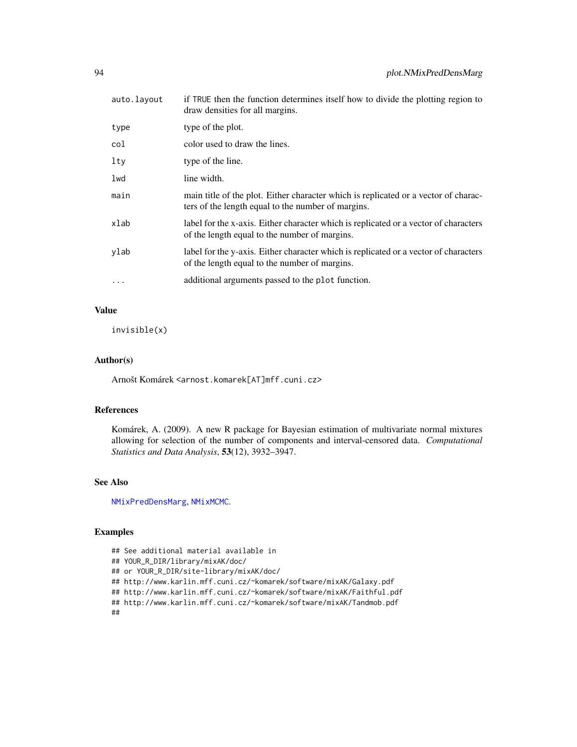| | |
|---|---|
| auto.layout | if TRUE then the function determines itself how to divide the plotting region to draw densities for all margins. |
| type | type of the plot. |
| col | color used to draw the lines. |
| lty | type of the line. |
| lwd | line width. |
| main | main title of the plot. Either character which is replicated or a vector of characters of the length equal to the number of margins. |
| xlab | label for the x-axis. Either character which is replicated or a vector of characters of the length equal to the number of margins. |
| ylab | label for the y-axis. Either character which is replicated or a vector of characters of the length equal to the number of margins. |
| ... | additional arguments passed to the plot function. |

## Value

invisible(x)

## Author(s)

Arnošt Komárek <arnost.komarek[AT]mff.cuni.cz>

## References

Komárek, A. (2009). A new R package for Bayesian estimation of multivariate normal mixtures allowing for selection of the number of components and interval-censored data. *Computational Statistics and Data Analysis*, **53**(12), 3932–3947.

## See Also

NMixPredDensMarg, NMixMCMC.

## Examples

```
## See additional material available in
## YOUR_R_DIR/library/mixAK/doc/
## or YOUR_R_DIR/site-library/mixAK/doc/
## http://www.karlin.mff.cuni.cz/~komarek/software/mixAK/Galaxy.pdf
## http://www.karlin.mff.cuni.cz/~komarek/software/mixAK/Faithful.pdf
## http://www.karlin.mff.cuni.cz/~komarek/software/mixAK/Tandmob.pdf
##
```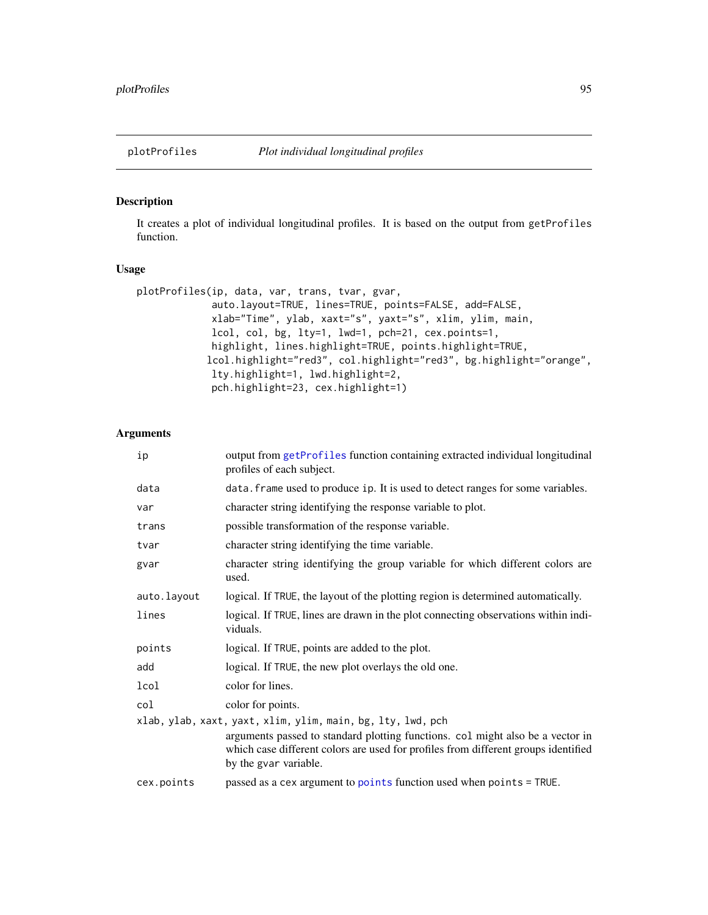## plotProfiles *Plot individual longitudinal profiles*

### Description

It creates a plot of individual longitudinal profiles. It is based on the output from getProfiles function.

### Usage

```
plotProfiles(ip, data, var, trans, tvar, gvar,
             auto.layout=TRUE, lines=TRUE, points=FALSE, add=FALSE,
             xlab="Time", ylab, xaxt="s", yaxt="s", xlim, ylim, main,
             lcol, col, bg, lty=1, lwd=1, pch=21, cex.points=1,
             highlight, lines.highlight=TRUE, points.highlight=TRUE,
            lcol.highlight="red3", col.highlight="red3", bg.highlight="orange",
             lty.highlight=1, lwd.highlight=2,
             pch.highlight=23, cex.highlight=1)
```

### Arguments

| | |
|---|---|
| `ip` | output from `getProfiles` function containing extracted individual longitudinal profiles of each subject. |
| `data` | `data.frame` used to produce `ip`. It is used to detect ranges for some variables. |
| `var` | character string identifying the response variable to plot. |
| `trans` | possible transformation of the response variable. |
| `tvar` | character string identifying the time variable. |
| `gvar` | character string identifying the group variable for which different colors are used. |
| `auto.layout` | logical. If `TRUE`, the layout of the plotting region is determined automatically. |
| `lines` | logical. If `TRUE`, lines are drawn in the plot connecting observations within individuals. |
| `points` | logical. If `TRUE`, points are added to the plot. |
| `add` | logical. If `TRUE`, the new plot overlays the old one. |
| `lcol` | color for lines. |
| `col` | color for points. |
| `xlab, ylab, xaxt, yaxt, xlim, ylim, main, bg, lty, lwd, pch` | arguments passed to standard plotting functions. `col` might also be a vector in which case different colors are used for profiles from different groups identified by the `gvar` variable. |
| `cex.points` | passed as a `cex` argument to `points` function used when `points = TRUE`. |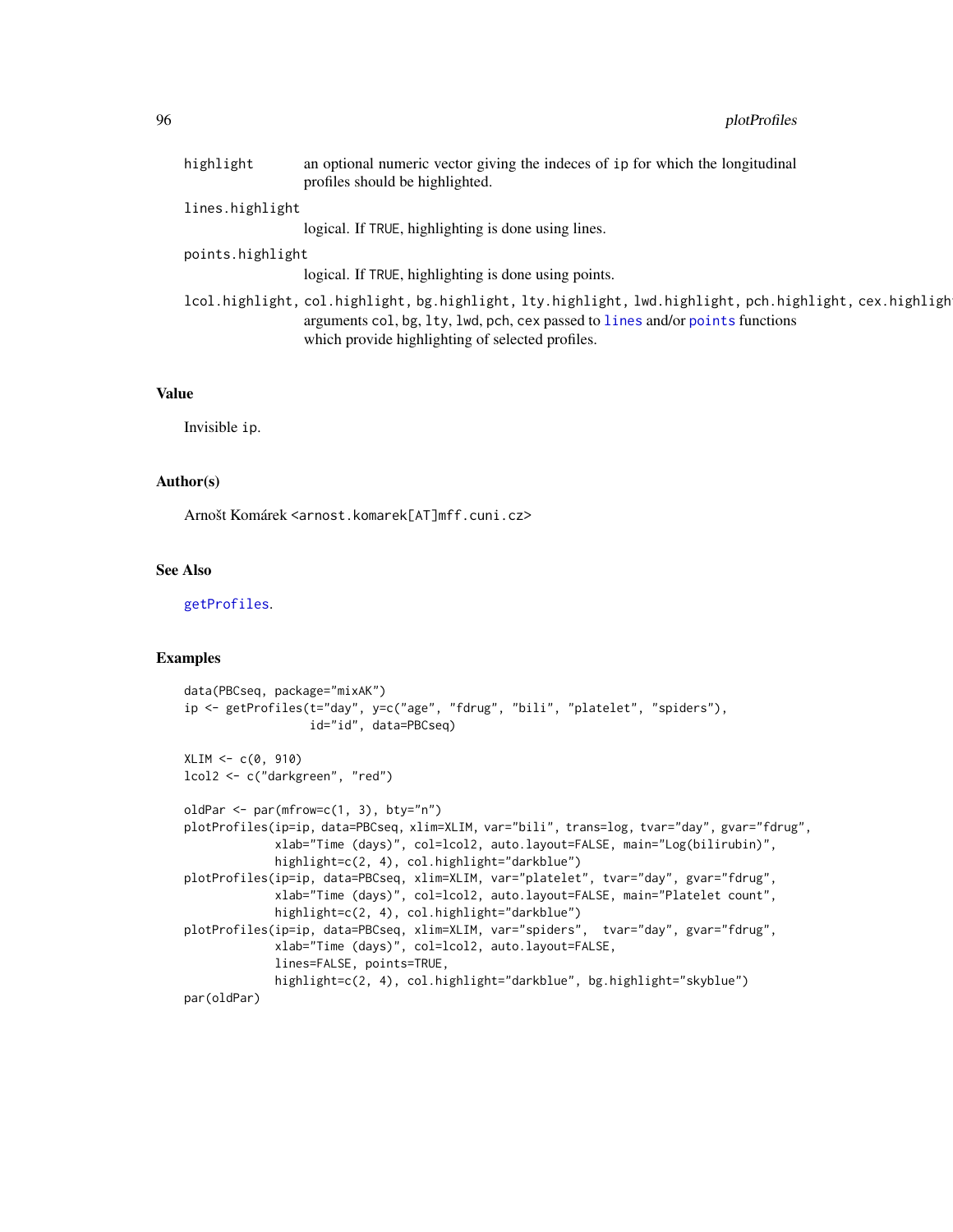highlight
: an optional numeric vector giving the indeces of ip for which the longitudinal profiles should be highlighted.

lines.highlight
: logical. If TRUE, highlighting is done using lines.

points.highlight
: logical. If TRUE, highlighting is done using points.

lcol.highlight, col.highlight, bg.highlight, lty.highlight, lwd.highlight, pch.highlight, cex.highligh
: arguments col, bg, lty, lwd, pch, cex passed to lines and/or points functions which provide highlighting of selected profiles.

## Value

Invisible ip.

## Author(s)

Arnošt Komárek <arnost.komarek[AT]mff.cuni.cz>

## See Also

getProfiles.

## Examples

```
data(PBCseq, package="mixAK")
ip <- getProfiles(t="day", y=c("age", "fdrug", "bili", "platelet", "spiders"),
                  id="id", data=PBCseq)

XLIM <- c(0, 910)
lcol2 <- c("darkgreen", "red")

oldPar <- par(mfrow=c(1, 3), bty="n")
plotProfiles(ip=ip, data=PBCseq, xlim=XLIM, var="bili", trans=log, tvar="day", gvar="fdrug",
             xlab="Time (days)", col=lcol2, auto.layout=FALSE, main="Log(bilirubin)",
             highlight=c(2, 4), col.highlight="darkblue")
plotProfiles(ip=ip, data=PBCseq, xlim=XLIM, var="platelet", tvar="day", gvar="fdrug",
             xlab="Time (days)", col=lcol2, auto.layout=FALSE, main="Platelet count",
             highlight=c(2, 4), col.highlight="darkblue")
plotProfiles(ip=ip, data=PBCseq, xlim=XLIM, var="spiders",  tvar="day", gvar="fdrug",
             xlab="Time (days)", col=lcol2, auto.layout=FALSE,
             lines=FALSE, points=TRUE,
             highlight=c(2, 4), col.highlight="darkblue", bg.highlight="skyblue")
par(oldPar)
```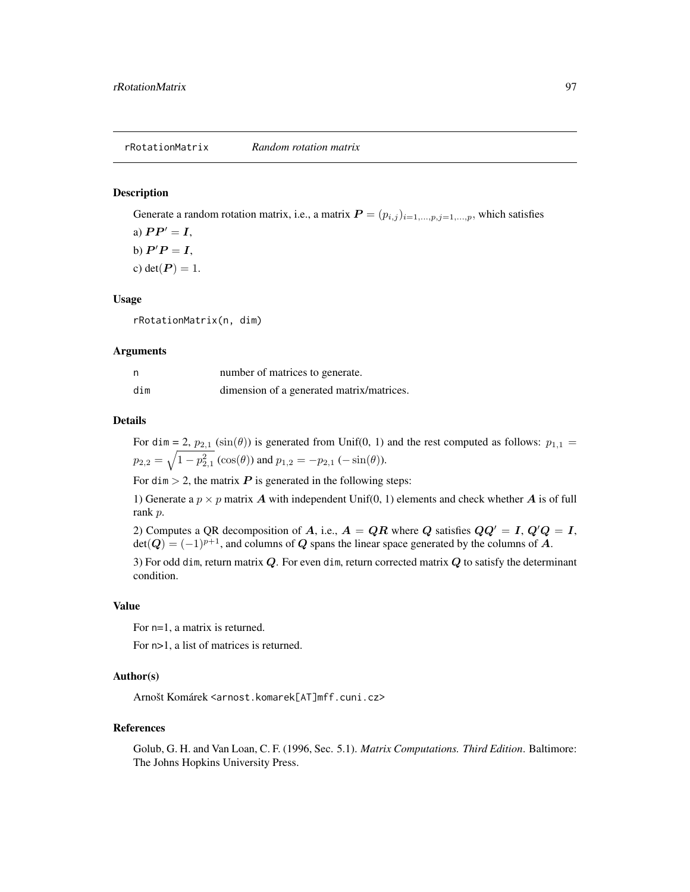## rRotationMatrix *Random rotation matrix*

### Description

Generate a random rotation matrix, i.e., a matrix $\boldsymbol{P} = (p_{i,j})_{i=1,\dots,p, j=1,\dots,p}$, which satisfies

a) $\boldsymbol{P}\boldsymbol{P}' = \boldsymbol{I}$,

b) $\boldsymbol{P}'\boldsymbol{P} = \boldsymbol{I}$,

c) $\det(\boldsymbol{P}) = 1$.

### Usage

```
rRotationMatrix(n, dim)
```

### Arguments

| | |
|---|---|
| n | number of matrices to generate. |
| dim | dimension of a generated matrix/matrices. |

### Details

For dim = 2, $p_{2,1}$ ($\sin(\theta)$) is generated from Unif(0, 1) and the rest computed as follows: $p_{1,1} = p_{2,2} = \sqrt{1 - p_{2,1}^2}$ ($\cos(\theta)$) and $p_{1,2} = -p_{2,1}$ ($-\sin(\theta)$).

For dim $> 2$, the matrix $\boldsymbol{P}$ is generated in the following steps:

1) Generate a $p \times p$ matrix $\boldsymbol{A}$ with independent Unif(0, 1) elements and check whether $\boldsymbol{A}$ is of full rank $p$.

2) Computes a QR decomposition of $\boldsymbol{A}$, i.e., $\boldsymbol{A} = \boldsymbol{Q}\boldsymbol{R}$ where $\boldsymbol{Q}$ satisfies $\boldsymbol{Q}\boldsymbol{Q}' = \boldsymbol{I}$, $\boldsymbol{Q}'\boldsymbol{Q} = \boldsymbol{I}$, $\det(\boldsymbol{Q}) = (-1)^{p+1}$, and columns of $\boldsymbol{Q}$ spans the linear space generated by the columns of $\boldsymbol{A}$.

3) For odd dim, return matrix $\boldsymbol{Q}$. For even dim, return corrected matrix $\boldsymbol{Q}$ to satisfy the determinant condition.

### Value

For n=1, a matrix is returned.

For n>1, a list of matrices is returned.

### Author(s)

Arnošt Komárek <arnost.komarek[AT]mff.cuni.cz>

### References

Golub, G. H. and Van Loan, C. F. (1996, Sec. 5.1). *Matrix Computations. Third Edition*. Baltimore: The Johns Hopkins University Press.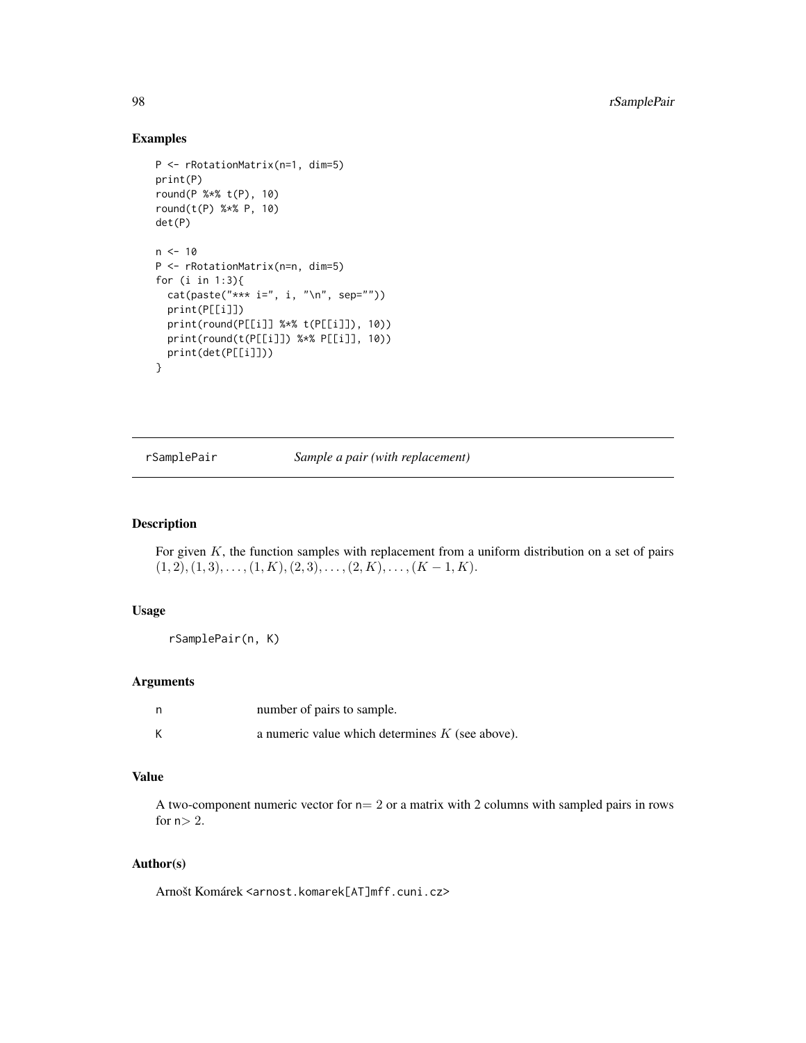## Examples

```
P <- rRotationMatrix(n=1, dim=5)
print(P)
round(P %*% t(P), 10)
round(t(P) %*% P, 10)
det(P)

n <- 10
P <- rRotationMatrix(n=n, dim=5)
for (i in 1:3){
  cat(paste("*** i=", i, "\n", sep=""))
  print(P[[i]])
  print(round(P[[i]] %*% t(P[[i]]), 10))
  print(round(t(P[[i]]) %*% P[[i]], 10))
  print(det(P[[i]]))
}
```

---

# rSamplePair — *Sample a pair (with replacement)*

## Description

For given $K$, the function samples with replacement from a uniform distribution on a set of pairs $(1, 2), (1, 3), \ldots, (1, K), (2, 3), \ldots, (2, K), \ldots, (K - 1, K)$.

## Usage

```
rSamplePair(n, K)
```

## Arguments

| | |
|---|---|
| n | number of pairs to sample. |
| K | a numeric value which determines $K$ (see above). |

## Value

A two-component numeric vector for n$= 2$ or a matrix with 2 columns with sampled pairs in rows for n$> 2$.

## Author(s)

Arnošt Komárek <arnost.komarek[AT]mff.cuni.cz>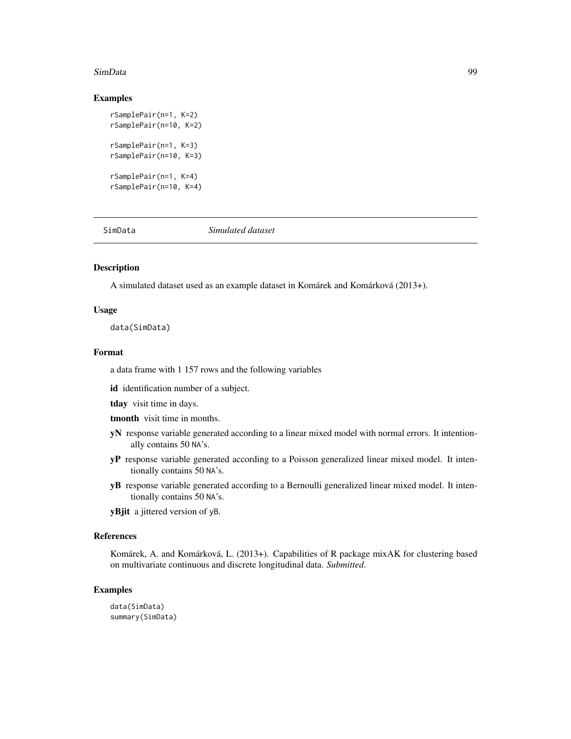## Examples

```
rSamplePair(n=1, K=2)
rSamplePair(n=10, K=2)

rSamplePair(n=1, K=3)
rSamplePair(n=10, K=3)

rSamplePair(n=1, K=4)
rSamplePair(n=10, K=4)
```

---

# SimData *Simulated dataset*

---

## Description

A simulated dataset used as an example dataset in Komárek and Komárková (2013+).

## Usage

```
data(SimData)
```

## Format

a data frame with 1 157 rows and the following variables

**id** identification number of a subject.

**tday** visit time in days.

**tmonth** visit time in months.

**yN** response variable generated according to a linear mixed model with normal errors. It intentionally contains 50 NA's.

**yP** response variable generated according to a Poisson generalized linear mixed model. It intentionally contains 50 NA's.

**yB** response variable generated according to a Bernoulli generalized linear mixed model. It intentionally contains 50 NA's.

**yBjit** a jittered version of yB.

## References

Komárek, A. and Komárková, L. (2013+). Capabilities of R package mixAK for clustering based on multivariate continuous and discrete longitudinal data. *Submitted*.

## Examples

```
data(SimData)
summary(SimData)
```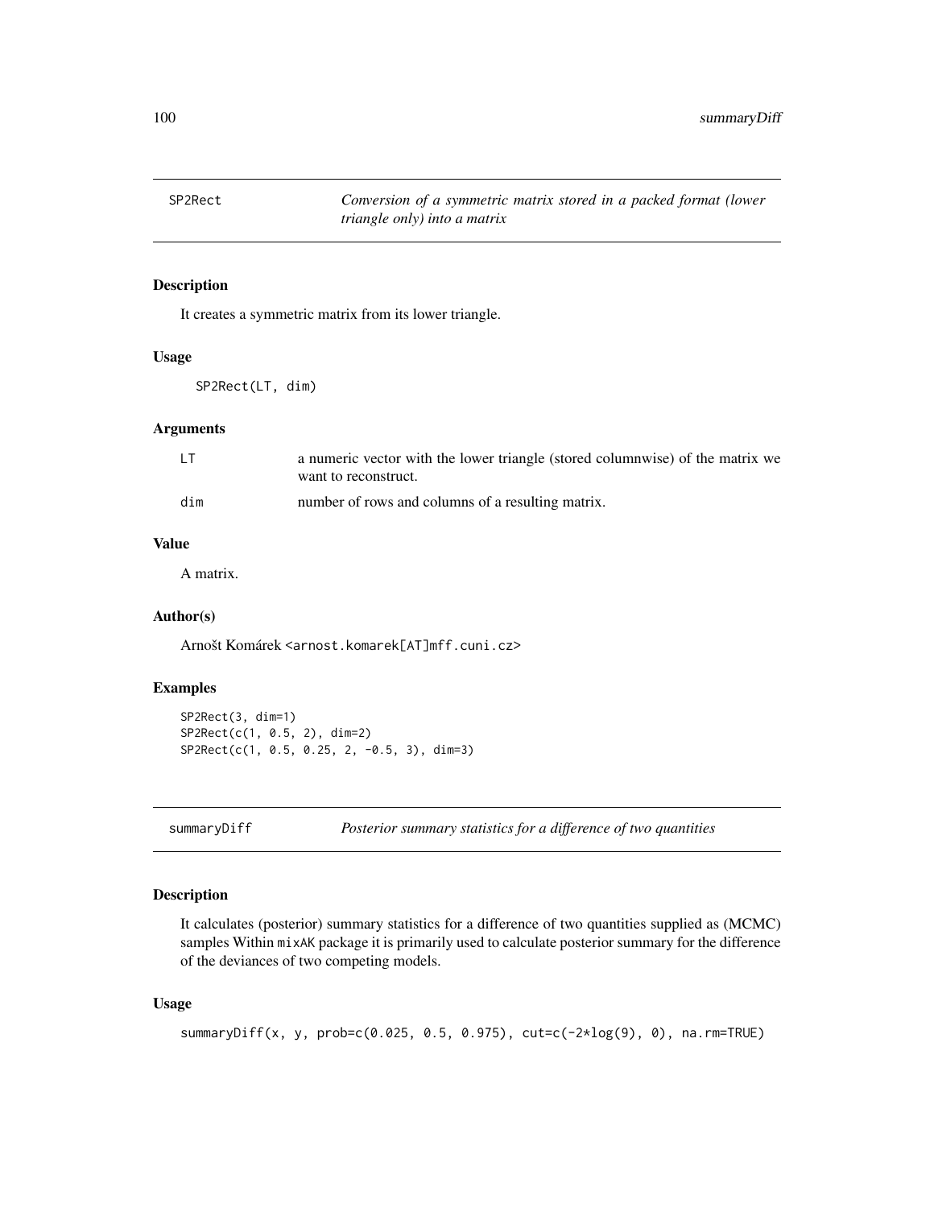## SP2Rect — *Conversion of a symmetric matrix stored in a packed format (lower triangle only) into a matrix*

### Description

It creates a symmetric matrix from its lower triangle.

### Usage

```
SP2Rect(LT, dim)
```

### Arguments

| | |
|---|---|
| LT | a numeric vector with the lower triangle (stored columnwise) of the matrix we want to reconstruct. |
| dim | number of rows and columns of a resulting matrix. |

### Value

A matrix.

### Author(s)

Arnošt Komárek <arnost.komarek[AT]mff.cuni.cz>

### Examples

```
SP2Rect(3, dim=1)
SP2Rect(c(1, 0.5, 2), dim=2)
SP2Rect(c(1, 0.5, 0.25, 2, -0.5, 3), dim=3)
```

## summaryDiff — *Posterior summary statistics for a difference of two quantities*

### Description

It calculates (posterior) summary statistics for a difference of two quantities supplied as (MCMC) samples Within mixAK package it is primarily used to calculate posterior summary for the difference of the deviances of two competing models.

### Usage

```
summaryDiff(x, y, prob=c(0.025, 0.5, 0.975), cut=c(-2*log(9), 0), na.rm=TRUE)
```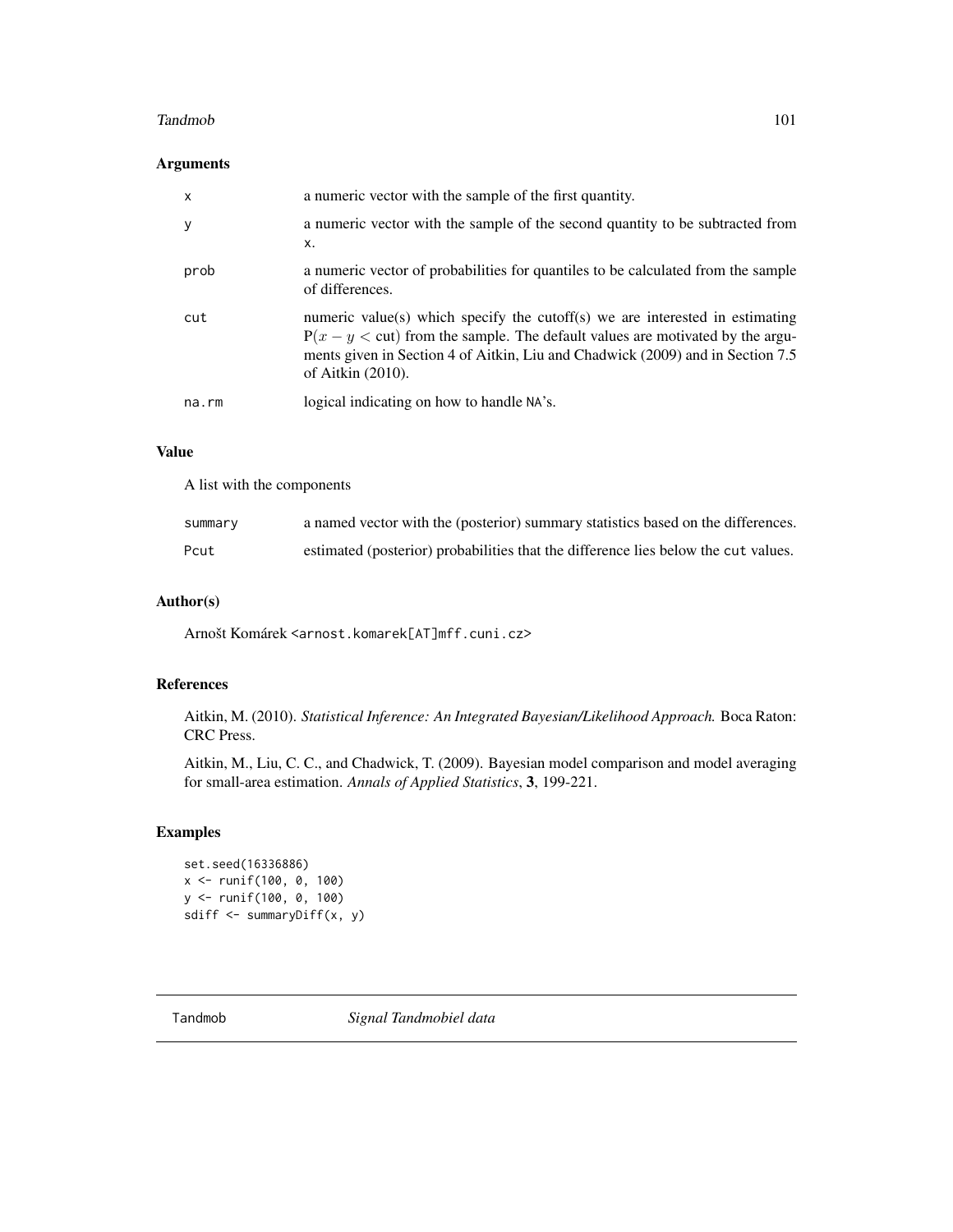## Arguments

| | |
|---|---|
| x | a numeric vector with the sample of the first quantity. |
| y | a numeric vector with the sample of the second quantity to be subtracted from x. |
| prob | a numeric vector of probabilities for quantiles to be calculated from the sample of differences. |
| cut | numeric value(s) which specify the cutoff(s) we are interested in estimating $\mathrm{P}(x - y < \mathrm{cut})$ from the sample. The default values are motivated by the arguments given in Section 4 of Aitkin, Liu and Chadwick (2009) and in Section 7.5 of Aitkin (2010). |
| na.rm | logical indicating on how to handle NA's. |

## Value

A list with the components

| | |
|---|---|
| summary | a named vector with the (posterior) summary statistics based on the differences. |
| Pcut | estimated (posterior) probabilities that the difference lies below the cut values. |

## Author(s)

Arnošt Komárek <arnost.komarek[AT]mff.cuni.cz>

## References

Aitkin, M. (2010). *Statistical Inference: An Integrated Bayesian/Likelihood Approach.* Boca Raton: CRC Press.

Aitkin, M., Liu, C. C., and Chadwick, T. (2009). Bayesian model comparison and model averaging for small-area estimation. *Annals of Applied Statistics*, **3**, 199-221.

## Examples

```
set.seed(16336886)
x <- runif(100, 0, 100)
y <- runif(100, 0, 100)
sdiff <- summaryDiff(x, y)
```

---

# Tandmob    *Signal Tandmobiel data*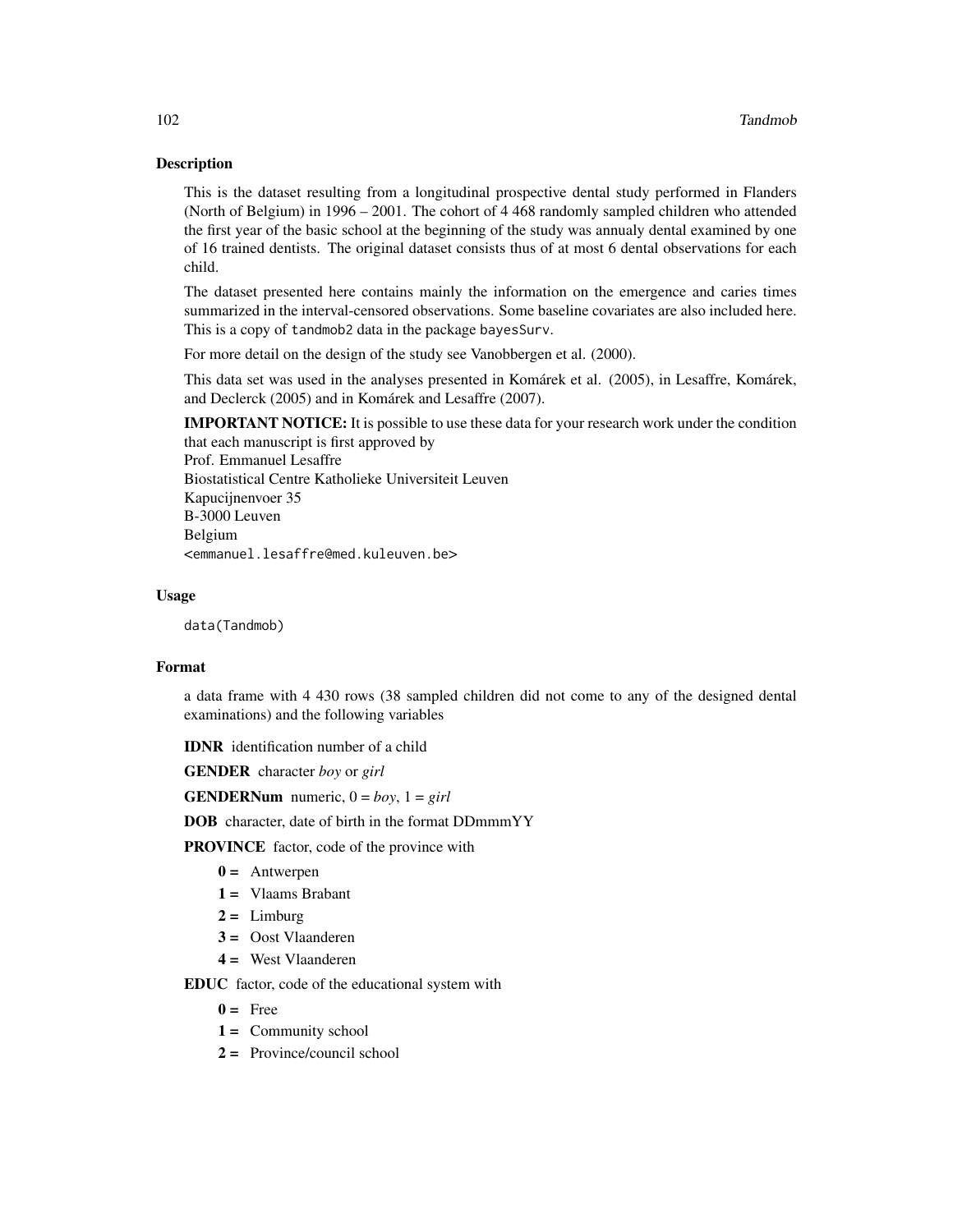## Description

This is the dataset resulting from a longitudinal prospective dental study performed in Flanders (North of Belgium) in 1996 – 2001. The cohort of 4 468 randomly sampled children who attended the first year of the basic school at the beginning of the study was annualy dental examined by one of 16 trained dentists. The original dataset consists thus of at most 6 dental observations for each child.

The dataset presented here contains mainly the information on the emergence and caries times summarized in the interval-censored observations. Some baseline covariates are also included here. This is a copy of `tandmob2` data in the package `bayesSurv`.

For more detail on the design of the study see Vanobbergen et al. (2000).

This data set was used in the analyses presented in Komárek et al. (2005), in Lesaffre, Komárek, and Declerck (2005) and in Komárek and Lesaffre (2007).

**IMPORTANT NOTICE:** It is possible to use these data for your research work under the condition that each manuscript is first approved by
Prof. Emmanuel Lesaffre
Biostatistical Centre Katholieke Universiteit Leuven
Kapucijnenvoer 35
B-3000 Leuven
Belgium
<emmanuel.lesaffre@med.kuleuven.be>

## Usage

```
data(Tandmob)
```

## Format

a data frame with 4 430 rows (38 sampled children did not come to any of the designed dental examinations) and the following variables

**IDNR** identification number of a child

**GENDER** character *boy* or *girl*

**GENDERNum** numeric, 0 = *boy*, 1 = *girl*

**DOB** character, date of birth in the format DDmmmYY

**PROVINCE** factor, code of the province with

- **0 =** Antwerpen
- **1 =** Vlaams Brabant
- **2 =** Limburg
- **3 =** Oost Vlaanderen
- **4 =** West Vlaanderen

**EDUC** factor, code of the educational system with

- **0 =** Free
- **1 =** Community school
- **2 =** Province/council school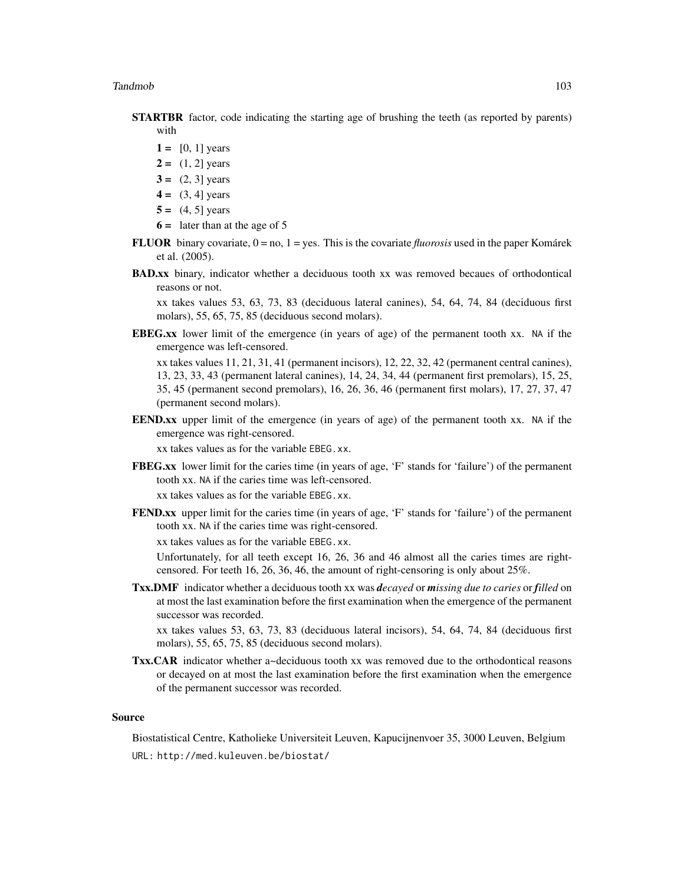**STARTBR** factor, code indicating the starting age of brushing the teeth (as reported by parents) with

- **1 =** [0, 1] years
- **2 =** (1, 2] years
- **3 =** (2, 3] years
- **4 =** (3, 4] years
- **5 =** (4, 5] years
- **6 =** later than at the age of 5

**FLUOR** binary covariate, 0 = no, 1 = yes. This is the covariate *fluorosis* used in the paper Komárek et al. (2005).

**BAD.xx** binary, indicator whether a deciduous tooth xx was removed becaues of orthodontical reasons or not.

xx takes values 53, 63, 73, 83 (deciduous lateral canines), 54, 64, 74, 84 (deciduous first molars), 55, 65, 75, 85 (deciduous second molars).

**EBEG.xx** lower limit of the emergence (in years of age) of the permanent tooth xx. `NA` if the emergence was left-censored.

xx takes values 11, 21, 31, 41 (permanent incisors), 12, 22, 32, 42 (permanent central canines), 13, 23, 33, 43 (permanent lateral canines), 14, 24, 34, 44 (permanent first premolars), 15, 25, 35, 45 (permanent second premolars), 16, 26, 36, 46 (permanent first molars), 17, 27, 37, 47 (permanent second molars).

**EEND.xx** upper limit of the emergence (in years of age) of the permanent tooth xx. `NA` if the emergence was right-censored.

xx takes values as for the variable `EBEG.xx`.

**FBEG.xx** lower limit for the caries time (in years of age, 'F' stands for 'failure') of the permanent tooth xx. `NA` if the caries time was left-censored.

xx takes values as for the variable `EBEG.xx`.

**FEND.xx** upper limit for the caries time (in years of age, 'F' stands for 'failure') of the permanent tooth xx. `NA` if the caries time was right-censored.

xx takes values as for the variable `EBEG.xx`.

Unfortunately, for all teeth except 16, 26, 36 and 46 almost all the caries times are right-censored. For teeth 16, 26, 36, 46, the amount of right-censoring is only about 25%.

**Txx.DMF** indicator whether a deciduous tooth xx was ***d**ecayed* or ***m**issing due to caries* or ***f**illed* on at most the last examination before the first examination when the emergence of the permanent successor was recorded.

xx takes values 53, 63, 73, 83 (deciduous lateral incisors), 54, 64, 74, 84 (deciduous first molars), 55, 65, 75, 85 (deciduous second molars).

**Txx.CAR** indicator whether a~deciduous tooth xx was removed due to the orthodontical reasons or decayed on at most the last examination before the first examination when the emergence of the permanent successor was recorded.

## Source

Biostatistical Centre, Katholieke Universiteit Leuven, Kapucijnenvoer 35, 3000 Leuven, Belgium

URL: `http://med.kuleuven.be/biostat/`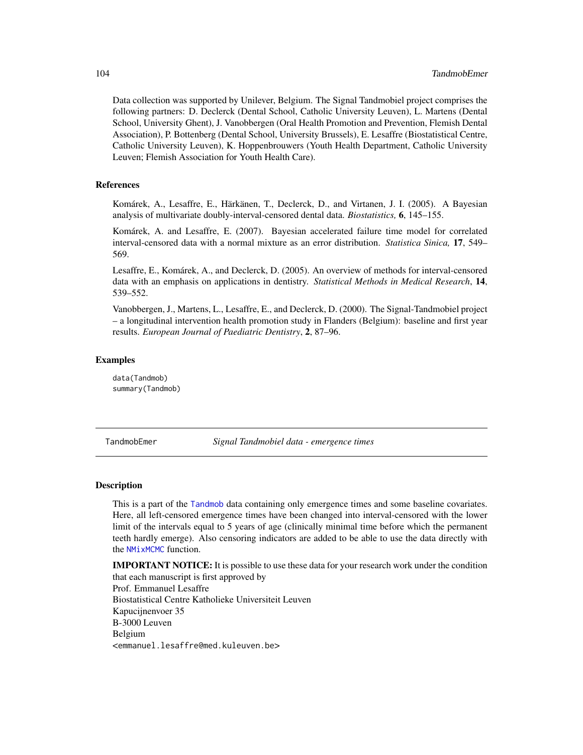Data collection was supported by Unilever, Belgium. The Signal Tandmobiel project comprises the following partners: D. Declerck (Dental School, Catholic University Leuven), L. Martens (Dental School, University Ghent), J. Vanobbergen (Oral Health Promotion and Prevention, Flemish Dental Association), P. Bottenberg (Dental School, University Brussels), E. Lesaffre (Biostatistical Centre, Catholic University Leuven), K. Hoppenbrouwers (Youth Health Department, Catholic University Leuven; Flemish Association for Youth Health Care).

### References

Komárek, A., Lesaffre, E., Härkänen, T., Declerck, D., and Virtanen, J. I. (2005). A Bayesian analysis of multivariate doubly-interval-censored dental data. *Biostatistics,* **6**, 145–155.

Komárek, A. and Lesaffre, E. (2007). Bayesian accelerated failure time model for correlated interval-censored data with a normal mixture as an error distribution. *Statistica Sinica,* **17**, 549–569.

Lesaffre, E., Komárek, A., and Declerck, D. (2005). An overview of methods for interval-censored data with an emphasis on applications in dentistry. *Statistical Methods in Medical Research*, **14**, 539–552.

Vanobbergen, J., Martens, L., Lesaffre, E., and Declerck, D. (2000). The Signal-Tandmobiel project – a longitudinal intervention health promotion study in Flanders (Belgium): baseline and first year results. *European Journal of Paediatric Dentistry*, **2**, 87–96.

### Examples

```
data(Tandmob)
summary(Tandmob)
```

---

## TandmobEmer — *Signal Tandmobiel data - emergence times*

### Description

This is a part of the `Tandmob` data containing only emergence times and some baseline covariates. Here, all left-censored emergence times have been changed into interval-censored with the lower limit of the intervals equal to 5 years of age (clinically minimal time before which the permanent teeth hardly emerge). Also censoring indicators are added to be able to use the data directly with the `NMixMCMC` function.

**IMPORTANT NOTICE:** It is possible to use these data for your research work under the condition that each manuscript is first approved by
Prof. Emmanuel Lesaffre
Biostatistical Centre Katholieke Universiteit Leuven
Kapucijnenvoer 35
B-3000 Leuven
Belgium
<emmanuel.lesaffre@med.kuleuven.be>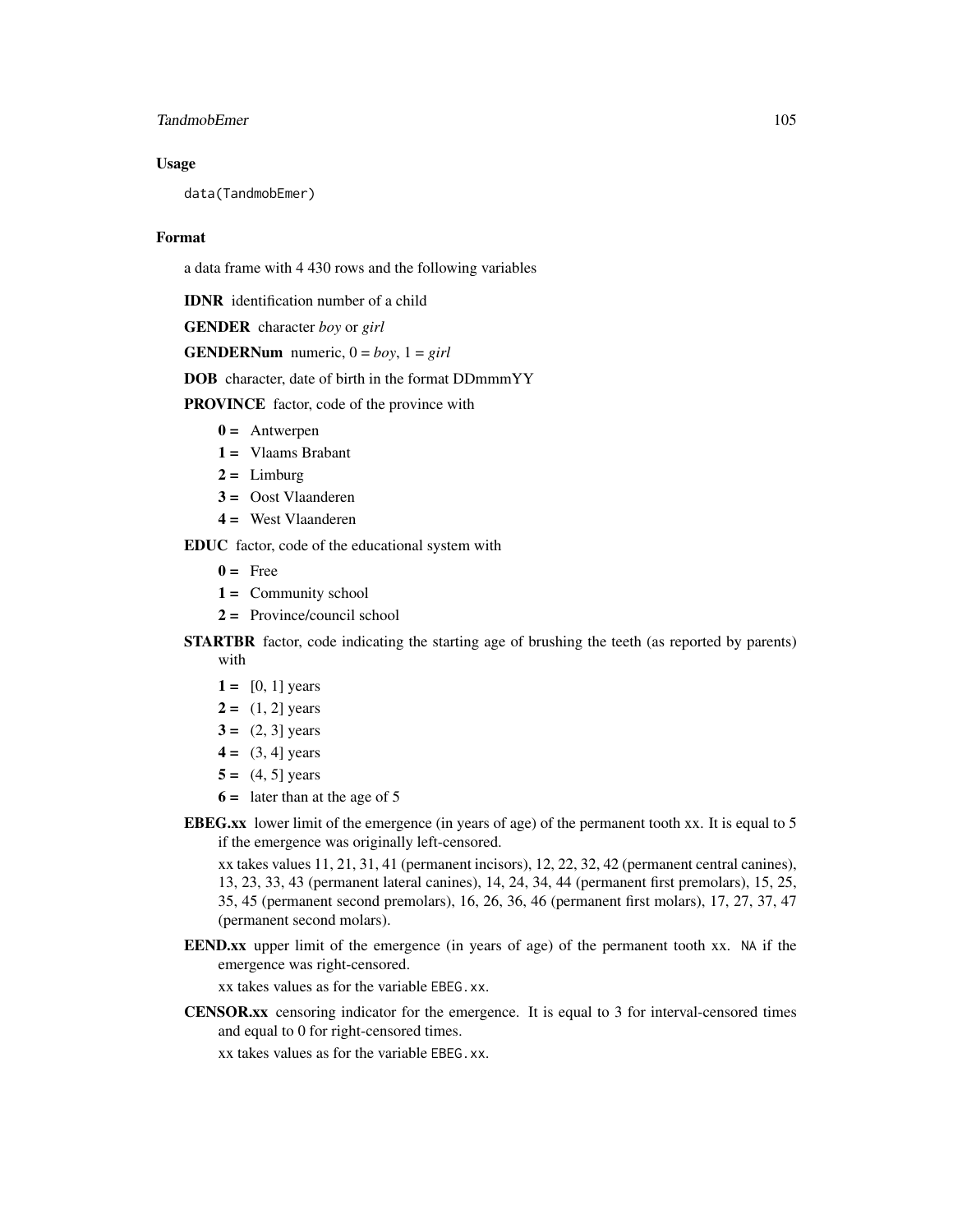## Usage

```
data(TandmobEmer)
```

## Format

a data frame with 4 430 rows and the following variables

**IDNR** identification number of a child

**GENDER** character *boy* or *girl*

**GENDERNum** numeric, 0 = *boy*, 1 = *girl*

**DOB** character, date of birth in the format DDmmmYY

**PROVINCE** factor, code of the province with

- **0 =** Antwerpen
- **1 =** Vlaams Brabant
- **2 =** Limburg
- **3 =** Oost Vlaanderen
- **4 =** West Vlaanderen

**EDUC** factor, code of the educational system with

- **0 =** Free
- **1 =** Community school
- **2 =** Province/council school

**STARTBR** factor, code indicating the starting age of brushing the teeth (as reported by parents) with

- **1 =** [0, 1] years
- **2 =** (1, 2] years
- **3 =** (2, 3] years
- **4 =** (3, 4] years
- **5 =** (4, 5] years
- **6 =** later than at the age of 5

**EBEG.xx** lower limit of the emergence (in years of age) of the permanent tooth xx. It is equal to 5 if the emergence was originally left-censored.

xx takes values 11, 21, 31, 41 (permanent incisors), 12, 22, 32, 42 (permanent central canines), 13, 23, 33, 43 (permanent lateral canines), 14, 24, 34, 44 (permanent first premolars), 15, 25, 35, 45 (permanent second premolars), 16, 26, 36, 46 (permanent first molars), 17, 27, 37, 47 (permanent second molars).

**EEND.xx** upper limit of the emergence (in years of age) of the permanent tooth xx. `NA` if the emergence was right-censored.

xx takes values as for the variable `EBEG.xx`.

**CENSOR.xx** censoring indicator for the emergence. It is equal to 3 for interval-censored times and equal to 0 for right-censored times.

xx takes values as for the variable `EBEG.xx`.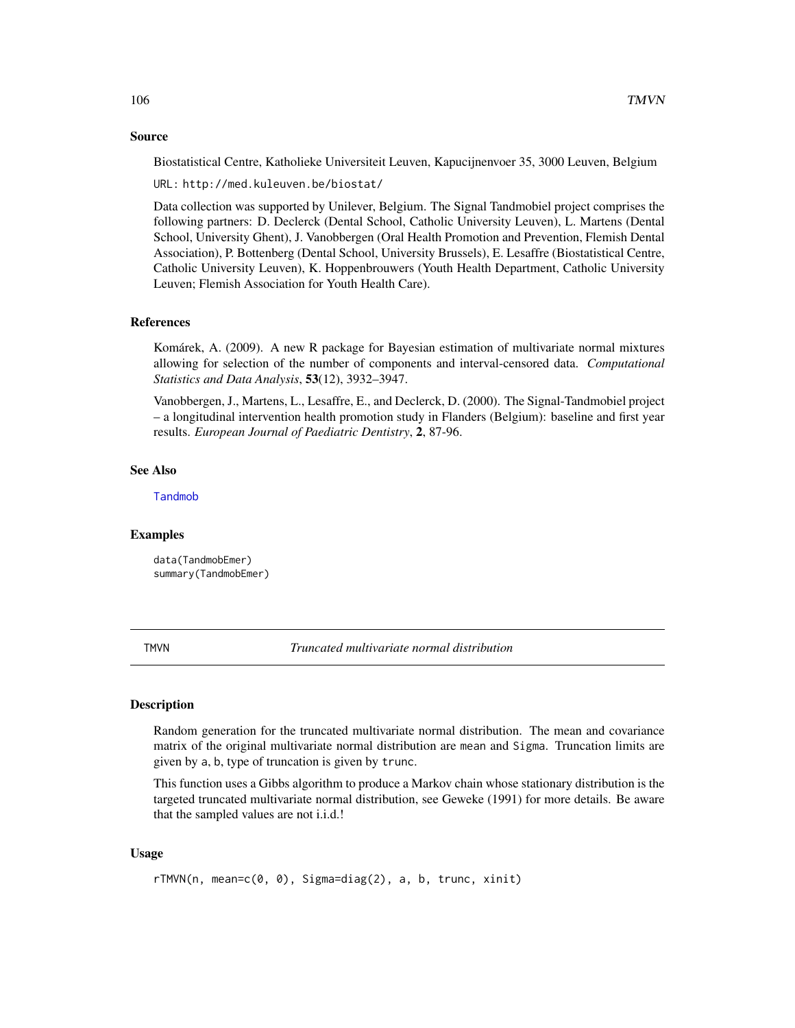### Source

Biostatistical Centre, Katholieke Universiteit Leuven, Kapucijnenvoer 35, 3000 Leuven, Belgium

URL: `http://med.kuleuven.be/biostat/`

Data collection was supported by Unilever, Belgium. The Signal Tandmobiel project comprises the following partners: D. Declerck (Dental School, Catholic University Leuven), L. Martens (Dental School, University Ghent), J. Vanobbergen (Oral Health Promotion and Prevention, Flemish Dental Association), P. Bottenberg (Dental School, University Brussels), E. Lesaffre (Biostatistical Centre, Catholic University Leuven), K. Hoppenbrouwers (Youth Health Department, Catholic University Leuven; Flemish Association for Youth Health Care).

### References

Komárek, A. (2009). A new R package for Bayesian estimation of multivariate normal mixtures allowing for selection of the number of components and interval-censored data. *Computational Statistics and Data Analysis*, **53**(12), 3932–3947.

Vanobbergen, J., Martens, L., Lesaffre, E., and Declerck, D. (2000). The Signal-Tandmobiel project – a longitudinal intervention health promotion study in Flanders (Belgium): baseline and first year results. *European Journal of Paediatric Dentistry*, **2**, 87-96.

### See Also

`Tandmob`

### Examples

```
data(TandmobEmer)
summary(TandmobEmer)
```

## TMVN — *Truncated multivariate normal distribution*

### Description

Random generation for the truncated multivariate normal distribution. The mean and covariance matrix of the original multivariate normal distribution are `mean` and `Sigma`. Truncation limits are given by `a`, `b`, type of truncation is given by `trunc`.

This function uses a Gibbs algorithm to produce a Markov chain whose stationary distribution is the targeted truncated multivariate normal distribution, see Geweke (1991) for more details. Be aware that the sampled values are not i.i.d.!

### Usage

```
rTMVN(n, mean=c(0, 0), Sigma=diag(2), a, b, trunc, xinit)
```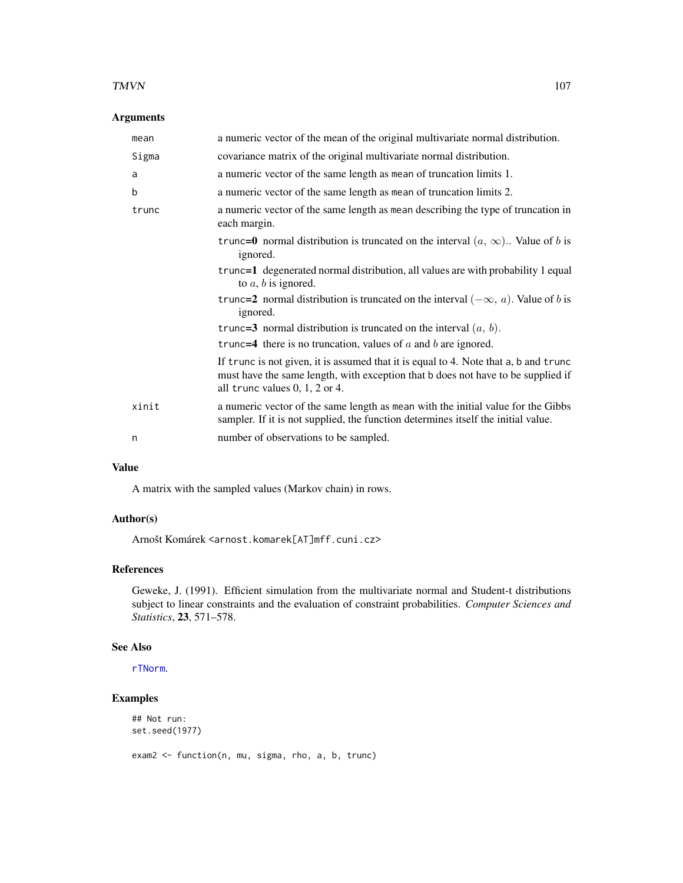## Arguments

| | |
|---|---|
| `mean` | a numeric vector of the mean of the original multivariate normal distribution. |
| `Sigma` | covariance matrix of the original multivariate normal distribution. |
| `a` | a numeric vector of the same length as `mean` of truncation limits 1. |
| `b` | a numeric vector of the same length as `mean` of truncation limits 2. |
| `trunc` | a numeric vector of the same length as `mean` describing the type of truncation in each margin.<br>**`trunc`=0** normal distribution is truncated on the interval $(a,\,\infty)$.. Value of $b$ is ignored.<br>**`trunc`=1** degenerated normal distribution, all values are with probability 1 equal to $a$, $b$ is ignored.<br>**`trunc`=2** normal distribution is truncated on the interval $(-\infty,\,a)$. Value of $b$ is ignored.<br>**`trunc`=3** normal distribution is truncated on the interval $(a,\,b)$.<br>**`trunc`=4** there is no truncation, values of $a$ and $b$ are ignored.<br>If `trunc` is not given, it is assumed that it is equal to 4. Note that `a`, `b` and `trunc` must have the same length, with exception that `b` does not have to be supplied if all `trunc` values 0, 1, 2 or 4. |
| `xinit` | a numeric vector of the same length as `mean` with the initial value for the Gibbs sampler. If it is not supplied, the function determines itself the initial value. |
| `n` | number of observations to be sampled. |

## Value

A matrix with the sampled values (Markov chain) in rows.

## Author(s)

Arnošt Komárek <arnost.komarek[AT]mff.cuni.cz>

## References

Geweke, J. (1991). Efficient simulation from the multivariate normal and Student-t distributions subject to linear constraints and the evaluation of constraint probabilities. *Computer Sciences and Statistics*, **23**, 571–578.

## See Also

`rTNorm`.

## Examples

```
## Not run:
set.seed(1977)

exam2 <- function(n, mu, sigma, rho, a, b, trunc)
```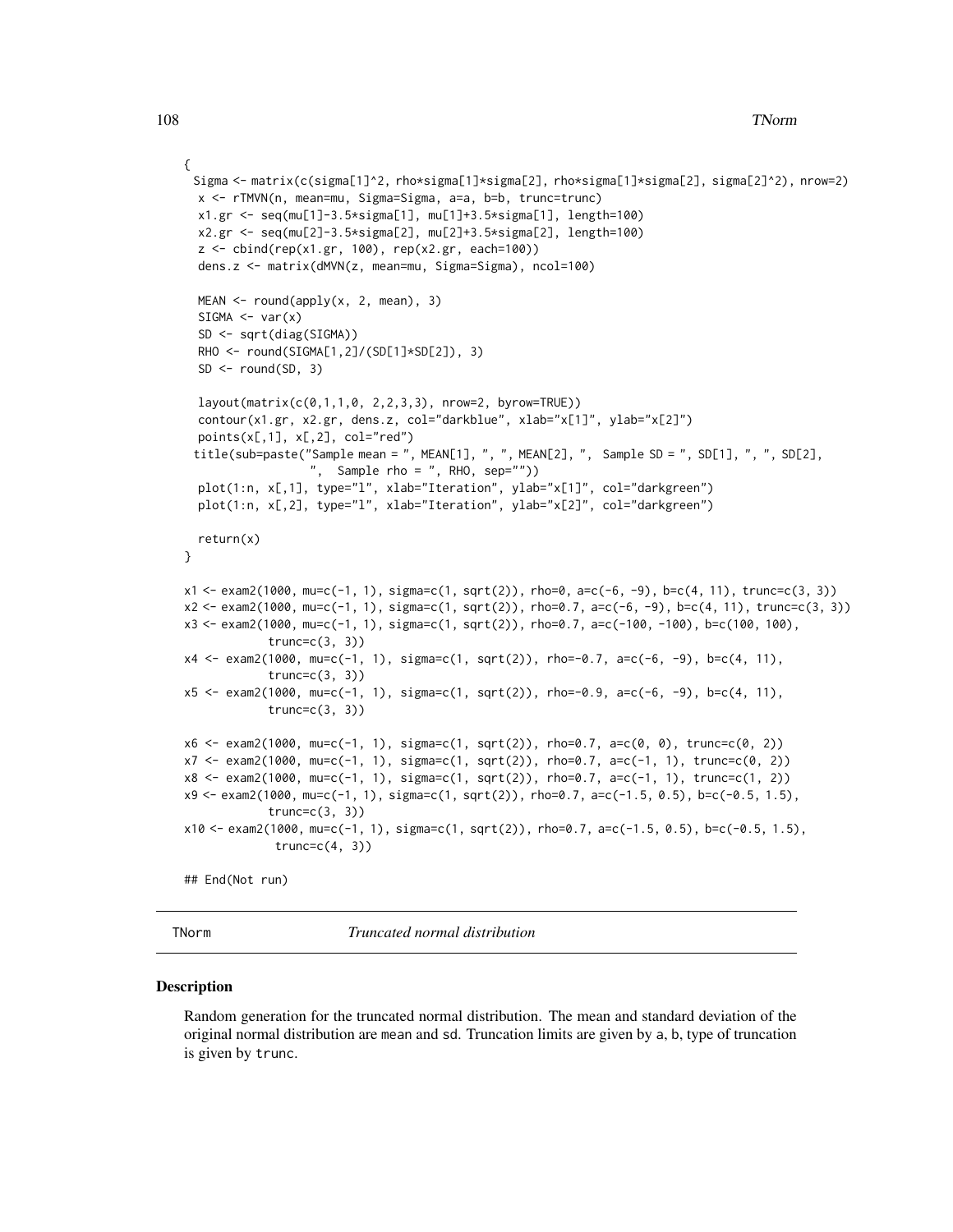```
{
 Sigma <- matrix(c(sigma[1]^2, rho*sigma[1]*sigma[2], rho*sigma[1]*sigma[2], sigma[2]^2), nrow=2)
  x <- rTMVN(n, mean=mu, Sigma=Sigma, a=a, b=b, trunc=trunc)
  x1.gr <- seq(mu[1]-3.5*sigma[1], mu[1]+3.5*sigma[1], length=100)
  x2.gr <- seq(mu[2]-3.5*sigma[2], mu[2]+3.5*sigma[2], length=100)
  z <- cbind(rep(x1.gr, 100), rep(x2.gr, each=100))
  dens.z <- matrix(dMVN(z, mean=mu, Sigma=Sigma), ncol=100)

  MEAN <- round(apply(x, 2, mean), 3)
  SIGMA <- var(x)
  SD <- sqrt(diag(SIGMA))
  RHO <- round(SIGMA[1,2]/(SD[1]*SD[2]), 3)
  SD <- round(SD, 3)

  layout(matrix(c(0,1,1,0, 2,2,3,3), nrow=2, byrow=TRUE))
  contour(x1.gr, x2.gr, dens.z, col="darkblue", xlab="x[1]", ylab="x[2]")
  points(x[,1], x[,2], col="red")
 title(sub=paste("Sample mean = ", MEAN[1], ", ", MEAN[2], ",  Sample SD = ", SD[1], ", ", SD[2],
                 ",  Sample rho = ", RHO, sep=""))
  plot(1:n, x[,1], type="l", xlab="Iteration", ylab="x[1]", col="darkgreen")
  plot(1:n, x[,2], type="l", xlab="Iteration", ylab="x[2]", col="darkgreen")

  return(x)
}

x1 <- exam2(1000, mu=c(-1, 1), sigma=c(1, sqrt(2)), rho=0, a=c(-6, -9), b=c(4, 11), trunc=c(3, 3))
x2 <- exam2(1000, mu=c(-1, 1), sigma=c(1, sqrt(2)), rho=0.7, a=c(-6, -9), b=c(4, 11), trunc=c(3, 3))
x3 <- exam2(1000, mu=c(-1, 1), sigma=c(1, sqrt(2)), rho=0.7, a=c(-100, -100), b=c(100, 100),
            trunc=c(3, 3))
x4 <- exam2(1000, mu=c(-1, 1), sigma=c(1, sqrt(2)), rho=-0.7, a=c(-6, -9), b=c(4, 11),
            trunc=c(3, 3))
x5 <- exam2(1000, mu=c(-1, 1), sigma=c(1, sqrt(2)), rho=-0.9, a=c(-6, -9), b=c(4, 11),
            trunc=c(3, 3))

x6 <- exam2(1000, mu=c(-1, 1), sigma=c(1, sqrt(2)), rho=0.7, a=c(0, 0), trunc=c(0, 2))
x7 <- exam2(1000, mu=c(-1, 1), sigma=c(1, sqrt(2)), rho=0.7, a=c(-1, 1), trunc=c(0, 2))
x8 <- exam2(1000, mu=c(-1, 1), sigma=c(1, sqrt(2)), rho=0.7, a=c(-1, 1), trunc=c(1, 2))
x9 <- exam2(1000, mu=c(-1, 1), sigma=c(1, sqrt(2)), rho=0.7, a=c(-1.5, 0.5), b=c(-0.5, 1.5),
            trunc=c(3, 3))
x10 <- exam2(1000, mu=c(-1, 1), sigma=c(1, sqrt(2)), rho=0.7, a=c(-1.5, 0.5), b=c(-0.5, 1.5),
             trunc=c(4, 3))

## End(Not run)
```

## TNorm *Truncated normal distribution*

### Description

Random generation for the truncated normal distribution. The mean and standard deviation of the original normal distribution are mean and sd. Truncation limits are given by a, b, type of truncation is given by trunc.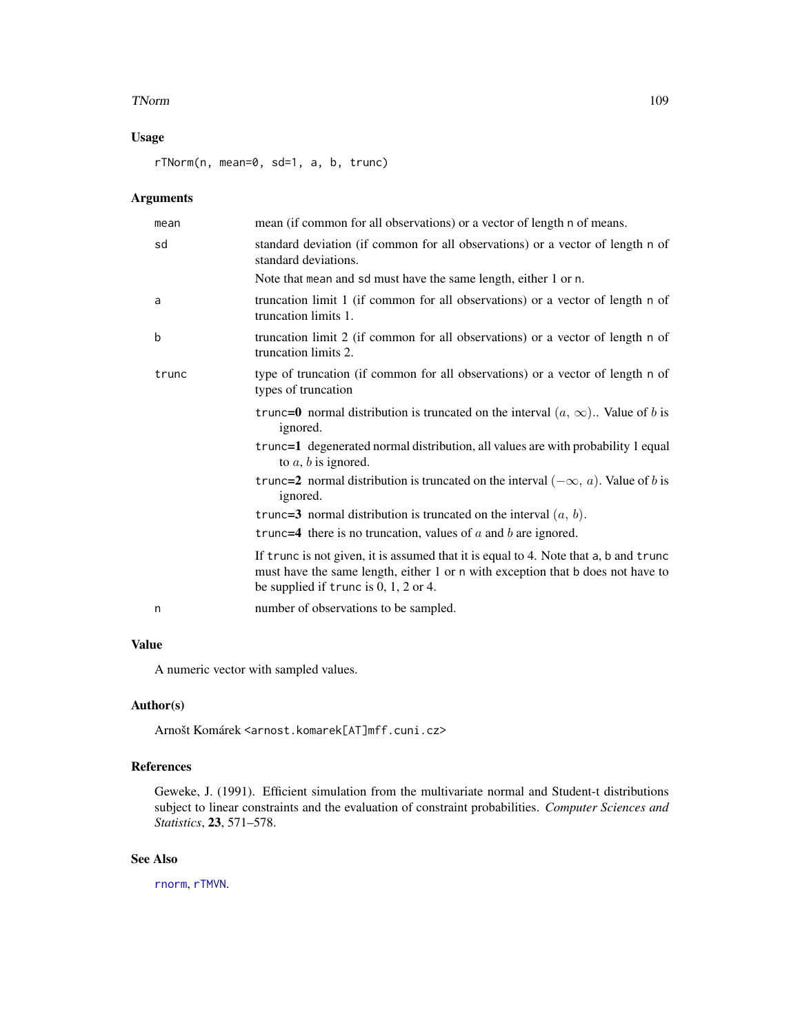## Usage

```
rTNorm(n, mean=0, sd=1, a, b, trunc)
```

## Arguments

- **mean** — mean (if common for all observations) or a vector of length n of means.
- **sd** — standard deviation (if common for all observations) or a vector of length n of standard deviations.

  Note that mean and sd must have the same length, either 1 or n.
- **a** — truncation limit 1 (if common for all observations) or a vector of length n of truncation limits 1.
- **b** — truncation limit 2 (if common for all observations) or a vector of length n of truncation limits 2.
- **trunc** — type of truncation (if common for all observations) or a vector of length n of types of truncation

  - **trunc=0** normal distribution is truncated on the interval $(a, \infty)$.. Value of $b$ is ignored.
  - **trunc=1** degenerated normal distribution, all values are with probability 1 equal to $a$, $b$ is ignored.
  - **trunc=2** normal distribution is truncated on the interval $(-\infty, a)$. Value of $b$ is ignored.
  - **trunc=3** normal distribution is truncated on the interval $(a, b)$.
  - **trunc=4** there is no truncation, values of $a$ and $b$ are ignored.

  If trunc is not given, it is assumed that it is equal to 4. Note that a, b and trunc must have the same length, either 1 or n with exception that b does not have to be supplied if trunc is 0, 1, 2 or 4.
- **n** — number of observations to be sampled.

## Value

A numeric vector with sampled values.

## Author(s)

Arnošt Komárek <arnost.komarek[AT]mff.cuni.cz>

## References

Geweke, J. (1991). Efficient simulation from the multivariate normal and Student-t distributions subject to linear constraints and the evaluation of constraint probabilities. *Computer Sciences and Statistics*, **23**, 571–578.

## See Also

rnorm, rTMVN.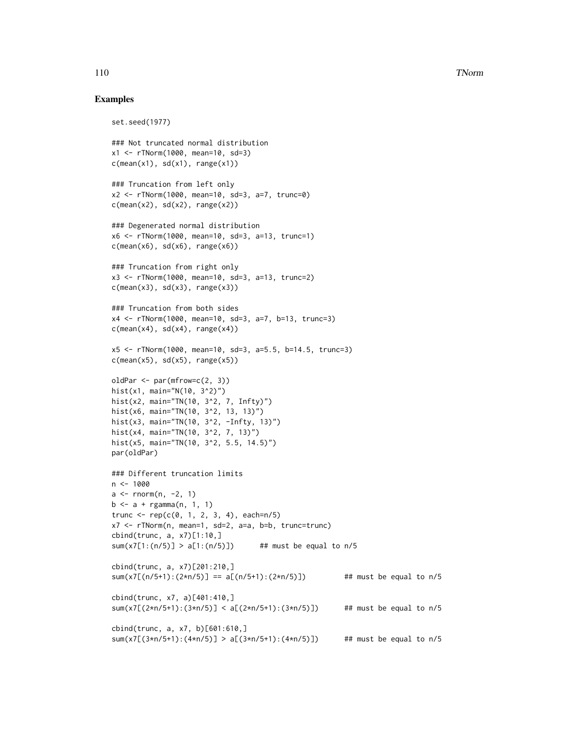## Examples

```
set.seed(1977)

### Not truncated normal distribution
x1 <- rTNorm(1000, mean=10, sd=3)
c(mean(x1), sd(x1), range(x1))

### Truncation from left only
x2 <- rTNorm(1000, mean=10, sd=3, a=7, trunc=0)
c(mean(x2), sd(x2), range(x2))

### Degenerated normal distribution
x6 <- rTNorm(1000, mean=10, sd=3, a=13, trunc=1)
c(mean(x6), sd(x6), range(x6))

### Truncation from right only
x3 <- rTNorm(1000, mean=10, sd=3, a=13, trunc=2)
c(mean(x3), sd(x3), range(x3))

### Truncation from both sides
x4 <- rTNorm(1000, mean=10, sd=3, a=7, b=13, trunc=3)
c(mean(x4), sd(x4), range(x4))

x5 <- rTNorm(1000, mean=10, sd=3, a=5.5, b=14.5, trunc=3)
c(mean(x5), sd(x5), range(x5))

oldPar <- par(mfrow=c(2, 3))
hist(x1, main="N(10, 3^2)")
hist(x2, main="TN(10, 3^2, 7, Infty)")
hist(x6, main="TN(10, 3^2, 13, 13)")
hist(x3, main="TN(10, 3^2, -Infty, 13)")
hist(x4, main="TN(10, 3^2, 7, 13)")
hist(x5, main="TN(10, 3^2, 5.5, 14.5)")
par(oldPar)

### Different truncation limits
n <- 1000
a <- rnorm(n, -2, 1)
b <- a + rgamma(n, 1, 1)
trunc <- rep(c(0, 1, 2, 3, 4), each=n/5)
x7 <- rTNorm(n, mean=1, sd=2, a=a, b=b, trunc=trunc)
cbind(trunc, a, x7)[1:10,]
sum(x7[1:(n/5)] > a[1:(n/5)])      ## must be equal to n/5

cbind(trunc, a, x7)[201:210,]
sum(x7[(n/5+1):(2*n/5)] == a[(n/5+1):(2*n/5)])         ## must be equal to n/5

cbind(trunc, x7, a)[401:410,]
sum(x7[(2*n/5+1):(3*n/5)] < a[(2*n/5+1):(3*n/5)])      ## must be equal to n/5

cbind(trunc, a, x7, b)[601:610,]
sum(x7[(3*n/5+1):(4*n/5)] > a[(3*n/5+1):(4*n/5)])      ## must be equal to n/5
```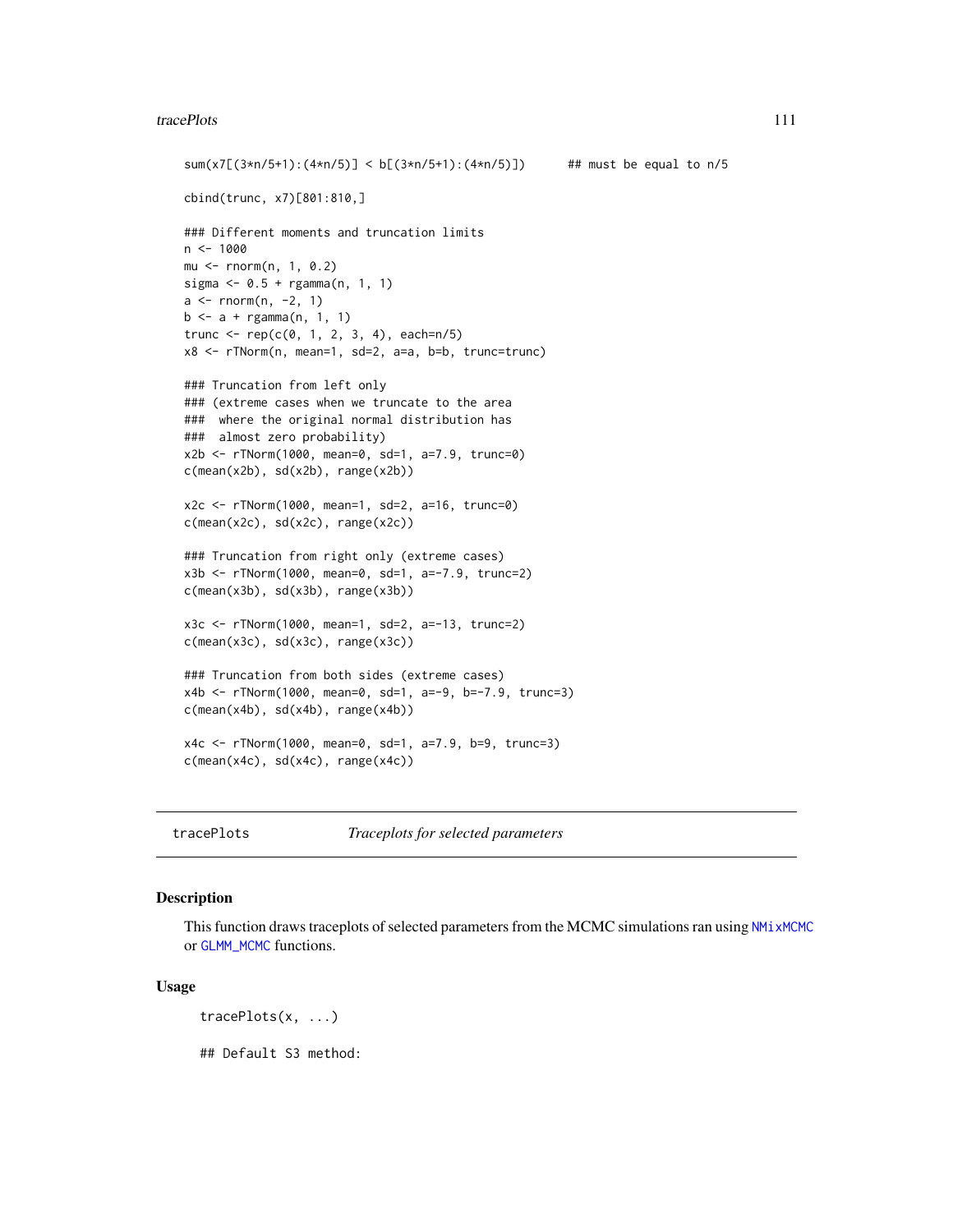```
sum(x7[(3*n/5+1):(4*n/5)] < b[(3*n/5+1):(4*n/5)])      ## must be equal to n/5

cbind(trunc, x7)[801:810,]

### Different moments and truncation limits
n <- 1000
mu <- rnorm(n, 1, 0.2)
sigma <- 0.5 + rgamma(n, 1, 1)
a <- rnorm(n, -2, 1)
b <- a + rgamma(n, 1, 1)
trunc <- rep(c(0, 1, 2, 3, 4), each=n/5)
x8 <- rTNorm(n, mean=1, sd=2, a=a, b=b, trunc=trunc)

### Truncation from left only
### (extreme cases when we truncate to the area
###  where the original normal distribution has
###  almost zero probability)
x2b <- rTNorm(1000, mean=0, sd=1, a=7.9, trunc=0)
c(mean(x2b), sd(x2b), range(x2b))

x2c <- rTNorm(1000, mean=1, sd=2, a=16, trunc=0)
c(mean(x2c), sd(x2c), range(x2c))

### Truncation from right only (extreme cases)
x3b <- rTNorm(1000, mean=0, sd=1, a=-7.9, trunc=2)
c(mean(x3b), sd(x3b), range(x3b))

x3c <- rTNorm(1000, mean=1, sd=2, a=-13, trunc=2)
c(mean(x3c), sd(x3c), range(x3c))

### Truncation from both sides (extreme cases)
x4b <- rTNorm(1000, mean=0, sd=1, a=-9, b=-7.9, trunc=3)
c(mean(x4b), sd(x4b), range(x4b))

x4c <- rTNorm(1000, mean=0, sd=1, a=7.9, b=9, trunc=3)
c(mean(x4c), sd(x4c), range(x4c))
```

---

# tracePlots    *Traceplots for selected parameters*

---

## Description

This function draws traceplots of selected parameters from the MCMC simulations ran using NMixMCMC or GLMM_MCMC functions.

## Usage

```
tracePlots(x, ...)

## Default S3 method:
```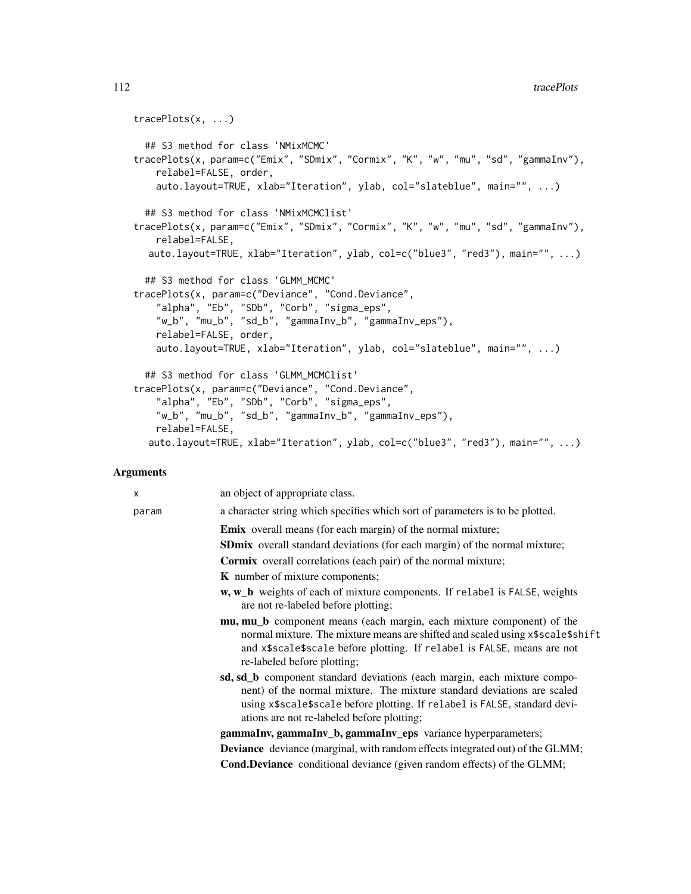```
tracePlots(x, ...)

  ## S3 method for class 'NMixMCMC'
tracePlots(x, param=c("Emix", "SDmix", "Cormix", "K", "w", "mu", "sd", "gammaInv"),
    relabel=FALSE, order,
    auto.layout=TRUE, xlab="Iteration", ylab, col="slateblue", main="", ...)

  ## S3 method for class 'NMixMCMClist'
tracePlots(x, param=c("Emix", "SDmix", "Cormix", "K", "w", "mu", "sd", "gammaInv"),
    relabel=FALSE,
   auto.layout=TRUE, xlab="Iteration", ylab, col=c("blue3", "red3"), main="", ...)

  ## S3 method for class 'GLMM_MCMC'
tracePlots(x, param=c("Deviance", "Cond.Deviance",
    "alpha", "Eb", "SDb", "Corb", "sigma_eps",
    "w_b", "mu_b", "sd_b", "gammaInv_b", "gammaInv_eps"),
    relabel=FALSE, order,
    auto.layout=TRUE, xlab="Iteration", ylab, col="slateblue", main="", ...)

  ## S3 method for class 'GLMM_MCMClist'
tracePlots(x, param=c("Deviance", "Cond.Deviance",
    "alpha", "Eb", "SDb", "Corb", "sigma_eps",
    "w_b", "mu_b", "sd_b", "gammaInv_b", "gammaInv_eps"),
    relabel=FALSE,
   auto.layout=TRUE, xlab="Iteration", ylab, col=c("blue3", "red3"), main="", ...)
```

## Arguments

`x` an object of appropriate class.

`param` a character string which specifies which sort of parameters is to be plotted.

- **Emix** overall means (for each margin) of the normal mixture;
- **SDmix** overall standard deviations (for each margin) of the normal mixture;
- **Cormix** overall correlations (each pair) of the normal mixture;
- **K** number of mixture components;
- **w, w_b** weights of each of mixture components. If `relabel` is `FALSE`, weights are not re-labeled before plotting;
- **mu, mu_b** component means (each margin, each mixture component) of the normal mixture. The mixture means are shifted and scaled using `x$scale$shift` and `x$scale$scale` before plotting. If `relabel` is `FALSE`, means are not re-labeled before plotting;
- **sd, sd_b** component standard deviations (each margin, each mixture component) of the normal mixture. The mixture standard deviations are scaled using `x$scale$scale` before plotting. If `relabel` is `FALSE`, standard deviations are not re-labeled before plotting;
- **gammaInv, gammaInv_b, gammaInv_eps** variance hyperparameters;
- **Deviance** deviance (marginal, with random effects integrated out) of the GLMM;
- **Cond.Deviance** conditional deviance (given random effects) of the GLMM;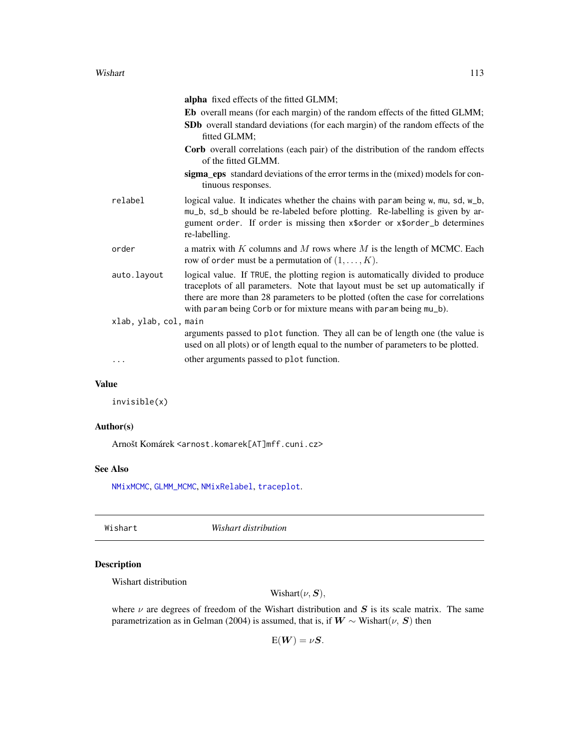- **alpha** fixed effects of the fitted GLMM;
- **Eb** overall means (for each margin) of the random effects of the fitted GLMM;
- **SDb** overall standard deviations (for each margin) of the random effects of the fitted GLMM;
- **Corb** overall correlations (each pair) of the distribution of the random effects of the fitted GLMM.
- **sigma_eps** standard deviations of the error terms in the (mixed) models for continuous responses.

`relabel` logical value. It indicates whether the chains with `param` being `w`, `mu`, `sd`, `w_b`, `mu_b`, `sd_b` should be re-labeled before plotting. Re-labelling is given by argument `order`. If `order` is missing then `x$order` or `x$order_b` determines re-labelling.

`order` a matrix with $K$ columns and $M$ rows where $M$ is the length of MCMC. Each row of `order` must be a permutation of $(1, \ldots, K)$.

`auto.layout` logical value. If `TRUE`, the plotting region is automatically divided to produce traceplots of all parameters. Note that layout must be set up automatically if there are more than 28 parameters to be plotted (often the case for correlations with `param` being `Corb` or for mixture means with `param` being `mu_b`).

`xlab, ylab, col, main` arguments passed to `plot` function. They all can be of length one (the value is used on all plots) or of length equal to the number of parameters to be plotted.

`...` other arguments passed to `plot` function.

## Value

`invisible(x)`

## Author(s)

Arnošt Komárek <arnost.komarek[AT]mff.cuni.cz>

## See Also

`NMixMCMC`, `GLMM_MCMC`, `NMixRelabel`, `traceplot`.

---

# Wishart *Wishart distribution*

## Description

Wishart distribution

$$\mathrm{Wishart}(\nu, \boldsymbol{S}),$$

where $\nu$ are degrees of freedom of the Wishart distribution and $\boldsymbol{S}$ is its scale matrix. The same parametrization as in Gelman (2004) is assumed, that is, if $\boldsymbol{W} \sim \mathrm{Wishart}(\nu,\, \boldsymbol{S})$ then

$$\mathrm{E}(\boldsymbol{W}) = \nu \boldsymbol{S}.$$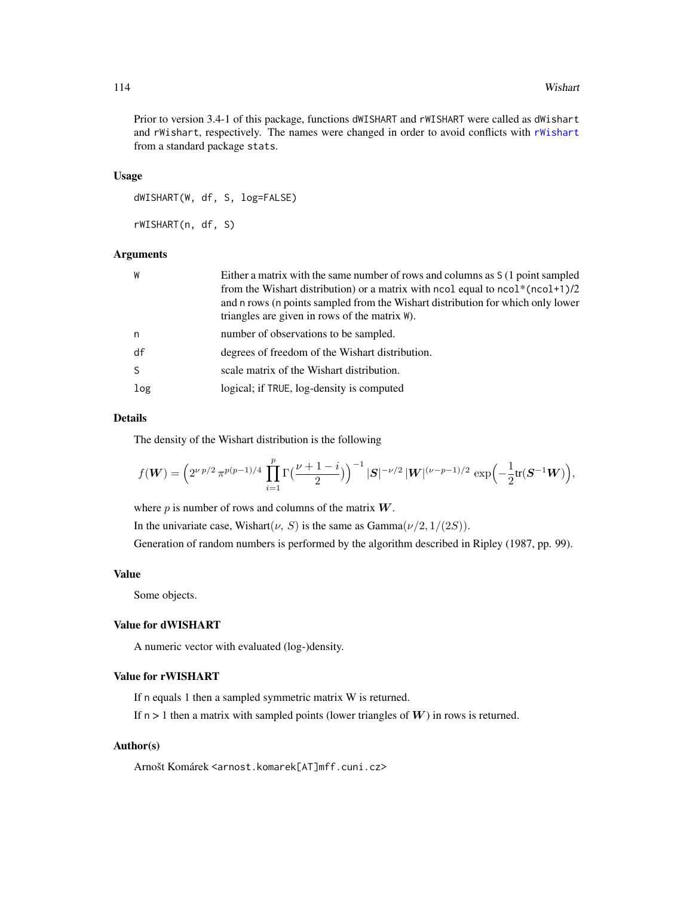Prior to version 3.4-1 of this package, functions `dWISHART` and `rWISHART` were called as `dWishart` and `rWishart`, respectively. The names were changed in order to avoid conflicts with `rWishart` from a standard package `stats`.

## Usage

```
dWISHART(W, df, S, log=FALSE)

rWISHART(n, df, S)
```

## Arguments

| | |
|---|---|
| W | Either a matrix with the same number of rows and columns as S (1 point sampled from the Wishart distribution) or a matrix with ncol equal to ncol*(ncol+1)/2 and n rows (n points sampled from the Wishart distribution for which only lower triangles are given in rows of the matrix W). |
| n | number of observations to be sampled. |
| df | degrees of freedom of the Wishart distribution. |
| S | scale matrix of the Wishart distribution. |
| log | logical; if TRUE, log-density is computed |

## Details

The density of the Wishart distribution is the following

$$f(\boldsymbol{W}) = \Bigl(2^{\nu\,p/2}\,\pi^{p(p-1)/4}\,\prod_{i=1}^{p}\Gamma\bigl(\frac{\nu+1-i}{2}\bigr)\Bigr)^{-1}\,|\boldsymbol{S}|^{-\nu/2}\,|\boldsymbol{W}|^{(\nu-p-1)/2}\,\exp\Bigl(-\frac{1}{2}\mathrm{tr}(\boldsymbol{S}^{-1}\boldsymbol{W})\Bigr),$$

where $p$ is number of rows and columns of the matrix $\boldsymbol{W}$.

In the univariate case, Wishart$(\nu,\,S)$ is the same as Gamma$(\nu/2, 1/(2S))$.

Generation of random numbers is performed by the algorithm described in Ripley (1987, pp. 99).

## Value

Some objects.

## Value for dWISHART

A numeric vector with evaluated (log-)density.

## Value for rWISHART

If n equals 1 then a sampled symmetric matrix W is returned.

If n > 1 then a matrix with sampled points (lower triangles of $\boldsymbol{W}$) in rows is returned.

## Author(s)

Arnošt Komárek <arnost.komarek[AT]mff.cuni.cz>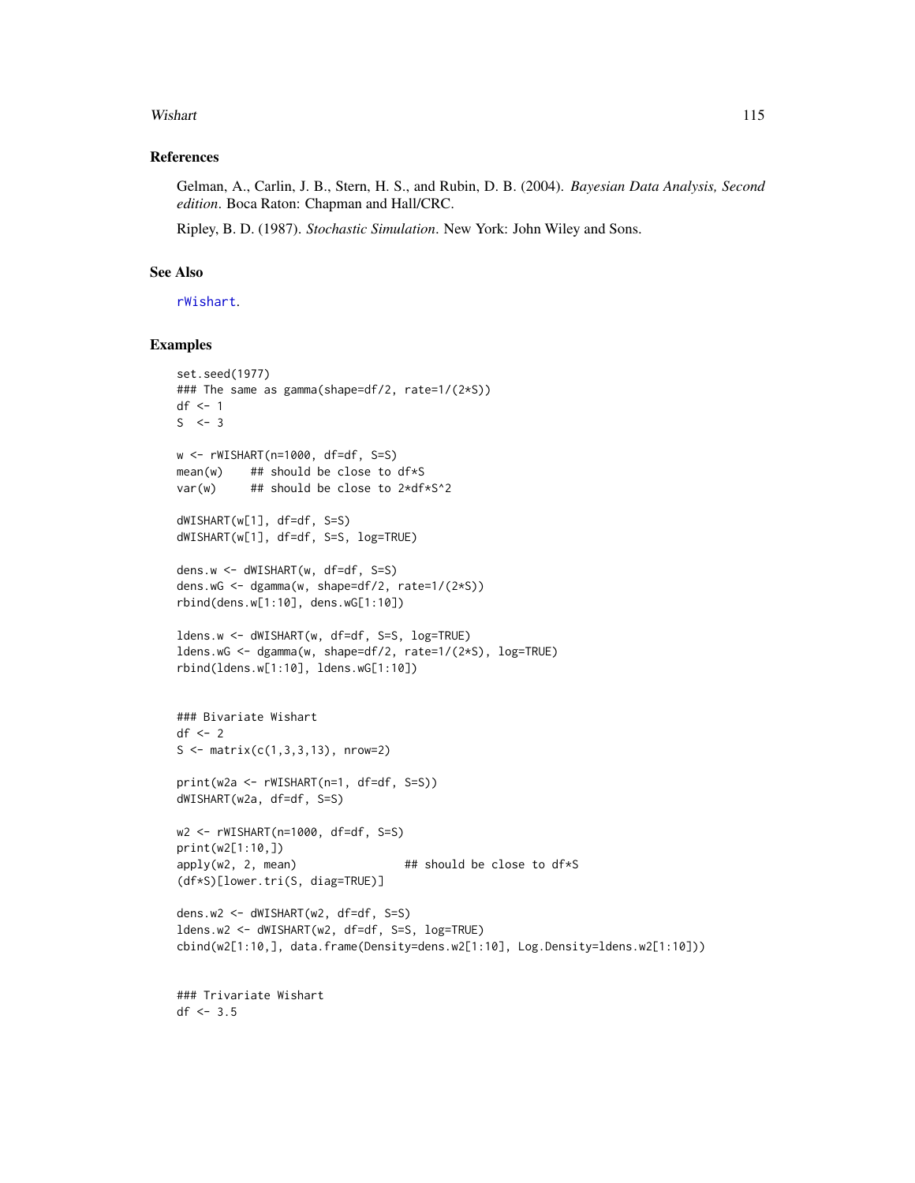## References

Gelman, A., Carlin, J. B., Stern, H. S., and Rubin, D. B. (2004). *Bayesian Data Analysis, Second edition*. Boca Raton: Chapman and Hall/CRC.

Ripley, B. D. (1987). *Stochastic Simulation*. New York: John Wiley and Sons.

## See Also

rWishart.

## Examples

```
set.seed(1977)
### The same as gamma(shape=df/2, rate=1/(2*S))
df <- 1
S  <- 3

w <- rWISHART(n=1000, df=df, S=S)
mean(w)    ## should be close to df*S
var(w)     ## should be close to 2*df*S^2

dWISHART(w[1], df=df, S=S)
dWISHART(w[1], df=df, S=S, log=TRUE)

dens.w <- dWISHART(w, df=df, S=S)
dens.wG <- dgamma(w, shape=df/2, rate=1/(2*S))
rbind(dens.w[1:10], dens.wG[1:10])

ldens.w <- dWISHART(w, df=df, S=S, log=TRUE)
ldens.wG <- dgamma(w, shape=df/2, rate=1/(2*S), log=TRUE)
rbind(ldens.w[1:10], ldens.wG[1:10])


### Bivariate Wishart
df <- 2
S <- matrix(c(1,3,3,13), nrow=2)

print(w2a <- rWISHART(n=1, df=df, S=S))
dWISHART(w2a, df=df, S=S)

w2 <- rWISHART(n=1000, df=df, S=S)
print(w2[1:10,])
apply(w2, 2, mean)                ## should be close to df*S
(df*S)[lower.tri(S, diag=TRUE)]

dens.w2 <- dWISHART(w2, df=df, S=S)
ldens.w2 <- dWISHART(w2, df=df, S=S, log=TRUE)
cbind(w2[1:10,], data.frame(Density=dens.w2[1:10], Log.Density=ldens.w2[1:10]))


### Trivariate Wishart
df <- 3.5
```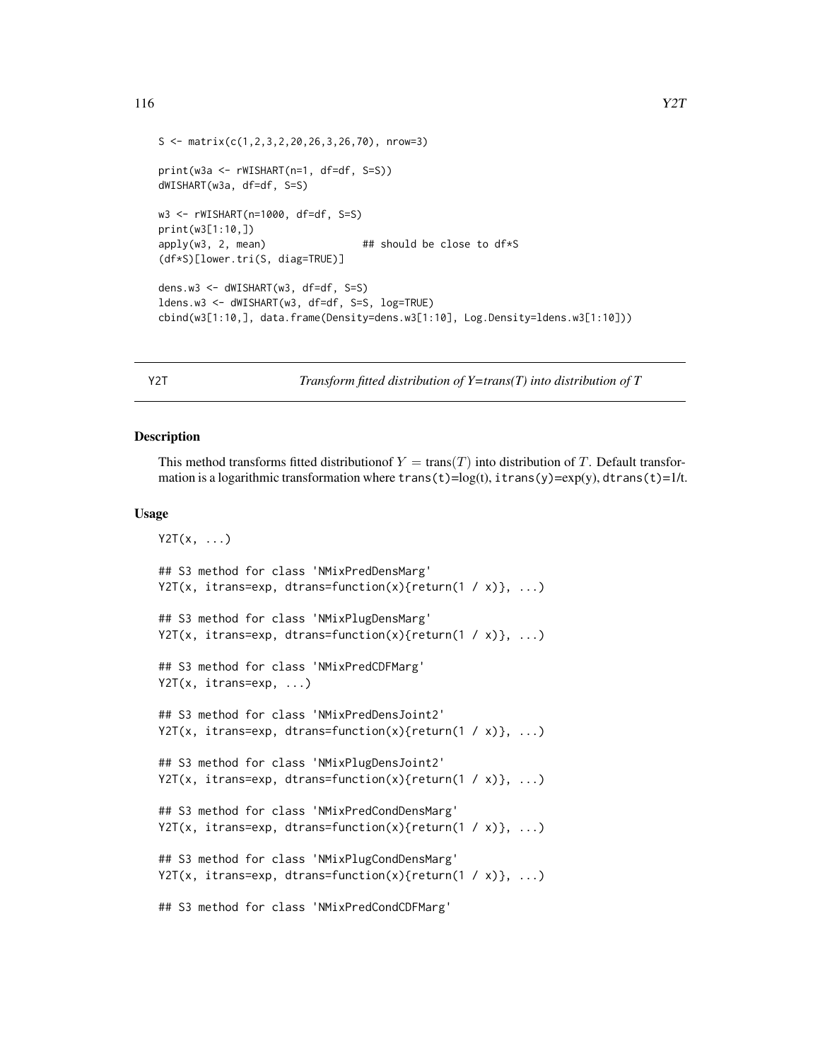```
S <- matrix(c(1,2,3,2,20,26,3,26,70), nrow=3)

print(w3a <- rWISHART(n=1, df=df, S=S))
dWISHART(w3a, df=df, S=S)

w3 <- rWISHART(n=1000, df=df, S=S)
print(w3[1:10,])
apply(w3, 2, mean)                ## should be close to df*S
(df*S)[lower.tri(S, diag=TRUE)]

dens.w3 <- dWISHART(w3, df=df, S=S)
ldens.w3 <- dWISHART(w3, df=df, S=S, log=TRUE)
cbind(w3[1:10,], data.frame(Density=dens.w3[1:10], Log.Density=ldens.w3[1:10]))
```

---

## Y2T — *Transform fitted distribution of Y=trans(T) into distribution of T*

---

### Description

This method transforms fitted distributionof $Y = \text{trans}(T)$ into distribution of $T$. Default transformation is a logarithmic transformation where `trans(t)`=log(t), `itrans(y)`=exp(y), `dtrans(t)`=1/t.

### Usage

```
Y2T(x, ...)

## S3 method for class 'NMixPredDensMarg'
Y2T(x, itrans=exp, dtrans=function(x){return(1 / x)}, ...)

## S3 method for class 'NMixPlugDensMarg'
Y2T(x, itrans=exp, dtrans=function(x){return(1 / x)}, ...)

## S3 method for class 'NMixPredCDFMarg'
Y2T(x, itrans=exp, ...)

## S3 method for class 'NMixPredDensJoint2'
Y2T(x, itrans=exp, dtrans=function(x){return(1 / x)}, ...)

## S3 method for class 'NMixPlugDensJoint2'
Y2T(x, itrans=exp, dtrans=function(x){return(1 / x)}, ...)

## S3 method for class 'NMixPredCondDensMarg'
Y2T(x, itrans=exp, dtrans=function(x){return(1 / x)}, ...)

## S3 method for class 'NMixPlugCondDensMarg'
Y2T(x, itrans=exp, dtrans=function(x){return(1 / x)}, ...)

## S3 method for class 'NMixPredCondCDFMarg'
```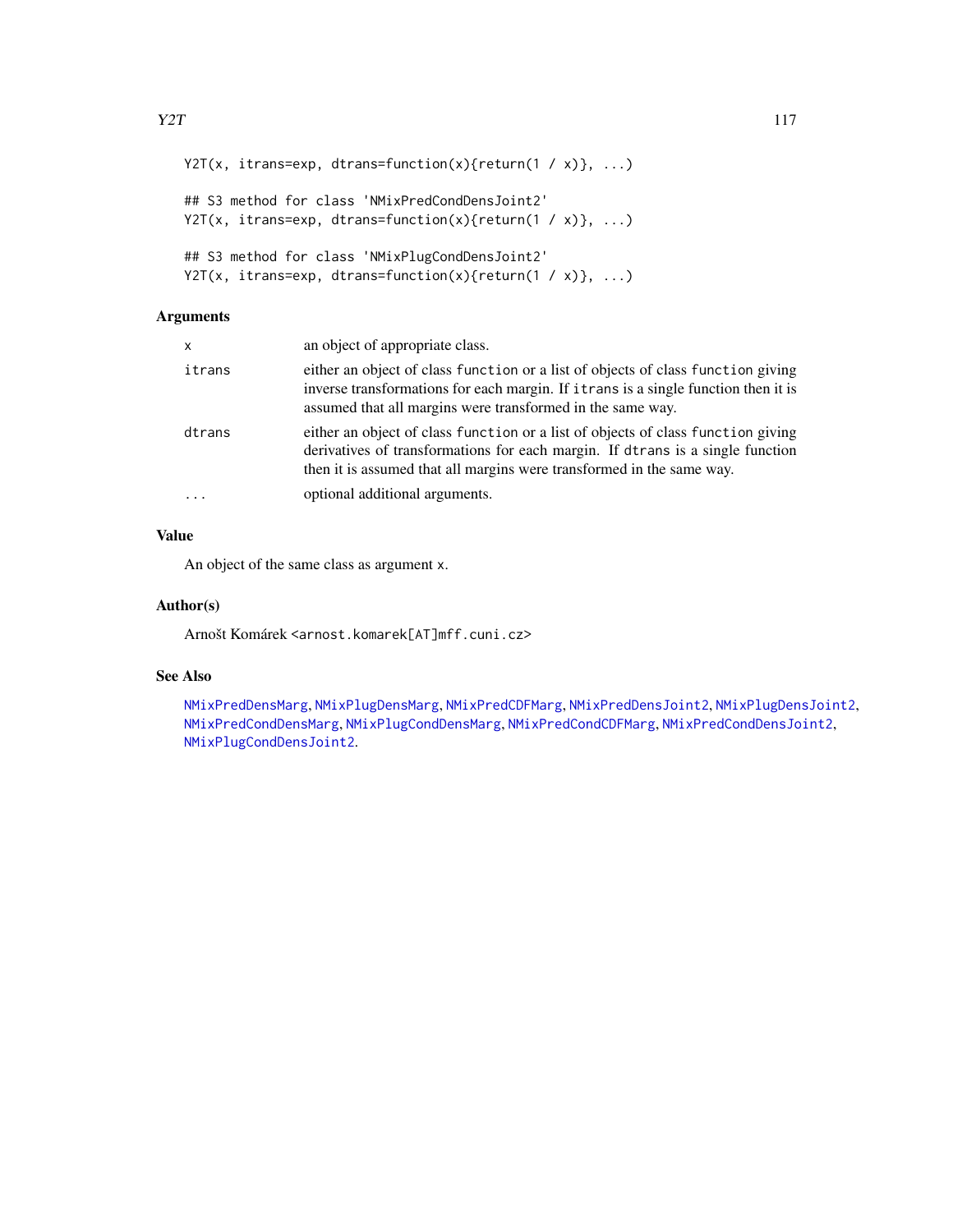```
Y2T(x, itrans=exp, dtrans=function(x){return(1 / x)}, ...)

## S3 method for class 'NMixPredCondDensJoint2'
Y2T(x, itrans=exp, dtrans=function(x){return(1 / x)}, ...)

## S3 method for class 'NMixPlugCondDensJoint2'
Y2T(x, itrans=exp, dtrans=function(x){return(1 / x)}, ...)
```

## Arguments

| | |
|---|---|
| `x` | an object of appropriate class. |
| `itrans` | either an object of class `function` or a list of objects of class `function` giving inverse transformations for each margin. If `itrans` is a single function then it is assumed that all margins were transformed in the same way. |
| `dtrans` | either an object of class `function` or a list of objects of class `function` giving derivatives of transformations for each margin. If `dtrans` is a single function then it is assumed that all margins were transformed in the same way. |
| `...` | optional additional arguments. |

## Value

An object of the same class as argument `x`.

## Author(s)

Arnošt Komárek <arnost.komarek[AT]mff.cuni.cz>

## See Also

`NMixPredDensMarg`, `NMixPlugDensMarg`, `NMixPredCDFMarg`, `NMixPredDensJoint2`, `NMixPlugDensJoint2`, `NMixPredCondDensMarg`, `NMixPlugCondDensMarg`, `NMixPredCondCDFMarg`, `NMixPredCondDensJoint2`, `NMixPlugCondDensJoint2`.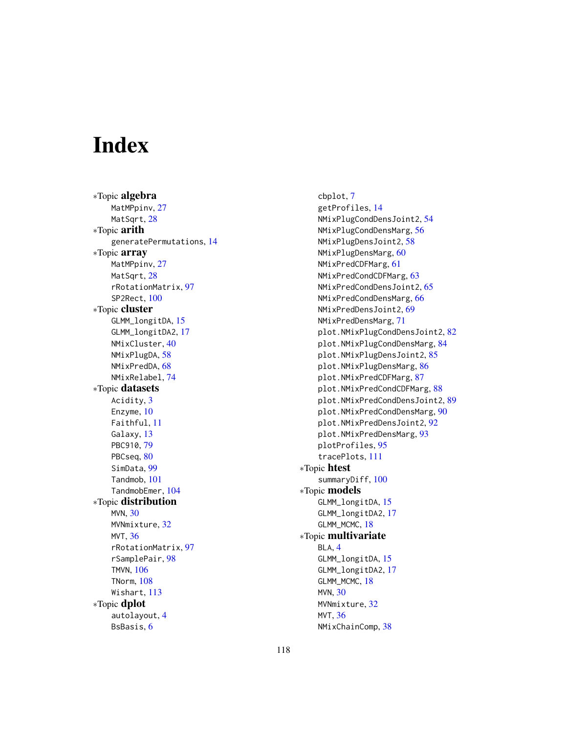# Index

∗Topic **algebra**
- MatMPpinv, 27
- MatSqrt, 28

∗Topic **arith**
- generatePermutations, 14

∗Topic **array**
- MatMPpinv, 27
- MatSqrt, 28
- rRotationMatrix, 97
- SP2Rect, 100

∗Topic **cluster**
- GLMM_longitDA, 15
- GLMM_longitDA2, 17
- NMixCluster, 40
- NMixPlugDA, 58
- NMixPredDA, 68
- NMixRelabel, 74

∗Topic **datasets**
- Acidity, 3
- Enzyme, 10
- Faithful, 11
- Galaxy, 13
- PBC910, 79
- PBCseq, 80
- SimData, 99
- Tandmob, 101
- TandmobEmer, 104

∗Topic **distribution**
- MVN, 30
- MVNmixture, 32
- MVT, 36
- rRotationMatrix, 97
- rSamplePair, 98
- TMVN, 106
- TNorm, 108
- Wishart, 113

∗Topic **dplot**
- autolayout, 4
- BsBasis, 6
- cbplot, 7
- getProfiles, 14
- NMixPlugCondDensJoint2, 54
- NMixPlugCondDensMarg, 56
- NMixPlugDensJoint2, 58
- NMixPlugDensMarg, 60
- NMixPredCDFMarg, 61
- NMixPredCondCDFMarg, 63
- NMixPredCondDensJoint2, 65
- NMixPredCondDensMarg, 66
- NMixPredDensJoint2, 69
- NMixPredDensMarg, 71
- plot.NMixPlugCondDensJoint2, 82
- plot.NMixPlugCondDensMarg, 84
- plot.NMixPlugDensJoint2, 85
- plot.NMixPlugDensMarg, 86
- plot.NMixPredCDFMarg, 87
- plot.NMixPredCondCDFMarg, 88
- plot.NMixPredCondDensJoint2, 89
- plot.NMixPredCondDensMarg, 90
- plot.NMixPredDensJoint2, 92
- plot.NMixPredDensMarg, 93
- plotProfiles, 95
- tracePlots, 111

∗Topic **htest**
- summaryDiff, 100

∗Topic **models**
- GLMM_longitDA, 15
- GLMM_longitDA2, 17
- GLMM_MCMC, 18

∗Topic **multivariate**
- BLA, 4
- GLMM_longitDA, 15
- GLMM_longitDA2, 17
- GLMM_MCMC, 18
- MVN, 30
- MVNmixture, 32
- MVT, 36
- NMixChainComp, 38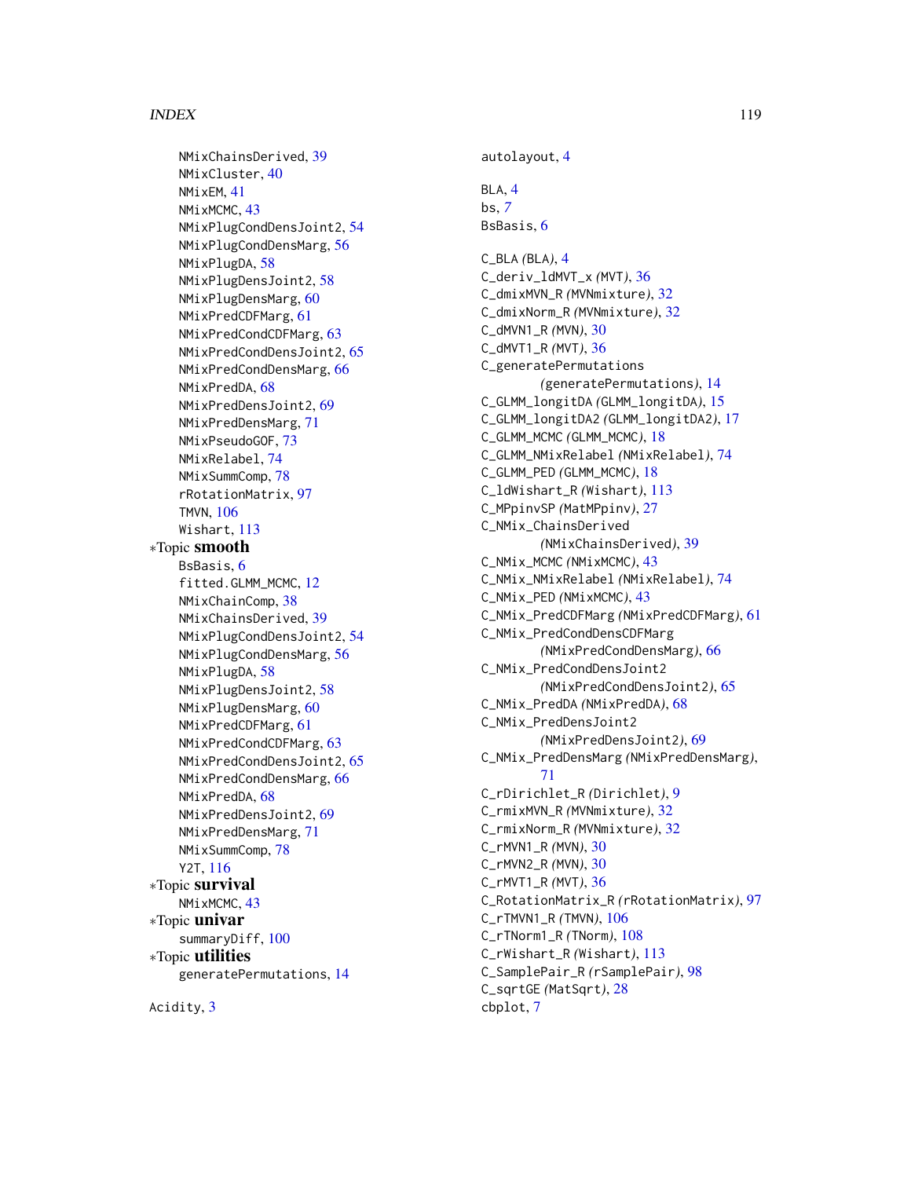NMixChainsDerived, 39
NMixCluster, 40
NMixEM, 41
NMixMCMC, 43
NMixPlugCondDensJoint2, 54
NMixPlugCondDensMarg, 56
NMixPlugDA, 58
NMixPlugDensJoint2, 58
NMixPlugDensMarg, 60
NMixPredCDFMarg, 61
NMixPredCondCDFMarg, 63
NMixPredCondDensJoint2, 65
NMixPredCondDensMarg, 66
NMixPredDA, 68
NMixPredDensJoint2, 69
NMixPredDensMarg, 71
NMixPseudoGOF, 73
NMixRelabel, 74
NMixSummComp, 78
rRotationMatrix, 97
TMVN, 106
Wishart, 113

∗Topic **smooth**

BsBasis, 6
fitted.GLMM_MCMC, 12
NMixChainComp, 38
NMixChainsDerived, 39
NMixPlugCondDensJoint2, 54
NMixPlugCondDensMarg, 56
NMixPlugDA, 58
NMixPlugDensJoint2, 58
NMixPlugDensMarg, 60
NMixPredCDFMarg, 61
NMixPredCondCDFMarg, 63
NMixPredCondDensJoint2, 65
NMixPredCondDensMarg, 66
NMixPredDA, 68
NMixPredDensJoint2, 69
NMixPredDensMarg, 71
NMixSummComp, 78
Y2T, 116

∗Topic **survival**

NMixMCMC, 43

∗Topic **univar**

summaryDiff, 100

∗Topic **utilities**

generatePermutations, 14

Acidity, 3
autolayout, 4

BLA, 4
bs, *7*
BsBasis, 6

C_BLA *(BLA)*, 4
C_deriv_ldMVT_x *(MVT)*, 36
C_dmixMVN_R *(MVNmixture)*, 32
C_dmixNorm_R *(MVNmixture)*, 32
C_dMVN1_R *(MVN)*, 30
C_dMVT1_R *(MVT)*, 36
C_generatePermutations *(generatePermutations)*, 14
C_GLMM_longitDA *(GLMM_longitDA)*, 15
C_GLMM_longitDA2 *(GLMM_longitDA2)*, 17
C_GLMM_MCMC *(GLMM_MCMC)*, 18
C_GLMM_NMixRelabel *(NMixRelabel)*, 74
C_GLMM_PED *(GLMM_MCMC)*, 18
C_ldWishart_R *(Wishart)*, 113
C_MPpinvSP *(MatMPpinv)*, 27
C_NMix_ChainsDerived *(NMixChainsDerived)*, 39
C_NMix_MCMC *(NMixMCMC)*, 43
C_NMix_NMixRelabel *(NMixRelabel)*, 74
C_NMix_PED *(NMixMCMC)*, 43
C_NMix_PredCDFMarg *(NMixPredCDFMarg)*, 61
C_NMix_PredCondDensCDFMarg *(NMixPredCondDensMarg)*, 66
C_NMix_PredCondDensJoint2 *(NMixPredCondDensJoint2)*, 65
C_NMix_PredDA *(NMixPredDA)*, 68
C_NMix_PredDensJoint2 *(NMixPredDensJoint2)*, 69
C_NMix_PredDensMarg *(NMixPredDensMarg)*, 71
C_rDirichlet_R *(Dirichlet)*, 9
C_rmixMVN_R *(MVNmixture)*, 32
C_rmixNorm_R *(MVNmixture)*, 32
C_rMVN1_R *(MVN)*, 30
C_rMVN2_R *(MVN)*, 30
C_rMVT1_R *(MVT)*, 36
C_RotationMatrix_R *(rRotationMatrix)*, 97
C_rTMVN1_R *(TMVN)*, 106
C_rTNorm1_R *(TNorm)*, 108
C_rWishart_R *(Wishart)*, 113
C_SamplePair_R *(rSamplePair)*, 98
C_sqrtGE *(MatSqrt)*, 28
cbplot, 7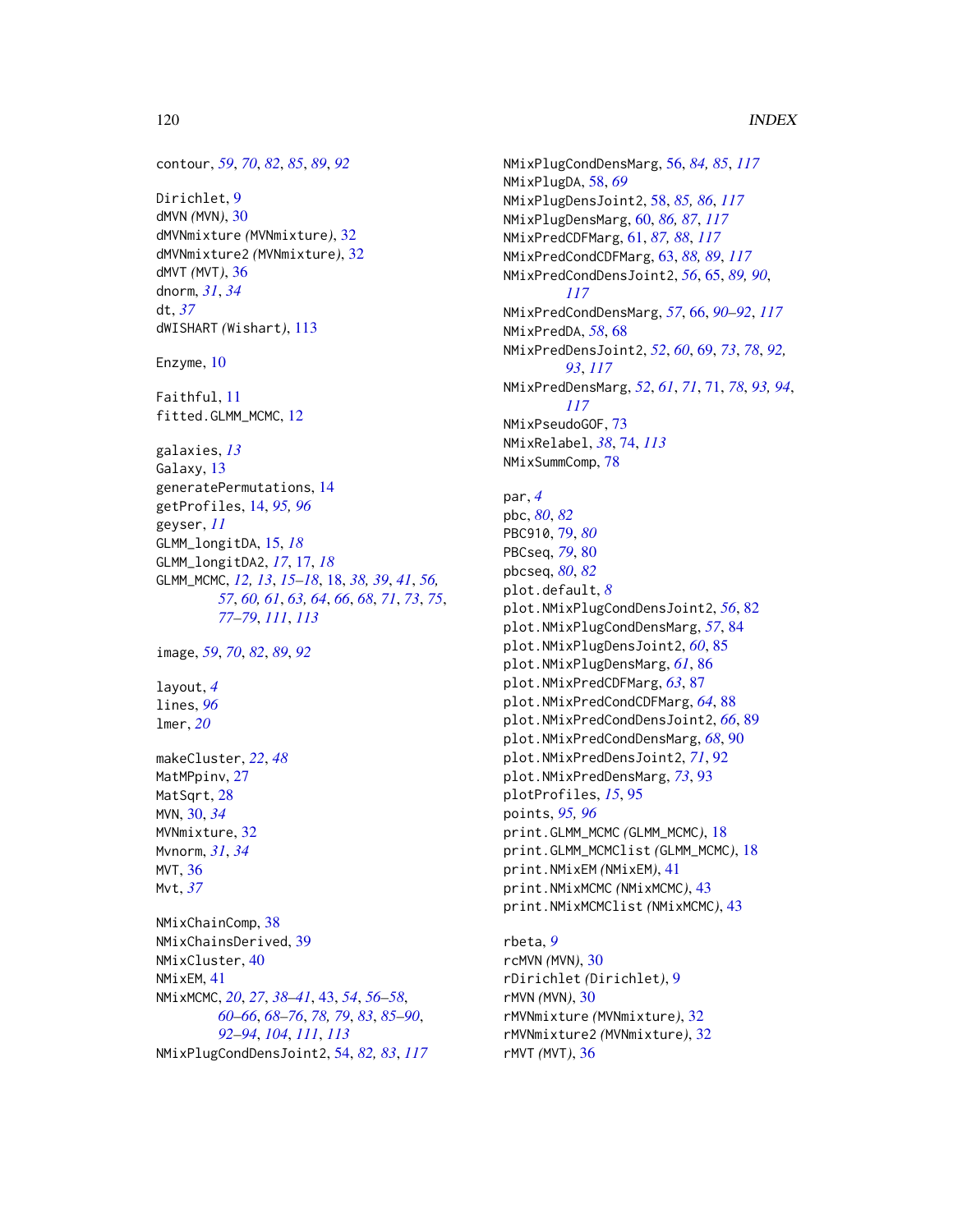contour, *59*, *70*, *82*, *85*, *89*, *92*

Dirichlet, 9
dMVN *(MVN)*, 30
dMVNmixture *(MVNmixture)*, 32
dMVNmixture2 *(MVNmixture)*, 32
dMVT *(MVT)*, 36
dnorm, *31*, *34*
dt, *37*
dWISHART *(Wishart)*, 113

Enzyme, 10

Faithful, 11
fitted.GLMM_MCMC, 12

galaxies, *13*
Galaxy, 13
generatePermutations, 14
getProfiles, 14, *95, 96*
geyser, *11*
GLMM_longitDA, 15, *18*
GLMM_longitDA2, *17*, 17, *18*
GLMM_MCMC, *12, 13*, *15–18*, 18, *38, 39*, *41*, *56, 57*, *60, 61*, *63, 64*, *66*, *68*, *71*, *73*, *75*, *77–79*, *111*, *113*

image, *59*, *70*, *82*, *89*, *92*

layout, *4*
lines, *96*
lmer, *20*

makeCluster, *22*, *48*
MatMPpinv, 27
MatSqrt, 28
MVN, 30, *34*
MVNmixture, 32
Mvnorm, *31*, *34*
MVT, 36
Mvt, *37*

NMixChainComp, 38
NMixChainsDerived, 39
NMixCluster, 40
NMixEM, 41
NMixMCMC, *20*, *27*, *38–41*, 43, *54*, *56–58*, *60–66*, *68–76*, *78, 79*, *83*, *85–90*, *92–94*, *104*, *111*, *113*
NMixPlugCondDensJoint2, 54, *82, 83*, *117*
NMixPlugCondDensMarg, 56, *84, 85*, *117*
NMixPlugDA, 58, *69*
NMixPlugDensJoint2, 58, *85, 86*, *117*
NMixPlugDensMarg, 60, *86, 87*, *117*
NMixPredCDFMarg, 61, *87, 88*, *117*
NMixPredCondCDFMarg, 63, *88, 89*, *117*
NMixPredCondDensJoint2, *56*, 65, *89, 90*, *117*
NMixPredCondDensMarg, *57*, 66, *90–92*, *117*
NMixPredDA, *58*, 68
NMixPredDensJoint2, *52*, *60*, 69, *73*, *78*, *92, 93*, *117*
NMixPredDensMarg, *52*, *61*, *71*, 71, *78*, *93, 94*, *117*
NMixPseudoGOF, 73
NMixRelabel, *38*, 74, *113*
NMixSummComp, 78

par, *4*
pbc, *80*, *82*
PBC910, 79, *80*
PBCseq, *79*, 80
pbcseq, *80*, *82*
plot.default, *8*
plot.NMixPlugCondDensJoint2, *56*, 82
plot.NMixPlugCondDensMarg, *57*, 84
plot.NMixPlugDensJoint2, *60*, 85
plot.NMixPlugDensMarg, *61*, 86
plot.NMixPredCDFMarg, *63*, 87
plot.NMixPredCondCDFMarg, *64*, 88
plot.NMixPredCondDensJoint2, *66*, 89
plot.NMixPredCondDensMarg, *68*, 90
plot.NMixPredDensJoint2, *71*, 92
plot.NMixPredDensMarg, *73*, 93
plotProfiles, *15*, 95
points, *95, 96*
print.GLMM_MCMC *(GLMM_MCMC)*, 18
print.GLMM_MCMClist *(GLMM_MCMC)*, 18
print.NMixEM *(NMixEM)*, 41
print.NMixMCMC *(NMixMCMC)*, 43
print.NMixMCMClist *(NMixMCMC)*, 43

rbeta, *9*
rcMVN *(MVN)*, 30
rDirichlet *(Dirichlet)*, 9
rMVN *(MVN)*, 30
rMVNmixture *(MVNmixture)*, 32
rMVNmixture2 *(MVNmixture)*, 32
rMVT *(MVT)*, 36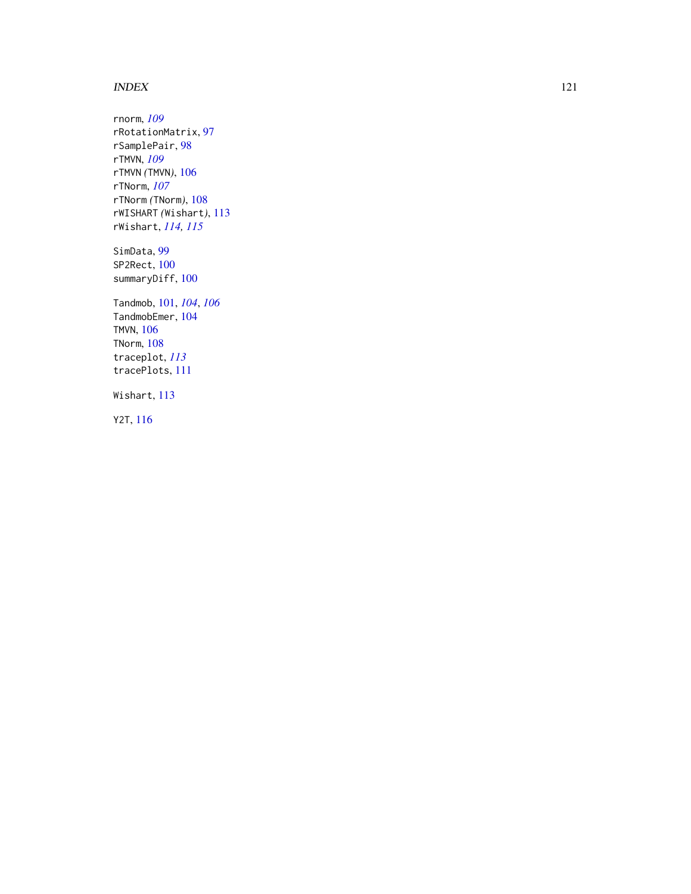rnorm, *109*
rRotationMatrix, 97
rSamplePair, 98
rTMVN, *109*
rTMVN *(*TMVN*)*, 106
rTNorm, *107*
rTNorm *(*TNorm*)*, 108
rWISHART *(*Wishart*)*, 113
rWishart, *114, 115*

SimData, 99
SP2Rect, 100
summaryDiff, 100

Tandmob, 101, *104*, *106*
TandmobEmer, 104
TMVN, 106
TNorm, 108
traceplot, *113*
tracePlots, 111

Wishart, 113

Y2T, 116